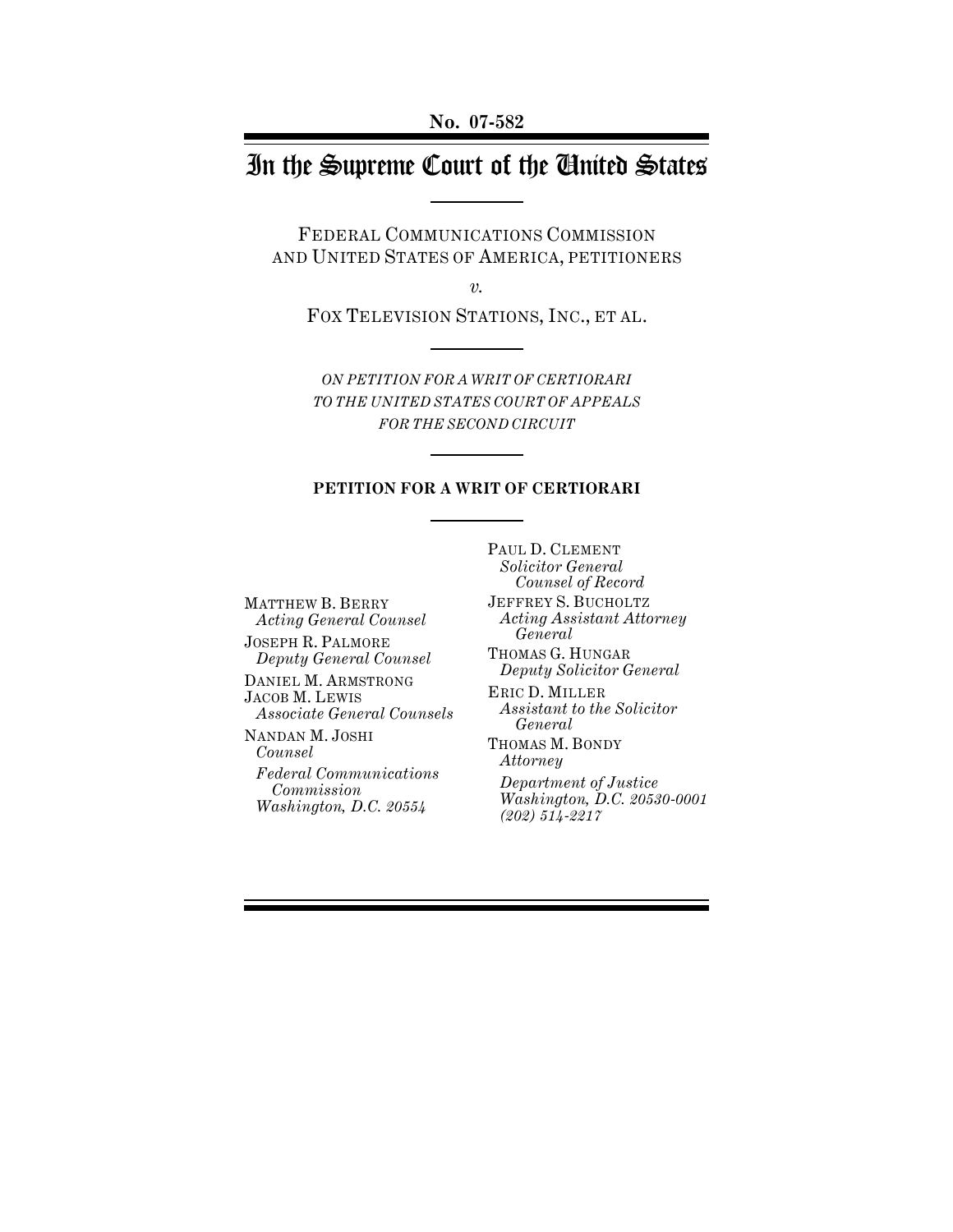**No. 07-582**

# In the Supreme Court of the United States

FEDERAL COMMUNICATIONS COMMISSION AND UNITED STATES OF AMERICA, PETITIONERS

*v.*

FOX TELEVISION STATIONS, INC., ET AL.

*ON PETITION FOR A WRIT OF CERTIORARI TO THE UNITED STATES COURT OF APPEALS FOR THE SECOND CIRCUIT*

**PETITION FOR A WRIT OF CERTIORARI**

MATTHEW B. BERRY
*Acting General Counsel*

JOSEPH R. PALMORE
*Deputy General Counsel*

DANIEL M. ARMSTRONG
JACOB M. LEWIS
*Associate General Counsels*

NANDAN M. JOSHI
*Counsel*

*Federal Communications Commission*
*Washington, D.C. 20554*

PAUL D. CLEMENT
*Solicitor General*
*Counsel of Record*

JEFFREY S. BUCHOLTZ
*Acting Assistant Attorney General*

THOMAS G. HUNGAR
*Deputy Solicitor General*

ERIC D. MILLER
*Assistant to the Solicitor General*

THOMAS M. BONDY
*Attorney*

*Department of Justice*
*Washington, D.C. 20530-0001*
*(202) 514-2217*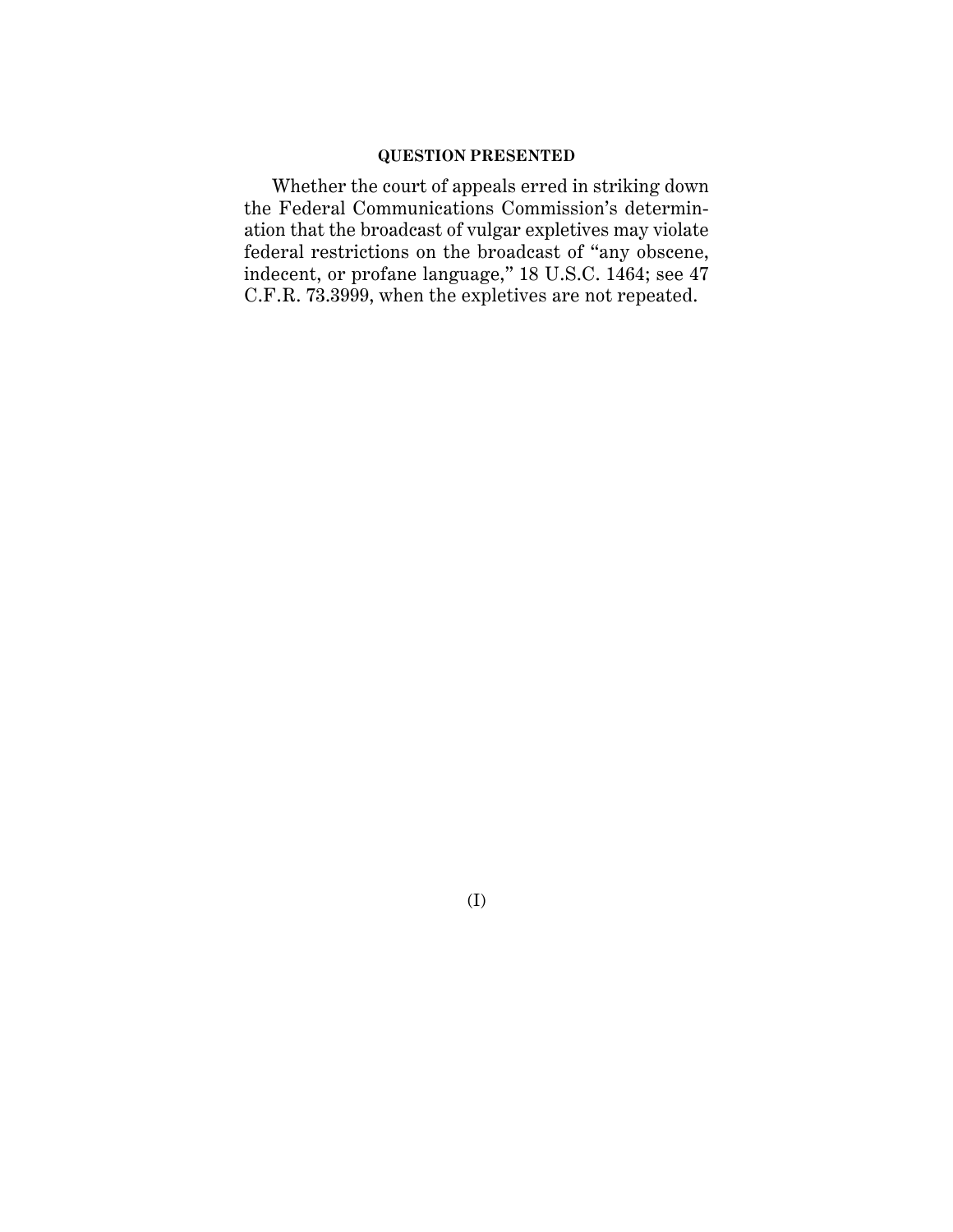## QUESTION PRESENTED

Whether the court of appeals erred in striking down the Federal Communications Commission's determination that the broadcast of vulgar expletives may violate federal restrictions on the broadcast of "any obscene, indecent, or profane language," 18 U.S.C. 1464; see 47 C.F.R. 73.3999, when the expletives are not repeated.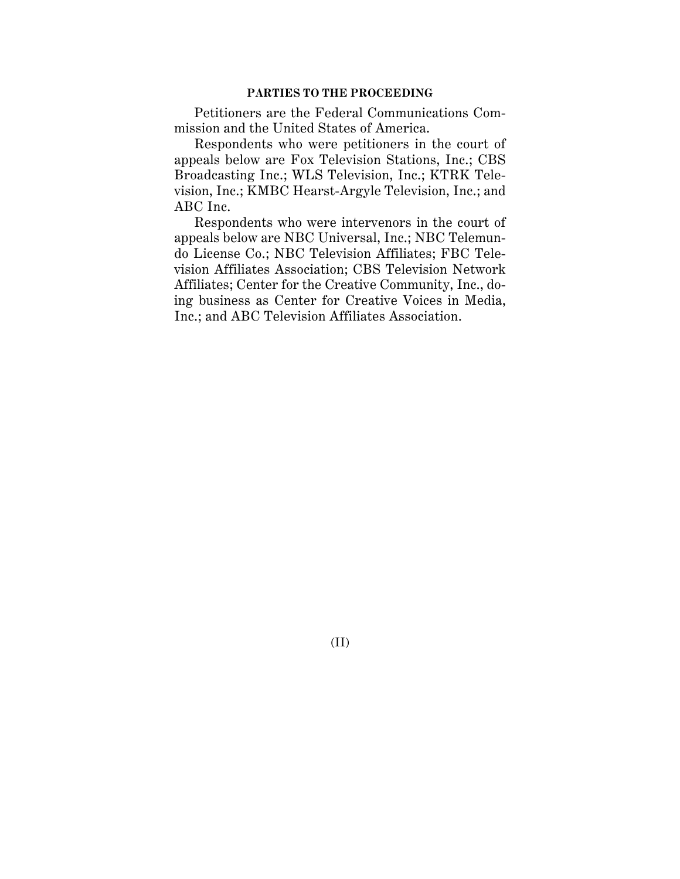## PARTIES TO THE PROCEEDING

Petitioners are the Federal Communications Commission and the United States of America.

Respondents who were petitioners in the court of appeals below are Fox Television Stations, Inc.; CBS Broadcasting Inc.; WLS Television, Inc.; KTRK Television, Inc.; KMBC Hearst-Argyle Television, Inc.; and ABC Inc.

Respondents who were intervenors in the court of appeals below are NBC Universal, Inc.; NBC Telemundo License Co.; NBC Television Affiliates; FBC Television Affiliates Association; CBS Television Network Affiliates; Center for the Creative Community, Inc., doing business as Center for Creative Voices in Media, Inc.; and ABC Television Affiliates Association.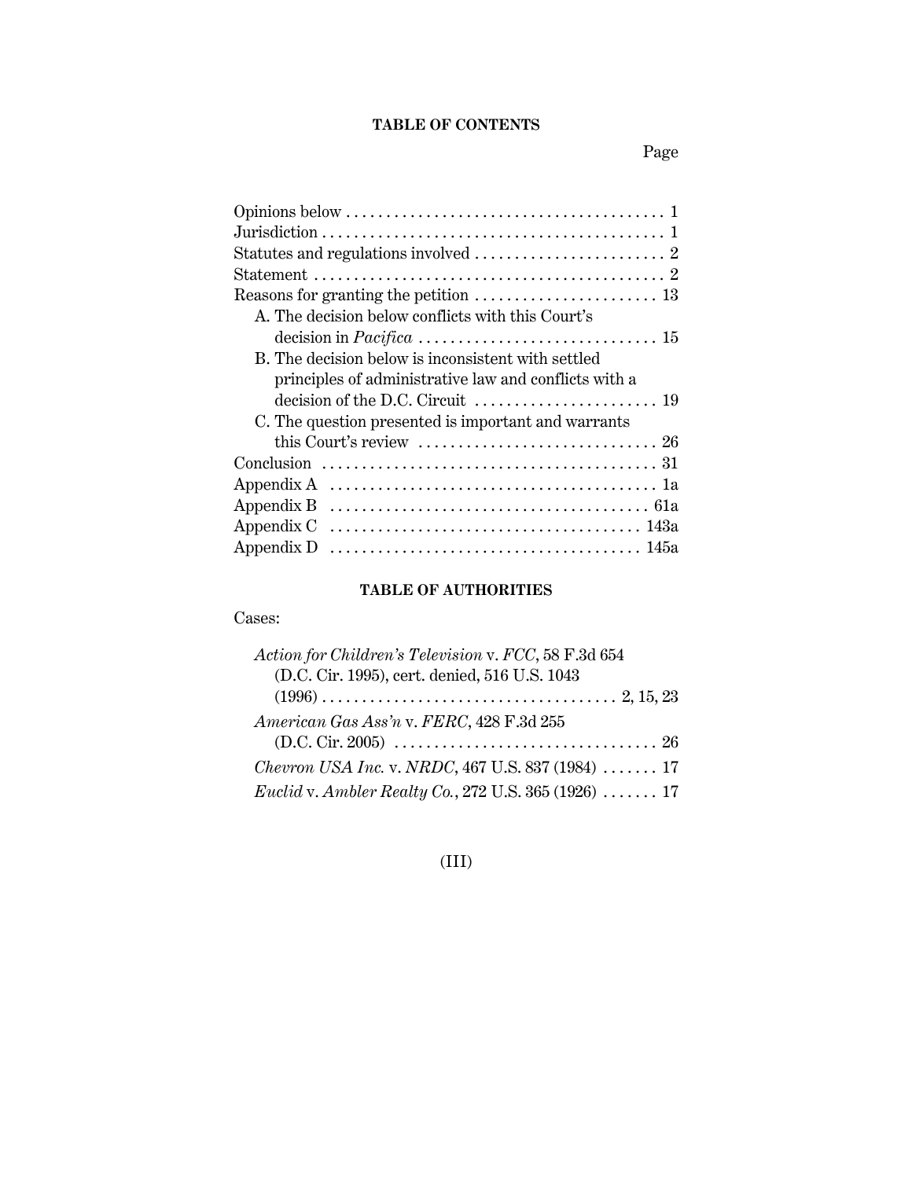## TABLE OF CONTENTS

| | Page |
|---|---|
| Opinions below | 1 |
| Jurisdiction | 1 |
| Statutes and regulations involved | 2 |
| Statement | 2 |
| Reasons for granting the petition | 13 |
| A. The decision below conflicts with this Court's decision in *Pacifica* | 15 |
| B. The decision below is inconsistent with settled principles of administrative law and conflicts with a decision of the D.C. Circuit | 19 |
| C. The question presented is important and warrants this Court's review | 26 |
| Conclusion | 31 |
| Appendix A | 1a |
| Appendix B | 61a |
| Appendix C | 143a |
| Appendix D | 145a |

## TABLE OF AUTHORITIES

Cases:

*Action for Children's Television* v. *FCC*, 58 F.3d 654 (D.C. Cir. 1995), cert. denied, 516 U.S. 1043 (1996) . . . . . 2, 15, 23

*American Gas Ass'n* v. *FERC*, 428 F.3d 255 (D.C. Cir. 2005) . . . . . 26

*Chevron USA Inc.* v. *NRDC*, 467 U.S. 837 (1984) . . . . . 17

*Euclid* v. *Ambler Realty Co.*, 272 U.S. 365 (1926) . . . . . 17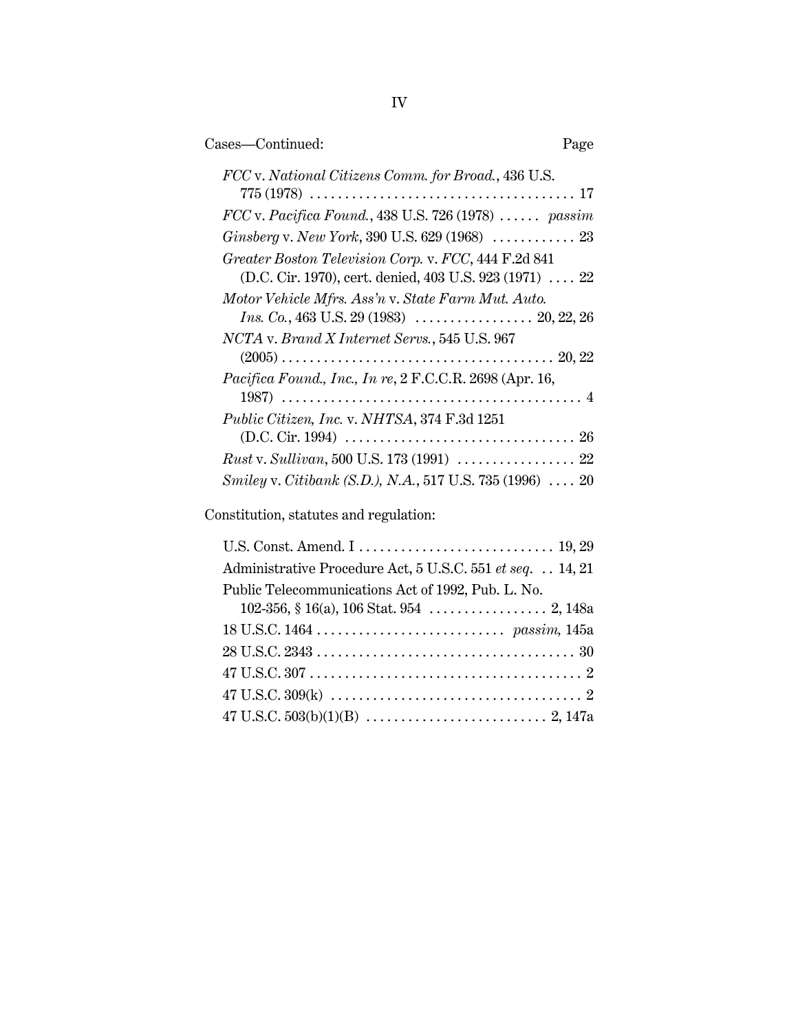Cases—Continued: Page

*FCC* v. *National Citizens Comm. for Broad.*, 436 U.S. 775 (1978) ..... 17

*FCC* v. *Pacifica Found.*, 438 U.S. 726 (1978) ..... *passim*

*Ginsberg* v. *New York*, 390 U.S. 629 (1968) ..... 23

*Greater Boston Television Corp.* v. *FCC*, 444 F.2d 841 (D.C. Cir. 1970), cert. denied, 403 U.S. 923 (1971) ..... 22

*Motor Vehicle Mfrs. Ass'n* v. *State Farm Mut. Auto. Ins. Co.*, 463 U.S. 29 (1983) ..... 20, 22, 26

*NCTA* v. *Brand X Internet Servs.*, 545 U.S. 967 (2005) ..... 20, 22

*Pacifica Found., Inc., In re*, 2 F.C.C.R. 2698 (Apr. 16, 1987) ..... 4

*Public Citizen, Inc.* v. *NHTSA*, 374 F.3d 1251 (D.C. Cir. 1994) ..... 26

*Rust* v. *Sullivan*, 500 U.S. 173 (1991) ..... 22

*Smiley* v. *Citibank (S.D.), N.A.*, 517 U.S. 735 (1996) ..... 20

Constitution, statutes and regulation:

U.S. Const. Amend. I ..... 19, 29

Administrative Procedure Act, 5 U.S.C. 551 *et seq.* ..... 14, 21

Public Telecommunications Act of 1992, Pub. L. No. 102-356, § 16(a), 106 Stat. 954 ..... 2, 148a

18 U.S.C. 1464 ..... *passim,* 145a

28 U.S.C. 2343 ..... 30

47 U.S.C. 307 ..... 2

47 U.S.C. 309(k) ..... 2

47 U.S.C. 503(b)(1)(B) ..... 2, 147a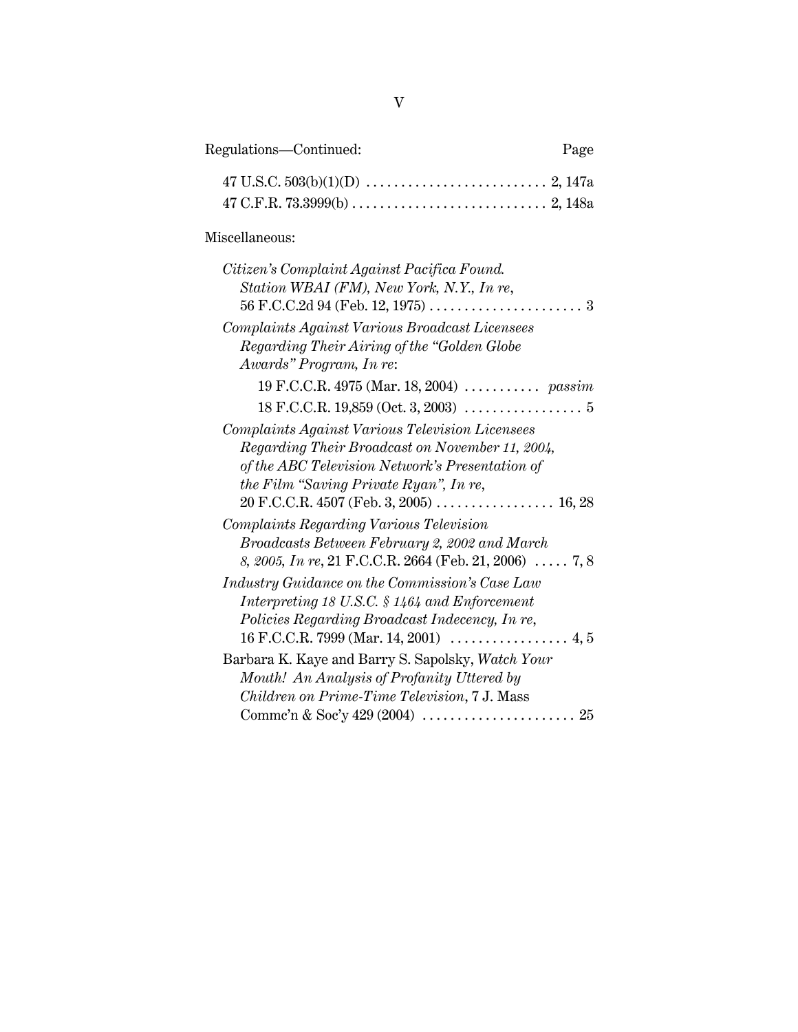Regulations—Continued: Page

47 U.S.C. 503(b)(1)(D) . . . . . . . . . . . . . . . . . . . . . . . . . . 2, 147a

47 C.F.R. 73.3999(b) . . . . . . . . . . . . . . . . . . . . . . . . . . . . 2, 148a

Miscellaneous:

*Citizen's Complaint Against Pacifica Found. Station WBAI (FM), New York, N.Y., In re*, 56 F.C.C.2d 94 (Feb. 12, 1975) . . . . . . . . . . . . . . . . . . . . . . 3

*Complaints Against Various Broadcast Licensees Regarding Their Airing of the "Golden Globe Awards" Program, In re*:

19 F.C.C.R. 4975 (Mar. 18, 2004) . . . . . . . . . . . *passim*

18 F.C.C.R. 19,859 (Oct. 3, 2003) . . . . . . . . . . . . . . . . . 5

*Complaints Against Various Television Licensees Regarding Their Broadcast on November 11, 2004, of the ABC Television Network's Presentation of the Film "Saving Private Ryan", In re*, 20 F.C.C.R. 4507 (Feb. 3, 2005) . . . . . . . . . . . . . . . . . 16, 28

*Complaints Regarding Various Television Broadcasts Between February 2, 2002 and March 8, 2005, In re*, 21 F.C.C.R. 2664 (Feb. 21, 2006) . . . . . 7, 8

*Industry Guidance on the Commission's Case Law Interpreting 18 U.S.C. § 1464 and Enforcement Policies Regarding Broadcast Indecency, In re*, 16 F.C.C.R. 7999 (Mar. 14, 2001) . . . . . . . . . . . . . . . . . 4, 5

Barbara K. Kaye and Barry S. Sapolsky, *Watch Your Mouth! An Analysis of Profanity Uttered by Children on Prime-Time Television*, 7 J. Mass Commc'n & Soc'y 429 (2004) . . . . . . . . . . . . . . . . . . . . . . 25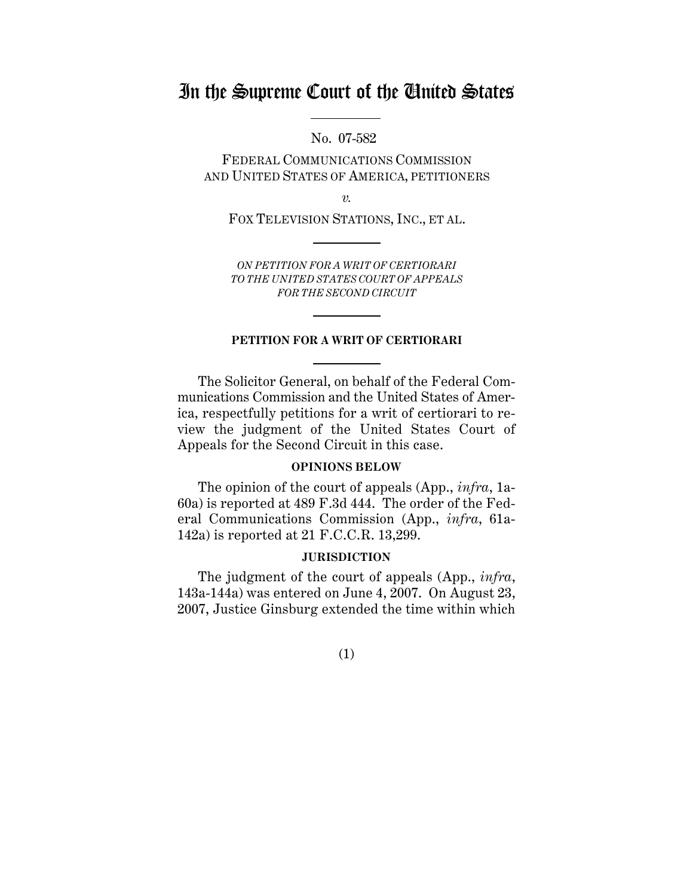# In the Supreme Court of the United States

No. 07-582

FEDERAL COMMUNICATIONS COMMISSION AND UNITED STATES OF AMERICA, PETITIONERS

*v.*

FOX TELEVISION STATIONS, INC., ET AL.

*ON PETITION FOR A WRIT OF CERTIORARI TO THE UNITED STATES COURT OF APPEALS FOR THE SECOND CIRCUIT*

**PETITION FOR A WRIT OF CERTIORARI**

The Solicitor General, on behalf of the Federal Communications Commission and the United States of America, respectfully petitions for a writ of certiorari to review the judgment of the United States Court of Appeals for the Second Circuit in this case.

**OPINIONS BELOW**

The opinion of the court of appeals (App., *infra*, 1a-60a) is reported at 489 F.3d 444. The order of the Federal Communications Commission (App., *infra*, 61a-142a) is reported at 21 F.C.C.R. 13,299.

**JURISDICTION**

The judgment of the court of appeals (App., *infra*, 143a-144a) was entered on June 4, 2007. On August 23, 2007, Justice Ginsburg extended the time within which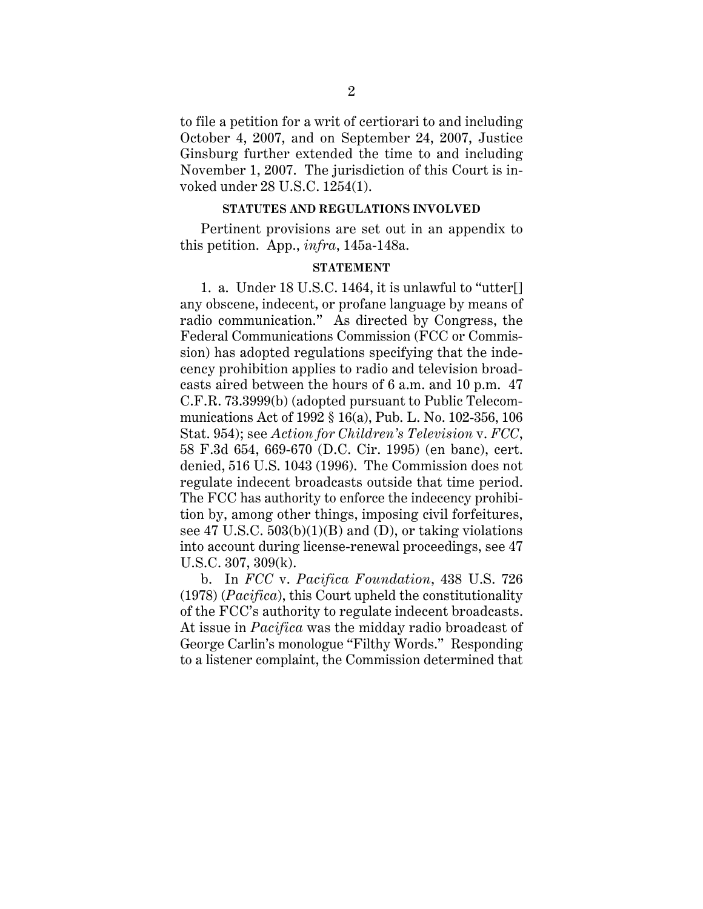to file a petition for a writ of certiorari to and including October 4, 2007, and on September 24, 2007, Justice Ginsburg further extended the time to and including November 1, 2007. The jurisdiction of this Court is invoked under 28 U.S.C. 1254(1).

## STATUTES AND REGULATIONS INVOLVED

Pertinent provisions are set out in an appendix to this petition. App., *infra*, 145a-148a.

## STATEMENT

1. a. Under 18 U.S.C. 1464, it is unlawful to "utter[] any obscene, indecent, or profane language by means of radio communication." As directed by Congress, the Federal Communications Commission (FCC or Commission) has adopted regulations specifying that the indecency prohibition applies to radio and television broadcasts aired between the hours of 6 a.m. and 10 p.m. 47 C.F.R. 73.3999(b) (adopted pursuant to Public Telecommunications Act of 1992 § 16(a), Pub. L. No. 102-356, 106 Stat. 954); see *Action for Children's Television* v. *FCC*, 58 F.3d 654, 669-670 (D.C. Cir. 1995) (en banc), cert. denied, 516 U.S. 1043 (1996). The Commission does not regulate indecent broadcasts outside that time period. The FCC has authority to enforce the indecency prohibition by, among other things, imposing civil forfeitures, see 47 U.S.C. 503(b)(1)(B) and (D), or taking violations into account during license-renewal proceedings, see 47 U.S.C. 307, 309(k).

b. In *FCC* v. *Pacifica Foundation*, 438 U.S. 726 (1978) (*Pacifica*), this Court upheld the constitutionality of the FCC's authority to regulate indecent broadcasts. At issue in *Pacifica* was the midday radio broadcast of George Carlin's monologue "Filthy Words." Responding to a listener complaint, the Commission determined that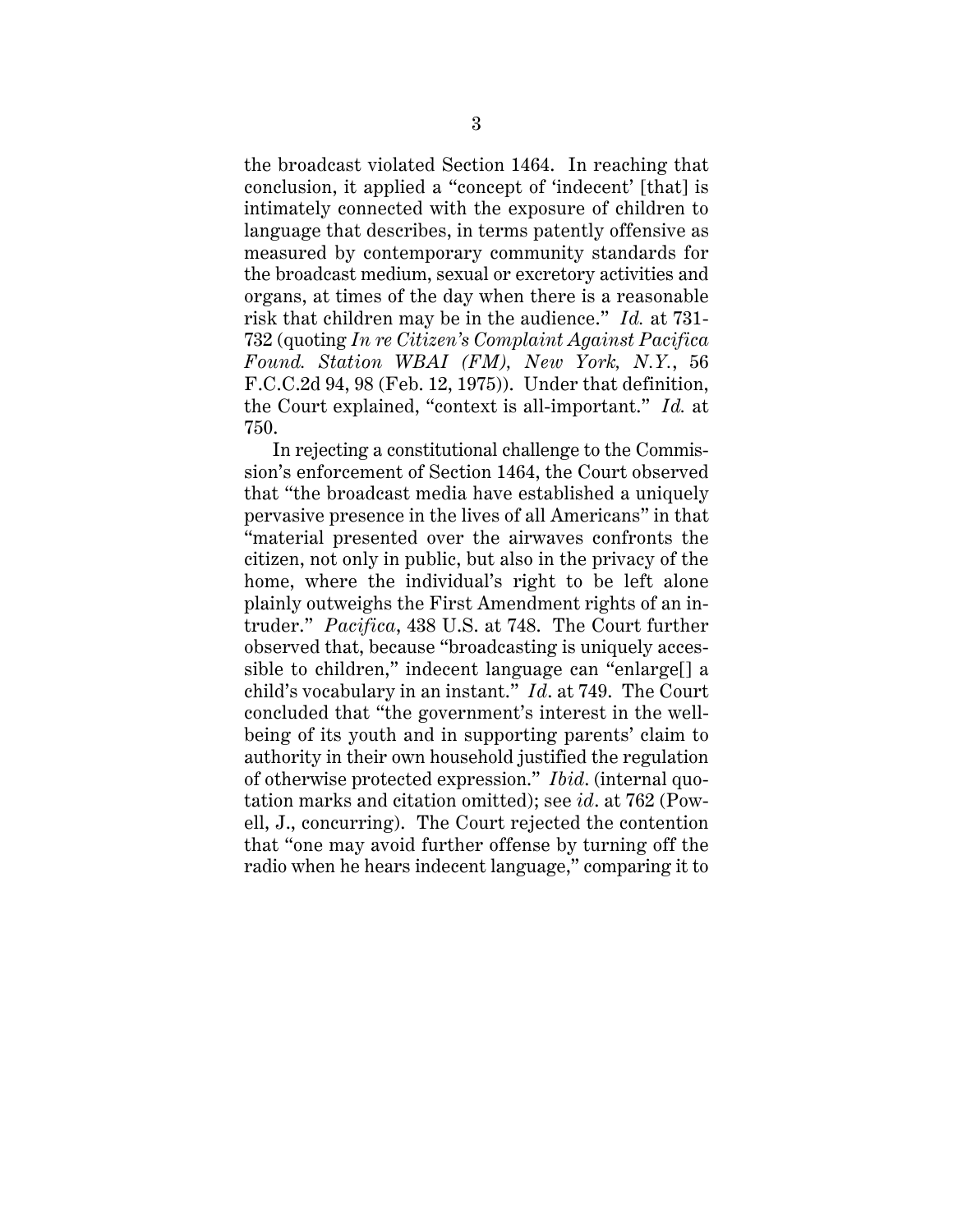the broadcast violated Section 1464. In reaching that conclusion, it applied a "concept of 'indecent' [that] is intimately connected with the exposure of children to language that describes, in terms patently offensive as measured by contemporary community standards for the broadcast medium, sexual or excretory activities and organs, at times of the day when there is a reasonable risk that children may be in the audience." *Id.* at 731-732 (quoting *In re Citizen's Complaint Against Pacifica Found. Station WBAI (FM), New York, N.Y.*, 56 F.C.C.2d 94, 98 (Feb. 12, 1975)). Under that definition, the Court explained, "context is all-important." *Id.* at 750.

In rejecting a constitutional challenge to the Commission's enforcement of Section 1464, the Court observed that "the broadcast media have established a uniquely pervasive presence in the lives of all Americans" in that "material presented over the airwaves confronts the citizen, not only in public, but also in the privacy of the home, where the individual's right to be left alone plainly outweighs the First Amendment rights of an intruder." *Pacifica*, 438 U.S. at 748. The Court further observed that, because "broadcasting is uniquely accessible to children," indecent language can "enlarge[] a child's vocabulary in an instant." *Id*. at 749. The Court concluded that "the government's interest in the well-being of its youth and in supporting parents' claim to authority in their own household justified the regulation of otherwise protected expression." *Ibid*. (internal quotation marks and citation omitted); see *id*. at 762 (Powell, J., concurring). The Court rejected the contention that "one may avoid further offense by turning off the radio when he hears indecent language," comparing it to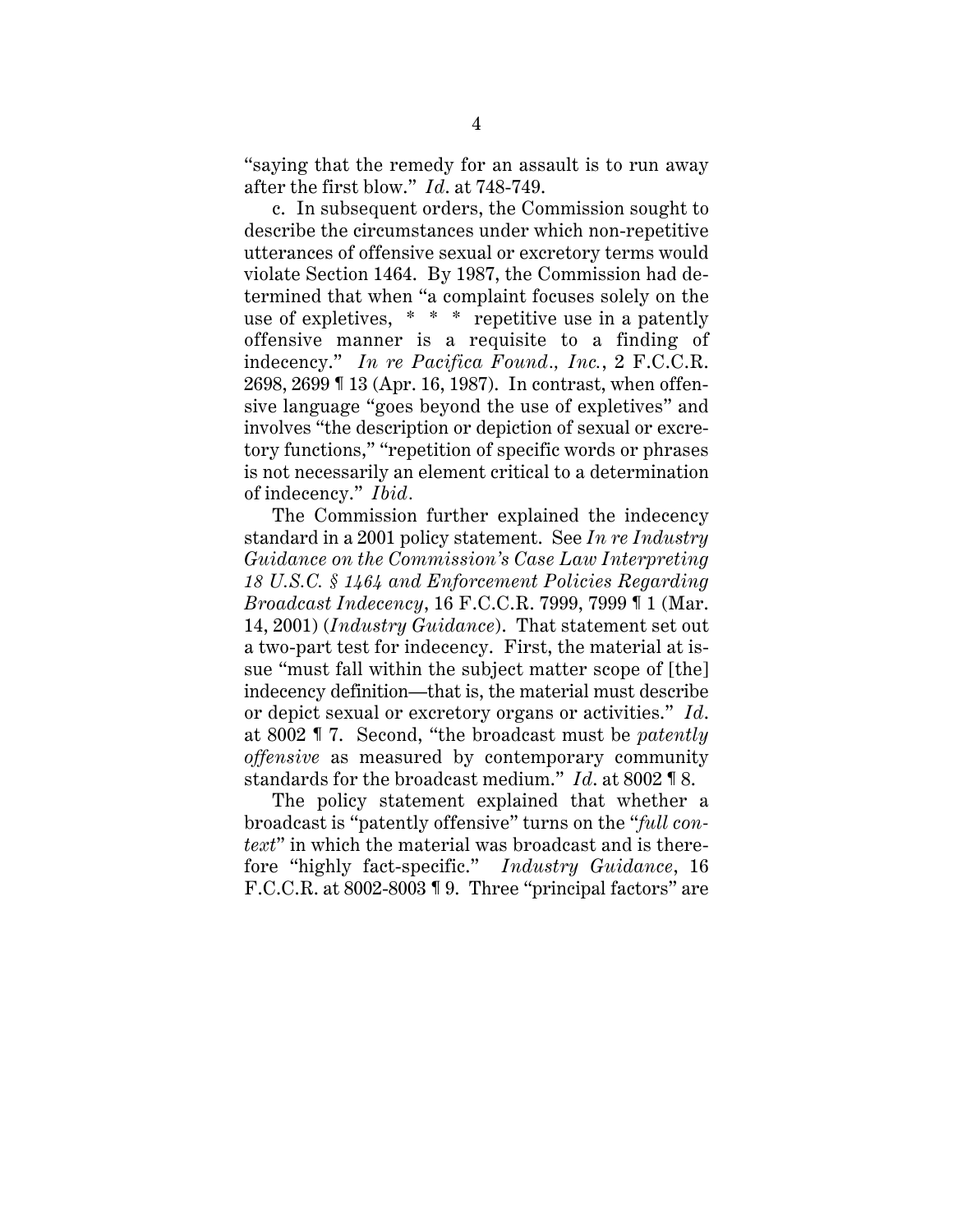"saying that the remedy for an assault is to run away after the first blow." *Id.* at 748-749.

c. In subsequent orders, the Commission sought to describe the circumstances under which non-repetitive utterances of offensive sexual or excretory terms would violate Section 1464. By 1987, the Commission had determined that when "a complaint focuses solely on the use of expletives, * * * repetitive use in a patently offensive manner is a requisite to a finding of indecency." *In re Pacifica Found., Inc.*, 2 F.C.C.R. 2698, 2699 ¶ 13 (Apr. 16, 1987). In contrast, when offensive language "goes beyond the use of expletives" and involves "the description or depiction of sexual or excretory functions," "repetition of specific words or phrases is not necessarily an element critical to a determination of indecency." *Ibid.*

The Commission further explained the indecency standard in a 2001 policy statement. See *In re Industry Guidance on the Commission's Case Law Interpreting 18 U.S.C. § 1464 and Enforcement Policies Regarding Broadcast Indecency*, 16 F.C.C.R. 7999, 7999 ¶ 1 (Mar. 14, 2001) (*Industry Guidance*). That statement set out a two-part test for indecency. First, the material at issue "must fall within the subject matter scope of [the] indecency definition—that is, the material must describe or depict sexual or excretory organs or activities." *Id.* at 8002 ¶ 7. Second, "the broadcast must be *patently offensive* as measured by contemporary community standards for the broadcast medium." *Id.* at 8002 ¶ 8.

The policy statement explained that whether a broadcast is "patently offensive" turns on the "*full context*" in which the material was broadcast and is therefore "highly fact-specific." *Industry Guidance*, 16 F.C.C.R. at 8002-8003 ¶ 9. Three "principal factors" are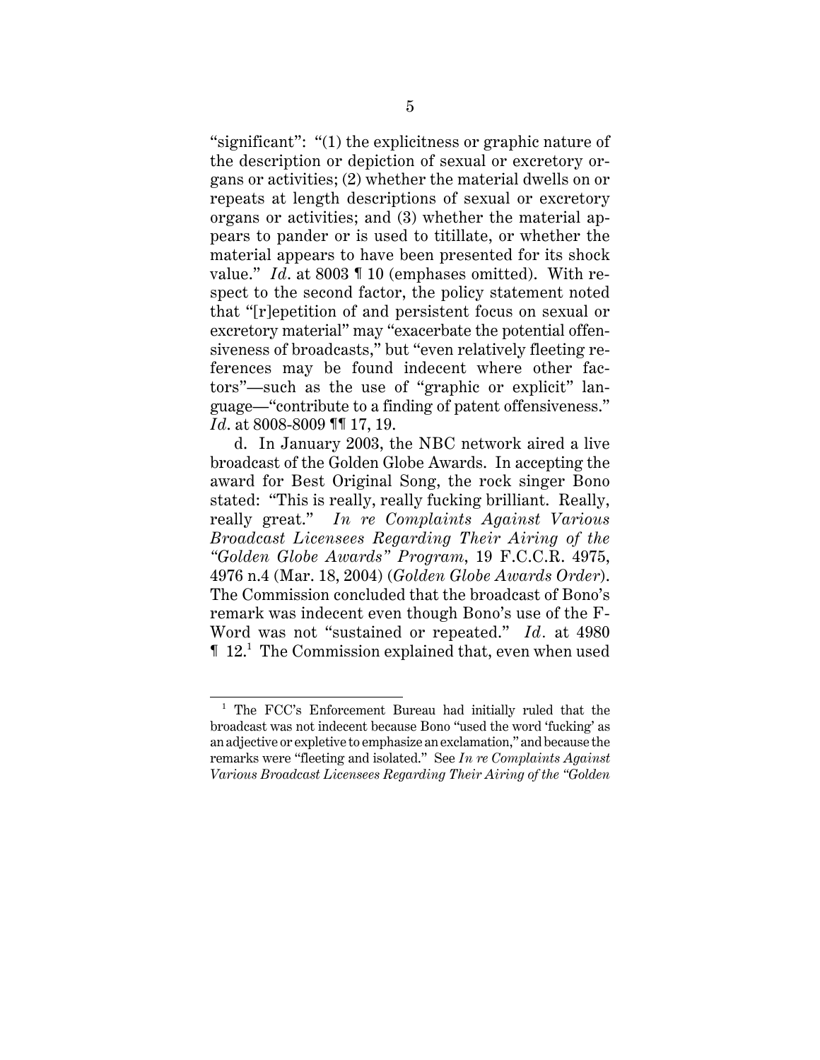"significant": "(1) the explicitness or graphic nature of the description or depiction of sexual or excretory organs or activities; (2) whether the material dwells on or repeats at length descriptions of sexual or excretory organs or activities; and (3) whether the material appears to pander or is used to titillate, or whether the material appears to have been presented for its shock value." *Id*. at 8003 ¶ 10 (emphases omitted). With respect to the second factor, the policy statement noted that "[r]epetition of and persistent focus on sexual or excretory material" may "exacerbate the potential offensiveness of broadcasts," but "even relatively fleeting references may be found indecent where other factors"—such as the use of "graphic or explicit" language—"contribute to a finding of patent offensiveness." *Id*. at 8008-8009 ¶¶ 17, 19.

d. In January 2003, the NBC network aired a live broadcast of the Golden Globe Awards. In accepting the award for Best Original Song, the rock singer Bono stated: "This is really, really fucking brilliant. Really, really great." *In re Complaints Against Various Broadcast Licensees Regarding Their Airing of the "Golden Globe Awards" Program*, 19 F.C.C.R. 4975, 4976 n.4 (Mar. 18, 2004) (*Golden Globe Awards Order*). The Commission concluded that the broadcast of Bono's remark was indecent even though Bono's use of the F-Word was not "sustained or repeated." *Id*. at 4980 ¶ 12.[1] The Commission explained that, even when used

[1] The FCC's Enforcement Bureau had initially ruled that the broadcast was not indecent because Bono "used the word 'fucking' as an adjective or expletive to emphasize an exclamation," and because the remarks were "fleeting and isolated." See *In re Complaints Against Various Broadcast Licensees Regarding Their Airing of the "Golden*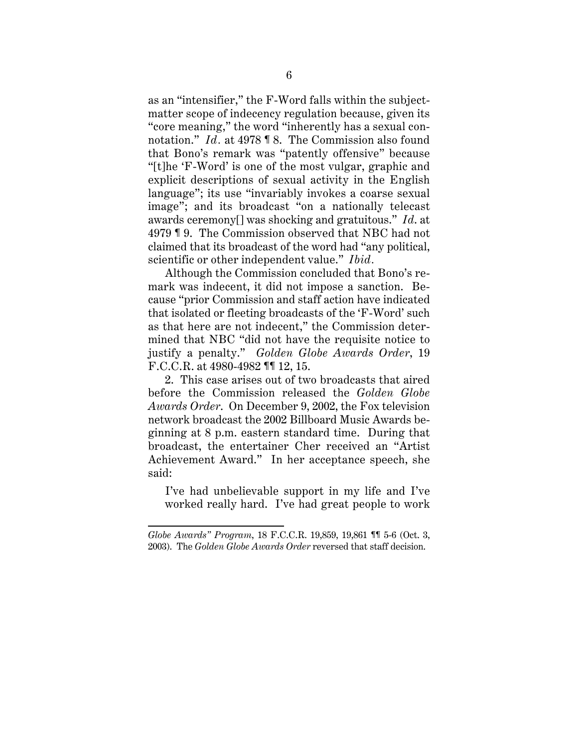as an "intensifier," the F-Word falls within the subject-matter scope of indecency regulation because, given its "core meaning," the word "inherently has a sexual connotation." *Id.* at 4978 ¶ 8. The Commission also found that Bono's remark was "patently offensive" because "[t]he 'F-Word' is one of the most vulgar, graphic and explicit descriptions of sexual activity in the English language"; its use "invariably invokes a coarse sexual image"; and its broadcast "on a nationally telecast awards ceremony[] was shocking and gratuitous." *Id.* at 4979 ¶ 9. The Commission observed that NBC had not claimed that its broadcast of the word had "any political, scientific or other independent value." *Ibid.*

Although the Commission concluded that Bono's remark was indecent, it did not impose a sanction. Because "prior Commission and staff action have indicated that isolated or fleeting broadcasts of the 'F-Word' such as that here are not indecent," the Commission determined that NBC "did not have the requisite notice to justify a penalty." *Golden Globe Awards Order*, 19 F.C.C.R. at 4980-4982 ¶¶ 12, 15.

2. This case arises out of two broadcasts that aired before the Commission released the *Golden Globe Awards Order*. On December 9, 2002, the Fox television network broadcast the 2002 Billboard Music Awards beginning at 8 p.m. eastern standard time. During that broadcast, the entertainer Cher received an "Artist Achievement Award." In her acceptance speech, she said:

> I've had unbelievable support in my life and I've worked really hard. I've had great people to work

---

*Globe Awards" Program*, 18 F.C.C.R. 19,859, 19,861 ¶¶ 5-6 (Oct. 3, 2003). The *Golden Globe Awards Order* reversed that staff decision.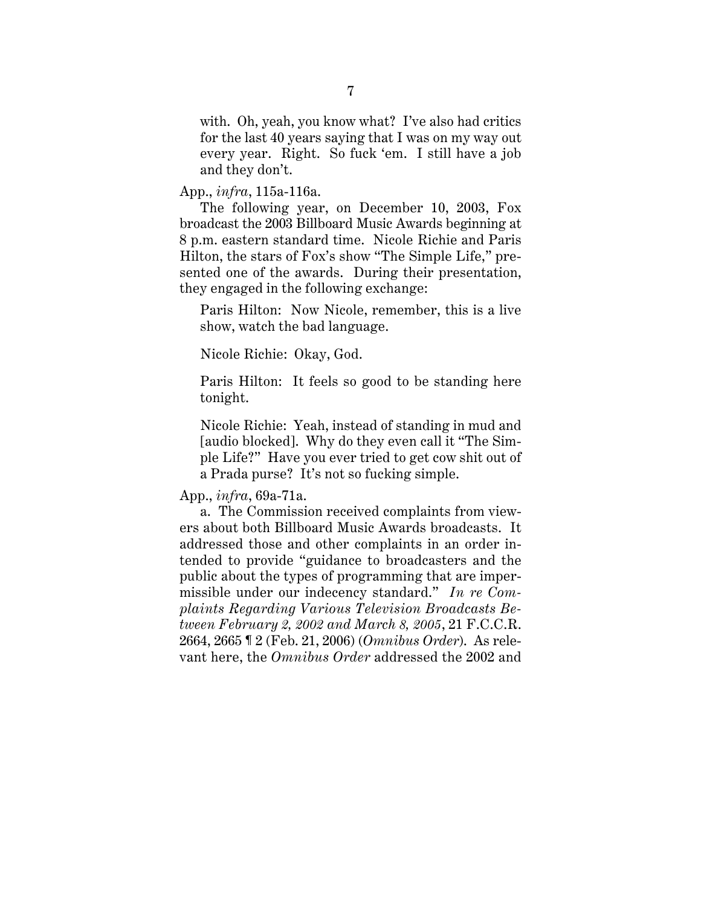> with. Oh, yeah, you know what? I've also had critics for the last 40 years saying that I was on my way out every year. Right. So fuck 'em. I still have a job and they don't.

App., *infra*, 115a-116a.

The following year, on December 10, 2003, Fox broadcast the 2003 Billboard Music Awards beginning at 8 p.m. eastern standard time. Nicole Richie and Paris Hilton, the stars of Fox's show "The Simple Life," presented one of the awards. During their presentation, they engaged in the following exchange:

> Paris Hilton: Now Nicole, remember, this is a live show, watch the bad language.
>
> Nicole Richie: Okay, God.
>
> Paris Hilton: It feels so good to be standing here tonight.
>
> Nicole Richie: Yeah, instead of standing in mud and [audio blocked]. Why do they even call it "The Simple Life?" Have you ever tried to get cow shit out of a Prada purse? It's not so fucking simple.

App., *infra*, 69a-71a.

a. The Commission received complaints from viewers about both Billboard Music Awards broadcasts. It addressed those and other complaints in an order intended to provide "guidance to broadcasters and the public about the types of programming that are impermissible under our indecency standard." *In re Complaints Regarding Various Television Broadcasts Between February 2, 2002 and March 8, 2005*, 21 F.C.C.R. 2664, 2665 ¶ 2 (Feb. 21, 2006) (*Omnibus Order*). As relevant here, the *Omnibus Order* addressed the 2002 and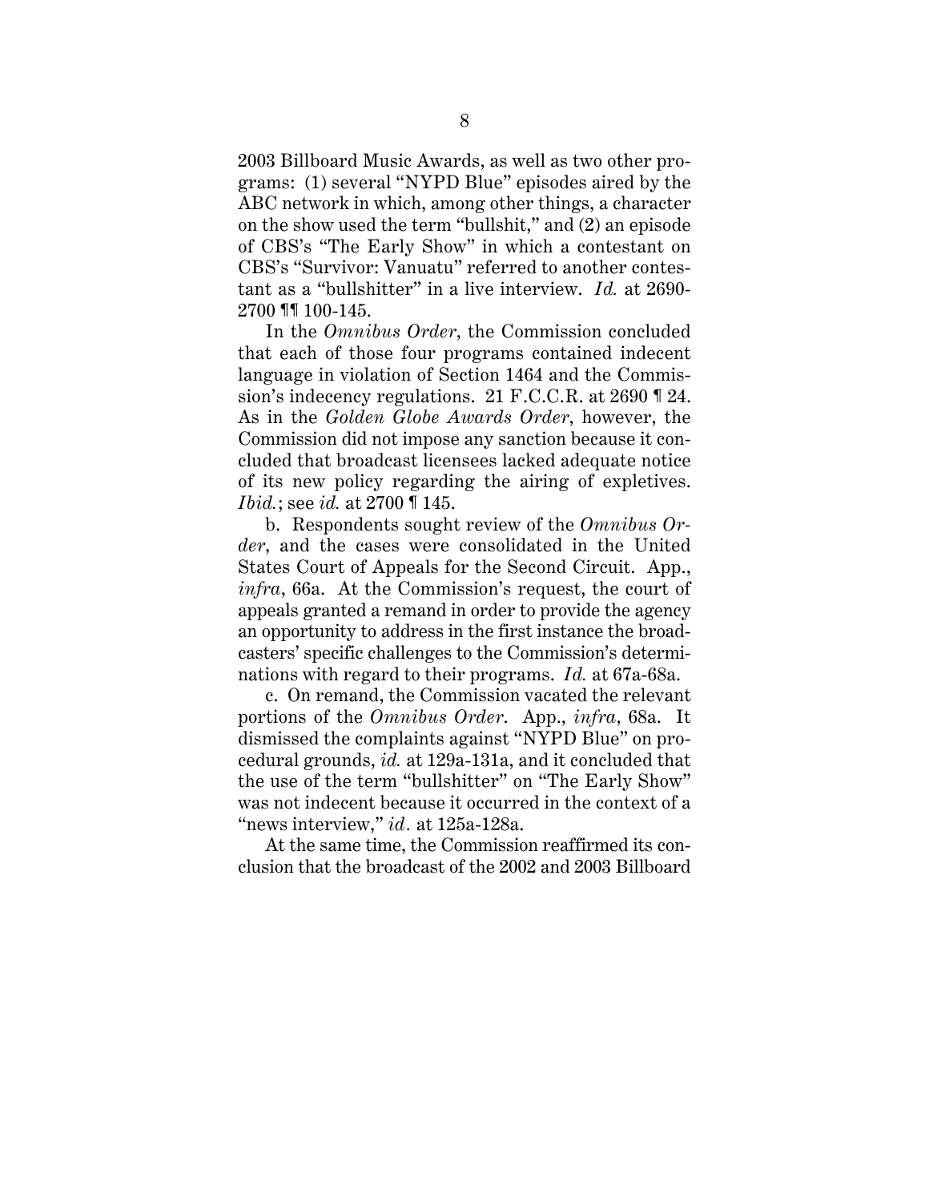2003 Billboard Music Awards, as well as two other programs: (1) several "NYPD Blue" episodes aired by the ABC network in which, among other things, a character on the show used the term "bullshit," and (2) an episode of CBS's "The Early Show" in which a contestant on CBS's "Survivor: Vanuatu" referred to another contestant as a "bullshitter" in a live interview. *Id.* at 2690-2700 ¶¶ 100-145.

In the *Omnibus Order*, the Commission concluded that each of those four programs contained indecent language in violation of Section 1464 and the Commission's indecency regulations. 21 F.C.C.R. at 2690 ¶ 24. As in the *Golden Globe Awards Order*, however, the Commission did not impose any sanction because it concluded that broadcast licensees lacked adequate notice of its new policy regarding the airing of expletives. *Ibid.*; see *id.* at 2700 ¶ 145.

b. Respondents sought review of the *Omnibus Order*, and the cases were consolidated in the United States Court of Appeals for the Second Circuit. App., *infra*, 66a. At the Commission's request, the court of appeals granted a remand in order to provide the agency an opportunity to address in the first instance the broadcasters' specific challenges to the Commission's determinations with regard to their programs. *Id.* at 67a-68a.

c. On remand, the Commission vacated the relevant portions of the *Omnibus Order*. App., *infra*, 68a. It dismissed the complaints against "NYPD Blue" on procedural grounds, *id.* at 129a-131a, and it concluded that the use of the term "bullshitter" on "The Early Show" was not indecent because it occurred in the context of a "news interview," *id*. at 125a-128a.

At the same time, the Commission reaffirmed its conclusion that the broadcast of the 2002 and 2003 Billboard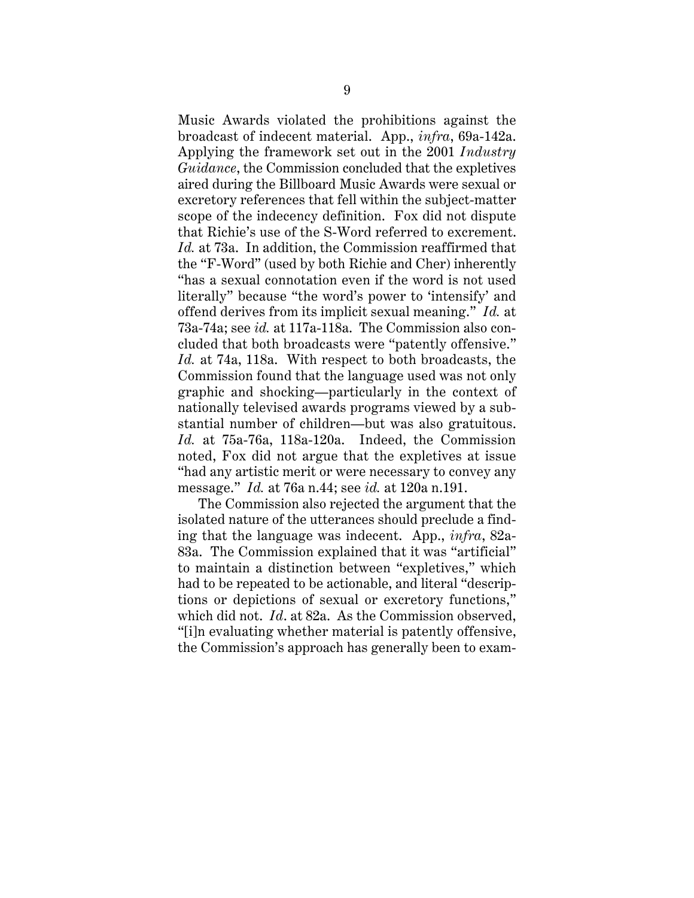Music Awards violated the prohibitions against the broadcast of indecent material. App., *infra*, 69a-142a. Applying the framework set out in the 2001 *Industry Guidance*, the Commission concluded that the expletives aired during the Billboard Music Awards were sexual or excretory references that fell within the subject-matter scope of the indecency definition. Fox did not dispute that Richie's use of the S-Word referred to excrement. *Id.* at 73a. In addition, the Commission reaffirmed that the "F-Word" (used by both Richie and Cher) inherently "has a sexual connotation even if the word is not used literally" because "the word's power to 'intensify' and offend derives from its implicit sexual meaning." *Id.* at 73a-74a; see *id.* at 117a-118a. The Commission also concluded that both broadcasts were "patently offensive." *Id.* at 74a, 118a. With respect to both broadcasts, the Commission found that the language used was not only graphic and shocking—particularly in the context of nationally televised awards programs viewed by a substantial number of children—but was also gratuitous. *Id.* at 75a-76a, 118a-120a. Indeed, the Commission noted, Fox did not argue that the expletives at issue "had any artistic merit or were necessary to convey any message." *Id.* at 76a n.44; see *id.* at 120a n.191.

The Commission also rejected the argument that the isolated nature of the utterances should preclude a finding that the language was indecent. App., *infra*, 82a-83a. The Commission explained that it was "artificial" to maintain a distinction between "expletives," which had to be repeated to be actionable, and literal "descriptions or depictions of sexual or excretory functions," which did not. *Id*. at 82a. As the Commission observed, "[i]n evaluating whether material is patently offensive, the Commission's approach has generally been to exam-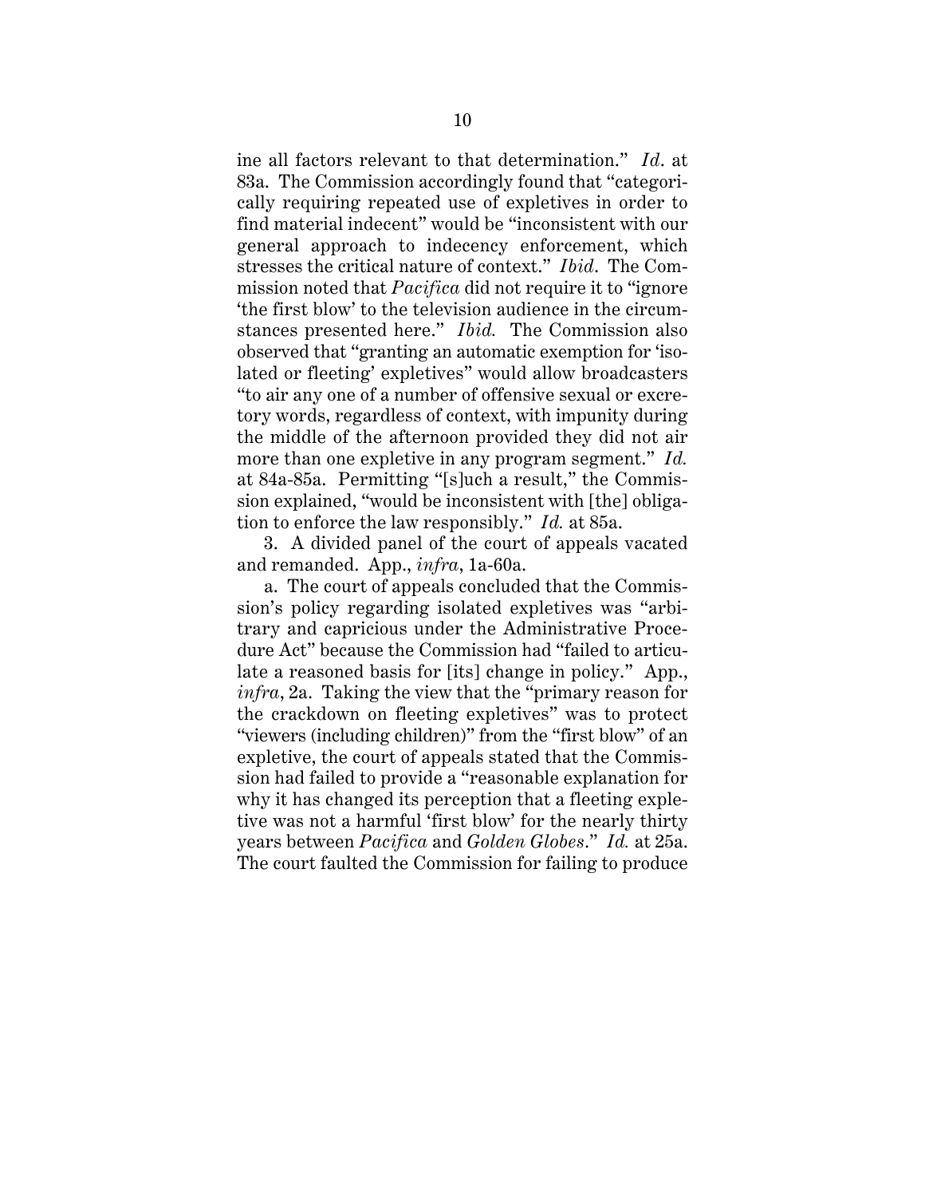ine all factors relevant to that determination." *Id*. at 83a. The Commission accordingly found that "categorically requiring repeated use of expletives in order to find material indecent" would be "inconsistent with our general approach to indecency enforcement, which stresses the critical nature of context." *Ibid*. The Commission noted that *Pacifica* did not require it to "ignore 'the first blow' to the television audience in the circumstances presented here." *Ibid.* The Commission also observed that "granting an automatic exemption for 'isolated or fleeting' expletives" would allow broadcasters "to air any one of a number of offensive sexual or excretory words, regardless of context, with impunity during the middle of the afternoon provided they did not air more than one expletive in any program segment." *Id.* at 84a-85a. Permitting "[s]uch a result," the Commission explained, "would be inconsistent with [the] obligation to enforce the law responsibly." *Id.* at 85a.

3. A divided panel of the court of appeals vacated and remanded. App., *infra*, 1a-60a.

a. The court of appeals concluded that the Commission's policy regarding isolated expletives was "arbitrary and capricious under the Administrative Procedure Act" because the Commission had "failed to articulate a reasoned basis for [its] change in policy." App., *infra*, 2a. Taking the view that the "primary reason for the crackdown on fleeting expletives" was to protect "viewers (including children)" from the "first blow" of an expletive, the court of appeals stated that the Commission had failed to provide a "reasonable explanation for why it has changed its perception that a fleeting expletive was not a harmful 'first blow' for the nearly thirty years between *Pacifica* and *Golden Globes*." *Id.* at 25a. The court faulted the Commission for failing to produce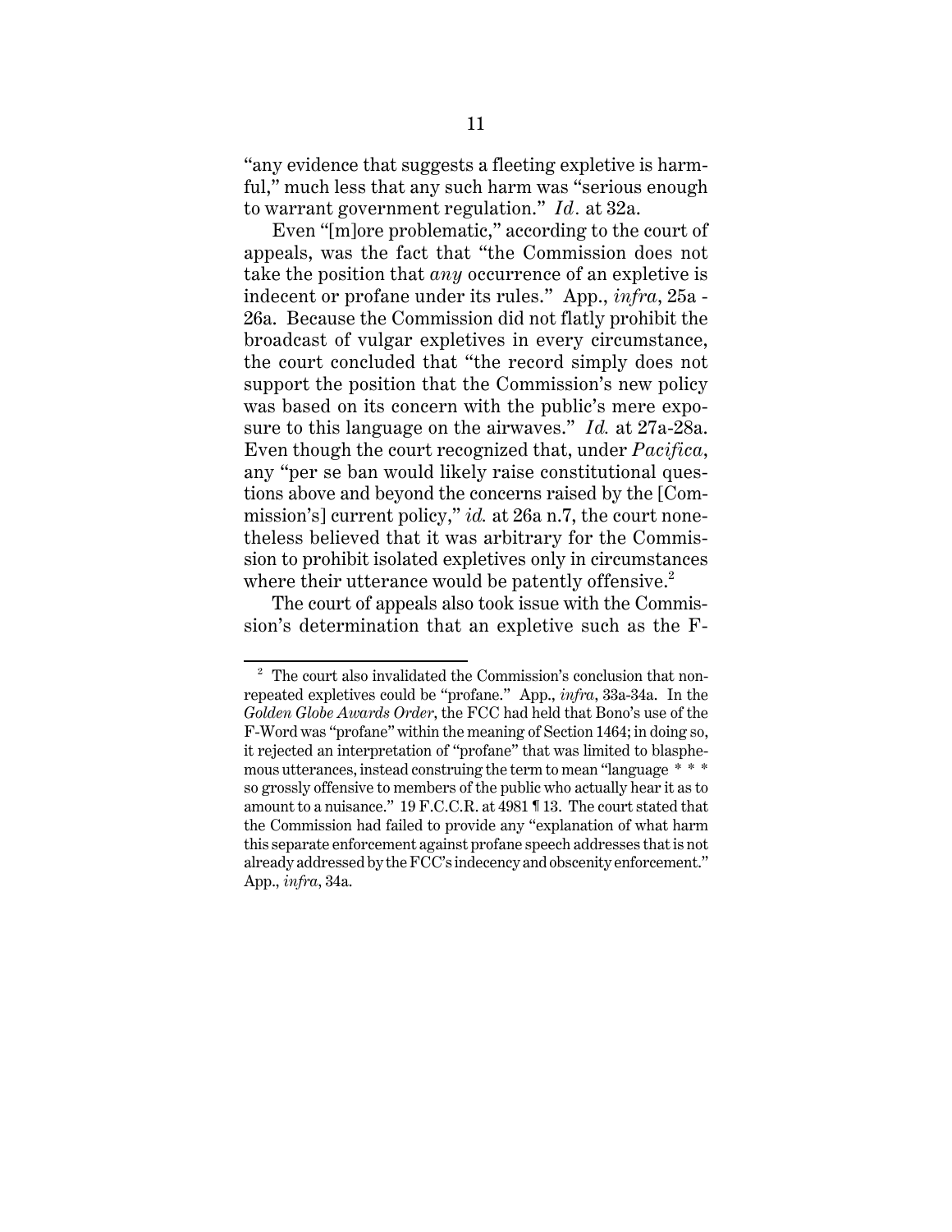"any evidence that suggests a fleeting expletive is harmful," much less that any such harm was "serious enough to warrant government regulation." *Id.* at 32a.

Even "[m]ore problematic," according to the court of appeals, was the fact that "the Commission does not take the position that *any* occurrence of an expletive is indecent or profane under its rules." App., *infra*, 25a - 26a. Because the Commission did not flatly prohibit the broadcast of vulgar expletives in every circumstance, the court concluded that "the record simply does not support the position that the Commission's new policy was based on its concern with the public's mere exposure to this language on the airwaves." *Id.* at 27a-28a. Even though the court recognized that, under *Pacifica*, any "per se ban would likely raise constitutional questions above and beyond the concerns raised by the [Commission's] current policy," *id.* at 26a n.7, the court nonetheless believed that it was arbitrary for the Commission to prohibit isolated expletives only in circumstances where their utterance would be patently offensive.[2]

The court of appeals also took issue with the Commission's determination that an expletive such as the F-

---

[2] The court also invalidated the Commission's conclusion that non-repeated expletives could be "profane." App., *infra*, 33a-34a. In the *Golden Globe Awards Order*, the FCC had held that Bono's use of the F-Word was "profane" within the meaning of Section 1464; in doing so, it rejected an interpretation of "profane" that was limited to blasphemous utterances, instead construing the term to mean "language * * * so grossly offensive to members of the public who actually hear it as to amount to a nuisance." 19 F.C.C.R. at 4981 ¶ 13. The court stated that the Commission had failed to provide any "explanation of what harm this separate enforcement against profane speech addresses that is not already addressed by the FCC's indecency and obscenity enforcement." App., *infra*, 34a.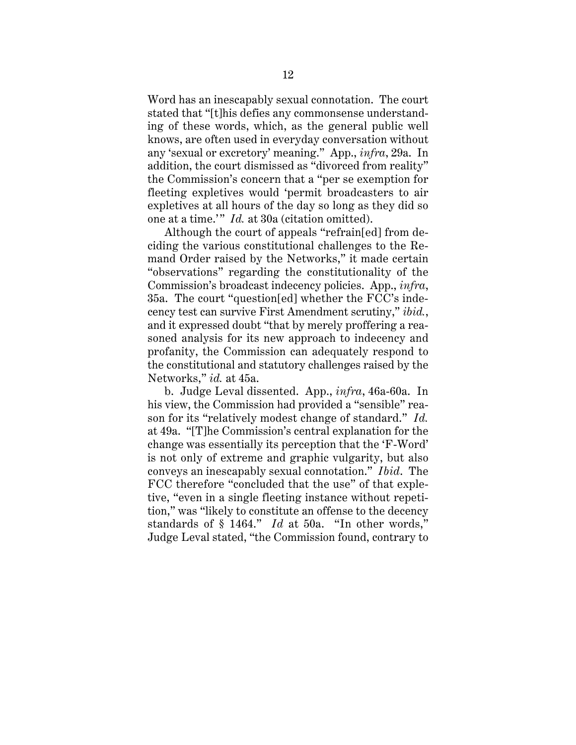Word has an inescapably sexual connotation. The court stated that "[t]his defies any commonsense understanding of these words, which, as the general public well knows, are often used in everyday conversation without any 'sexual or excretory' meaning." App., *infra*, 29a. In addition, the court dismissed as "divorced from reality" the Commission's concern that a "per se exemption for fleeting expletives would 'permit broadcasters to air expletives at all hours of the day so long as they did so one at a time.'" *Id.* at 30a (citation omitted).

Although the court of appeals "refrain[ed] from deciding the various constitutional challenges to the Remand Order raised by the Networks," it made certain "observations" regarding the constitutionality of the Commission's broadcast indecency policies. App., *infra*, 35a. The court "question[ed] whether the FCC's indecency test can survive First Amendment scrutiny," *ibid.*, and it expressed doubt "that by merely proffering a reasoned analysis for its new approach to indecency and profanity, the Commission can adequately respond to the constitutional and statutory challenges raised by the Networks," *id.* at 45a.

b. Judge Leval dissented. App., *infra*, 46a-60a. In his view, the Commission had provided a "sensible" reason for its "relatively modest change of standard." *Id.* at 49a. "[T]he Commission's central explanation for the change was essentially its perception that the 'F-Word' is not only of extreme and graphic vulgarity, but also conveys an inescapably sexual connotation." *Ibid*. The FCC therefore "concluded that the use" of that expletive, "even in a single fleeting instance without repetition," was "likely to constitute an offense to the decency standards of § 1464." *Id* at 50a. "In other words," Judge Leval stated, "the Commission found, contrary to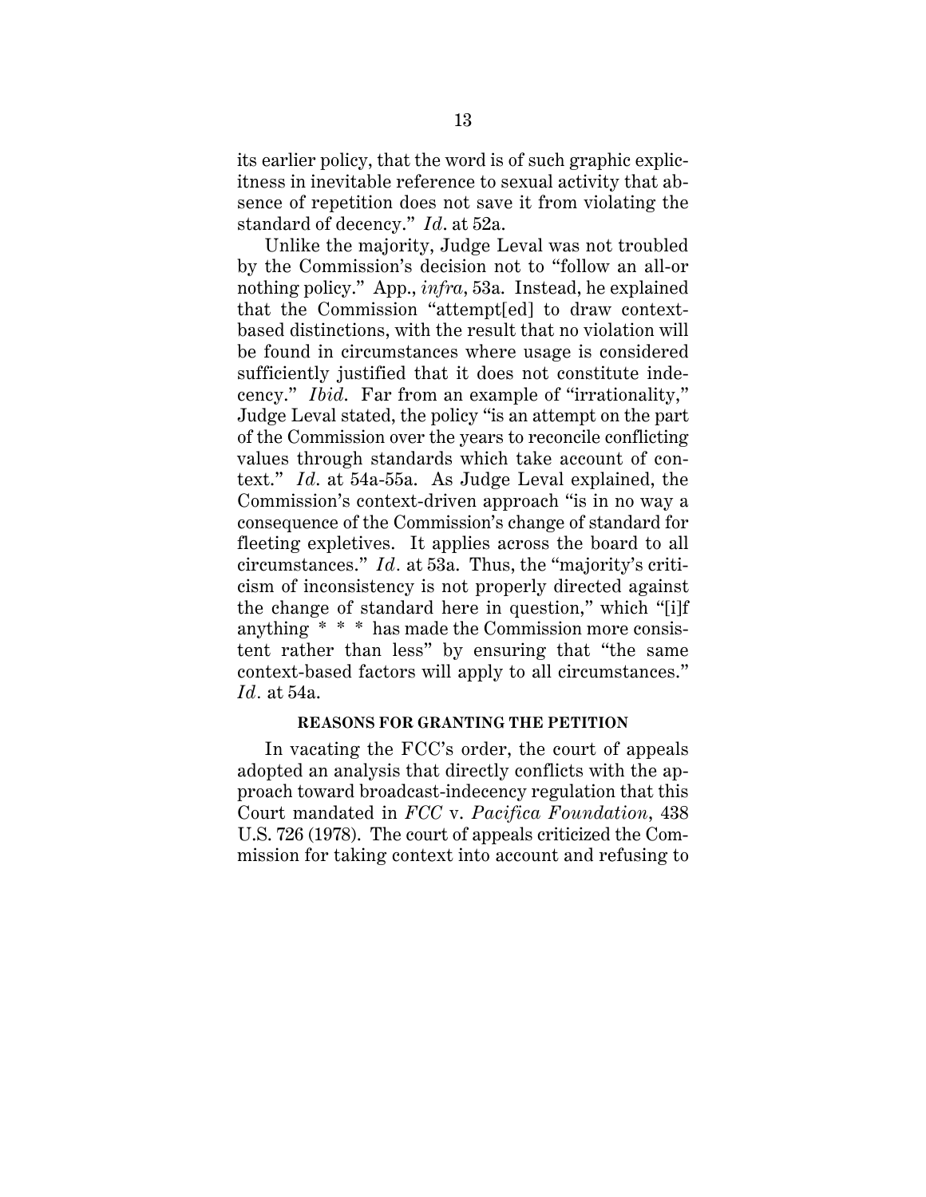its earlier policy, that the word is of such graphic explicitness in inevitable reference to sexual activity that absence of repetition does not save it from violating the standard of decency." *Id*. at 52a.

Unlike the majority, Judge Leval was not troubled by the Commission's decision not to "follow an all-or nothing policy." App., *infra*, 53a. Instead, he explained that the Commission "attempt[ed] to draw context-based distinctions, with the result that no violation will be found in circumstances where usage is considered sufficiently justified that it does not constitute indecency." *Ibid*. Far from an example of "irrationality," Judge Leval stated, the policy "is an attempt on the part of the Commission over the years to reconcile conflicting values through standards which take account of context." *Id*. at 54a-55a. As Judge Leval explained, the Commission's context-driven approach "is in no way a consequence of the Commission's change of standard for fleeting expletives. It applies across the board to all circumstances." *Id*. at 53a. Thus, the "majority's criticism of inconsistency is not properly directed against the change of standard here in question," which "[i]f anything * * * has made the Commission more consistent rather than less" by ensuring that "the same context-based factors will apply to all circumstances." *Id*. at 54a.

## REASONS FOR GRANTING THE PETITION

In vacating the FCC's order, the court of appeals adopted an analysis that directly conflicts with the approach toward broadcast-indecency regulation that this Court mandated in *FCC* v. *Pacifica Foundation*, 438 U.S. 726 (1978). The court of appeals criticized the Commission for taking context into account and refusing to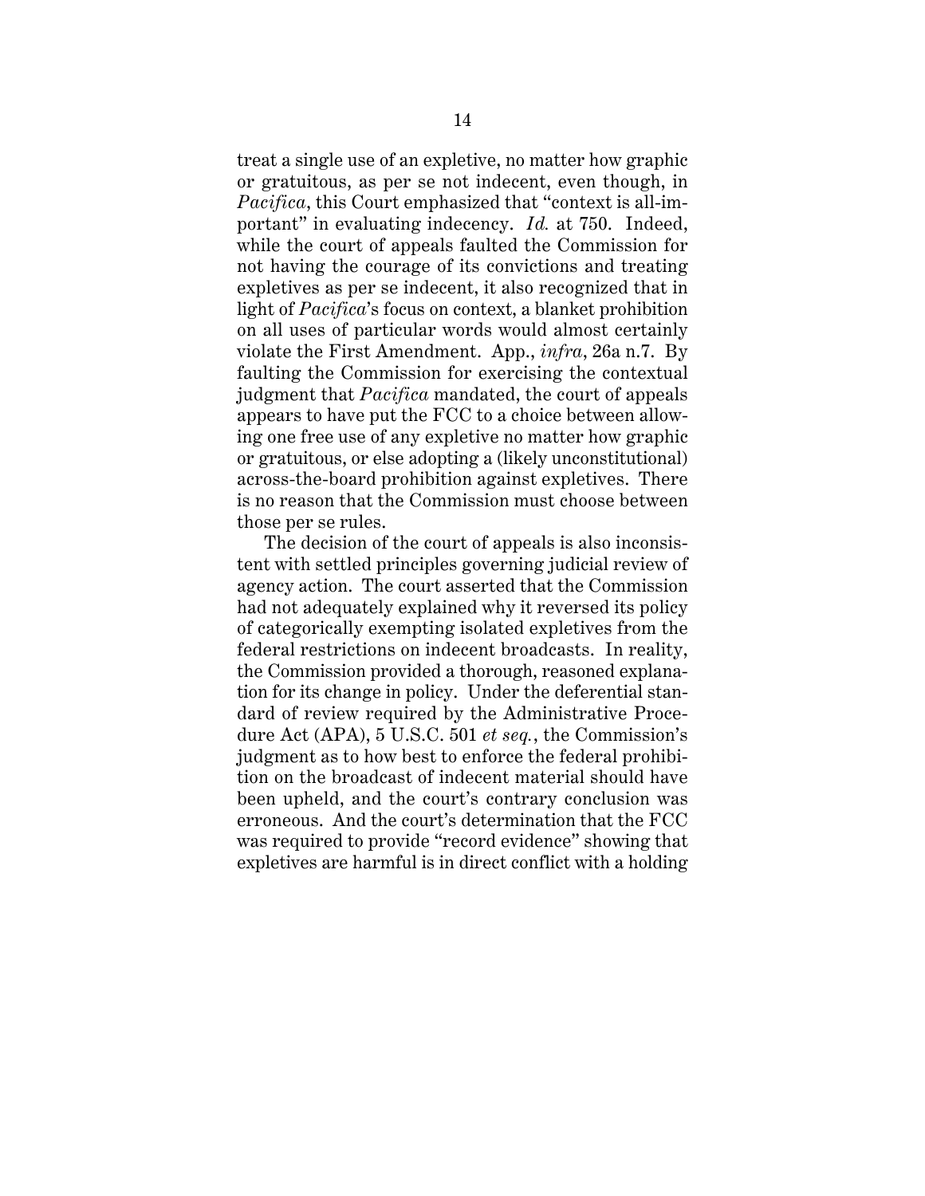treat a single use of an expletive, no matter how graphic or gratuitous, as per se not indecent, even though, in *Pacifica*, this Court emphasized that "context is all-important" in evaluating indecency. *Id.* at 750. Indeed, while the court of appeals faulted the Commission for not having the courage of its convictions and treating expletives as per se indecent, it also recognized that in light of *Pacifica*'s focus on context, a blanket prohibition on all uses of particular words would almost certainly violate the First Amendment. App., *infra*, 26a n.7. By faulting the Commission for exercising the contextual judgment that *Pacifica* mandated, the court of appeals appears to have put the FCC to a choice between allowing one free use of any expletive no matter how graphic or gratuitous, or else adopting a (likely unconstitutional) across-the-board prohibition against expletives. There is no reason that the Commission must choose between those per se rules.

The decision of the court of appeals is also inconsistent with settled principles governing judicial review of agency action. The court asserted that the Commission had not adequately explained why it reversed its policy of categorically exempting isolated expletives from the federal restrictions on indecent broadcasts. In reality, the Commission provided a thorough, reasoned explanation for its change in policy. Under the deferential standard of review required by the Administrative Procedure Act (APA), 5 U.S.C. 501 *et seq.*, the Commission's judgment as to how best to enforce the federal prohibition on the broadcast of indecent material should have been upheld, and the court's contrary conclusion was erroneous. And the court's determination that the FCC was required to provide "record evidence" showing that expletives are harmful is in direct conflict with a holding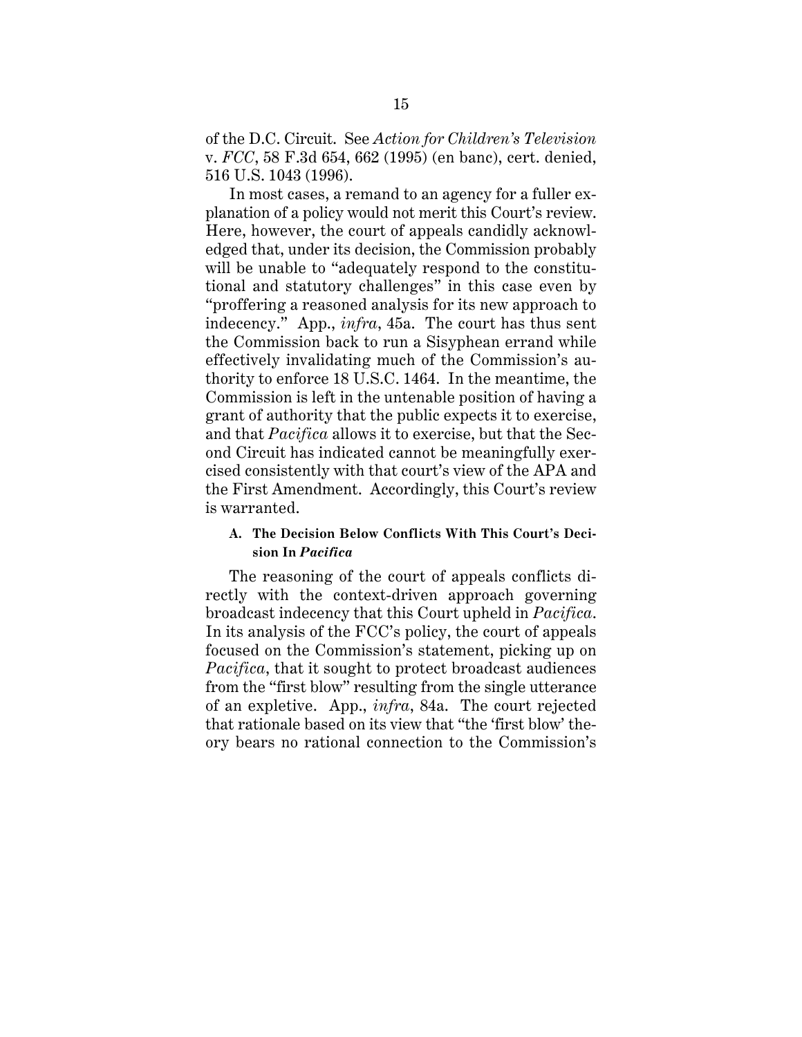of the D.C. Circuit. See *Action for Children's Television* v. *FCC*, 58 F.3d 654, 662 (1995) (en banc), cert. denied, 516 U.S. 1043 (1996).

In most cases, a remand to an agency for a fuller explanation of a policy would not merit this Court's review. Here, however, the court of appeals candidly acknowledged that, under its decision, the Commission probably will be unable to "adequately respond to the constitutional and statutory challenges" in this case even by "proffering a reasoned analysis for its new approach to indecency." App., *infra*, 45a. The court has thus sent the Commission back to run a Sisyphean errand while effectively invalidating much of the Commission's authority to enforce 18 U.S.C. 1464. In the meantime, the Commission is left in the untenable position of having a grant of authority that the public expects it to exercise, and that *Pacifica* allows it to exercise, but that the Second Circuit has indicated cannot be meaningfully exercised consistently with that court's view of the APA and the First Amendment. Accordingly, this Court's review is warranted.

#### A. The Decision Below Conflicts With This Court's Decision In *Pacifica*

The reasoning of the court of appeals conflicts directly with the context-driven approach governing broadcast indecency that this Court upheld in *Pacifica*. In its analysis of the FCC's policy, the court of appeals focused on the Commission's statement, picking up on *Pacifica*, that it sought to protect broadcast audiences from the "first blow" resulting from the single utterance of an expletive. App., *infra*, 84a. The court rejected that rationale based on its view that "the 'first blow' theory bears no rational connection to the Commission's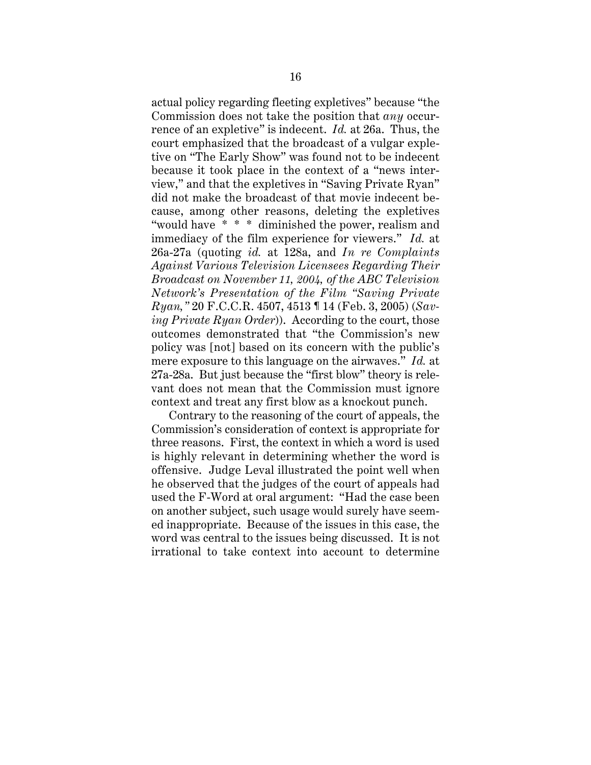actual policy regarding fleeting expletives" because "the Commission does not take the position that *any* occurrence of an expletive" is indecent. *Id.* at 26a. Thus, the court emphasized that the broadcast of a vulgar expletive on "The Early Show" was found not to be indecent because it took place in the context of a "news interview," and that the expletives in "Saving Private Ryan" did not make the broadcast of that movie indecent because, among other reasons, deleting the expletives "would have * * * diminished the power, realism and immediacy of the film experience for viewers." *Id.* at 26a-27a (quoting *id.* at 128a, and *In re Complaints Against Various Television Licensees Regarding Their Broadcast on November 11, 2004, of the ABC Television Network's Presentation of the Film "Saving Private Ryan,"* 20 F.C.C.R. 4507, 4513 ¶ 14 (Feb. 3, 2005) (*Saving Private Ryan Order*)). According to the court, those outcomes demonstrated that "the Commission's new policy was [not] based on its concern with the public's mere exposure to this language on the airwaves." *Id.* at 27a-28a. But just because the "first blow" theory is relevant does not mean that the Commission must ignore context and treat any first blow as a knockout punch.

Contrary to the reasoning of the court of appeals, the Commission's consideration of context is appropriate for three reasons. First, the context in which a word is used is highly relevant in determining whether the word is offensive. Judge Leval illustrated the point well when he observed that the judges of the court of appeals had used the F-Word at oral argument: "Had the case been on another subject, such usage would surely have seemed inappropriate. Because of the issues in this case, the word was central to the issues being discussed. It is not irrational to take context into account to determine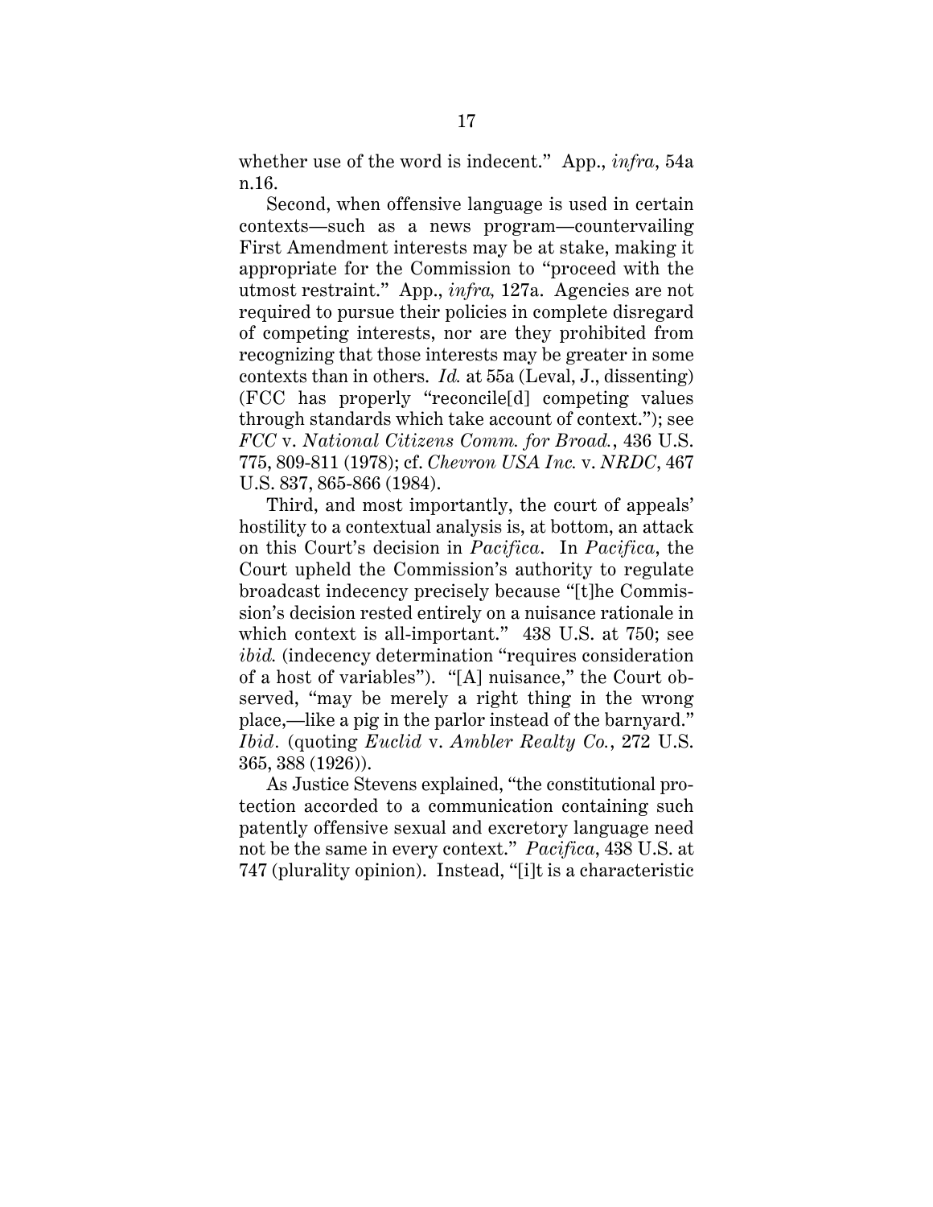whether use of the word is indecent." App., *infra*, 54a n.16.

Second, when offensive language is used in certain contexts—such as a news program—countervailing First Amendment interests may be at stake, making it appropriate for the Commission to "proceed with the utmost restraint." App., *infra,* 127a. Agencies are not required to pursue their policies in complete disregard of competing interests, nor are they prohibited from recognizing that those interests may be greater in some contexts than in others. *Id.* at 55a (Leval, J., dissenting) (FCC has properly "reconcile[d] competing values through standards which take account of context."); see *FCC* v. *National Citizens Comm. for Broad.*, 436 U.S. 775, 809-811 (1978); cf. *Chevron USA Inc.* v. *NRDC*, 467 U.S. 837, 865-866 (1984).

Third, and most importantly, the court of appeals' hostility to a contextual analysis is, at bottom, an attack on this Court's decision in *Pacifica*. In *Pacifica*, the Court upheld the Commission's authority to regulate broadcast indecency precisely because "[t]he Commission's decision rested entirely on a nuisance rationale in which context is all-important." 438 U.S. at 750; see *ibid.* (indecency determination "requires consideration of a host of variables"). "[A] nuisance," the Court observed, "may be merely a right thing in the wrong place,—like a pig in the parlor instead of the barnyard." *Ibid*. (quoting *Euclid* v. *Ambler Realty Co.*, 272 U.S. 365, 388 (1926)).

As Justice Stevens explained, "the constitutional protection accorded to a communication containing such patently offensive sexual and excretory language need not be the same in every context." *Pacifica*, 438 U.S. at 747 (plurality opinion). Instead, "[i]t is a characteristic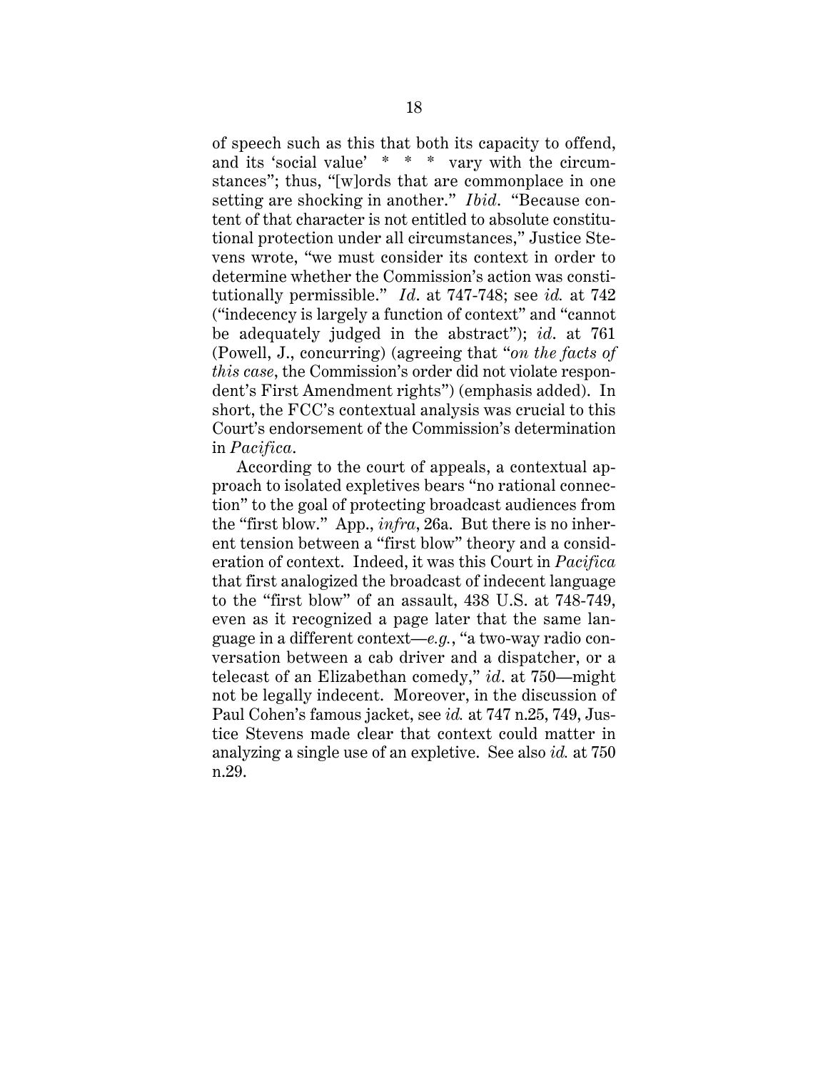of speech such as this that both its capacity to offend, and its 'social value' * * * vary with the circumstances"; thus, "[w]ords that are commonplace in one setting are shocking in another." *Ibid*. "Because content of that character is not entitled to absolute constitutional protection under all circumstances," Justice Stevens wrote, "we must consider its context in order to determine whether the Commission's action was constitutionally permissible." *Id*. at 747-748; see *id.* at 742 ("indecency is largely a function of context" and "cannot be adequately judged in the abstract"); *id*. at 761 (Powell, J., concurring) (agreeing that "*on the facts of this case*, the Commission's order did not violate respondent's First Amendment rights") (emphasis added). In short, the FCC's contextual analysis was crucial to this Court's endorsement of the Commission's determination in *Pacifica*.

According to the court of appeals, a contextual approach to isolated expletives bears "no rational connection" to the goal of protecting broadcast audiences from the "first blow." App., *infra*, 26a. But there is no inherent tension between a "first blow" theory and a consideration of context. Indeed, it was this Court in *Pacifica* that first analogized the broadcast of indecent language to the "first blow" of an assault, 438 U.S. at 748-749, even as it recognized a page later that the same language in a different context—*e.g.*, "a two-way radio conversation between a cab driver and a dispatcher, or a telecast of an Elizabethan comedy," *id*. at 750—might not be legally indecent. Moreover, in the discussion of Paul Cohen's famous jacket, see *id.* at 747 n.25, 749, Justice Stevens made clear that context could matter in analyzing a single use of an expletive. See also *id.* at 750 n.29.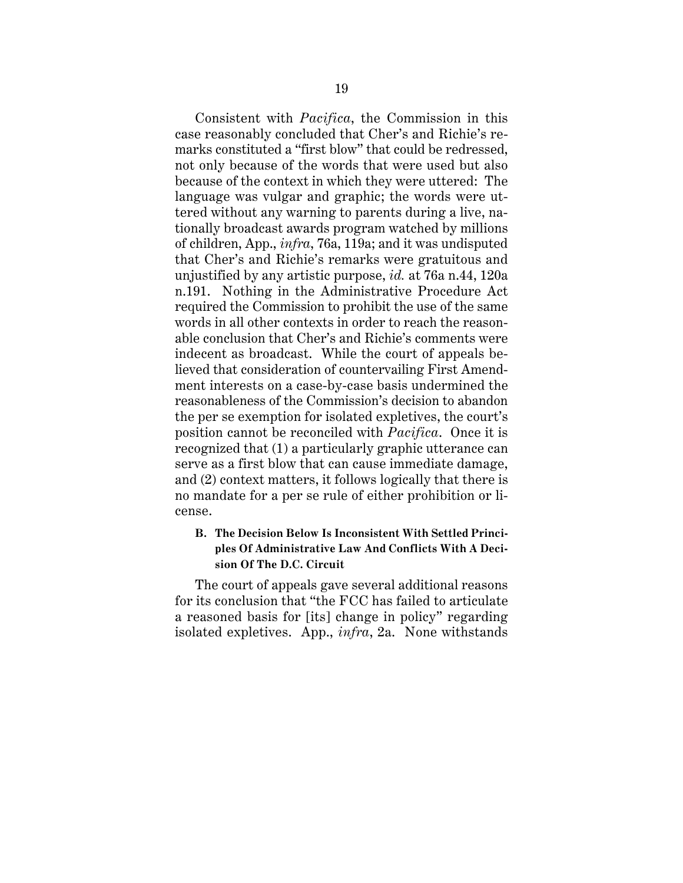Consistent with *Pacifica*, the Commission in this case reasonably concluded that Cher's and Richie's remarks constituted a "first blow" that could be redressed, not only because of the words that were used but also because of the context in which they were uttered: The language was vulgar and graphic; the words were uttered without any warning to parents during a live, nationally broadcast awards program watched by millions of children, App., *infra*, 76a, 119a; and it was undisputed that Cher's and Richie's remarks were gratuitous and unjustified by any artistic purpose, *id.* at 76a n.44, 120a n.191. Nothing in the Administrative Procedure Act required the Commission to prohibit the use of the same words in all other contexts in order to reach the reasonable conclusion that Cher's and Richie's comments were indecent as broadcast. While the court of appeals believed that consideration of countervailing First Amendment interests on a case-by-case basis undermined the reasonableness of the Commission's decision to abandon the per se exemption for isolated expletives, the court's position cannot be reconciled with *Pacifica*. Once it is recognized that (1) a particularly graphic utterance can serve as a first blow that can cause immediate damage, and (2) context matters, it follows logically that there is no mandate for a per se rule of either prohibition or license.

### B. The Decision Below Is Inconsistent With Settled Principles Of Administrative Law And Conflicts With A Decision Of The D.C. Circuit

The court of appeals gave several additional reasons for its conclusion that "the FCC has failed to articulate a reasoned basis for [its] change in policy" regarding isolated expletives. App., *infra*, 2a. None withstands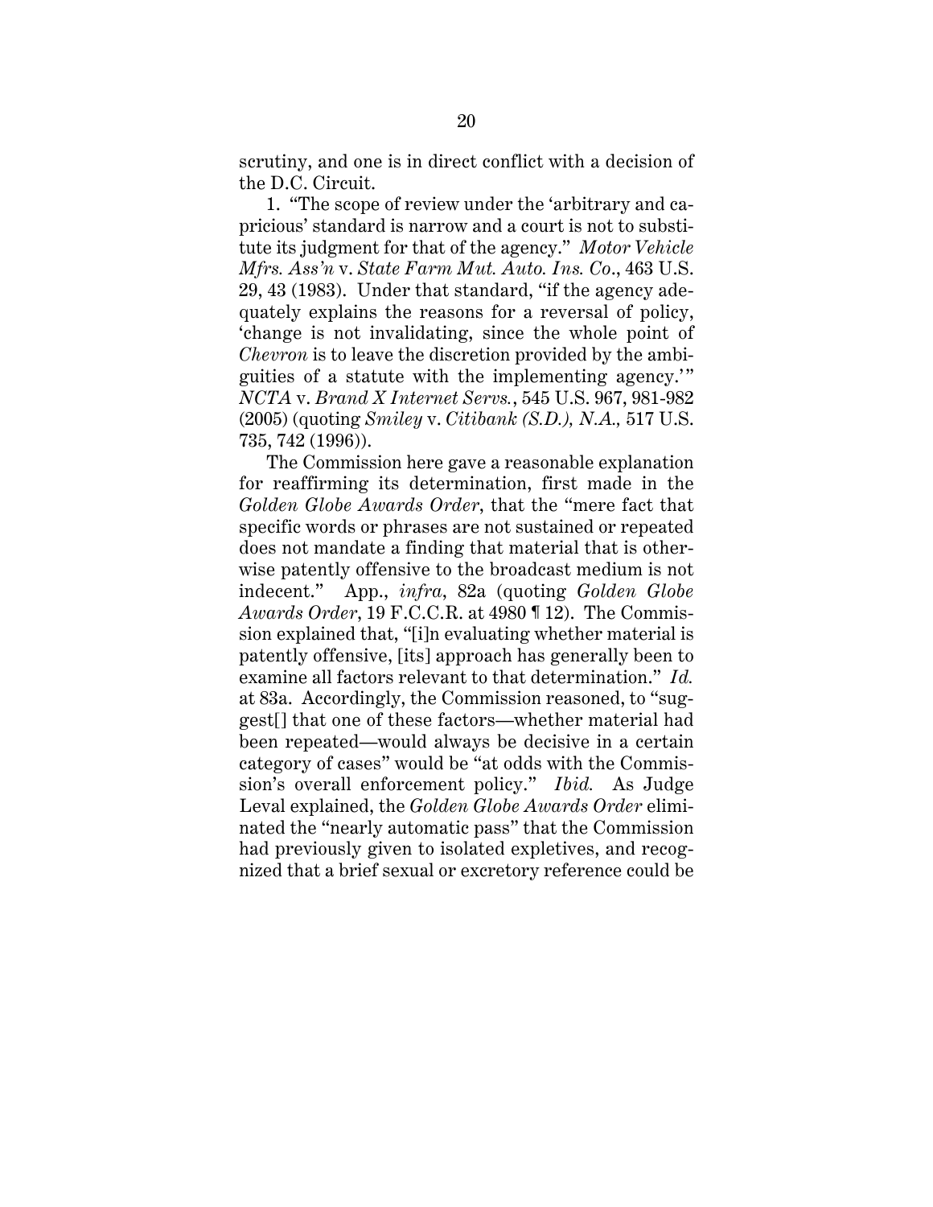scrutiny, and one is in direct conflict with a decision of the D.C. Circuit.

1. "The scope of review under the 'arbitrary and capricious' standard is narrow and a court is not to substitute its judgment for that of the agency." *Motor Vehicle Mfrs. Ass'n* v. *State Farm Mut. Auto. Ins. Co*., 463 U.S. 29, 43 (1983). Under that standard, "if the agency adequately explains the reasons for a reversal of policy, 'change is not invalidating, since the whole point of *Chevron* is to leave the discretion provided by the ambiguities of a statute with the implementing agency.'" *NCTA* v. *Brand X Internet Servs.*, 545 U.S. 967, 981-982 (2005) (quoting *Smiley* v. *Citibank (S.D.), N.A.,* 517 U.S. 735, 742 (1996)).

The Commission here gave a reasonable explanation for reaffirming its determination, first made in the *Golden Globe Awards Order*, that the "mere fact that specific words or phrases are not sustained or repeated does not mandate a finding that material that is otherwise patently offensive to the broadcast medium is not indecent." App., *infra*, 82a (quoting *Golden Globe Awards Order*, 19 F.C.C.R. at 4980 ¶ 12). The Commission explained that, "[i]n evaluating whether material is patently offensive, [its] approach has generally been to examine all factors relevant to that determination." *Id.* at 83a. Accordingly, the Commission reasoned, to "suggest[] that one of these factors—whether material had been repeated—would always be decisive in a certain category of cases" would be "at odds with the Commission's overall enforcement policy." *Ibid.* As Judge Leval explained, the *Golden Globe Awards Order* eliminated the "nearly automatic pass" that the Commission had previously given to isolated expletives, and recognized that a brief sexual or excretory reference could be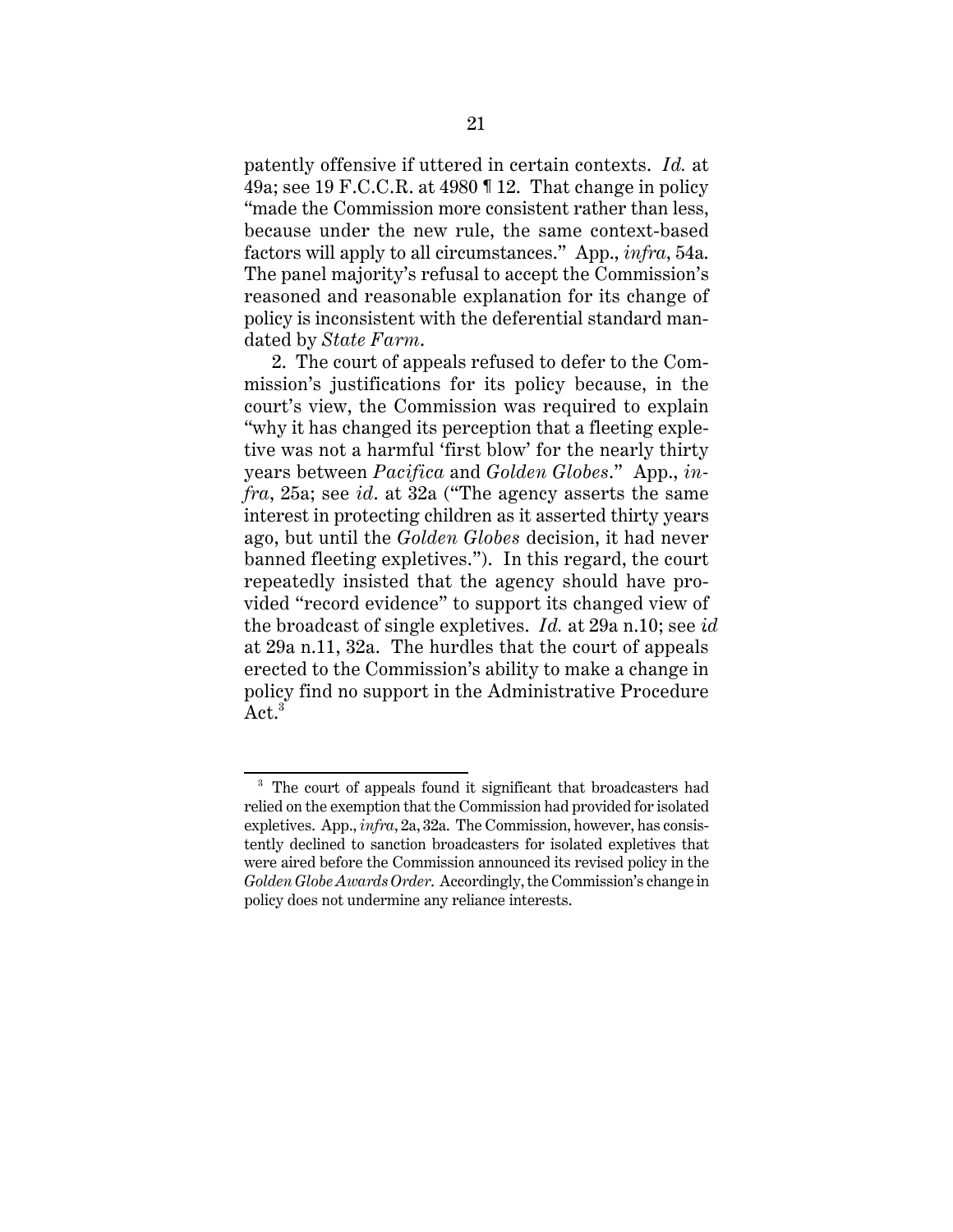patently offensive if uttered in certain contexts. *Id.* at 49a; see 19 F.C.C.R. at 4980 ¶ 12. That change in policy "made the Commission more consistent rather than less, because under the new rule, the same context-based factors will apply to all circumstances." App., *infra*, 54a. The panel majority's refusal to accept the Commission's reasoned and reasonable explanation for its change of policy is inconsistent with the deferential standard mandated by *State Farm*.

2. The court of appeals refused to defer to the Commission's justifications for its policy because, in the court's view, the Commission was required to explain "why it has changed its perception that a fleeting expletive was not a harmful 'first blow' for the nearly thirty years between *Pacifica* and *Golden Globes*." App., *infra*, 25a; see *id*. at 32a ("The agency asserts the same interest in protecting children as it asserted thirty years ago, but until the *Golden Globes* decision, it had never banned fleeting expletives."). In this regard, the court repeatedly insisted that the agency should have provided "record evidence" to support its changed view of the broadcast of single expletives. *Id.* at 29a n.10; see *id* at 29a n.11, 32a. The hurdles that the court of appeals erected to the Commission's ability to make a change in policy find no support in the Administrative Procedure Act.[3]

---

[3] The court of appeals found it significant that broadcasters had relied on the exemption that the Commission had provided for isolated expletives. App., *infra*, 2a, 32a. The Commission, however, has consistently declined to sanction broadcasters for isolated expletives that were aired before the Commission announced its revised policy in the *Golden Globe Awards Order*. Accordingly, the Commission's change in policy does not undermine any reliance interests.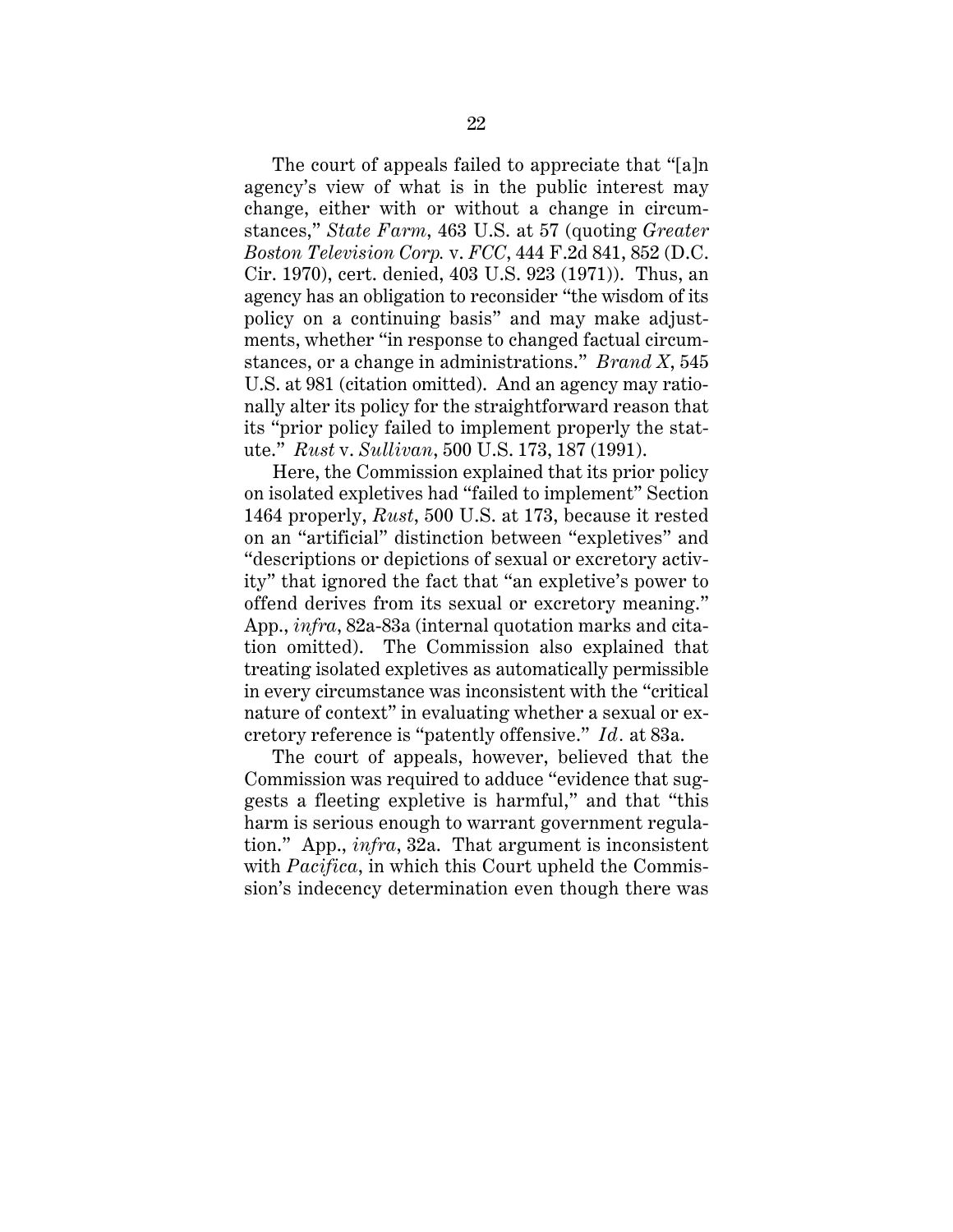The court of appeals failed to appreciate that "[a]n agency's view of what is in the public interest may change, either with or without a change in circumstances," *State Farm*, 463 U.S. at 57 (quoting *Greater Boston Television Corp.* v. *FCC*, 444 F.2d 841, 852 (D.C. Cir. 1970), cert. denied, 403 U.S. 923 (1971)). Thus, an agency has an obligation to reconsider "the wisdom of its policy on a continuing basis" and may make adjustments, whether "in response to changed factual circumstances, or a change in administrations." *Brand X*, 545 U.S. at 981 (citation omitted). And an agency may rationally alter its policy for the straightforward reason that its "prior policy failed to implement properly the statute." *Rust* v. *Sullivan*, 500 U.S. 173, 187 (1991).

Here, the Commission explained that its prior policy on isolated expletives had "failed to implement" Section 1464 properly, *Rust*, 500 U.S. at 173, because it rested on an "artificial" distinction between "expletives" and "descriptions or depictions of sexual or excretory activity" that ignored the fact that "an expletive's power to offend derives from its sexual or excretory meaning." App., *infra*, 82a-83a (internal quotation marks and citation omitted). The Commission also explained that treating isolated expletives as automatically permissible in every circumstance was inconsistent with the "critical nature of context" in evaluating whether a sexual or excretory reference is "patently offensive." *Id.* at 83a.

The court of appeals, however, believed that the Commission was required to adduce "evidence that suggests a fleeting expletive is harmful," and that "this harm is serious enough to warrant government regulation." App., *infra*, 32a. That argument is inconsistent with *Pacifica*, in which this Court upheld the Commission's indecency determination even though there was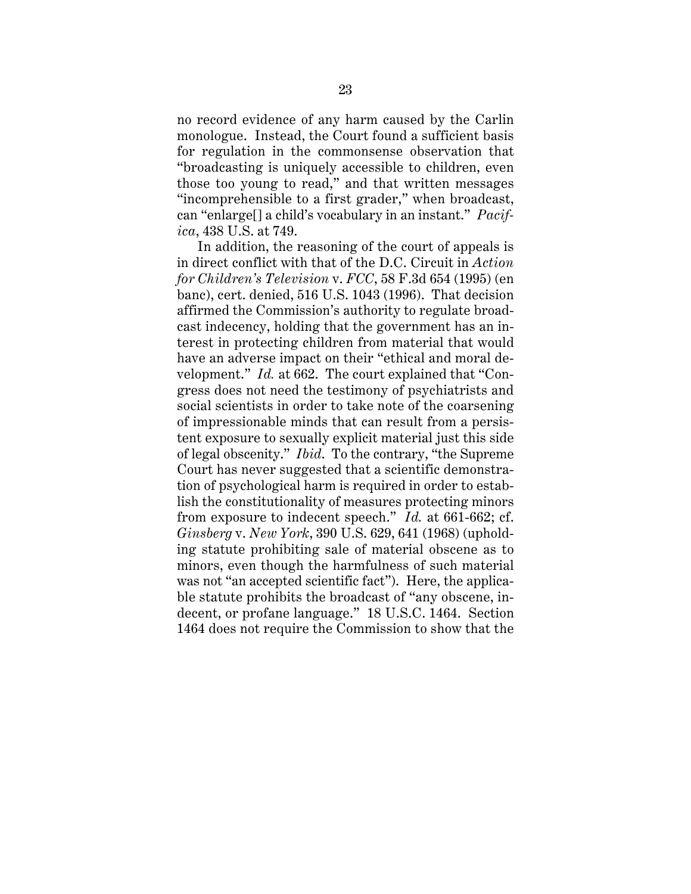no record evidence of any harm caused by the Carlin monologue. Instead, the Court found a sufficient basis for regulation in the commonsense observation that "broadcasting is uniquely accessible to children, even those too young to read," and that written messages "incomprehensible to a first grader," when broadcast, can "enlarge[] a child's vocabulary in an instant." *Pacifica*, 438 U.S. at 749.

In addition, the reasoning of the court of appeals is in direct conflict with that of the D.C. Circuit in *Action for Children's Television* v. *FCC*, 58 F.3d 654 (1995) (en banc), cert. denied, 516 U.S. 1043 (1996). That decision affirmed the Commission's authority to regulate broadcast indecency, holding that the government has an interest in protecting children from material that would have an adverse impact on their "ethical and moral development." *Id.* at 662. The court explained that "Congress does not need the testimony of psychiatrists and social scientists in order to take note of the coarsening of impressionable minds that can result from a persistent exposure to sexually explicit material just this side of legal obscenity." *Ibid.* To the contrary, "the Supreme Court has never suggested that a scientific demonstration of psychological harm is required in order to establish the constitutionality of measures protecting minors from exposure to indecent speech." *Id.* at 661-662; cf. *Ginsberg* v. *New York*, 390 U.S. 629, 641 (1968) (upholding statute prohibiting sale of material obscene as to minors, even though the harmfulness of such material was not "an accepted scientific fact"). Here, the applicable statute prohibits the broadcast of "any obscene, indecent, or profane language." 18 U.S.C. 1464. Section 1464 does not require the Commission to show that the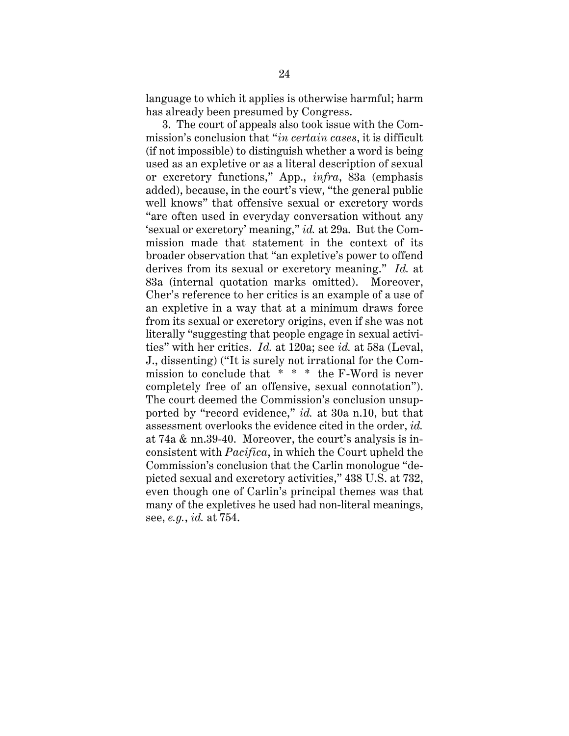language to which it applies is otherwise harmful; harm has already been presumed by Congress.

3. The court of appeals also took issue with the Commission's conclusion that "*in certain cases*, it is difficult (if not impossible) to distinguish whether a word is being used as an expletive or as a literal description of sexual or excretory functions," App., *infra*, 83a (emphasis added), because, in the court's view, "the general public well knows" that offensive sexual or excretory words "are often used in everyday conversation without any 'sexual or excretory' meaning," *id.* at 29a. But the Commission made that statement in the context of its broader observation that "an expletive's power to offend derives from its sexual or excretory meaning." *Id.* at 83a (internal quotation marks omitted). Moreover, Cher's reference to her critics is an example of a use of an expletive in a way that at a minimum draws force from its sexual or excretory origins, even if she was not literally "suggesting that people engage in sexual activities" with her critics. *Id.* at 120a; see *id.* at 58a (Leval, J., dissenting) ("It is surely not irrational for the Commission to conclude that * * * the F-Word is never completely free of an offensive, sexual connotation"). The court deemed the Commission's conclusion unsupported by "record evidence," *id.* at 30a n.10, but that assessment overlooks the evidence cited in the order, *id.* at 74a & nn.39-40. Moreover, the court's analysis is inconsistent with *Pacifica*, in which the Court upheld the Commission's conclusion that the Carlin monologue "depicted sexual and excretory activities," 438 U.S. at 732, even though one of Carlin's principal themes was that many of the expletives he used had non-literal meanings, see, *e.g.*, *id.* at 754.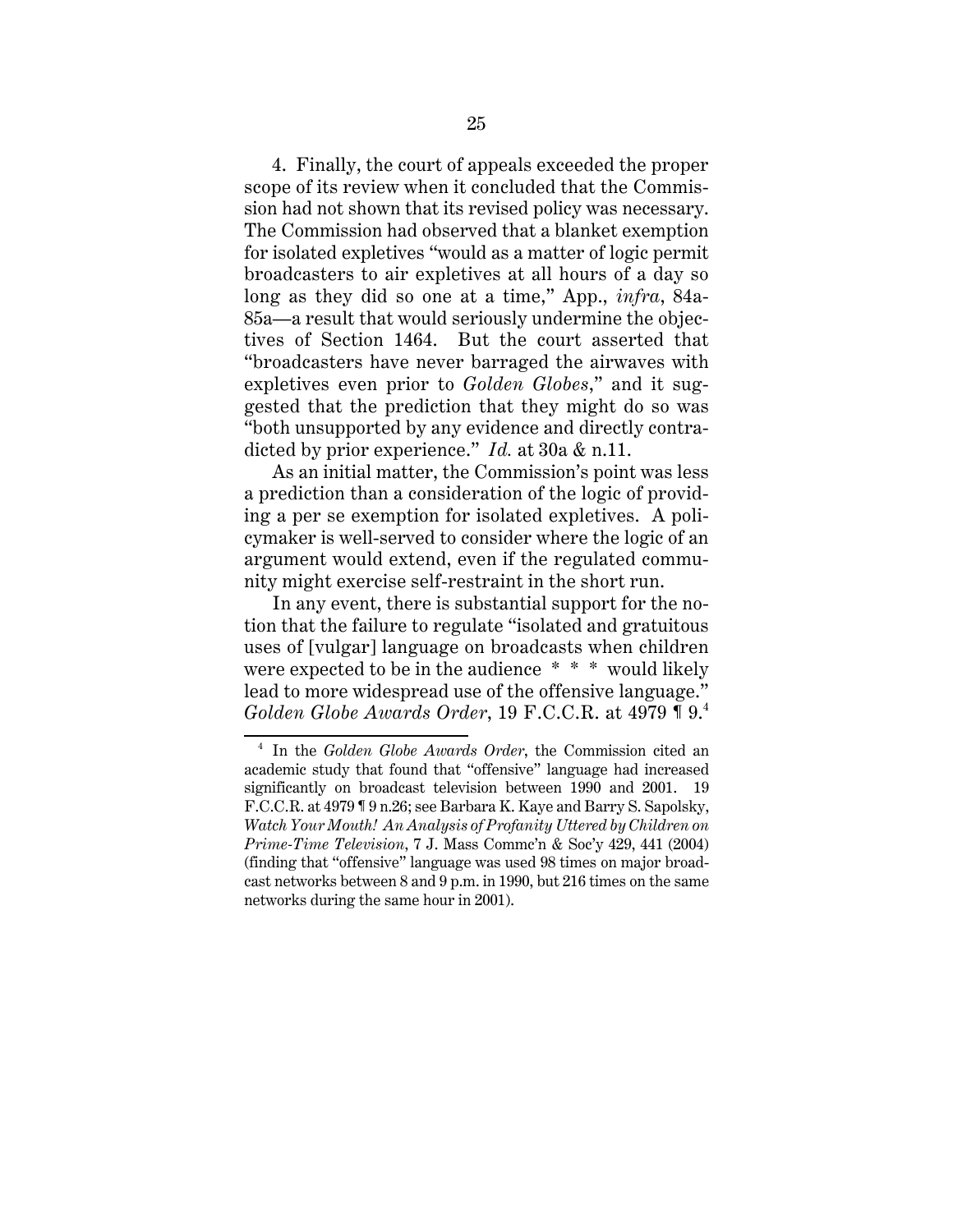4. Finally, the court of appeals exceeded the proper scope of its review when it concluded that the Commission had not shown that its revised policy was necessary. The Commission had observed that a blanket exemption for isolated expletives "would as a matter of logic permit broadcasters to air expletives at all hours of a day so long as they did so one at a time," App., *infra*, 84a-85a—a result that would seriously undermine the objectives of Section 1464. But the court asserted that "broadcasters have never barraged the airwaves with expletives even prior to *Golden Globes*," and it suggested that the prediction that they might do so was "both unsupported by any evidence and directly contradicted by prior experience." *Id.* at 30a & n.11.

As an initial matter, the Commission's point was less a prediction than a consideration of the logic of providing a per se exemption for isolated expletives. A policymaker is well-served to consider where the logic of an argument would extend, even if the regulated community might exercise self-restraint in the short run.

In any event, there is substantial support for the notion that the failure to regulate "isolated and gratuitous uses of [vulgar] language on broadcasts when children were expected to be in the audience * * * would likely lead to more widespread use of the offensive language." *Golden Globe Awards Order*, 19 F.C.C.R. at 4979 ¶ 9.[4]

---

[4] In the *Golden Globe Awards Order*, the Commission cited an academic study that found that "offensive" language had increased significantly on broadcast television between 1990 and 2001. 19 F.C.C.R. at 4979 ¶ 9 n.26; see Barbara K. Kaye and Barry S. Sapolsky, *Watch Your Mouth! An Analysis of Profanity Uttered by Children on Prime-Time Television*, 7 J. Mass Commc'n & Soc'y 429, 441 (2004) (finding that "offensive" language was used 98 times on major broadcast networks between 8 and 9 p.m. in 1990, but 216 times on the same networks during the same hour in 2001).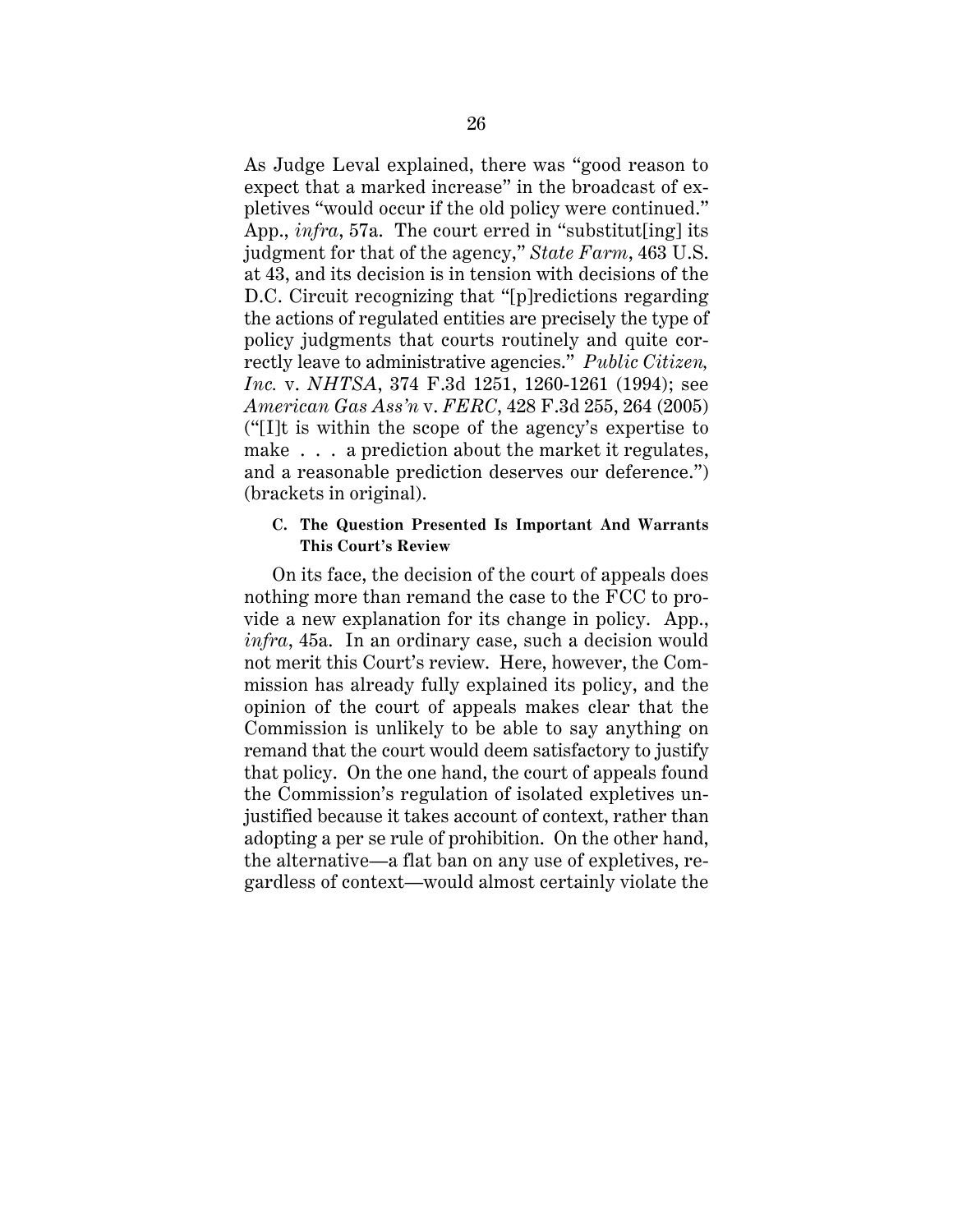As Judge Leval explained, there was "good reason to expect that a marked increase" in the broadcast of expletives "would occur if the old policy were continued." App., *infra*, 57a. The court erred in "substitut[ing] its judgment for that of the agency," *State Farm*, 463 U.S. at 43, and its decision is in tension with decisions of the D.C. Circuit recognizing that "[p]redictions regarding the actions of regulated entities are precisely the type of policy judgments that courts routinely and quite correctly leave to administrative agencies." *Public Citizen, Inc.* v. *NHTSA*, 374 F.3d 1251, 1260-1261 (1994); see *American Gas Ass'n* v. *FERC*, 428 F.3d 255, 264 (2005) ("[I]t is within the scope of the agency's expertise to make . . . a prediction about the market it regulates, and a reasonable prediction deserves our deference.") (brackets in original).

#### C. The Question Presented Is Important And Warrants This Court's Review

On its face, the decision of the court of appeals does nothing more than remand the case to the FCC to provide a new explanation for its change in policy. App., *infra*, 45a. In an ordinary case, such a decision would not merit this Court's review. Here, however, the Commission has already fully explained its policy, and the opinion of the court of appeals makes clear that the Commission is unlikely to be able to say anything on remand that the court would deem satisfactory to justify that policy. On the one hand, the court of appeals found the Commission's regulation of isolated expletives unjustified because it takes account of context, rather than adopting a per se rule of prohibition. On the other hand, the alternative—a flat ban on any use of expletives, regardless of context—would almost certainly violate the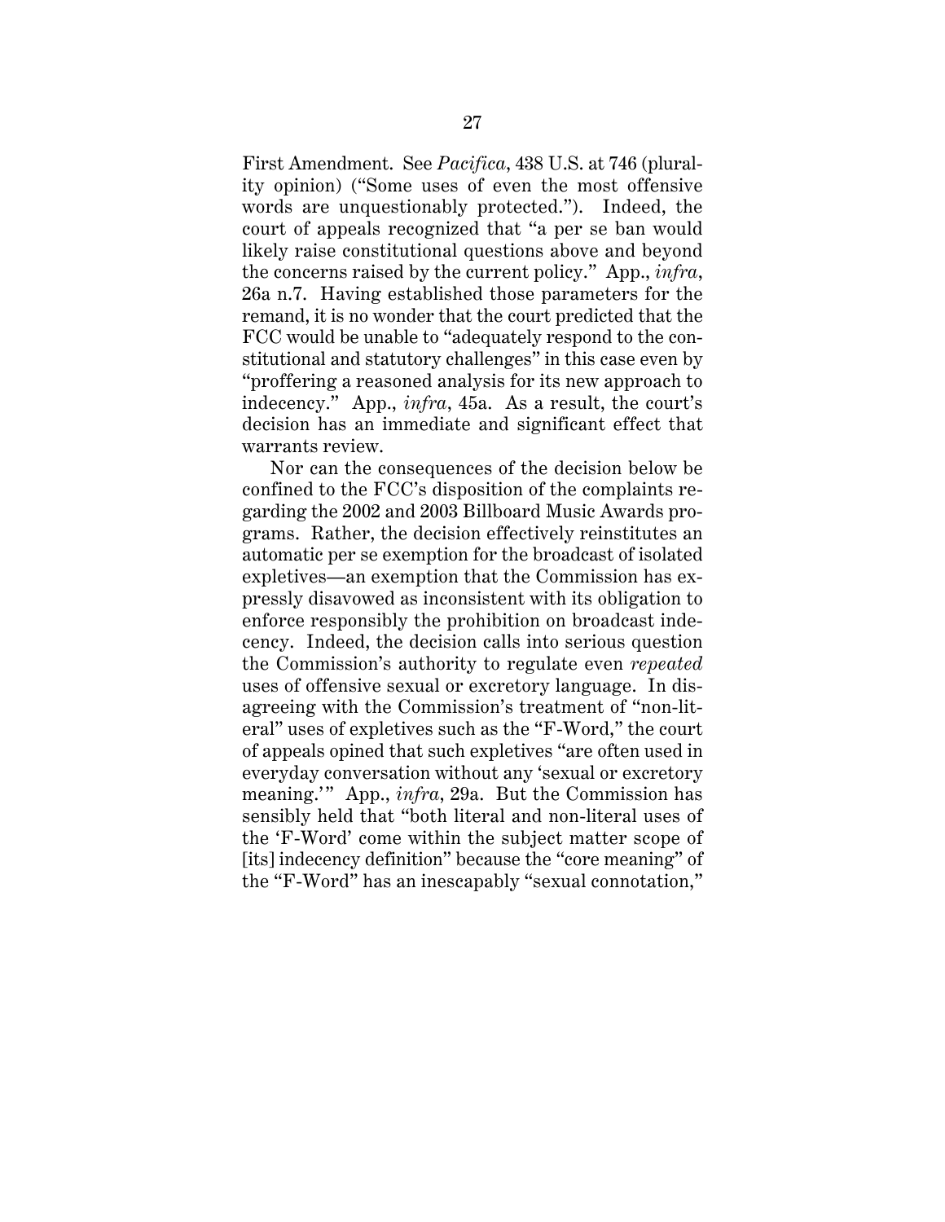First Amendment. See *Pacifica*, 438 U.S. at 746 (plurality opinion) ("Some uses of even the most offensive words are unquestionably protected."). Indeed, the court of appeals recognized that "a per se ban would likely raise constitutional questions above and beyond the concerns raised by the current policy." App., *infra*, 26a n.7. Having established those parameters for the remand, it is no wonder that the court predicted that the FCC would be unable to "adequately respond to the constitutional and statutory challenges" in this case even by "proffering a reasoned analysis for its new approach to indecency." App., *infra*, 45a. As a result, the court's decision has an immediate and significant effect that warrants review.

Nor can the consequences of the decision below be confined to the FCC's disposition of the complaints regarding the 2002 and 2003 Billboard Music Awards programs. Rather, the decision effectively reinstitutes an automatic per se exemption for the broadcast of isolated expletives—an exemption that the Commission has expressly disavowed as inconsistent with its obligation to enforce responsibly the prohibition on broadcast indecency. Indeed, the decision calls into serious question the Commission's authority to regulate even *repeated* uses of offensive sexual or excretory language. In disagreeing with the Commission's treatment of "non-literal" uses of expletives such as the "F-Word," the court of appeals opined that such expletives "are often used in everyday conversation without any 'sexual or excretory meaning.'" App., *infra*, 29a. But the Commission has sensibly held that "both literal and non-literal uses of the 'F-Word' come within the subject matter scope of [its] indecency definition" because the "core meaning" of the "F-Word" has an inescapably "sexual connotation,"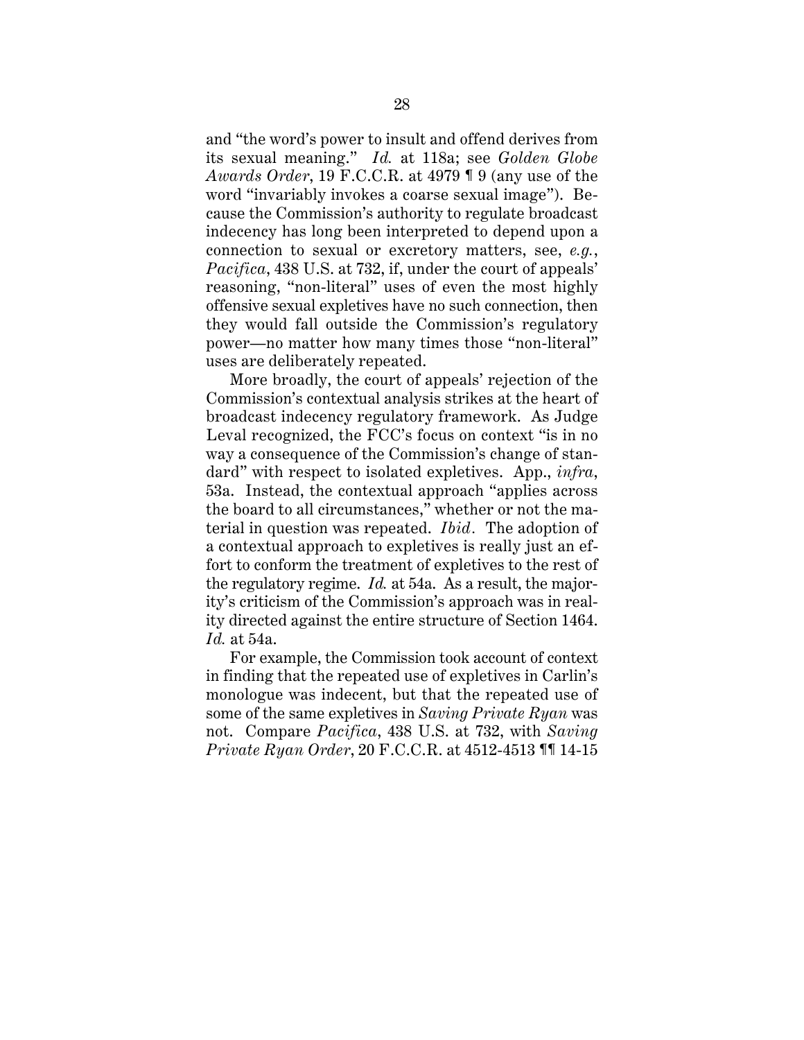and "the word's power to insult and offend derives from its sexual meaning." *Id.* at 118a; see *Golden Globe Awards Order*, 19 F.C.C.R. at 4979 ¶ 9 (any use of the word "invariably invokes a coarse sexual image"). Because the Commission's authority to regulate broadcast indecency has long been interpreted to depend upon a connection to sexual or excretory matters, see, *e.g.*, *Pacifica*, 438 U.S. at 732, if, under the court of appeals' reasoning, "non-literal" uses of even the most highly offensive sexual expletives have no such connection, then they would fall outside the Commission's regulatory power—no matter how many times those "non-literal" uses are deliberately repeated.

More broadly, the court of appeals' rejection of the Commission's contextual analysis strikes at the heart of broadcast indecency regulatory framework. As Judge Leval recognized, the FCC's focus on context "is in no way a consequence of the Commission's change of standard" with respect to isolated expletives. App., *infra*, 53a. Instead, the contextual approach "applies across the board to all circumstances," whether or not the material in question was repeated. *Ibid.* The adoption of a contextual approach to expletives is really just an effort to conform the treatment of expletives to the rest of the regulatory regime. *Id.* at 54a. As a result, the majority's criticism of the Commission's approach was in reality directed against the entire structure of Section 1464. *Id.* at 54a.

For example, the Commission took account of context in finding that the repeated use of expletives in Carlin's monologue was indecent, but that the repeated use of some of the same expletives in *Saving Private Ryan* was not. Compare *Pacifica*, 438 U.S. at 732, with *Saving Private Ryan Order*, 20 F.C.C.R. at 4512-4513 ¶¶ 14-15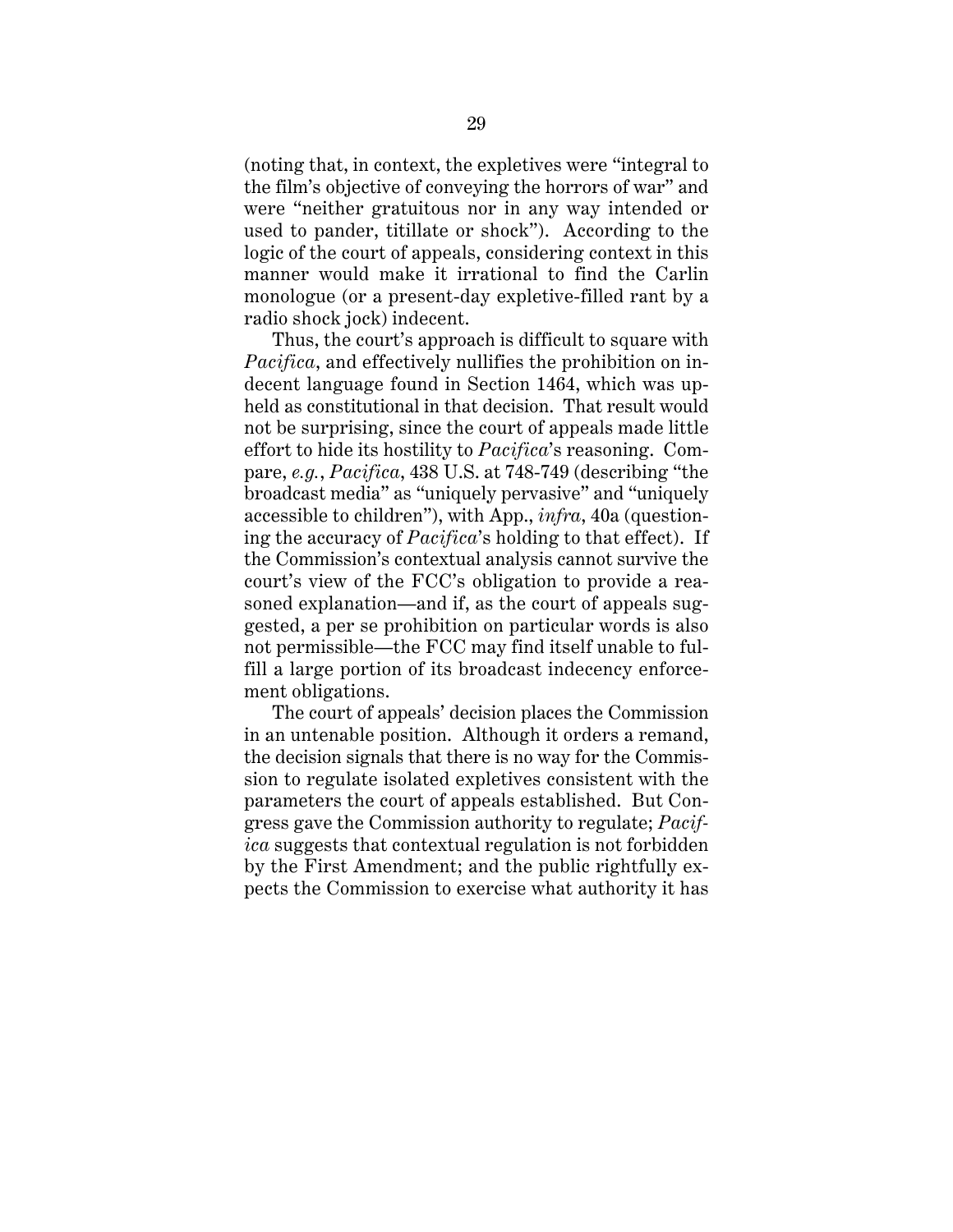(noting that, in context, the expletives were "integral to the film's objective of conveying the horrors of war" and were "neither gratuitous nor in any way intended or used to pander, titillate or shock"). According to the logic of the court of appeals, considering context in this manner would make it irrational to find the Carlin monologue (or a present-day expletive-filled rant by a radio shock jock) indecent.

Thus, the court's approach is difficult to square with *Pacifica*, and effectively nullifies the prohibition on indecent language found in Section 1464, which was upheld as constitutional in that decision. That result would not be surprising, since the court of appeals made little effort to hide its hostility to *Pacifica*'s reasoning. Compare, *e.g.*, *Pacifica*, 438 U.S. at 748-749 (describing "the broadcast media" as "uniquely pervasive" and "uniquely accessible to children"), with App., *infra*, 40a (questioning the accuracy of *Pacifica*'s holding to that effect). If the Commission's contextual analysis cannot survive the court's view of the FCC's obligation to provide a reasoned explanation—and if, as the court of appeals suggested, a per se prohibition on particular words is also not permissible—the FCC may find itself unable to fulfill a large portion of its broadcast indecency enforcement obligations.

The court of appeals' decision places the Commission in an untenable position. Although it orders a remand, the decision signals that there is no way for the Commission to regulate isolated expletives consistent with the parameters the court of appeals established. But Congress gave the Commission authority to regulate; *Pacifica* suggests that contextual regulation is not forbidden by the First Amendment; and the public rightfully expects the Commission to exercise what authority it has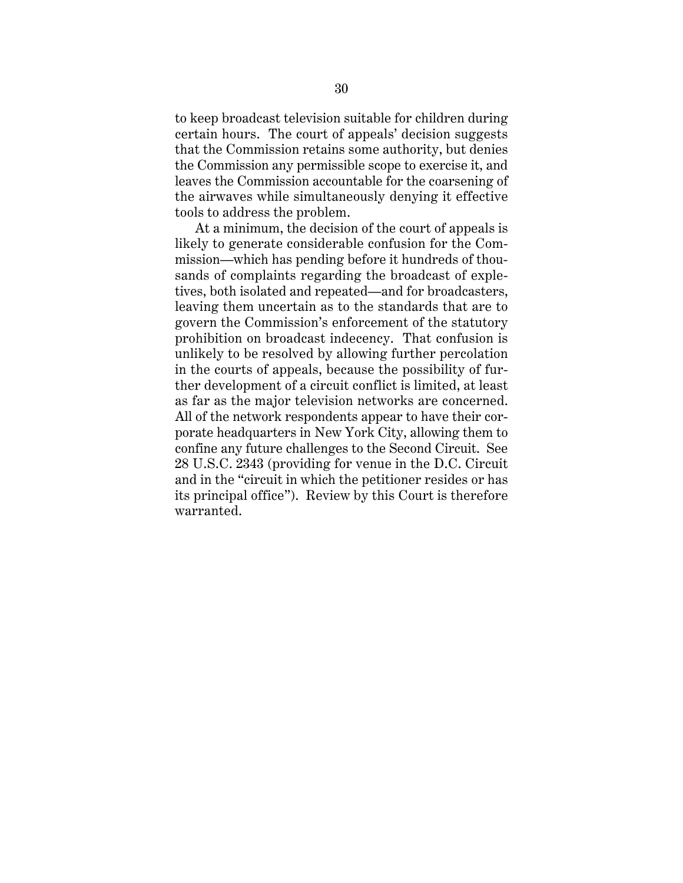to keep broadcast television suitable for children during certain hours. The court of appeals' decision suggests that the Commission retains some authority, but denies the Commission any permissible scope to exercise it, and leaves the Commission accountable for the coarsening of the airwaves while simultaneously denying it effective tools to address the problem.

At a minimum, the decision of the court of appeals is likely to generate considerable confusion for the Commission—which has pending before it hundreds of thousands of complaints regarding the broadcast of expletives, both isolated and repeated—and for broadcasters, leaving them uncertain as to the standards that are to govern the Commission's enforcement of the statutory prohibition on broadcast indecency. That confusion is unlikely to be resolved by allowing further percolation in the courts of appeals, because the possibility of further development of a circuit conflict is limited, at least as far as the major television networks are concerned. All of the network respondents appear to have their corporate headquarters in New York City, allowing them to confine any future challenges to the Second Circuit. See 28 U.S.C. 2343 (providing for venue in the D.C. Circuit and in the "circuit in which the petitioner resides or has its principal office"). Review by this Court is therefore warranted.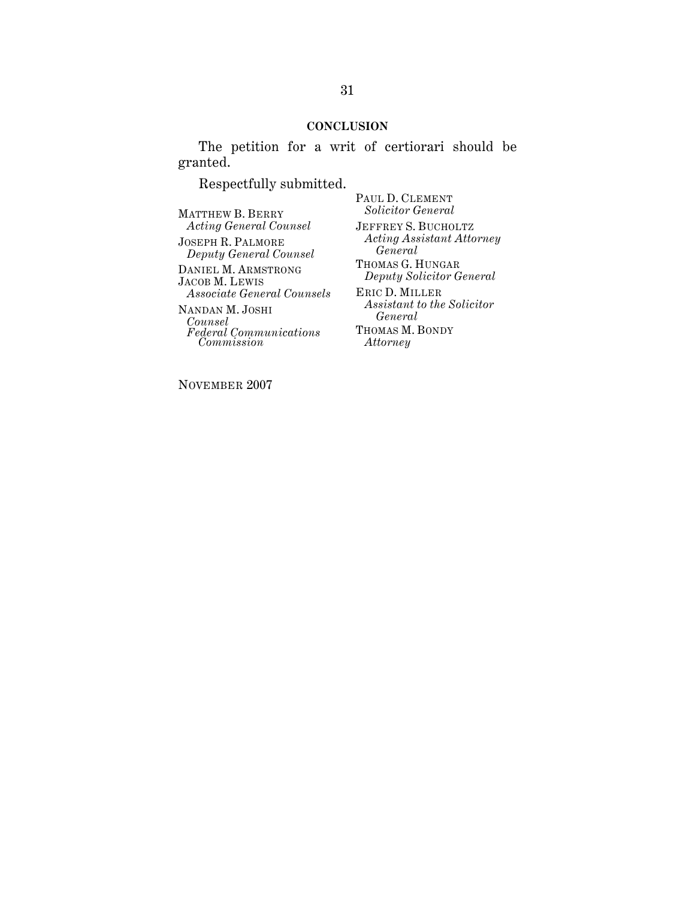## CONCLUSION

The petition for a writ of certiorari should be granted.

Respectfully submitted.

PAUL D. CLEMENT
*Solicitor General*

JEFFREY S. BUCHOLTZ
*Acting Assistant Attorney General*

THOMAS G. HUNGAR
*Deputy Solicitor General*

ERIC D. MILLER
*Assistant to the Solicitor General*

THOMAS M. BONDY
*Attorney*

MATTHEW B. BERRY
*Acting General Counsel*

JOSEPH R. PALMORE
*Deputy General Counsel*

DANIEL M. ARMSTRONG
JACOB M. LEWIS
*Associate General Counsels*

NANDAN M. JOSHI
*Counsel*
*Federal Communications Commission*

NOVEMBER 2007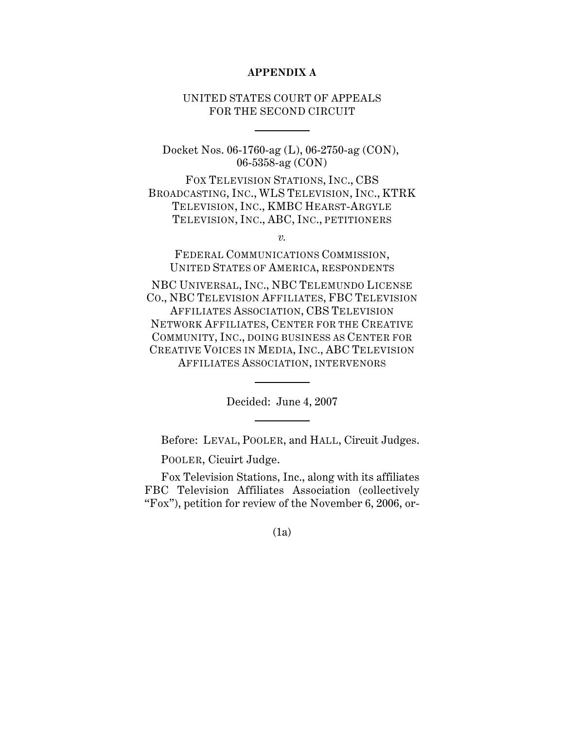**APPENDIX A**

UNITED STATES COURT OF APPEALS
FOR THE SECOND CIRCUIT

---

Docket Nos. 06-1760-ag (L), 06-2750-ag (CON), 06-5358-ag (CON)

FOX TELEVISION STATIONS, INC., CBS BROADCASTING, INC., WLS TELEVISION, INC., KTRK TELEVISION, INC., KMBC HEARST-ARGYLE TELEVISION, INC., ABC, INC., PETITIONERS

*v.*

FEDERAL COMMUNICATIONS COMMISSION, UNITED STATES OF AMERICA, RESPONDENTS

NBC UNIVERSAL, INC., NBC TELEMUNDO LICENSE CO., NBC TELEVISION AFFILIATES, FBC TELEVISION AFFILIATES ASSOCIATION, CBS TELEVISION NETWORK AFFILIATES, CENTER FOR THE CREATIVE COMMUNITY, INC., DOING BUSINESS AS CENTER FOR CREATIVE VOICES IN MEDIA, INC., ABC TELEVISION AFFILIATES ASSOCIATION, INTERVENORS

---

Decided: June 4, 2007

---

Before: LEVAL, POOLER, and HALL, Circuit Judges.

POOLER, Cicuirt Judge.

Fox Television Stations, Inc., along with its affiliates FBC Television Affiliates Association (collectively "Fox"), petition for review of the November 6, 2006, or-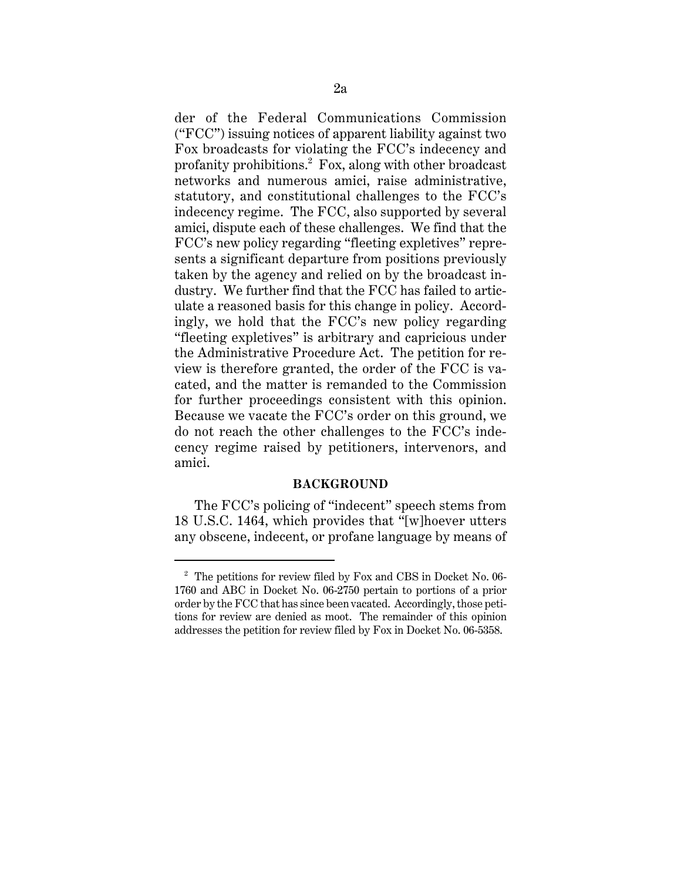der of the Federal Communications Commission ("FCC") issuing notices of apparent liability against two Fox broadcasts for violating the FCC's indecency and profanity prohibitions.[2] Fox, along with other broadcast networks and numerous amici, raise administrative, statutory, and constitutional challenges to the FCC's indecency regime. The FCC, also supported by several amici, dispute each of these challenges. We find that the FCC's new policy regarding "fleeting expletives" represents a significant departure from positions previously taken by the agency and relied on by the broadcast industry. We further find that the FCC has failed to articulate a reasoned basis for this change in policy. Accordingly, we hold that the FCC's new policy regarding "fleeting expletives" is arbitrary and capricious under the Administrative Procedure Act. The petition for review is therefore granted, the order of the FCC is vacated, and the matter is remanded to the Commission for further proceedings consistent with this opinion. Because we vacate the FCC's order on this ground, we do not reach the other challenges to the FCC's indecency regime raised by petitioners, intervenors, and amici.

**BACKGROUND**

The FCC's policing of "indecent" speech stems from 18 U.S.C. 1464, which provides that "[w]hoever utters any obscene, indecent, or profane language by means of

---

[2] The petitions for review filed by Fox and CBS in Docket No. 06-1760 and ABC in Docket No. 06-2750 pertain to portions of a prior order by the FCC that has since been vacated. Accordingly, those petitions for review are denied as moot. The remainder of this opinion addresses the petition for review filed by Fox in Docket No. 06-5358.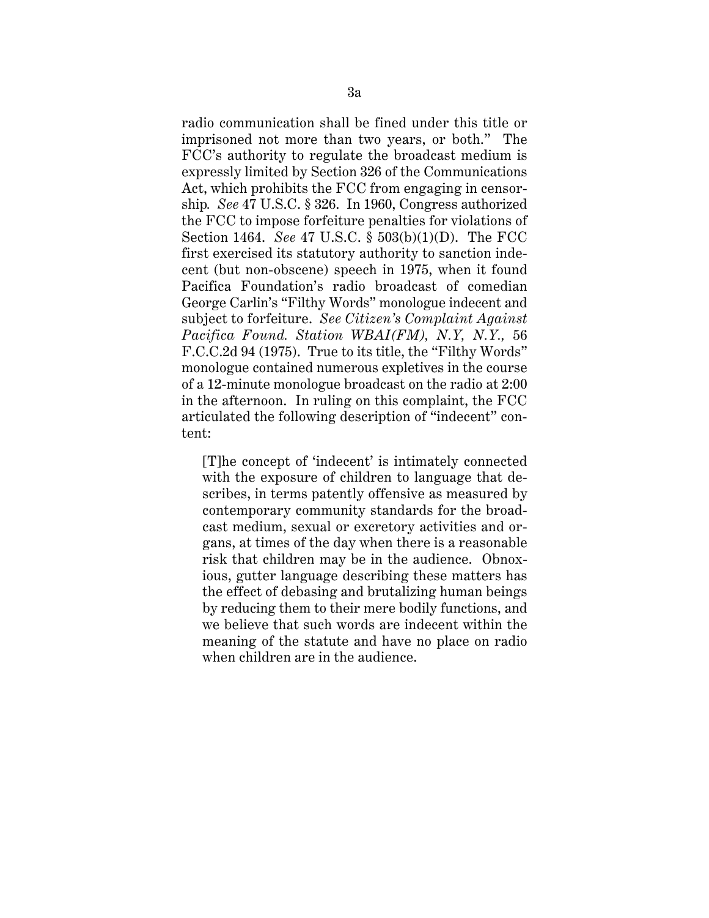radio communication shall be fined under this title or imprisoned not more than two years, or both." The FCC's authority to regulate the broadcast medium is expressly limited by Section 326 of the Communications Act, which prohibits the FCC from engaging in censorship. *See* 47 U.S.C. § 326. In 1960, Congress authorized the FCC to impose forfeiture penalties for violations of Section 1464. *See* 47 U.S.C. § 503(b)(1)(D). The FCC first exercised its statutory authority to sanction indecent (but non-obscene) speech in 1975, when it found Pacifica Foundation's radio broadcast of comedian George Carlin's "Filthy Words" monologue indecent and subject to forfeiture. *See Citizen's Complaint Against Pacifica Found. Station WBAI(FM), N.Y, N.Y.,* 56 F.C.C.2d 94 (1975). True to its title, the "Filthy Words" monologue contained numerous expletives in the course of a 12-minute monologue broadcast on the radio at 2:00 in the afternoon. In ruling on this complaint, the FCC articulated the following description of "indecent" content:

> [T]he concept of 'indecent' is intimately connected with the exposure of children to language that describes, in terms patently offensive as measured by contemporary community standards for the broadcast medium, sexual or excretory activities and organs, at times of the day when there is a reasonable risk that children may be in the audience. Obnoxious, gutter language describing these matters has the effect of debasing and brutalizing human beings by reducing them to their mere bodily functions, and we believe that such words are indecent within the meaning of the statute and have no place on radio when children are in the audience.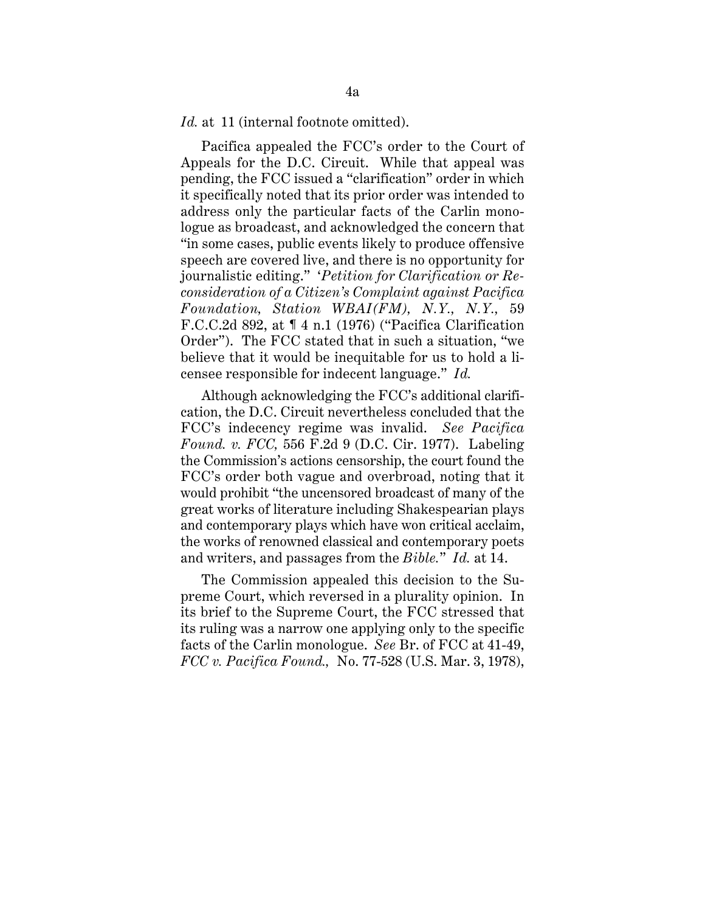*Id.* at 11 (internal footnote omitted).

Pacifica appealed the FCC's order to the Court of Appeals for the D.C. Circuit. While that appeal was pending, the FCC issued a "clarification" order in which it specifically noted that its prior order was intended to address only the particular facts of the Carlin monologue as broadcast, and acknowledged the concern that "in some cases, public events likely to produce offensive speech are covered live, and there is no opportunity for journalistic editing." '*Petition for Clarification or Reconsideration of a Citizen's Complaint against Pacifica Foundation, Station WBAI(FM), N.Y., N.Y.,* 59 F.C.C.2d 892, at ¶ 4 n.1 (1976) ("Pacifica Clarification Order"). The FCC stated that in such a situation, "we believe that it would be inequitable for us to hold a licensee responsible for indecent language." *Id.*

Although acknowledging the FCC's additional clarification, the D.C. Circuit nevertheless concluded that the FCC's indecency regime was invalid. *See Pacifica Found. v. FCC,* 556 F.2d 9 (D.C. Cir. 1977). Labeling the Commission's actions censorship, the court found the FCC's order both vague and overbroad, noting that it would prohibit "the uncensored broadcast of many of the great works of literature including Shakespearian plays and contemporary plays which have won critical acclaim, the works of renowned classical and contemporary poets and writers, and passages from the *Bible.*" *Id.* at 14.

The Commission appealed this decision to the Supreme Court, which reversed in a plurality opinion. In its brief to the Supreme Court, the FCC stressed that its ruling was a narrow one applying only to the specific facts of the Carlin monologue. *See* Br. of FCC at 41-49, *FCC v. Pacifica Found.,* No. 77-528 (U.S. Mar. 3, 1978),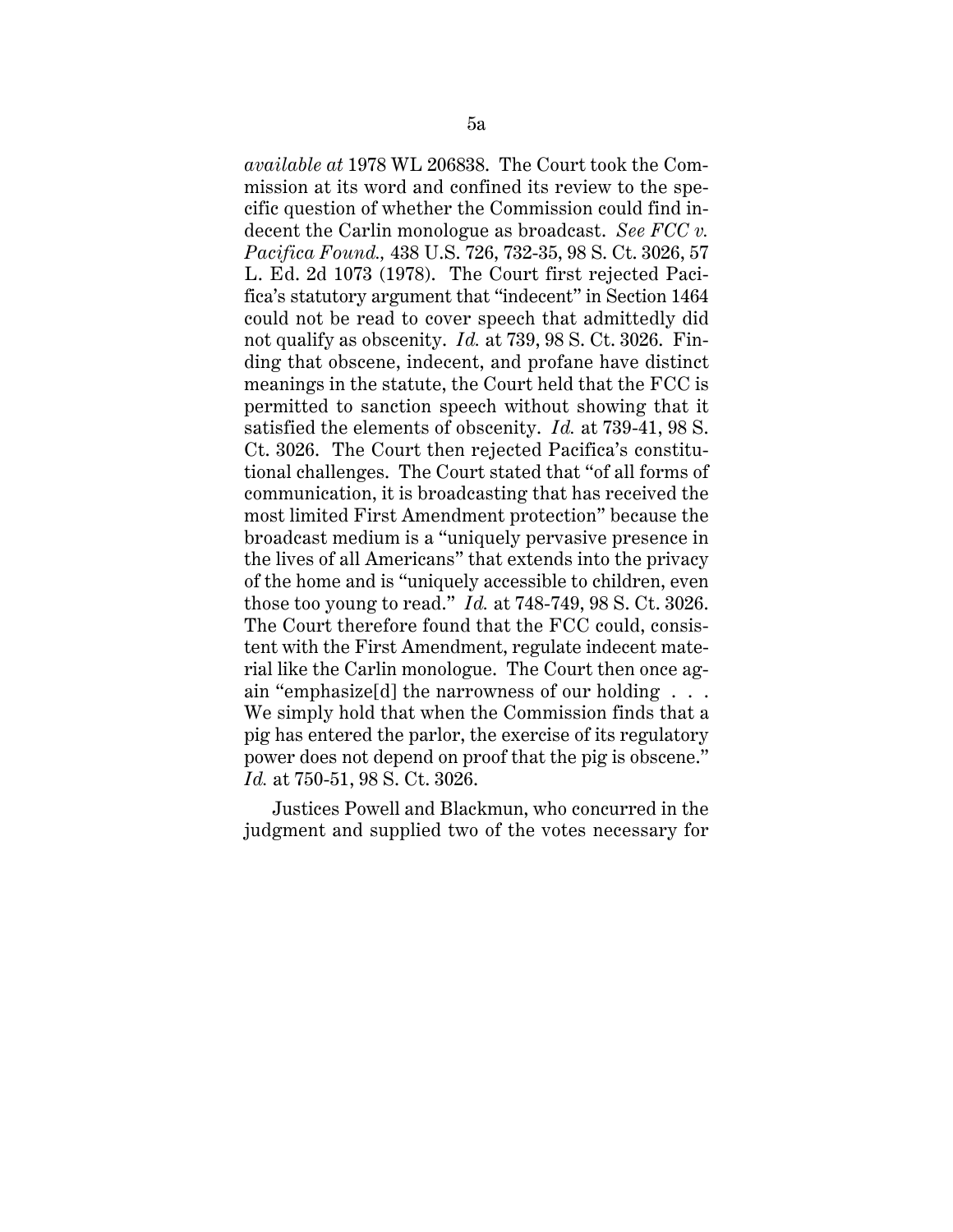*available at* 1978 WL 206838. The Court took the Commission at its word and confined its review to the specific question of whether the Commission could find indecent the Carlin monologue as broadcast. *See FCC v. Pacifica Found.,* 438 U.S. 726, 732-35, 98 S. Ct. 3026, 57 L. Ed. 2d 1073 (1978). The Court first rejected Pacifica's statutory argument that "indecent" in Section 1464 could not be read to cover speech that admittedly did not qualify as obscenity. *Id.* at 739, 98 S. Ct. 3026. Finding that obscene, indecent, and profane have distinct meanings in the statute, the Court held that the FCC is permitted to sanction speech without showing that it satisfied the elements of obscenity. *Id.* at 739-41, 98 S. Ct. 3026. The Court then rejected Pacifica's constitutional challenges. The Court stated that "of all forms of communication, it is broadcasting that has received the most limited First Amendment protection" because the broadcast medium is a "uniquely pervasive presence in the lives of all Americans" that extends into the privacy of the home and is "uniquely accessible to children, even those too young to read." *Id.* at 748-749, 98 S. Ct. 3026. The Court therefore found that the FCC could, consistent with the First Amendment, regulate indecent material like the Carlin monologue. The Court then once again "emphasize[d] the narrowness of our holding . . . We simply hold that when the Commission finds that a pig has entered the parlor, the exercise of its regulatory power does not depend on proof that the pig is obscene." *Id.* at 750-51, 98 S. Ct. 3026.

Justices Powell and Blackmun, who concurred in the judgment and supplied two of the votes necessary for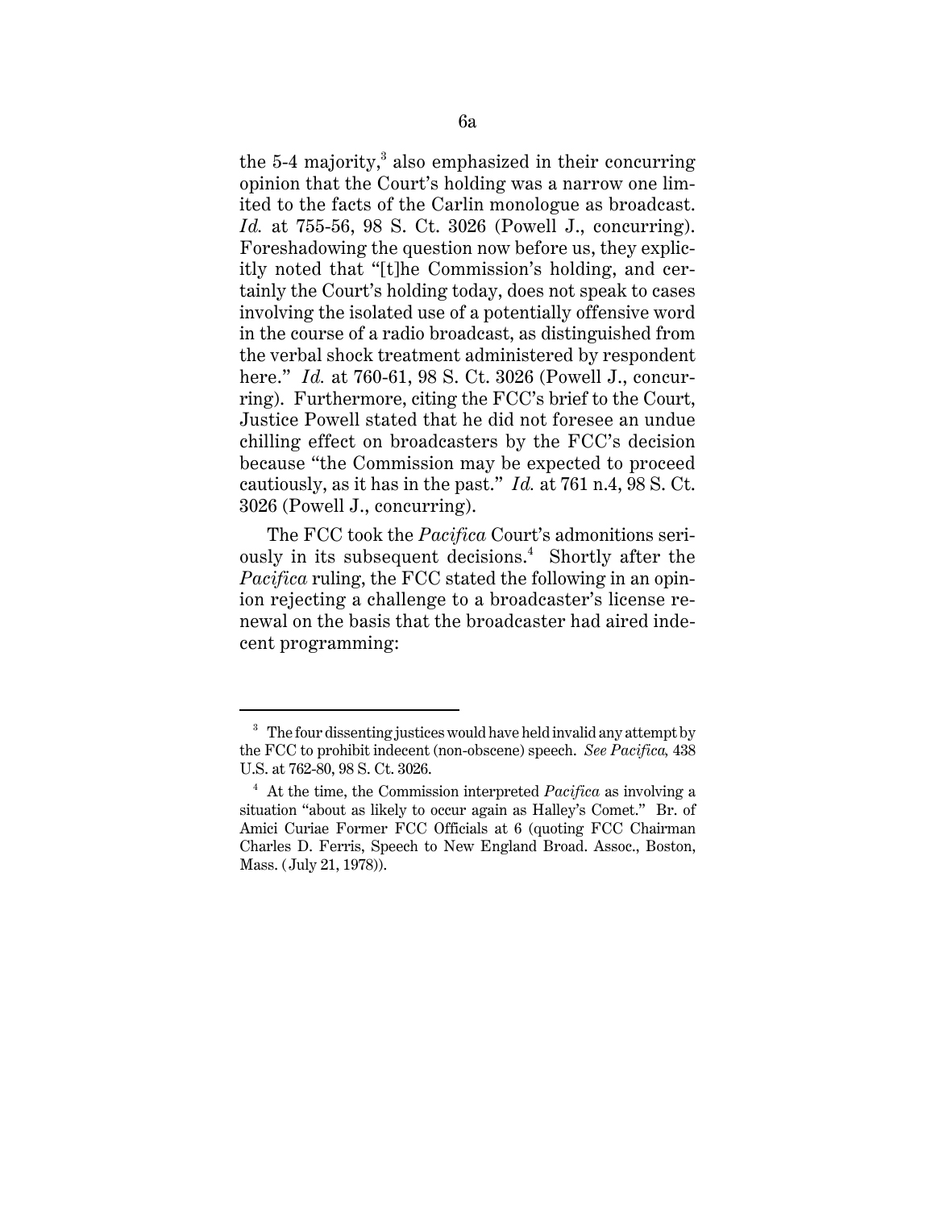the 5-4 majority,[3] also emphasized in their concurring opinion that the Court's holding was a narrow one limited to the facts of the Carlin monologue as broadcast. *Id.* at 755-56, 98 S. Ct. 3026 (Powell J., concurring). Foreshadowing the question now before us, they explicitly noted that "[t]he Commission's holding, and certainly the Court's holding today, does not speak to cases involving the isolated use of a potentially offensive word in the course of a radio broadcast, as distinguished from the verbal shock treatment administered by respondent here." *Id.* at 760-61, 98 S. Ct. 3026 (Powell J., concurring). Furthermore, citing the FCC's brief to the Court, Justice Powell stated that he did not foresee an undue chilling effect on broadcasters by the FCC's decision because "the Commission may be expected to proceed cautiously, as it has in the past." *Id.* at 761 n.4, 98 S. Ct. 3026 (Powell J., concurring).

The FCC took the *Pacifica* Court's admonitions seriously in its subsequent decisions.[4] Shortly after the *Pacifica* ruling, the FCC stated the following in an opinion rejecting a challenge to a broadcaster's license renewal on the basis that the broadcaster had aired indecent programming:

---

[3] The four dissenting justices would have held invalid any attempt by the FCC to prohibit indecent (non-obscene) speech. *See Pacifica,* 438 U.S. at 762-80, 98 S. Ct. 3026.

[4] At the time, the Commission interpreted *Pacifica* as involving a situation "about as likely to occur again as Halley's Comet." Br. of Amici Curiae Former FCC Officials at 6 (quoting FCC Chairman Charles D. Ferris, Speech to New England Broad. Assoc., Boston, Mass. (July 21, 1978)).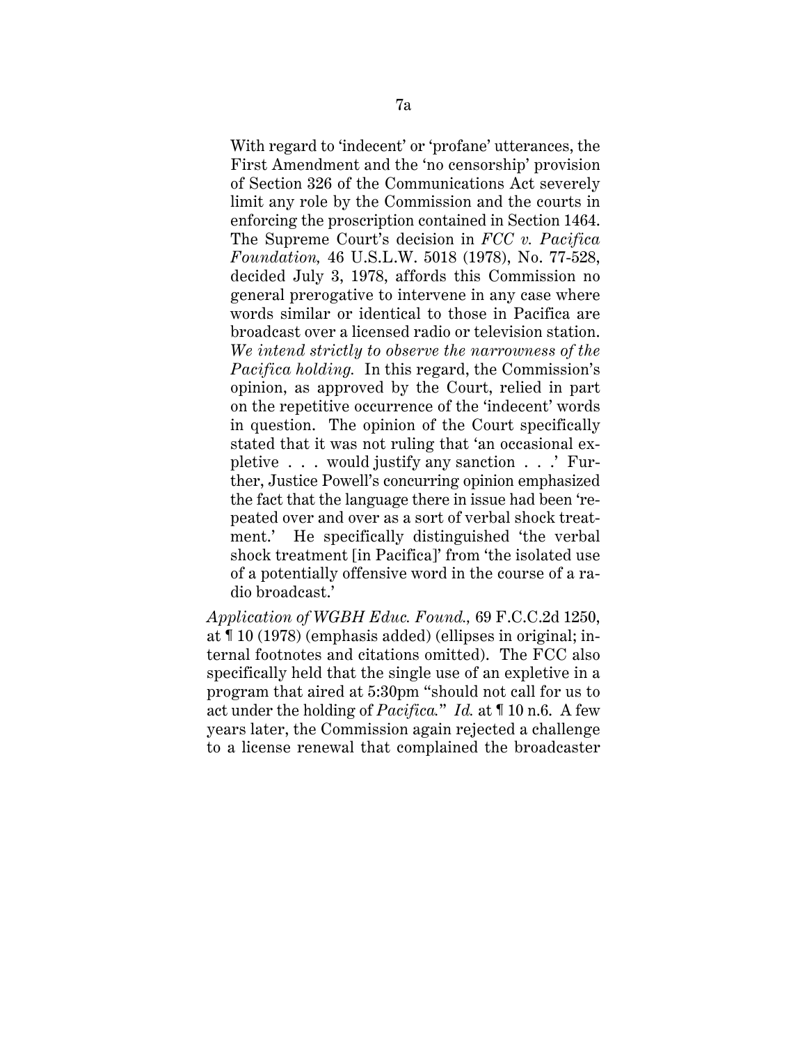> With regard to 'indecent' or 'profane' utterances, the First Amendment and the 'no censorship' provision of Section 326 of the Communications Act severely limit any role by the Commission and the courts in enforcing the proscription contained in Section 1464. The Supreme Court's decision in *FCC v. Pacifica Foundation,* 46 U.S.L.W. 5018 (1978), No. 77-528, decided July 3, 1978, affords this Commission no general prerogative to intervene in any case where words similar or identical to those in Pacifica are broadcast over a licensed radio or television station. *We intend strictly to observe the narrowness of the Pacifica holding.* In this regard, the Commission's opinion, as approved by the Court, relied in part on the repetitive occurrence of the 'indecent' words in question. The opinion of the Court specifically stated that it was not ruling that 'an occasional expletive . . . would justify any sanction . . .' Further, Justice Powell's concurring opinion emphasized the fact that the language there in issue had been 'repeated over and over as a sort of verbal shock treatment.' He specifically distinguished 'the verbal shock treatment [in Pacifica]' from 'the isolated use of a potentially offensive word in the course of a radio broadcast.'

*Application of WGBH Educ. Found.,* 69 F.C.C.2d 1250, at ¶ 10 (1978) (emphasis added) (ellipses in original; internal footnotes and citations omitted). The FCC also specifically held that the single use of an expletive in a program that aired at 5:30pm "should not call for us to act under the holding of *Pacifica.*" *Id.* at ¶ 10 n.6. A few years later, the Commission again rejected a challenge to a license renewal that complained the broadcaster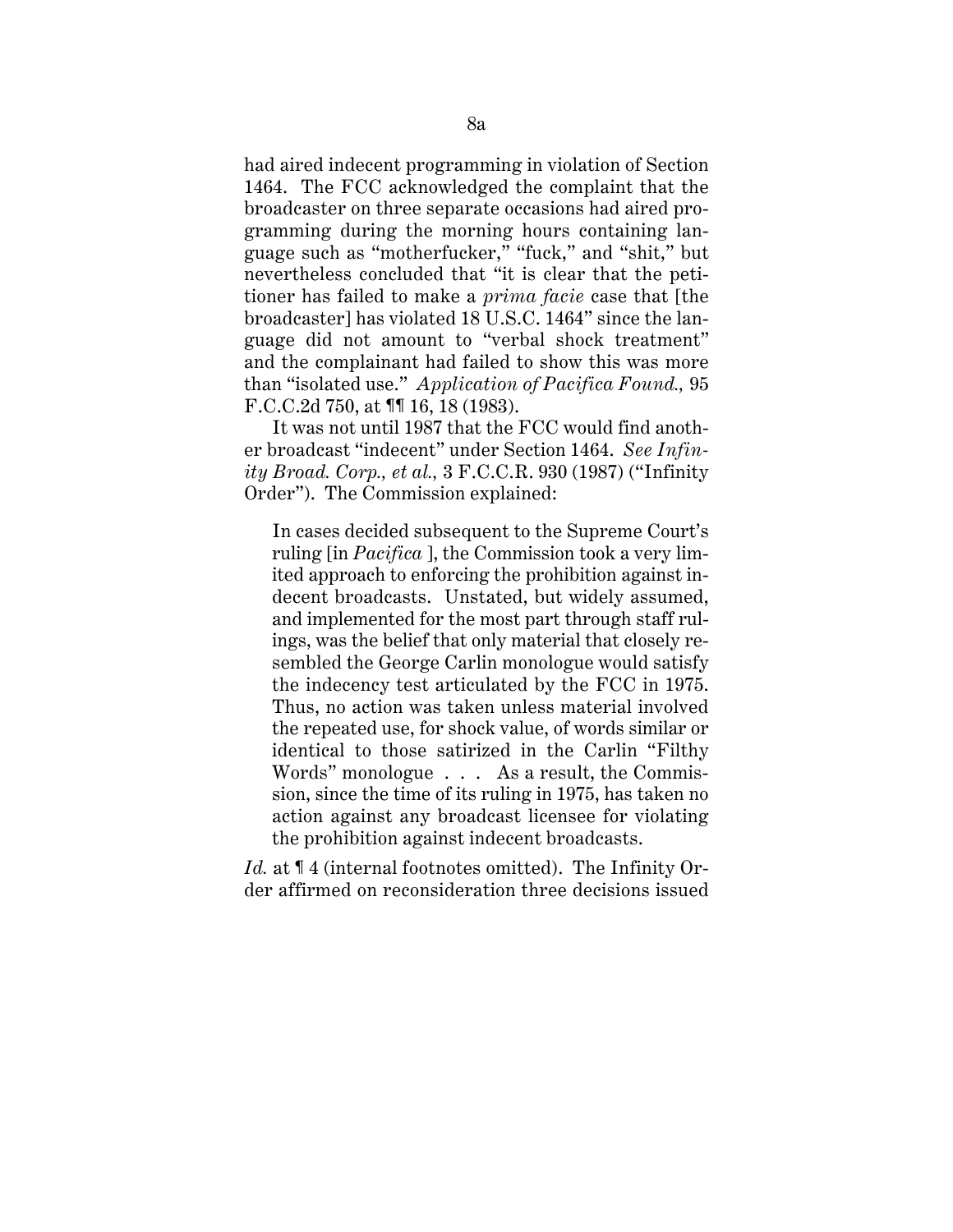had aired indecent programming in violation of Section 1464. The FCC acknowledged the complaint that the broadcaster on three separate occasions had aired programming during the morning hours containing language such as "motherfucker," "fuck," and "shit," but nevertheless concluded that "it is clear that the petitioner has failed to make a *prima facie* case that [the broadcaster] has violated 18 U.S.C. 1464" since the language did not amount to "verbal shock treatment" and the complainant had failed to show this was more than "isolated use." *Application of Pacifica Found.,* 95 F.C.C.2d 750, at ¶¶ 16, 18 (1983).

It was not until 1987 that the FCC would find another broadcast "indecent" under Section 1464. *See Infinity Broad. Corp., et al.,* 3 F.C.C.R. 930 (1987) ("Infinity Order"). The Commission explained:

> In cases decided subsequent to the Supreme Court's ruling [in *Pacifica* ], the Commission took a very limited approach to enforcing the prohibition against indecent broadcasts. Unstated, but widely assumed, and implemented for the most part through staff rulings, was the belief that only material that closely resembled the George Carlin monologue would satisfy the indecency test articulated by the FCC in 1975. Thus, no action was taken unless material involved the repeated use, for shock value, of words similar or identical to those satirized in the Carlin "Filthy Words" monologue . . . As a result, the Commission, since the time of its ruling in 1975, has taken no action against any broadcast licensee for violating the prohibition against indecent broadcasts.

*Id.* at ¶ 4 (internal footnotes omitted). The Infinity Order affirmed on reconsideration three decisions issued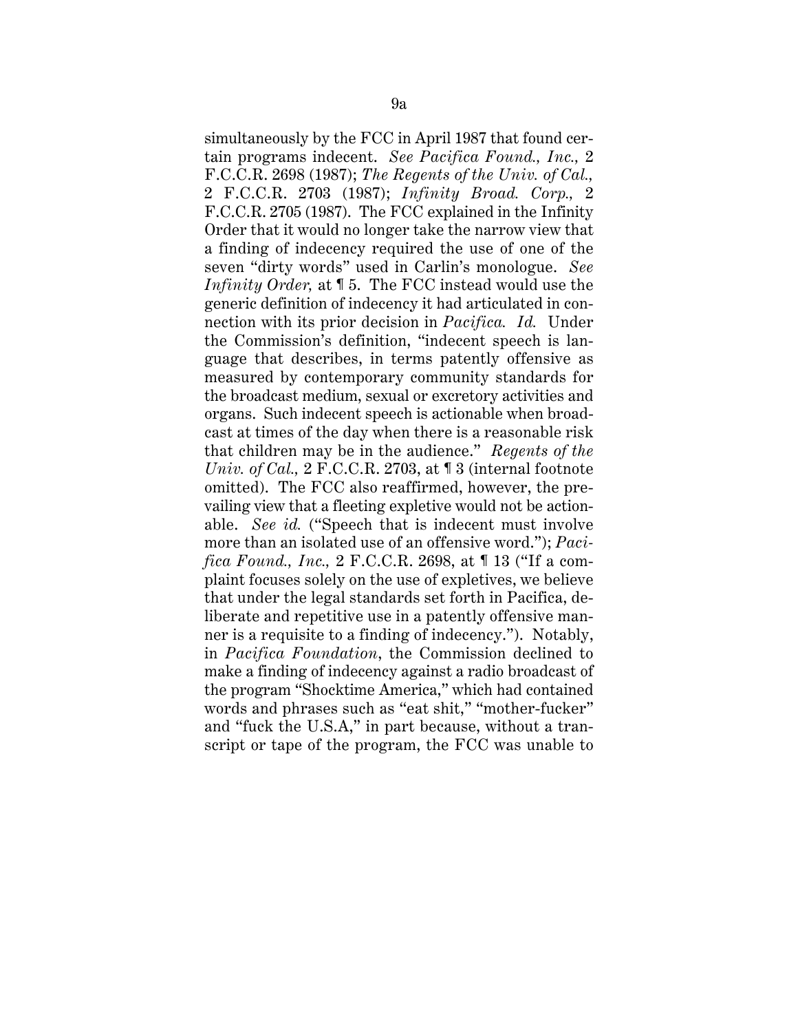simultaneously by the FCC in April 1987 that found certain programs indecent. *See Pacifica Found., Inc.,* 2 F.C.C.R. 2698 (1987); *The Regents of the Univ. of Cal.,* 2 F.C.C.R. 2703 (1987); *Infinity Broad. Corp.,* 2 F.C.C.R. 2705 (1987). The FCC explained in the Infinity Order that it would no longer take the narrow view that a finding of indecency required the use of one of the seven "dirty words" used in Carlin's monologue. *See Infinity Order,* at ¶ 5. The FCC instead would use the generic definition of indecency it had articulated in connection with its prior decision in *Pacifica. Id.* Under the Commission's definition, "indecent speech is language that describes, in terms patently offensive as measured by contemporary community standards for the broadcast medium, sexual or excretory activities and organs. Such indecent speech is actionable when broadcast at times of the day when there is a reasonable risk that children may be in the audience." *Regents of the Univ. of Cal.,* 2 F.C.C.R. 2703, at ¶ 3 (internal footnote omitted). The FCC also reaffirmed, however, the prevailing view that a fleeting expletive would not be actionable. *See id.* ("Speech that is indecent must involve more than an isolated use of an offensive word."); *Pacifica Found., Inc.,* 2 F.C.C.R. 2698, at ¶ 13 ("If a complaint focuses solely on the use of expletives, we believe that under the legal standards set forth in Pacifica, deliberate and repetitive use in a patently offensive manner is a requisite to a finding of indecency."). Notably, in *Pacifica Foundation*, the Commission declined to make a finding of indecency against a radio broadcast of the program "Shocktime America," which had contained words and phrases such as "eat shit," "mother-fucker" and "fuck the U.S.A," in part because, without a transcript or tape of the program, the FCC was unable to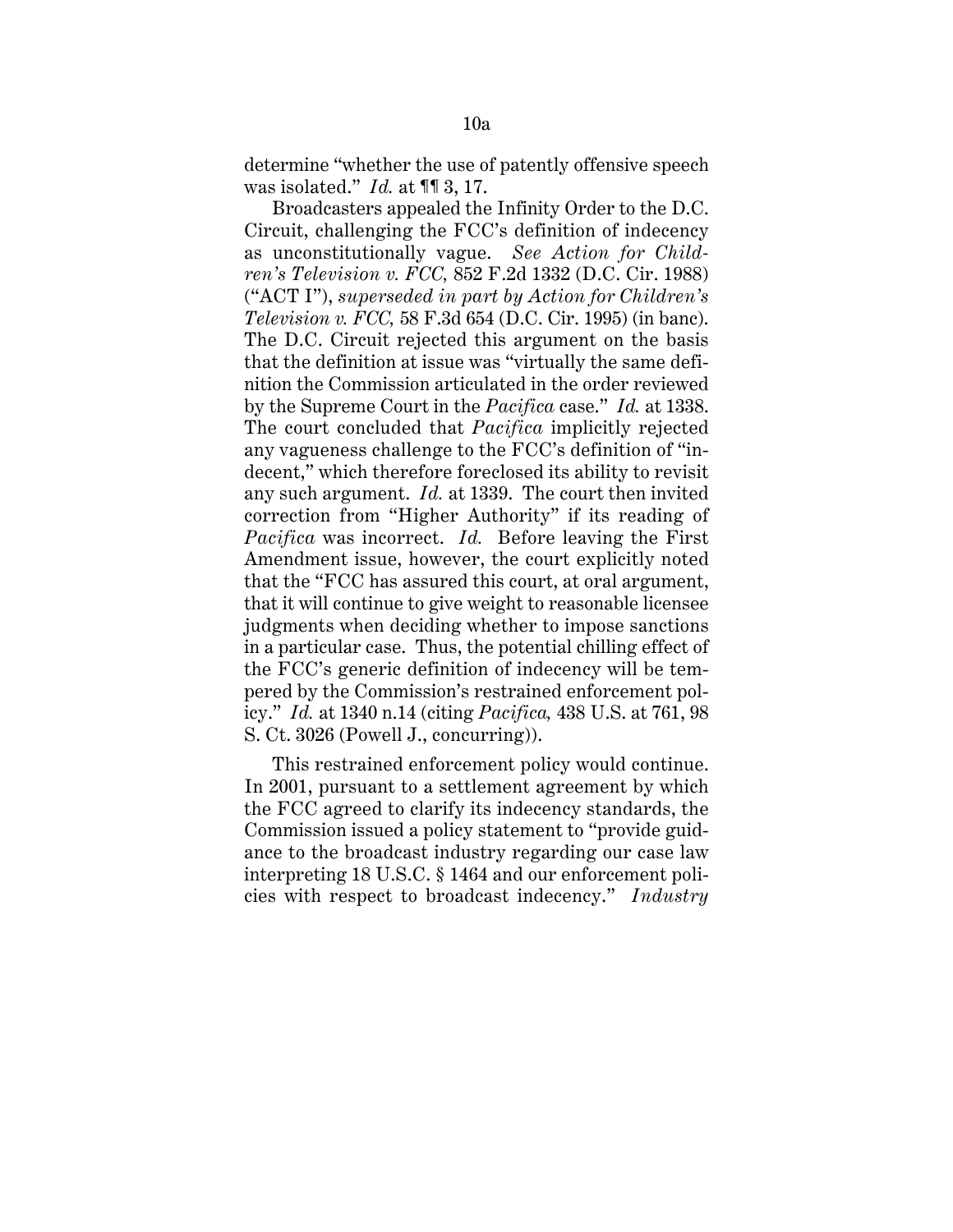determine "whether the use of patently offensive speech was isolated." *Id.* at ¶¶ 3, 17.

Broadcasters appealed the Infinity Order to the D.C. Circuit, challenging the FCC's definition of indecency as unconstitutionally vague. *See Action for Children's Television v. FCC,* 852 F.2d 1332 (D.C. Cir. 1988) ("ACT I"), *superseded in part by Action for Children's Television v. FCC,* 58 F.3d 654 (D.C. Cir. 1995) (in banc). The D.C. Circuit rejected this argument on the basis that the definition at issue was "virtually the same definition the Commission articulated in the order reviewed by the Supreme Court in the *Pacifica* case." *Id.* at 1338. The court concluded that *Pacifica* implicitly rejected any vagueness challenge to the FCC's definition of "indecent," which therefore foreclosed its ability to revisit any such argument. *Id.* at 1339. The court then invited correction from "Higher Authority" if its reading of *Pacifica* was incorrect. *Id.* Before leaving the First Amendment issue, however, the court explicitly noted that the "FCC has assured this court, at oral argument, that it will continue to give weight to reasonable licensee judgments when deciding whether to impose sanctions in a particular case. Thus, the potential chilling effect of the FCC's generic definition of indecency will be tempered by the Commission's restrained enforcement policy." *Id.* at 1340 n.14 (citing *Pacifica,* 438 U.S. at 761, 98 S. Ct. 3026 (Powell J., concurring)).

This restrained enforcement policy would continue. In 2001, pursuant to a settlement agreement by which the FCC agreed to clarify its indecency standards, the Commission issued a policy statement to "provide guidance to the broadcast industry regarding our case law interpreting 18 U.S.C. § 1464 and our enforcement policies with respect to broadcast indecency." *Industry*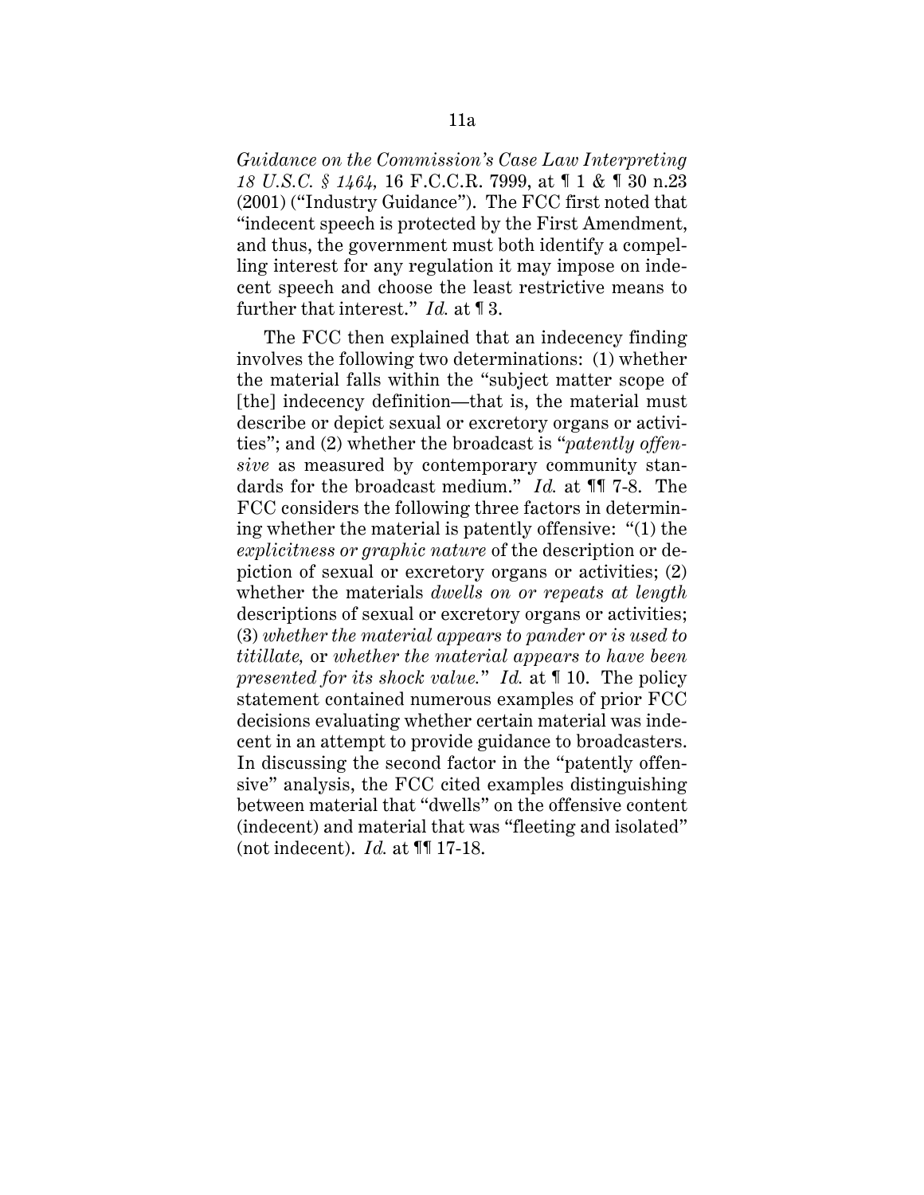*Guidance on the Commission's Case Law Interpreting 18 U.S.C. § 1464,* 16 F.C.C.R. 7999, at ¶ 1 & ¶ 30 n.23 (2001) ("Industry Guidance"). The FCC first noted that "indecent speech is protected by the First Amendment, and thus, the government must both identify a compelling interest for any regulation it may impose on indecent speech and choose the least restrictive means to further that interest." *Id.* at ¶ 3.

The FCC then explained that an indecency finding involves the following two determinations: (1) whether the material falls within the "subject matter scope of [the] indecency definition—that is, the material must describe or depict sexual or excretory organs or activities"; and (2) whether the broadcast is "*patently offensive* as measured by contemporary community standards for the broadcast medium." *Id.* at ¶¶ 7-8. The FCC considers the following three factors in determining whether the material is patently offensive: "(1) the *explicitness or graphic nature* of the description or depiction of sexual or excretory organs or activities; (2) whether the materials *dwells on or repeats at length* descriptions of sexual or excretory organs or activities; (3) *whether the material appears to pander or is used to titillate,* or *whether the material appears to have been presented for its shock value.*" *Id.* at ¶ 10. The policy statement contained numerous examples of prior FCC decisions evaluating whether certain material was indecent in an attempt to provide guidance to broadcasters. In discussing the second factor in the "patently offensive" analysis, the FCC cited examples distinguishing between material that "dwells" on the offensive content (indecent) and material that was "fleeting and isolated" (not indecent). *Id.* at ¶¶ 17-18.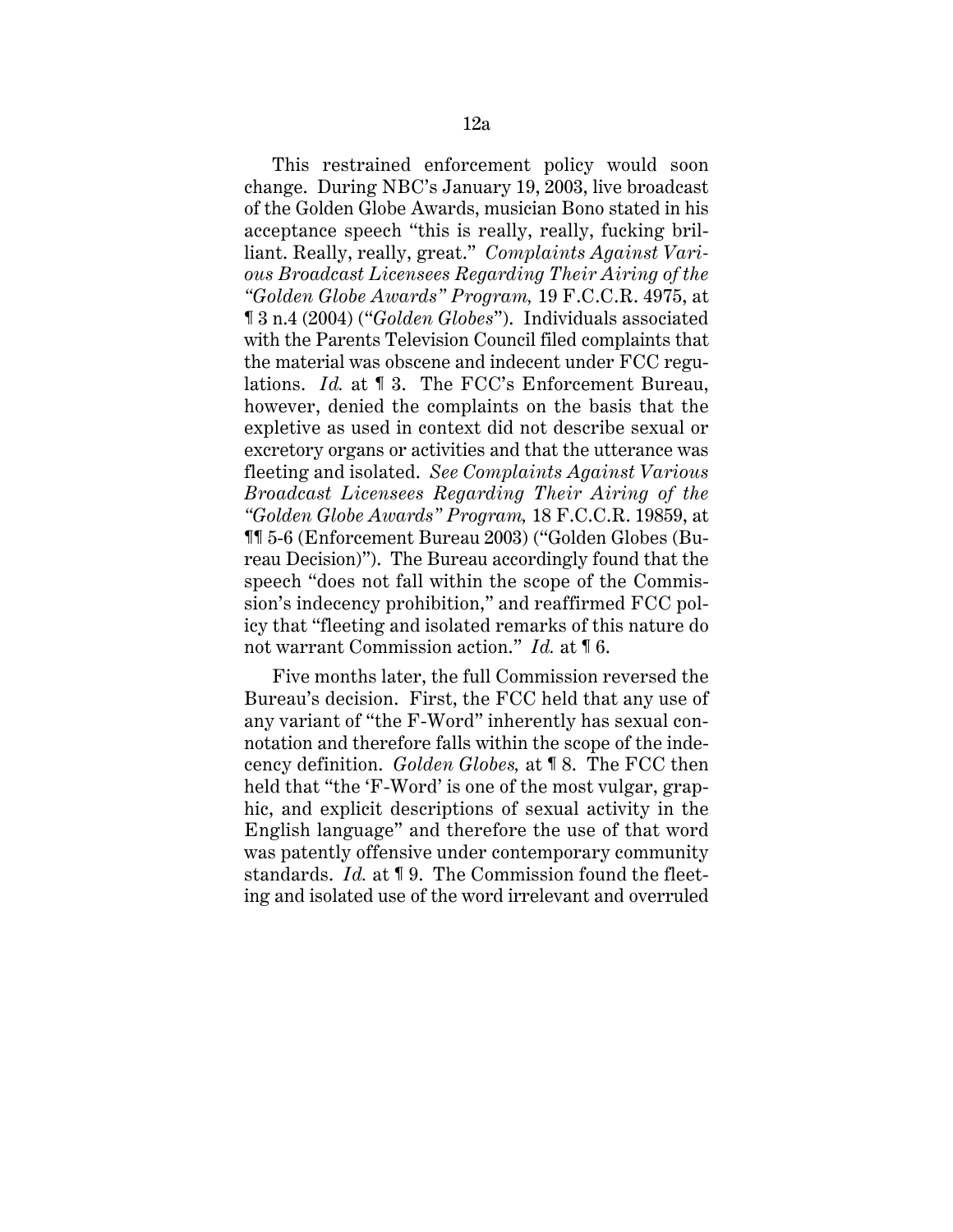This restrained enforcement policy would soon change. During NBC's January 19, 2003, live broadcast of the Golden Globe Awards, musician Bono stated in his acceptance speech "this is really, really, fucking brilliant. Really, really, great." *Complaints Against Various Broadcast Licensees Regarding Their Airing of the "Golden Globe Awards" Program,* 19 F.C.C.R. 4975, at ¶ 3 n.4 (2004) ("*Golden Globes*"). Individuals associated with the Parents Television Council filed complaints that the material was obscene and indecent under FCC regulations. *Id.* at ¶ 3. The FCC's Enforcement Bureau, however, denied the complaints on the basis that the expletive as used in context did not describe sexual or excretory organs or activities and that the utterance was fleeting and isolated. *See Complaints Against Various Broadcast Licensees Regarding Their Airing of the "Golden Globe Awards" Program,* 18 F.C.C.R. 19859, at ¶¶ 5-6 (Enforcement Bureau 2003) ("Golden Globes (Bureau Decision)"). The Bureau accordingly found that the speech "does not fall within the scope of the Commission's indecency prohibition," and reaffirmed FCC policy that "fleeting and isolated remarks of this nature do not warrant Commission action." *Id.* at ¶ 6.

Five months later, the full Commission reversed the Bureau's decision. First, the FCC held that any use of any variant of "the F-Word" inherently has sexual connotation and therefore falls within the scope of the indecency definition. *Golden Globes,* at ¶ 8. The FCC then held that "the 'F-Word' is one of the most vulgar, graphic, and explicit descriptions of sexual activity in the English language" and therefore the use of that word was patently offensive under contemporary community standards. *Id.* at ¶ 9. The Commission found the fleeting and isolated use of the word irrelevant and overruled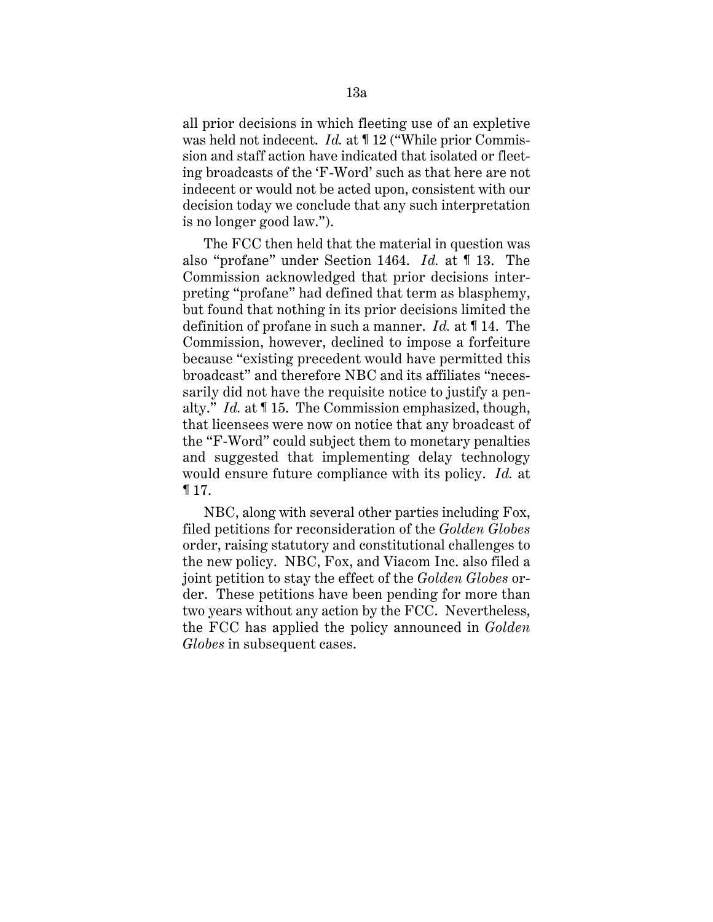all prior decisions in which fleeting use of an expletive was held not indecent. *Id.* at ¶ 12 ("While prior Commission and staff action have indicated that isolated or fleeting broadcasts of the 'F-Word' such as that here are not indecent or would not be acted upon, consistent with our decision today we conclude that any such interpretation is no longer good law.").

The FCC then held that the material in question was also "profane" under Section 1464. *Id.* at ¶ 13. The Commission acknowledged that prior decisions interpreting "profane" had defined that term as blasphemy, but found that nothing in its prior decisions limited the definition of profane in such a manner. *Id.* at ¶ 14. The Commission, however, declined to impose a forfeiture because "existing precedent would have permitted this broadcast" and therefore NBC and its affiliates "necessarily did not have the requisite notice to justify a penalty." *Id.* at ¶ 15. The Commission emphasized, though, that licensees were now on notice that any broadcast of the "F-Word" could subject them to monetary penalties and suggested that implementing delay technology would ensure future compliance with its policy. *Id.* at ¶ 17.

NBC, along with several other parties including Fox, filed petitions for reconsideration of the *Golden Globes* order, raising statutory and constitutional challenges to the new policy. NBC, Fox, and Viacom Inc. also filed a joint petition to stay the effect of the *Golden Globes* order. These petitions have been pending for more than two years without any action by the FCC. Nevertheless, the FCC has applied the policy announced in *Golden Globes* in subsequent cases.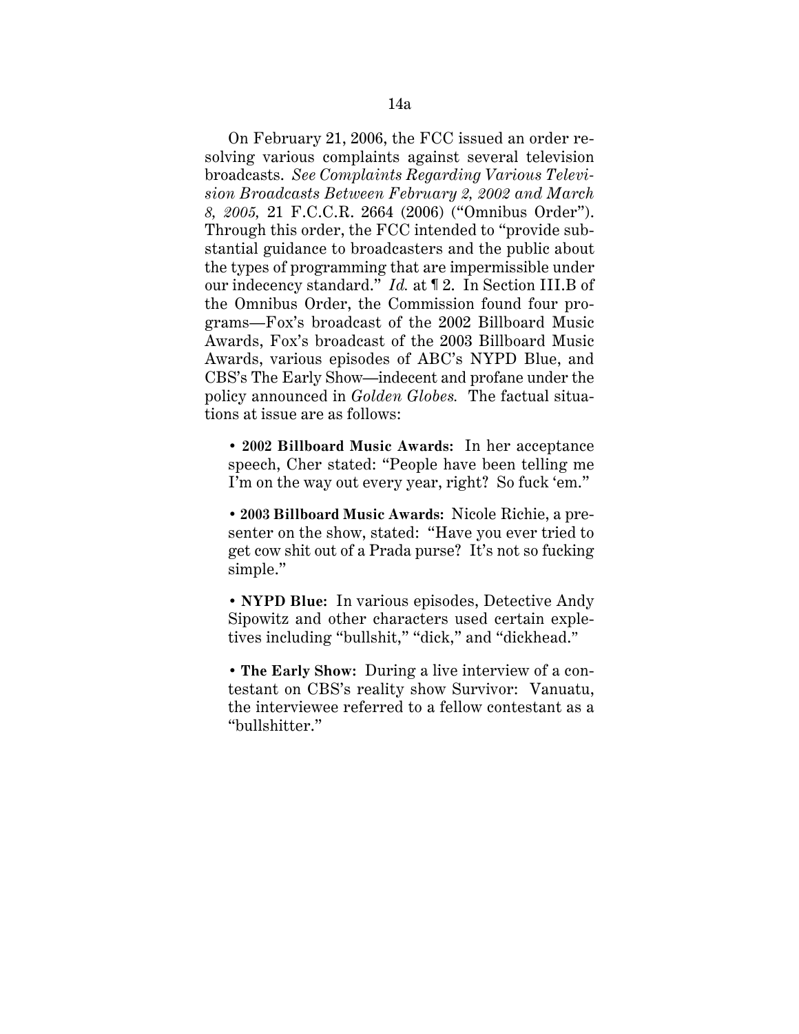On February 21, 2006, the FCC issued an order resolving various complaints against several television broadcasts. *See Complaints Regarding Various Television Broadcasts Between February 2, 2002 and March 8, 2005*, 21 F.C.C.R. 2664 (2006) ("Omnibus Order"). Through this order, the FCC intended to "provide substantial guidance to broadcasters and the public about the types of programming that are impermissible under our indecency standard." *Id.* at ¶ 2. In Section III.B of the Omnibus Order, the Commission found four programs—Fox's broadcast of the 2002 Billboard Music Awards, Fox's broadcast of the 2003 Billboard Music Awards, various episodes of ABC's NYPD Blue, and CBS's The Early Show—indecent and profane under the policy announced in *Golden Globes.* The factual situations at issue are as follows:

- **2002 Billboard Music Awards:** In her acceptance speech, Cher stated: "People have been telling me I'm on the way out every year, right? So fuck 'em."

- **2003 Billboard Music Awards:** Nicole Richie, a presenter on the show, stated: "Have you ever tried to get cow shit out of a Prada purse? It's not so fucking simple."

- **NYPD Blue:** In various episodes, Detective Andy Sipowitz and other characters used certain expletives including "bullshit," "dick," and "dickhead."

- **The Early Show:** During a live interview of a contestant on CBS's reality show Survivor: Vanuatu, the interviewee referred to a fellow contestant as a "bullshitter."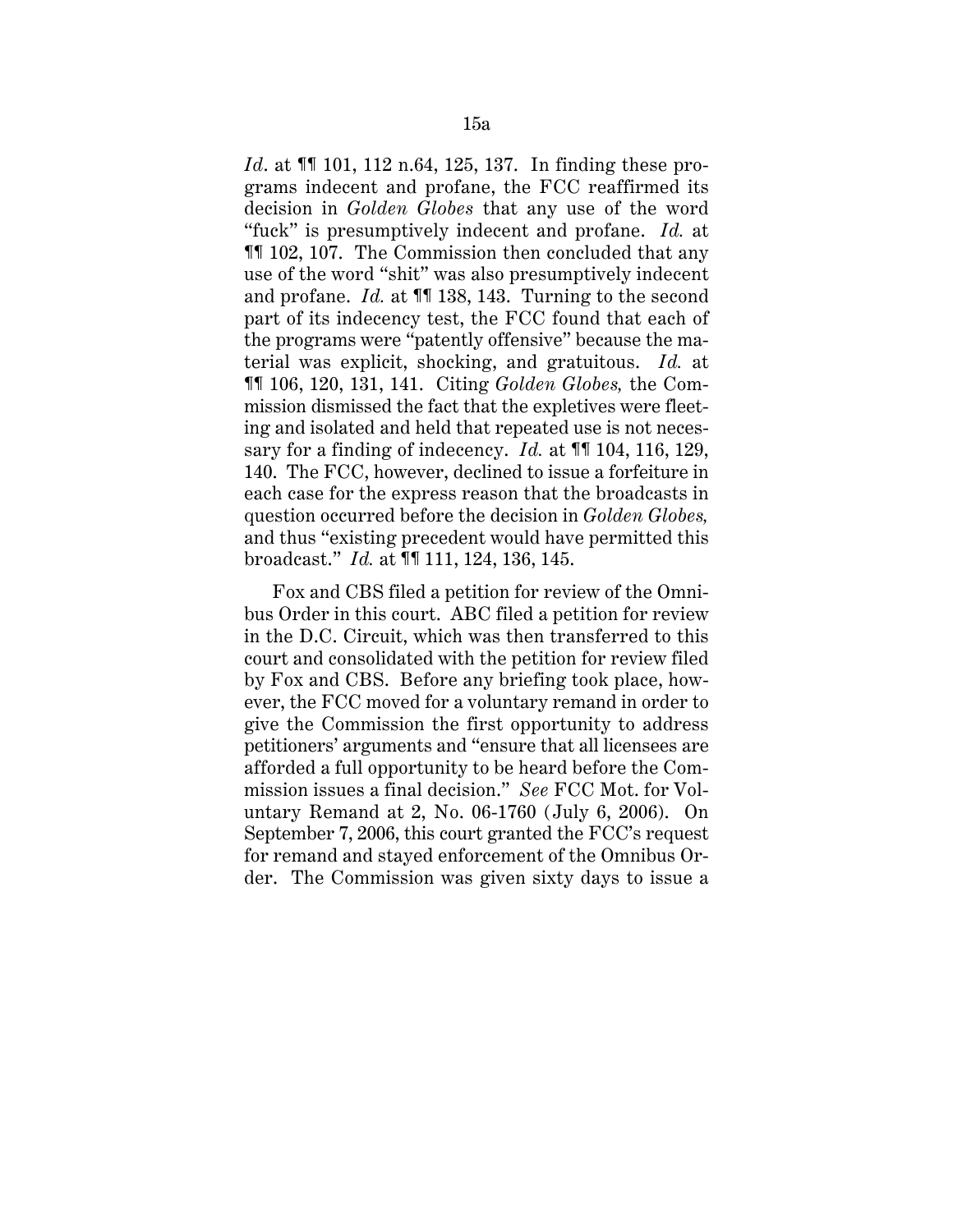*Id*. at ¶¶ 101, 112 n.64, 125, 137. In finding these programs indecent and profane, the FCC reaffirmed its decision in *Golden Globes* that any use of the word "fuck" is presumptively indecent and profane. *Id.* at ¶¶ 102, 107. The Commission then concluded that any use of the word "shit" was also presumptively indecent and profane. *Id.* at ¶¶ 138, 143. Turning to the second part of its indecency test, the FCC found that each of the programs were "patently offensive" because the material was explicit, shocking, and gratuitous. *Id.* at ¶¶ 106, 120, 131, 141. Citing *Golden Globes,* the Commission dismissed the fact that the expletives were fleeting and isolated and held that repeated use is not necessary for a finding of indecency. *Id.* at ¶¶ 104, 116, 129, 140. The FCC, however, declined to issue a forfeiture in each case for the express reason that the broadcasts in question occurred before the decision in *Golden Globes,* and thus "existing precedent would have permitted this broadcast." *Id.* at ¶¶ 111, 124, 136, 145.

Fox and CBS filed a petition for review of the Omnibus Order in this court. ABC filed a petition for review in the D.C. Circuit, which was then transferred to this court and consolidated with the petition for review filed by Fox and CBS. Before any briefing took place, however, the FCC moved for a voluntary remand in order to give the Commission the first opportunity to address petitioners' arguments and "ensure that all licensees are afforded a full opportunity to be heard before the Commission issues a final decision." *See* FCC Mot. for Voluntary Remand at 2, No. 06-1760 (July 6, 2006). On September 7, 2006, this court granted the FCC's request for remand and stayed enforcement of the Omnibus Order. The Commission was given sixty days to issue a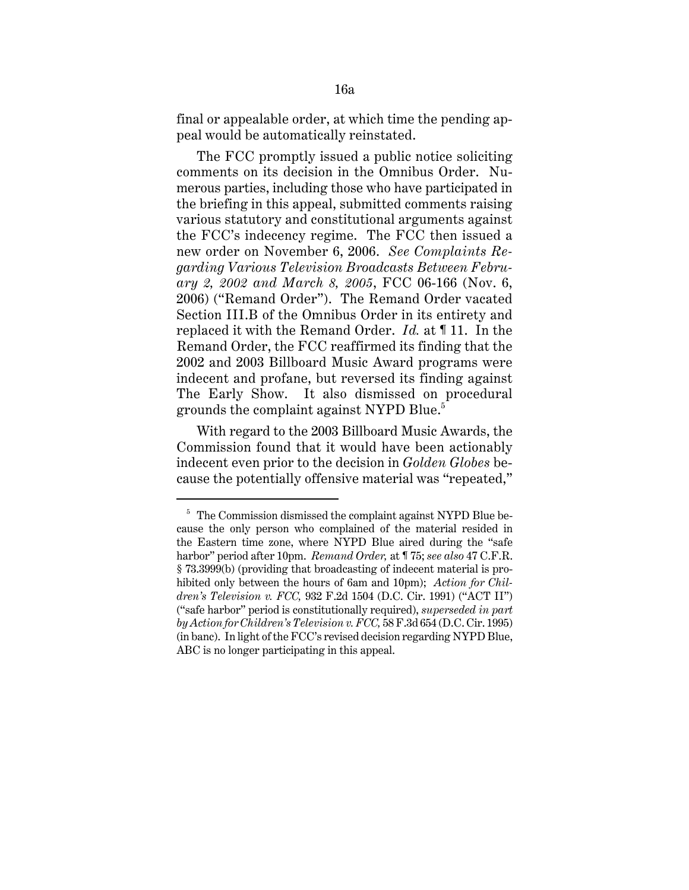final or appealable order, at which time the pending appeal would be automatically reinstated.

The FCC promptly issued a public notice soliciting comments on its decision in the Omnibus Order. Numerous parties, including those who have participated in the briefing in this appeal, submitted comments raising various statutory and constitutional arguments against the FCC's indecency regime. The FCC then issued a new order on November 6, 2006. *See Complaints Regarding Various Television Broadcasts Between February 2, 2002 and March 8, 2005*, FCC 06-166 (Nov. 6, 2006) ("Remand Order"). The Remand Order vacated Section III.B of the Omnibus Order in its entirety and replaced it with the Remand Order. *Id.* at ¶ 11. In the Remand Order, the FCC reaffirmed its finding that the 2002 and 2003 Billboard Music Award programs were indecent and profane, but reversed its finding against The Early Show. It also dismissed on procedural grounds the complaint against NYPD Blue.[5]

With regard to the 2003 Billboard Music Awards, the Commission found that it would have been actionably indecent even prior to the decision in *Golden Globes* because the potentially offensive material was "repeated,"

---

[5] The Commission dismissed the complaint against NYPD Blue because the only person who complained of the material resided in the Eastern time zone, where NYPD Blue aired during the "safe harbor" period after 10pm. *Remand Order,* at ¶ 75; *see also* 47 C.F.R. § 73.3999(b) (providing that broadcasting of indecent material is prohibited only between the hours of 6am and 10pm); *Action for Children's Television v. FCC,* 932 F.2d 1504 (D.C. Cir. 1991) ("ACT II") ("safe harbor" period is constitutionally required), *superseded in part by Action for Children's Television v. FCC,* 58 F.3d 654 (D.C. Cir. 1995) (in banc). In light of the FCC's revised decision regarding NYPD Blue, ABC is no longer participating in this appeal.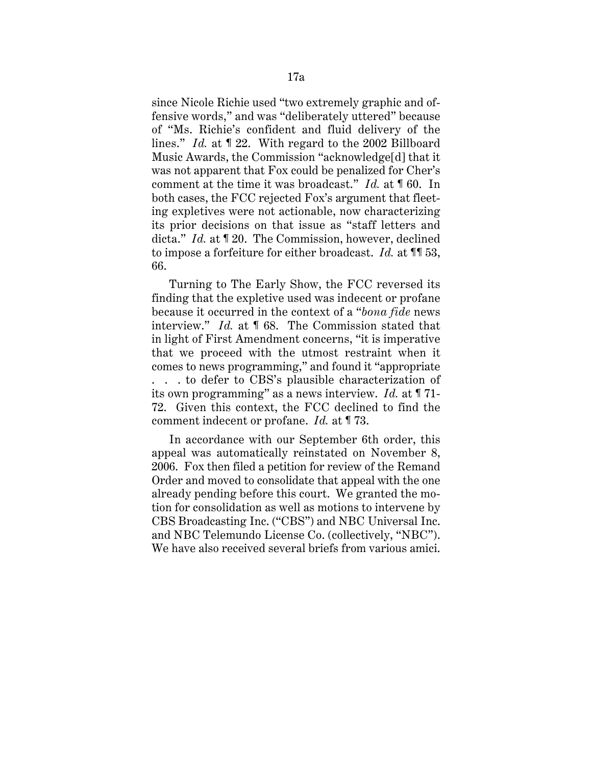since Nicole Richie used "two extremely graphic and offensive words," and was "deliberately uttered" because of "Ms. Richie's confident and fluid delivery of the lines." *Id.* at ¶ 22. With regard to the 2002 Billboard Music Awards, the Commission "acknowledge[d] that it was not apparent that Fox could be penalized for Cher's comment at the time it was broadcast." *Id.* at ¶ 60. In both cases, the FCC rejected Fox's argument that fleeting expletives were not actionable, now characterizing its prior decisions on that issue as "staff letters and dicta." *Id.* at ¶ 20. The Commission, however, declined to impose a forfeiture for either broadcast. *Id.* at ¶¶ 53, 66.

Turning to The Early Show, the FCC reversed its finding that the expletive used was indecent or profane because it occurred in the context of a "*bona fide* news interview." *Id.* at ¶ 68. The Commission stated that in light of First Amendment concerns, "it is imperative that we proceed with the utmost restraint when it comes to news programming," and found it "appropriate . . . to defer to CBS's plausible characterization of its own programming" as a news interview. *Id.* at ¶ 71-72. Given this context, the FCC declined to find the comment indecent or profane. *Id.* at ¶ 73.

In accordance with our September 6th order, this appeal was automatically reinstated on November 8, 2006. Fox then filed a petition for review of the Remand Order and moved to consolidate that appeal with the one already pending before this court. We granted the motion for consolidation as well as motions to intervene by CBS Broadcasting Inc. ("CBS") and NBC Universal Inc. and NBC Telemundo License Co. (collectively, "NBC"). We have also received several briefs from various amici.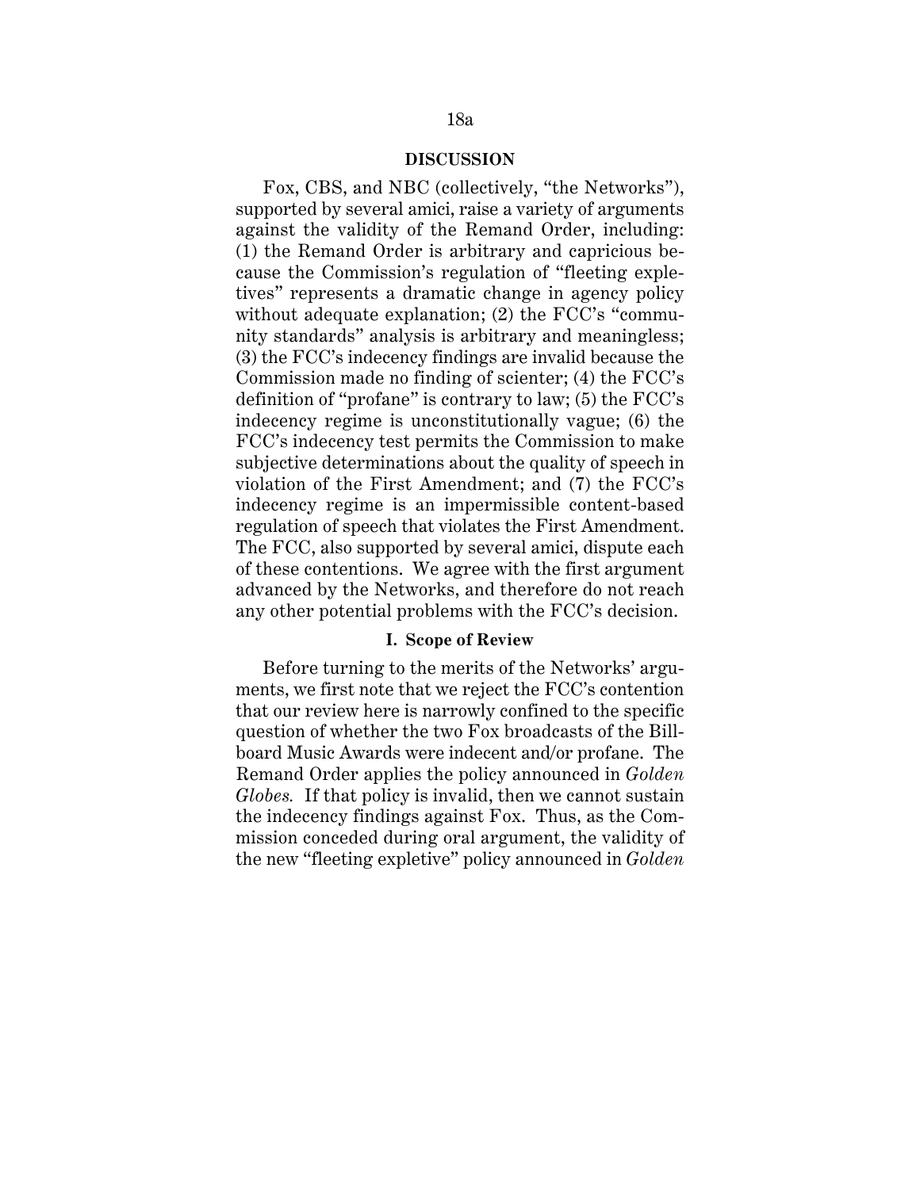## DISCUSSION

Fox, CBS, and NBC (collectively, "the Networks"), supported by several amici, raise a variety of arguments against the validity of the Remand Order, including: (1) the Remand Order is arbitrary and capricious because the Commission's regulation of "fleeting expletives" represents a dramatic change in agency policy without adequate explanation; (2) the FCC's "community standards" analysis is arbitrary and meaningless; (3) the FCC's indecency findings are invalid because the Commission made no finding of scienter; (4) the FCC's definition of "profane" is contrary to law; (5) the FCC's indecency regime is unconstitutionally vague; (6) the FCC's indecency test permits the Commission to make subjective determinations about the quality of speech in violation of the First Amendment; and (7) the FCC's indecency regime is an impermissible content-based regulation of speech that violates the First Amendment. The FCC, also supported by several amici, dispute each of these contentions. We agree with the first argument advanced by the Networks, and therefore do not reach any other potential problems with the FCC's decision.

### I. Scope of Review

Before turning to the merits of the Networks' arguments, we first note that we reject the FCC's contention that our review here is narrowly confined to the specific question of whether the two Fox broadcasts of the Billboard Music Awards were indecent and/or profane. The Remand Order applies the policy announced in *Golden Globes.* If that policy is invalid, then we cannot sustain the indecency findings against Fox. Thus, as the Commission conceded during oral argument, the validity of the new "fleeting expletive" policy announced in *Golden*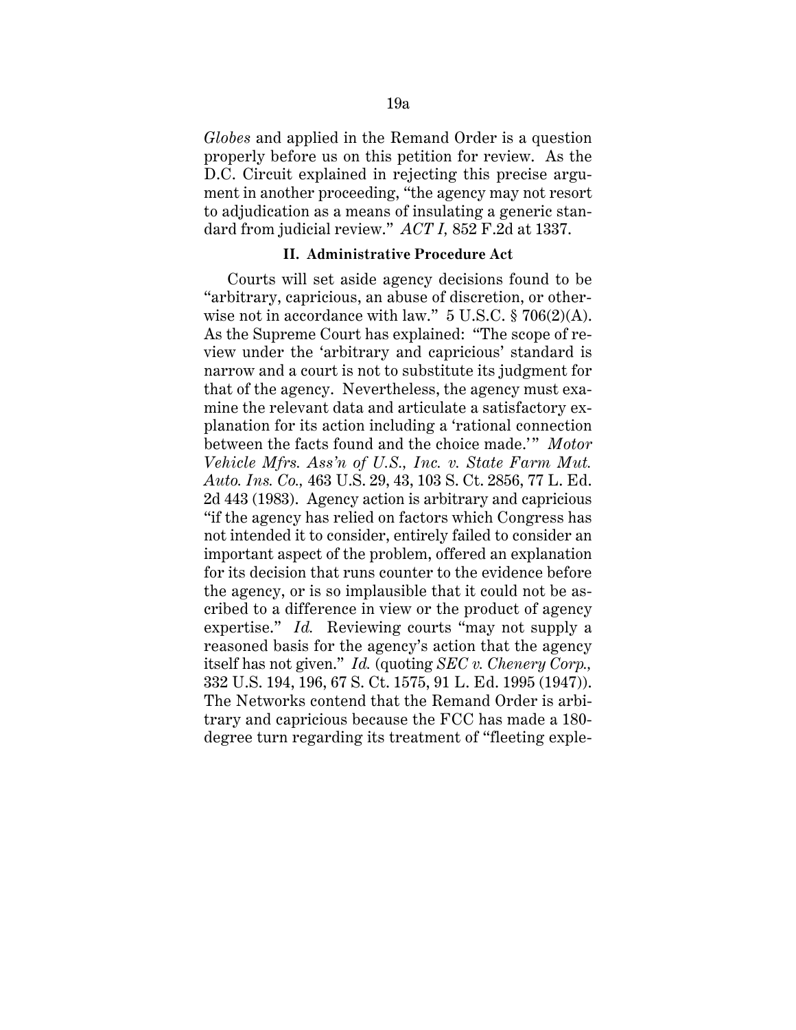*Globes* and applied in the Remand Order is a question properly before us on this petition for review. As the D.C. Circuit explained in rejecting this precise argument in another proceeding, "the agency may not resort to adjudication as a means of insulating a generic standard from judicial review." *ACT I,* 852 F.2d at 1337.

### II. Administrative Procedure Act

Courts will set aside agency decisions found to be "arbitrary, capricious, an abuse of discretion, or otherwise not in accordance with law." 5 U.S.C. § 706(2)(A). As the Supreme Court has explained: "The scope of review under the 'arbitrary and capricious' standard is narrow and a court is not to substitute its judgment for that of the agency. Nevertheless, the agency must examine the relevant data and articulate a satisfactory explanation for its action including a 'rational connection between the facts found and the choice made.'" *Motor Vehicle Mfrs. Ass'n of U.S., Inc. v. State Farm Mut. Auto. Ins. Co.,* 463 U.S. 29, 43, 103 S. Ct. 2856, 77 L. Ed. 2d 443 (1983). Agency action is arbitrary and capricious "if the agency has relied on factors which Congress has not intended it to consider, entirely failed to consider an important aspect of the problem, offered an explanation for its decision that runs counter to the evidence before the agency, or is so implausible that it could not be ascribed to a difference in view or the product of agency expertise." *Id.* Reviewing courts "may not supply a reasoned basis for the agency's action that the agency itself has not given." *Id.* (quoting *SEC v. Chenery Corp.,* 332 U.S. 194, 196, 67 S. Ct. 1575, 91 L. Ed. 1995 (1947)). The Networks contend that the Remand Order is arbitrary and capricious because the FCC has made a 180-degree turn regarding its treatment of "fleeting exple-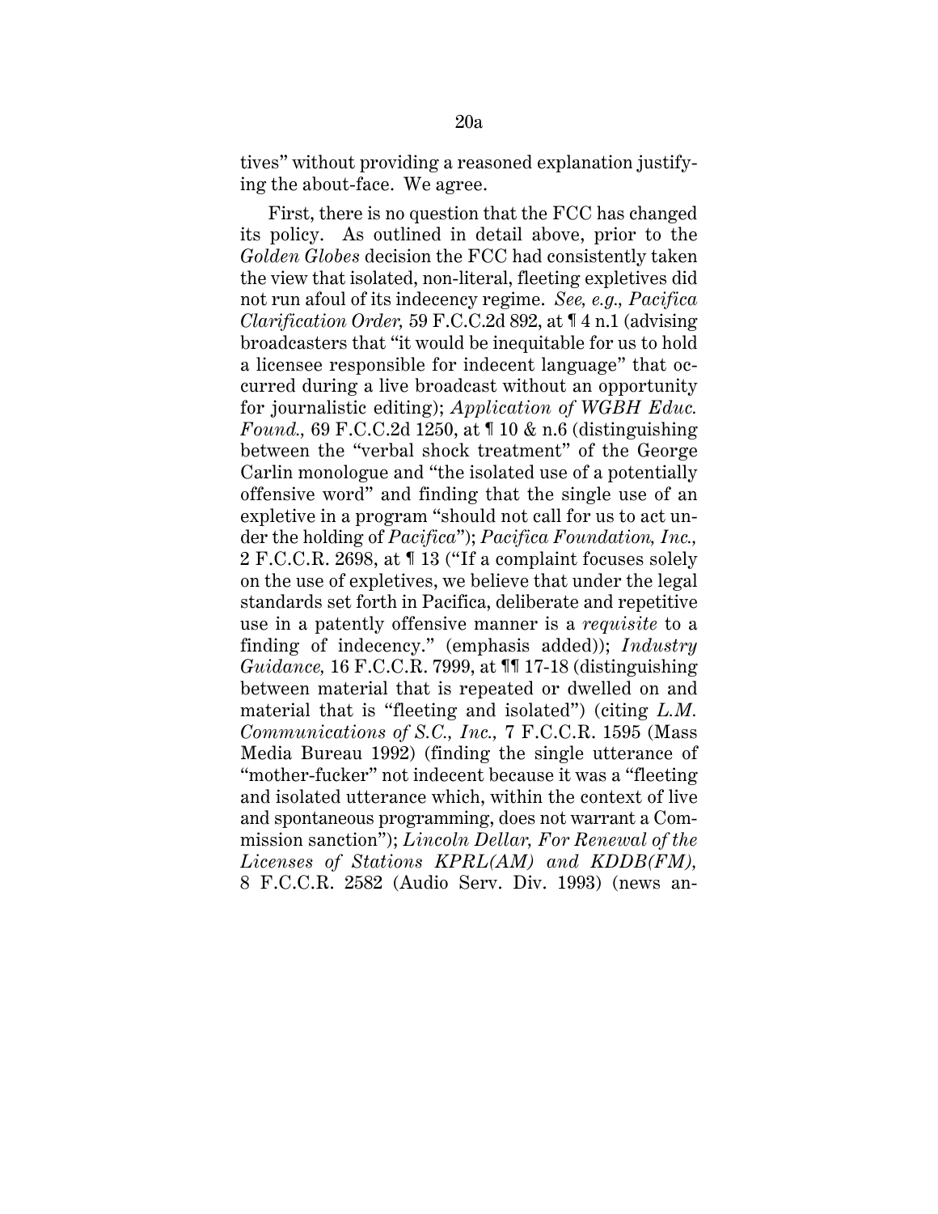tives" without providing a reasoned explanation justifying the about-face. We agree.

First, there is no question that the FCC has changed its policy. As outlined in detail above, prior to the *Golden Globes* decision the FCC had consistently taken the view that isolated, non-literal, fleeting expletives did not run afoul of its indecency regime. *See, e.g., Pacifica Clarification Order,* 59 F.C.C.2d 892, at ¶ 4 n.1 (advising broadcasters that "it would be inequitable for us to hold a licensee responsible for indecent language" that occurred during a live broadcast without an opportunity for journalistic editing); *Application of WGBH Educ. Found.,* 69 F.C.C.2d 1250, at ¶ 10 & n.6 (distinguishing between the "verbal shock treatment" of the George Carlin monologue and "the isolated use of a potentially offensive word" and finding that the single use of an expletive in a program "should not call for us to act under the holding of *Pacifica*"); *Pacifica Foundation, Inc.,* 2 F.C.C.R. 2698, at ¶ 13 ("If a complaint focuses solely on the use of expletives, we believe that under the legal standards set forth in Pacifica, deliberate and repetitive use in a patently offensive manner is a *requisite* to a finding of indecency." (emphasis added)); *Industry Guidance,* 16 F.C.C.R. 7999, at ¶¶ 17-18 (distinguishing between material that is repeated or dwelled on and material that is "fleeting and isolated") (citing *L.M. Communications of S.C., Inc.,* 7 F.C.C.R. 1595 (Mass Media Bureau 1992) (finding the single utterance of "mother-fucker" not indecent because it was a "fleeting and isolated utterance which, within the context of live and spontaneous programming, does not warrant a Commission sanction"); *Lincoln Dellar, For Renewal of the Licenses of Stations KPRL(AM) and KDDB(FM),* 8 F.C.C.R. 2582 (Audio Serv. Div. 1993) (news an-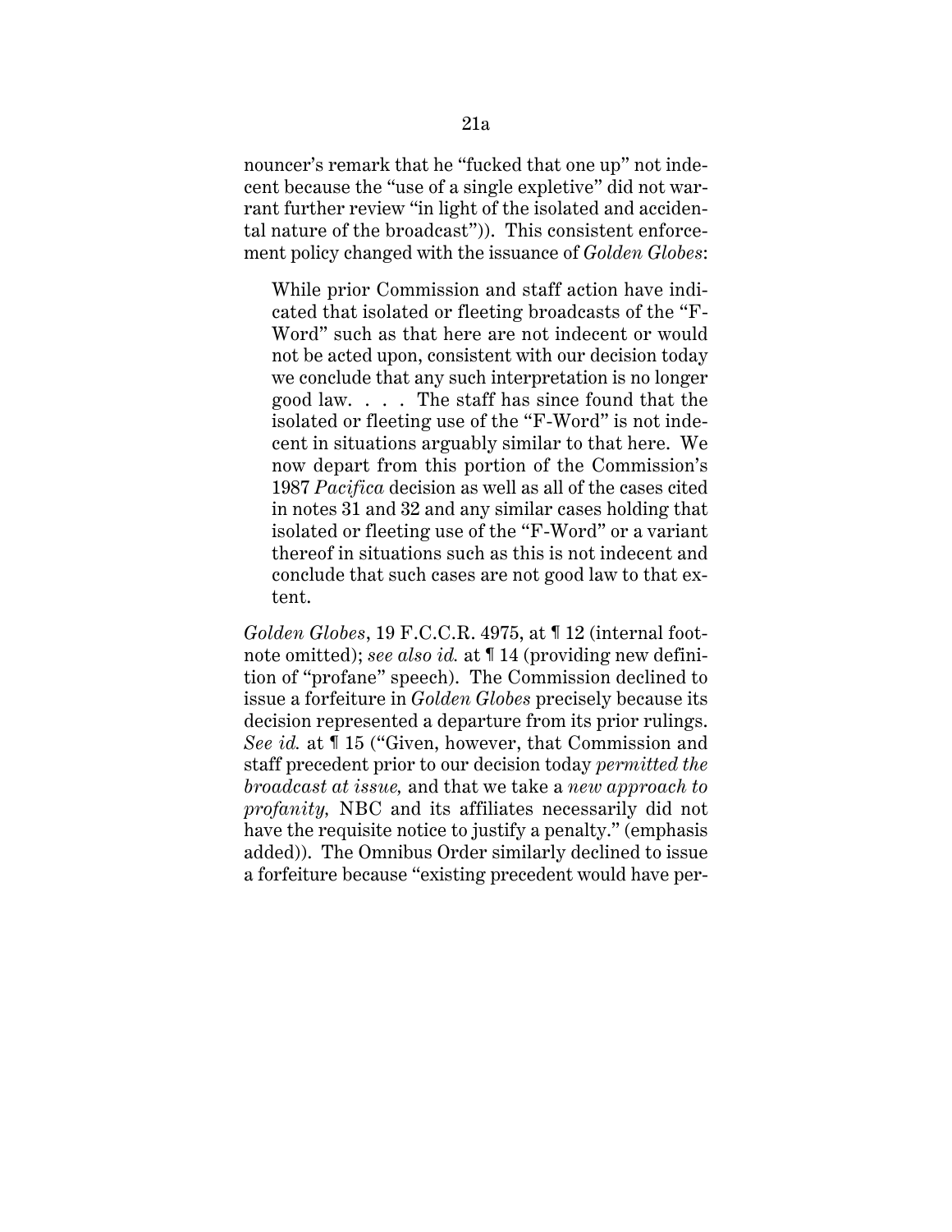nouncer's remark that he "fucked that one up" not indecent because the "use of a single expletive" did not warrant further review "in light of the isolated and accidental nature of the broadcast")). This consistent enforcement policy changed with the issuance of *Golden Globes*:

> While prior Commission and staff action have indicated that isolated or fleeting broadcasts of the "F-Word" such as that here are not indecent or would not be acted upon, consistent with our decision today we conclude that any such interpretation is no longer good law. . . . The staff has since found that the isolated or fleeting use of the "F-Word" is not indecent in situations arguably similar to that here. We now depart from this portion of the Commission's 1987 *Pacifica* decision as well as all of the cases cited in notes 31 and 32 and any similar cases holding that isolated or fleeting use of the "F-Word" or a variant thereof in situations such as this is not indecent and conclude that such cases are not good law to that extent.

*Golden Globes*, 19 F.C.C.R. 4975, at ¶ 12 (internal footnote omitted); *see also id.* at ¶ 14 (providing new definition of "profane" speech). The Commission declined to issue a forfeiture in *Golden Globes* precisely because its decision represented a departure from its prior rulings. *See id.* at ¶ 15 ("Given, however, that Commission and staff precedent prior to our decision today *permitted the broadcast at issue,* and that we take a *new approach to profanity,* NBC and its affiliates necessarily did not have the requisite notice to justify a penalty." (emphasis added)). The Omnibus Order similarly declined to issue a forfeiture because "existing precedent would have per-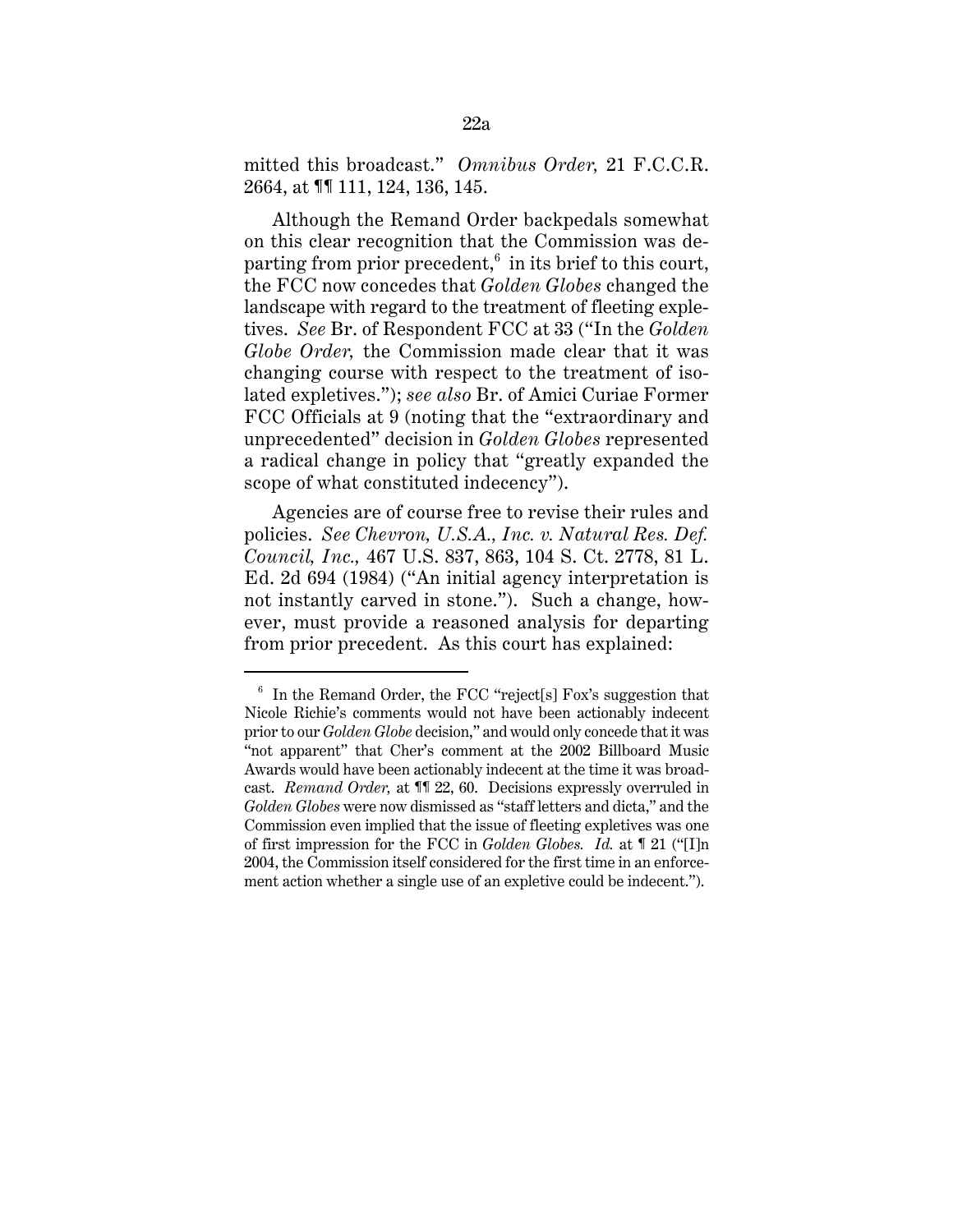mitted this broadcast." *Omnibus Order,* 21 F.C.C.R. 2664, at ¶¶ 111, 124, 136, 145.

Although the Remand Order backpedals somewhat on this clear recognition that the Commission was departing from prior precedent,[6] in its brief to this court, the FCC now concedes that *Golden Globes* changed the landscape with regard to the treatment of fleeting expletives. *See* Br. of Respondent FCC at 33 ("In the *Golden Globe Order,* the Commission made clear that it was changing course with respect to the treatment of isolated expletives."); *see also* Br. of Amici Curiae Former FCC Officials at 9 (noting that the "extraordinary and unprecedented" decision in *Golden Globes* represented a radical change in policy that "greatly expanded the scope of what constituted indecency").

Agencies are of course free to revise their rules and policies. *See Chevron, U.S.A., Inc. v. Natural Res. Def. Council, Inc.,* 467 U.S. 837, 863, 104 S. Ct. 2778, 81 L. Ed. 2d 694 (1984) ("An initial agency interpretation is not instantly carved in stone."). Such a change, however, must provide a reasoned analysis for departing from prior precedent. As this court has explained:

---

[6] In the Remand Order, the FCC "reject[s] Fox's suggestion that Nicole Richie's comments would not have been actionably indecent prior to our *Golden Globe* decision," and would only concede that it was "not apparent" that Cher's comment at the 2002 Billboard Music Awards would have been actionably indecent at the time it was broadcast. *Remand Order,* at ¶¶ 22, 60. Decisions expressly overruled in *Golden Globes* were now dismissed as "staff letters and dicta," and the Commission even implied that the issue of fleeting expletives was one of first impression for the FCC in *Golden Globes. Id.* at ¶ 21 ("[I]n 2004, the Commission itself considered for the first time in an enforcement action whether a single use of an expletive could be indecent.").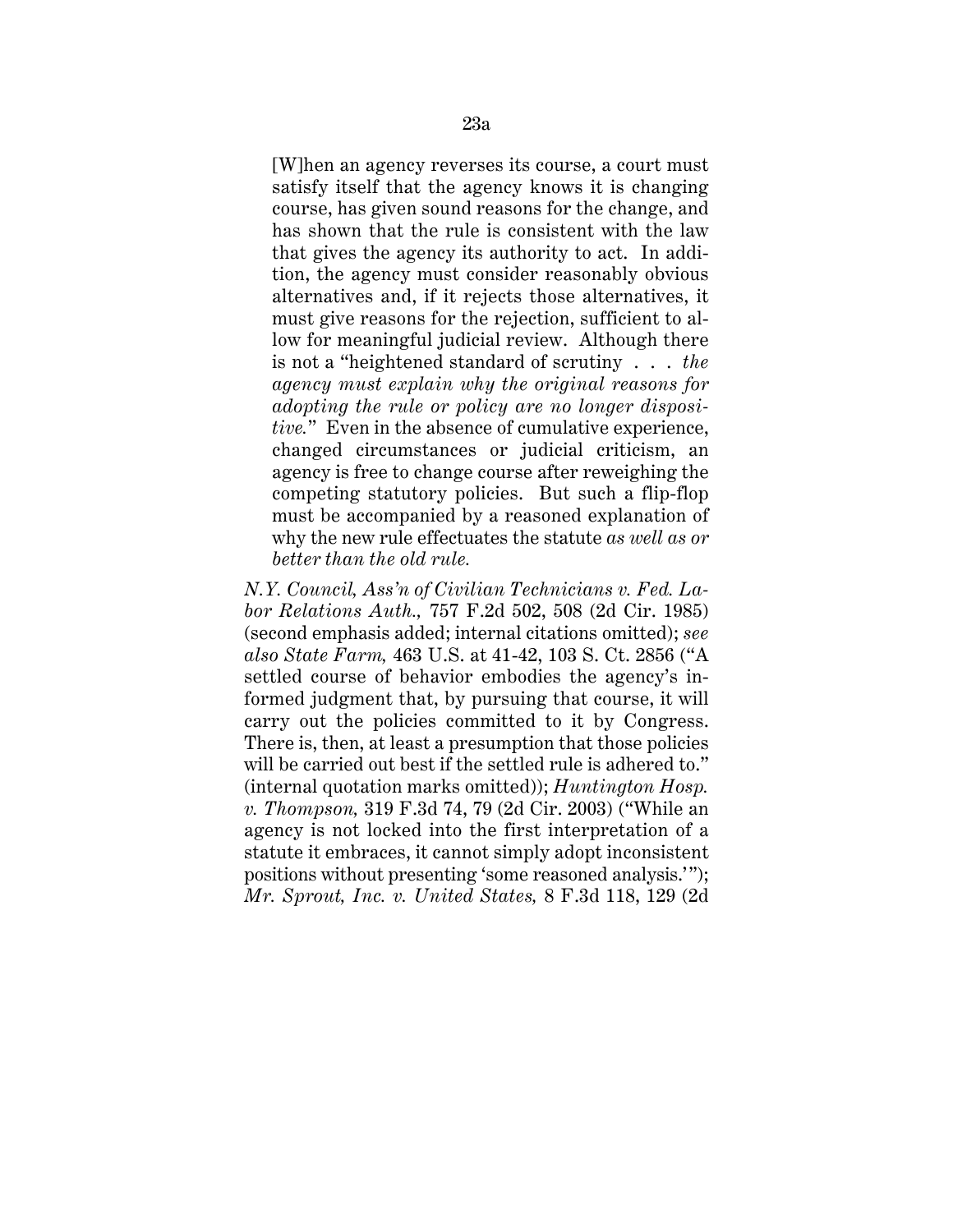> [W]hen an agency reverses its course, a court must satisfy itself that the agency knows it is changing course, has given sound reasons for the change, and has shown that the rule is consistent with the law that gives the agency its authority to act. In addition, the agency must consider reasonably obvious alternatives and, if it rejects those alternatives, it must give reasons for the rejection, sufficient to allow for meaningful judicial review. Although there is not a "heightened standard of scrutiny . . . *the agency must explain why the original reasons for adopting the rule or policy are no longer dispositive.*" Even in the absence of cumulative experience, changed circumstances or judicial criticism, an agency is free to change course after reweighing the competing statutory policies. But such a flip-flop must be accompanied by a reasoned explanation of why the new rule effectuates the statute *as well as or better than the old rule.*

*N.Y. Council, Ass'n of Civilian Technicians v. Fed. Labor Relations Auth.,* 757 F.2d 502, 508 (2d Cir. 1985) (second emphasis added; internal citations omitted); *see also State Farm,* 463 U.S. at 41-42, 103 S. Ct. 2856 ("A settled course of behavior embodies the agency's informed judgment that, by pursuing that course, it will carry out the policies committed to it by Congress. There is, then, at least a presumption that those policies will be carried out best if the settled rule is adhered to." (internal quotation marks omitted)); *Huntington Hosp. v. Thompson,* 319 F.3d 74, 79 (2d Cir. 2003) ("While an agency is not locked into the first interpretation of a statute it embraces, it cannot simply adopt inconsistent positions without presenting 'some reasoned analysis.'"); *Mr. Sprout, Inc. v. United States,* 8 F.3d 118, 129 (2d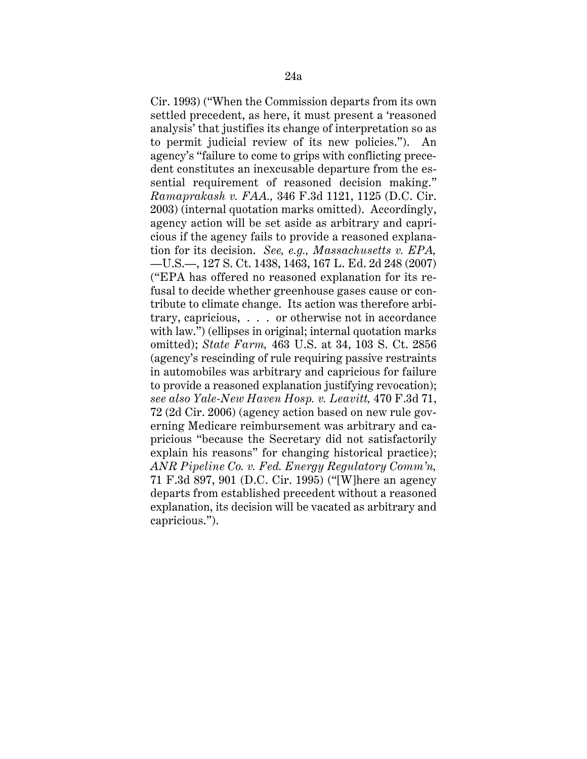Cir. 1993) ("When the Commission departs from its own settled precedent, as here, it must present a 'reasoned analysis' that justifies its change of interpretation so as to permit judicial review of its new policies."). An agency's "failure to come to grips with conflicting precedent constitutes an inexcusable departure from the essential requirement of reasoned decision making." *Ramaprakash v. FAA.,* 346 F.3d 1121, 1125 (D.C. Cir. 2003) (internal quotation marks omitted). Accordingly, agency action will be set aside as arbitrary and capricious if the agency fails to provide a reasoned explanation for its decision. *See, e.g., Massachusetts v. EPA,* —U.S.—, 127 S. Ct. 1438, 1463, 167 L. Ed. 2d 248 (2007) ("EPA has offered no reasoned explanation for its refusal to decide whether greenhouse gases cause or contribute to climate change. Its action was therefore arbitrary, capricious, . . . or otherwise not in accordance with law.") (ellipses in original; internal quotation marks omitted); *State Farm,* 463 U.S. at 34, 103 S. Ct. 2856 (agency's rescinding of rule requiring passive restraints in automobiles was arbitrary and capricious for failure to provide a reasoned explanation justifying revocation); *see also Yale-New Haven Hosp. v. Leavitt,* 470 F.3d 71, 72 (2d Cir. 2006) (agency action based on new rule governing Medicare reimbursement was arbitrary and capricious "because the Secretary did not satisfactorily explain his reasons" for changing historical practice); *ANR Pipeline Co. v. Fed. Energy Regulatory Comm'n,* 71 F.3d 897, 901 (D.C. Cir. 1995) ("[W]here an agency departs from established precedent without a reasoned explanation, its decision will be vacated as arbitrary and capricious.").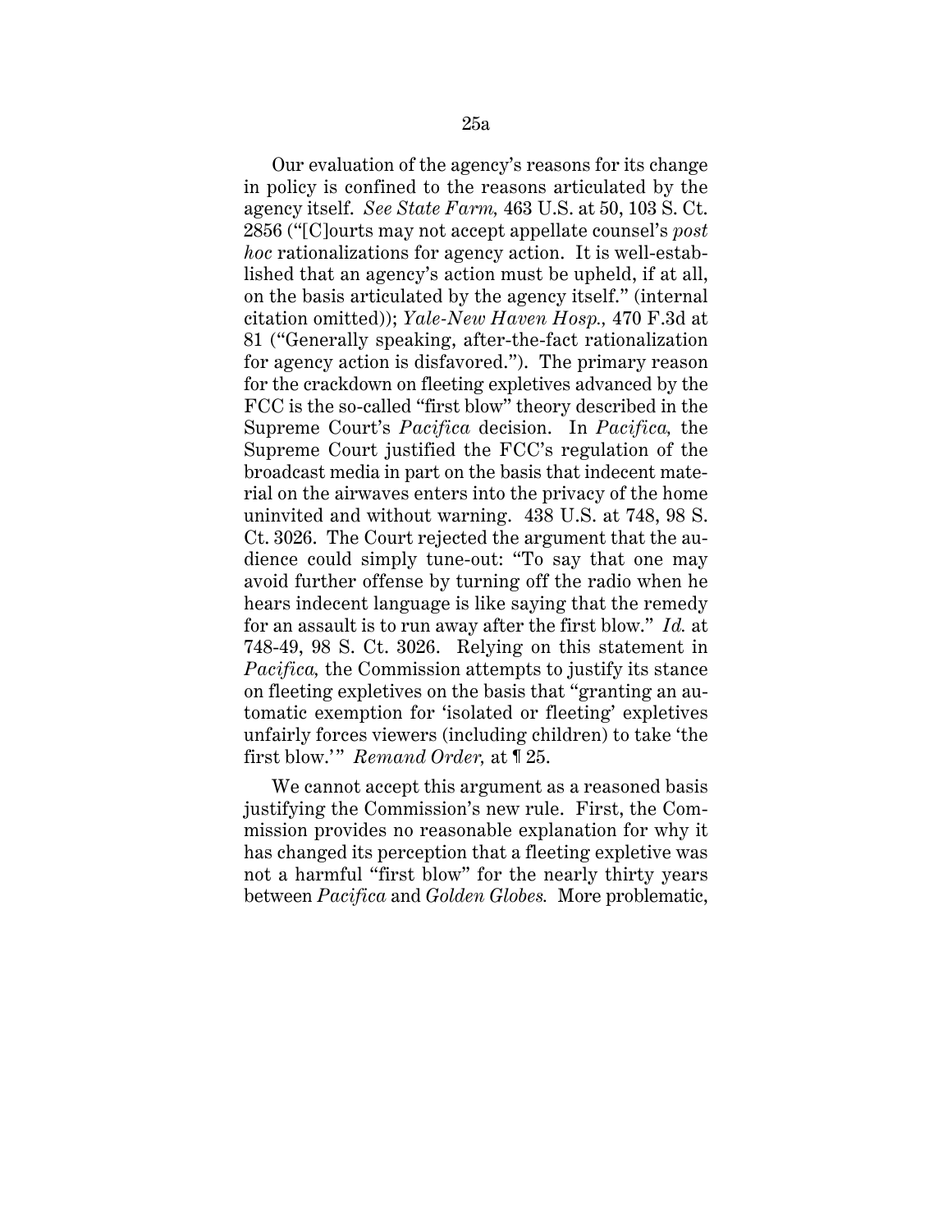Our evaluation of the agency's reasons for its change in policy is confined to the reasons articulated by the agency itself. *See State Farm,* 463 U.S. at 50, 103 S. Ct. 2856 ("[C]ourts may not accept appellate counsel's *post hoc* rationalizations for agency action. It is well-established that an agency's action must be upheld, if at all, on the basis articulated by the agency itself." (internal citation omitted)); *Yale-New Haven Hosp.,* 470 F.3d at 81 ("Generally speaking, after-the-fact rationalization for agency action is disfavored."). The primary reason for the crackdown on fleeting expletives advanced by the FCC is the so-called "first blow" theory described in the Supreme Court's *Pacifica* decision. In *Pacifica,* the Supreme Court justified the FCC's regulation of the broadcast media in part on the basis that indecent material on the airwaves enters into the privacy of the home uninvited and without warning. 438 U.S. at 748, 98 S. Ct. 3026. The Court rejected the argument that the audience could simply tune-out: "To say that one may avoid further offense by turning off the radio when he hears indecent language is like saying that the remedy for an assault is to run away after the first blow." *Id.* at 748-49, 98 S. Ct. 3026. Relying on this statement in *Pacifica,* the Commission attempts to justify its stance on fleeting expletives on the basis that "granting an automatic exemption for 'isolated or fleeting' expletives unfairly forces viewers (including children) to take 'the first blow.'" *Remand Order,* at ¶ 25.

We cannot accept this argument as a reasoned basis justifying the Commission's new rule. First, the Commission provides no reasonable explanation for why it has changed its perception that a fleeting expletive was not a harmful "first blow" for the nearly thirty years between *Pacifica* and *Golden Globes.* More problematic,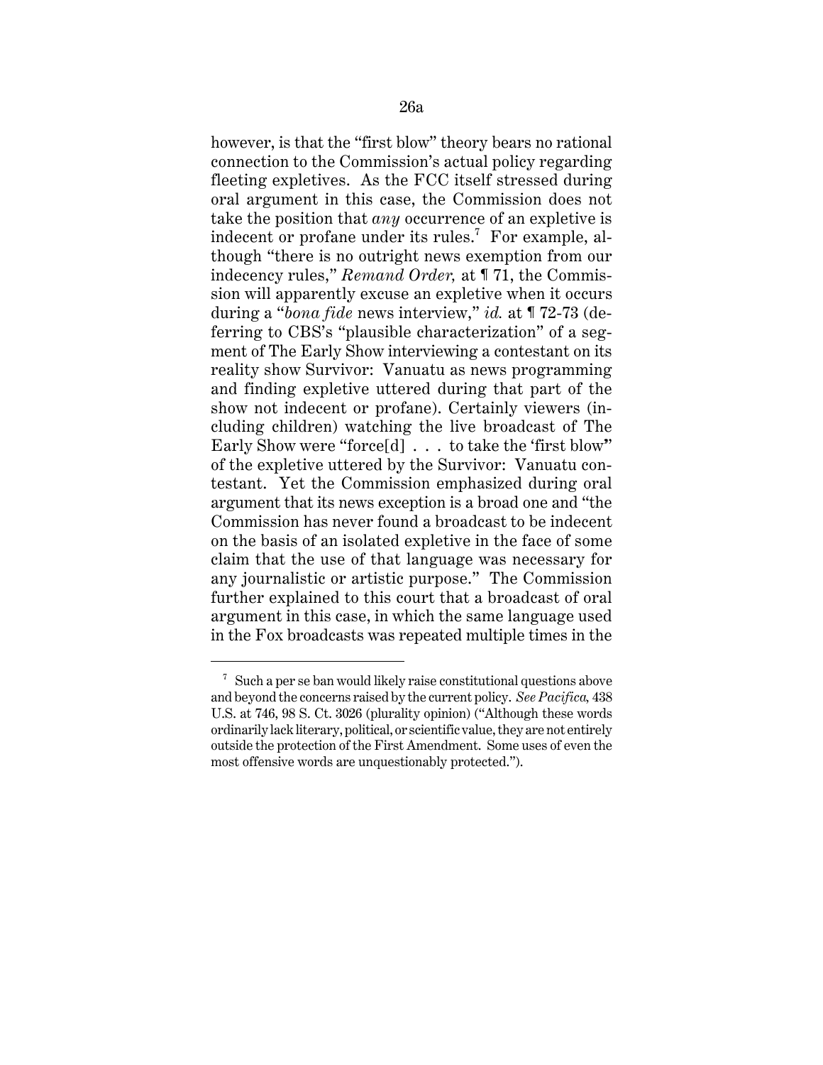however, is that the "first blow" theory bears no rational connection to the Commission's actual policy regarding fleeting expletives. As the FCC itself stressed during oral argument in this case, the Commission does not take the position that *any* occurrence of an expletive is indecent or profane under its rules.[7] For example, although "there is no outright news exemption from our indecency rules," *Remand Order,* at ¶ 71, the Commission will apparently excuse an expletive when it occurs during a "*bona fide* news interview," *id.* at ¶ 72-73 (deferring to CBS's "plausible characterization" of a segment of The Early Show interviewing a contestant on its reality show Survivor: Vanuatu as news programming and finding expletive uttered during that part of the show not indecent or profane). Certainly viewers (including children) watching the live broadcast of The Early Show were "force[d] . . . to take the 'first blow'" of the expletive uttered by the Survivor: Vanuatu contestant. Yet the Commission emphasized during oral argument that its news exception is a broad one and "the Commission has never found a broadcast to be indecent on the basis of an isolated expletive in the face of some claim that the use of that language was necessary for any journalistic or artistic purpose." The Commission further explained to this court that a broadcast of oral argument in this case, in which the same language used in the Fox broadcasts was repeated multiple times in the

---

[7] Such a per se ban would likely raise constitutional questions above and beyond the concerns raised by the current policy. *See Pacifica,* 438 U.S. at 746, 98 S. Ct. 3026 (plurality opinion) ("Although these words ordinarily lack literary, political, or scientific value, they are not entirely outside the protection of the First Amendment. Some uses of even the most offensive words are unquestionably protected.").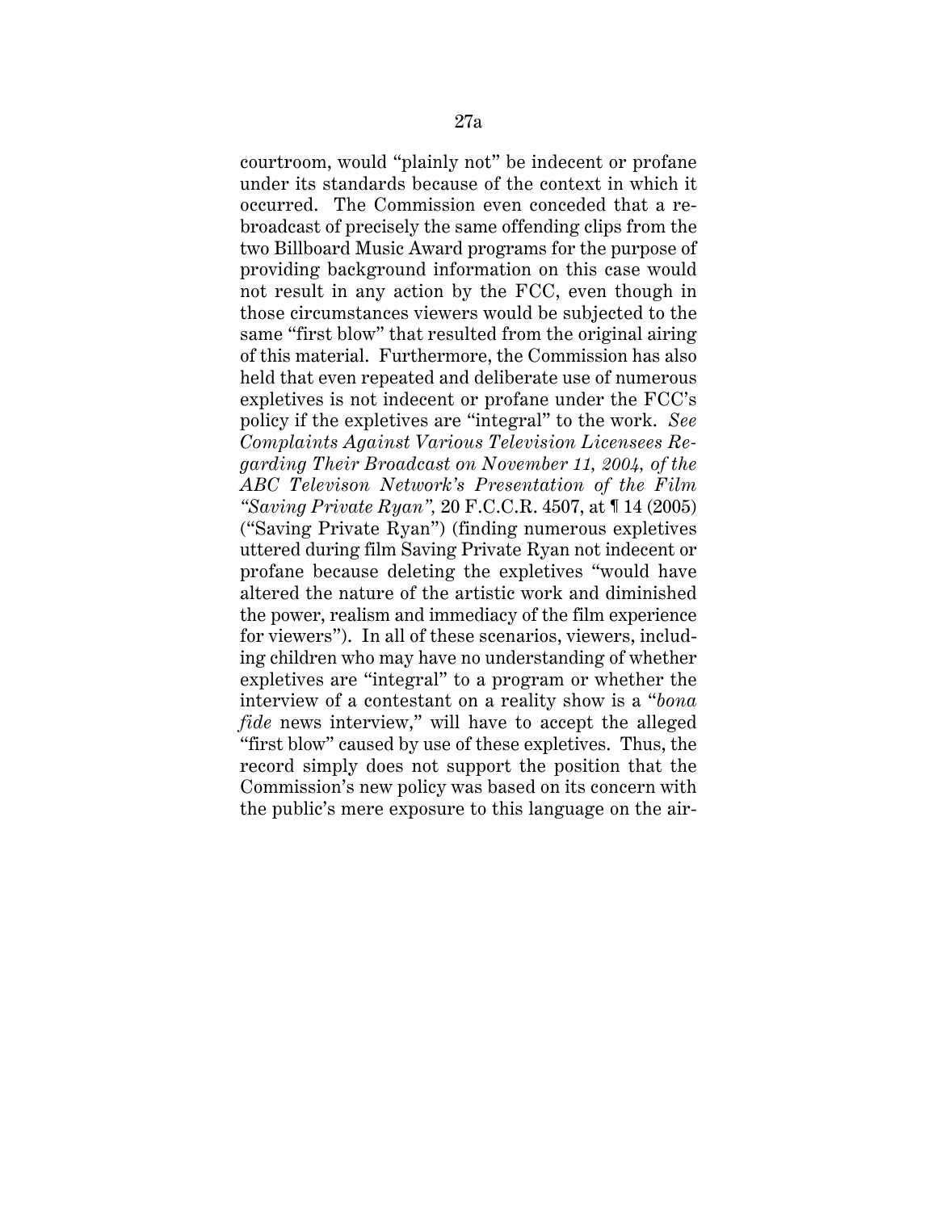courtroom, would "plainly not" be indecent or profane under its standards because of the context in which it occurred. The Commission even conceded that a rebroadcast of precisely the same offending clips from the two Billboard Music Award programs for the purpose of providing background information on this case would not result in any action by the FCC, even though in those circumstances viewers would be subjected to the same "first blow" that resulted from the original airing of this material. Furthermore, the Commission has also held that even repeated and deliberate use of numerous expletives is not indecent or profane under the FCC's policy if the expletives are "integral" to the work. *See Complaints Against Various Television Licensees Regarding Their Broadcast on November 11, 2004, of the ABC Televison Network's Presentation of the Film "Saving Private Ryan"*, 20 F.C.C.R. 4507, at ¶ 14 (2005) ("Saving Private Ryan") (finding numerous expletives uttered during film Saving Private Ryan not indecent or profane because deleting the expletives "would have altered the nature of the artistic work and diminished the power, realism and immediacy of the film experience for viewers"). In all of these scenarios, viewers, including children who may have no understanding of whether expletives are "integral" to a program or whether the interview of a contestant on a reality show is a "*bona fide* news interview," will have to accept the alleged "first blow" caused by use of these expletives. Thus, the record simply does not support the position that the Commission's new policy was based on its concern with the public's mere exposure to this language on the air-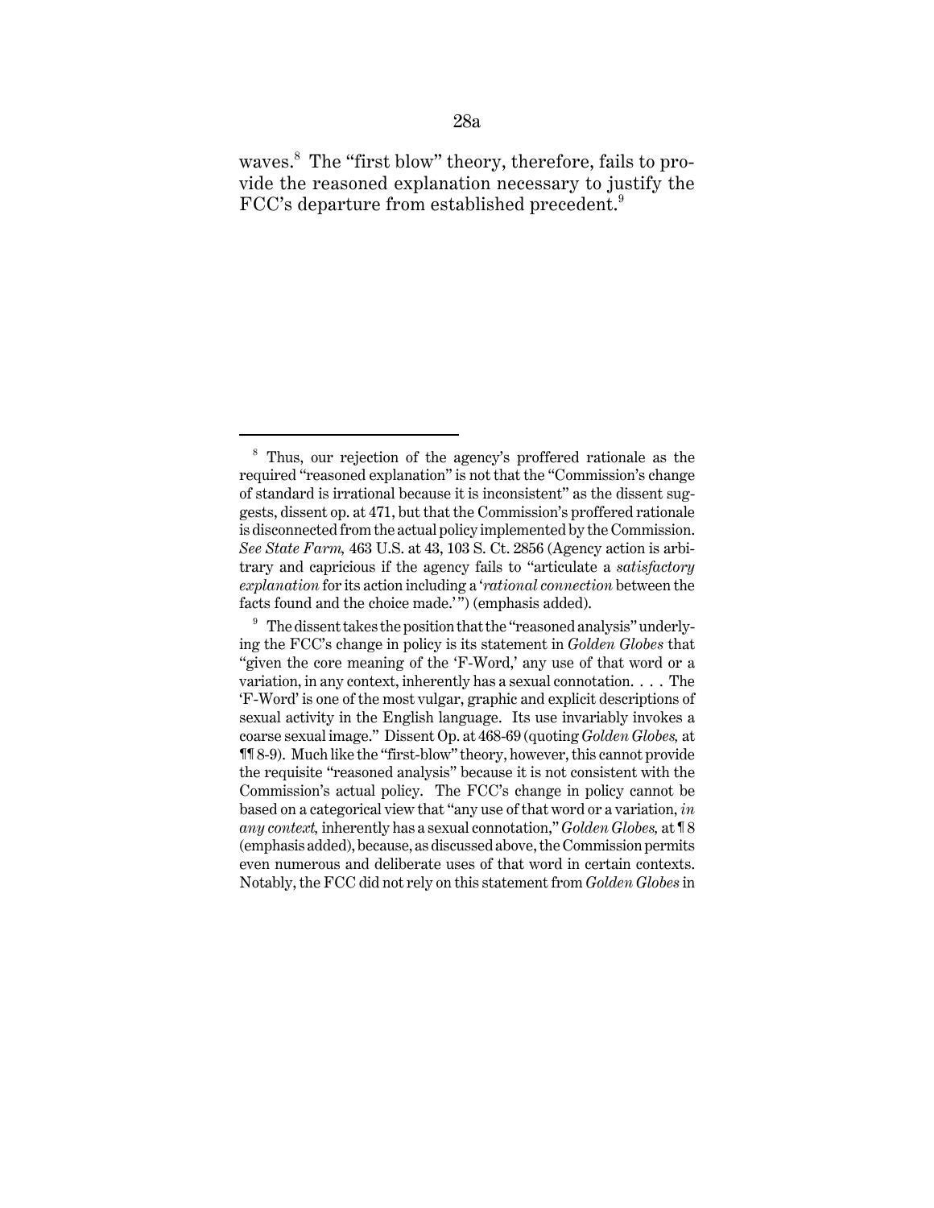waves.[8] The "first blow" theory, therefore, fails to provide the reasoned explanation necessary to justify the FCC's departure from established precedent.[9]

---

[8] Thus, our rejection of the agency's proffered rationale as the required "reasoned explanation" is not that the "Commission's change of standard is irrational because it is inconsistent" as the dissent suggests, dissent op. at 471, but that the Commission's proffered rationale is disconnected from the actual policy implemented by the Commission. *See State Farm,* 463 U.S. at 43, 103 S. Ct. 2856 (Agency action is arbitrary and capricious if the agency fails to "articulate a *satisfactory explanation* for its action including a '*rational connection* between the facts found and the choice made.'") (emphasis added).

[9] The dissent takes the position that the "reasoned analysis" underlying the FCC's change in policy is its statement in *Golden Globes* that "given the core meaning of the 'F-Word,' any use of that word or a variation, in any context, inherently has a sexual connotation. . . . The 'F-Word' is one of the most vulgar, graphic and explicit descriptions of sexual activity in the English language. Its use invariably invokes a coarse sexual image." Dissent Op. at 468-69 (quoting *Golden Globes,* at ¶¶ 8-9). Much like the "first-blow" theory, however, this cannot provide the requisite "reasoned analysis" because it is not consistent with the Commission's actual policy. The FCC's change in policy cannot be based on a categorical view that "any use of that word or a variation, *in any context,* inherently has a sexual connotation," *Golden Globes,* at ¶ 8 (emphasis added), because, as discussed above, the Commission permits even numerous and deliberate uses of that word in certain contexts. Notably, the FCC did not rely on this statement from *Golden Globes* in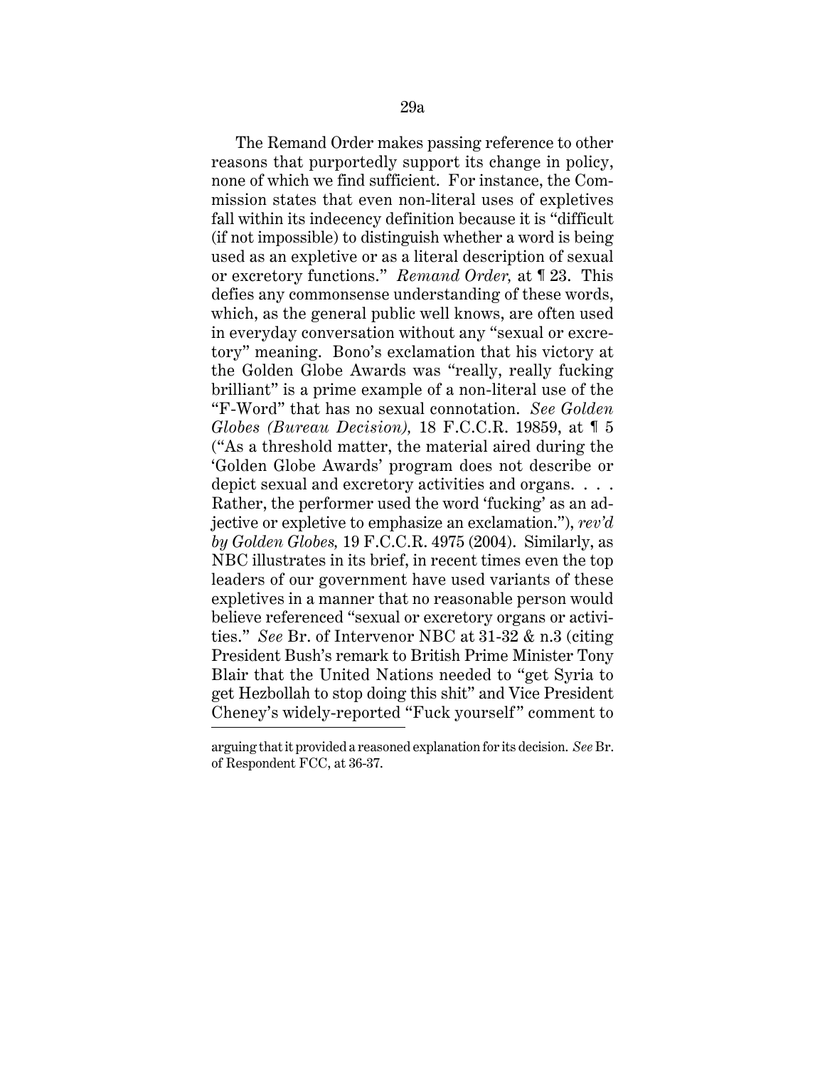The Remand Order makes passing reference to other reasons that purportedly support its change in policy, none of which we find sufficient. For instance, the Commission states that even non-literal uses of expletives fall within its indecency definition because it is "difficult (if not impossible) to distinguish whether a word is being used as an expletive or as a literal description of sexual or excretory functions." *Remand Order,* at ¶ 23. This defies any commonsense understanding of these words, which, as the general public well knows, are often used in everyday conversation without any "sexual or excretory" meaning. Bono's exclamation that his victory at the Golden Globe Awards was "really, really fucking brilliant" is a prime example of a non-literal use of the "F-Word" that has no sexual connotation. *See Golden Globes (Bureau Decision),* 18 F.C.C.R. 19859, at ¶ 5 ("As a threshold matter, the material aired during the 'Golden Globe Awards' program does not describe or depict sexual and excretory activities and organs. . . . Rather, the performer used the word 'fucking' as an adjective or expletive to emphasize an exclamation."), *rev'd by Golden Globes,* 19 F.C.C.R. 4975 (2004). Similarly, as NBC illustrates in its brief, in recent times even the top leaders of our government have used variants of these expletives in a manner that no reasonable person would believe referenced "sexual or excretory organs or activities." *See* Br. of Intervenor NBC at 31-32 & n.3 (citing President Bush's remark to British Prime Minister Tony Blair that the United Nations needed to "get Syria to get Hezbollah to stop doing this shit" and Vice President Cheney's widely-reported "Fuck yourself" comment to

---

arguing that it provided a reasoned explanation for its decision. *See* Br. of Respondent FCC, at 36-37.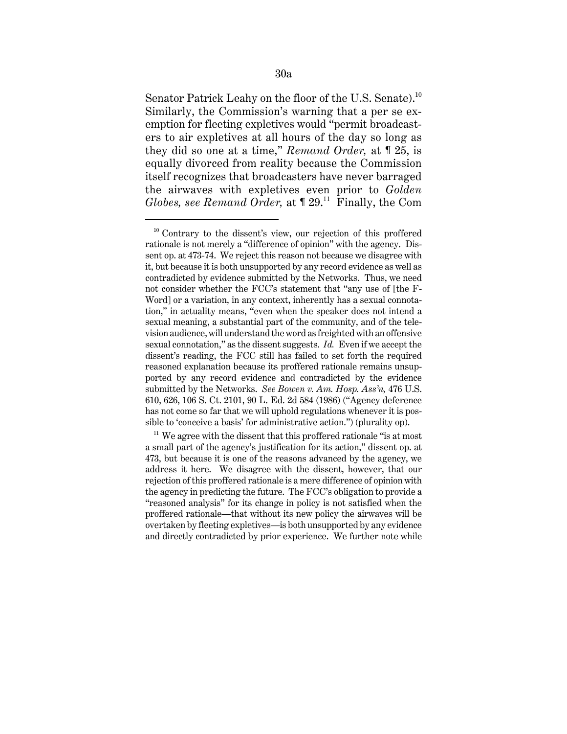Senator Patrick Leahy on the floor of the U.S. Senate).[10] Similarly, the Commission's warning that a per se exemption for fleeting expletives would "permit broadcasters to air expletives at all hours of the day so long as they did so one at a time," *Remand Order,* at ¶ 25, is equally divorced from reality because the Commission itself recognizes that broadcasters have never barraged the airwaves with expletives even prior to *Golden Globes, see Remand Order,* at ¶ 29.[11] Finally, the Com

---

[10] Contrary to the dissent's view, our rejection of this proffered rationale is not merely a "difference of opinion" with the agency. Dissent op. at 473-74. We reject this reason not because we disagree with it, but because it is both unsupported by any record evidence as well as contradicted by evidence submitted by the Networks. Thus, we need not consider whether the FCC's statement that "any use of [the F-Word] or a variation, in any context, inherently has a sexual connotation," in actuality means, "even when the speaker does not intend a sexual meaning, a substantial part of the community, and of the television audience, will understand the word as freighted with an offensive sexual connotation," as the dissent suggests. *Id.* Even if we accept the dissent's reading, the FCC still has failed to set forth the required reasoned explanation because its proffered rationale remains unsupported by any record evidence and contradicted by the evidence submitted by the Networks. *See Bowen v. Am. Hosp. Ass'n,* 476 U.S. 610, 626, 106 S. Ct. 2101, 90 L. Ed. 2d 584 (1986) ("Agency deference has not come so far that we will uphold regulations whenever it is possible to 'conceive a basis' for administrative action.") (plurality op).

[11] We agree with the dissent that this proffered rationale "is at most a small part of the agency's justification for its action," dissent op. at 473, but because it is one of the reasons advanced by the agency, we address it here. We disagree with the dissent, however, that our rejection of this proffered rationale is a mere difference of opinion with the agency in predicting the future. The FCC's obligation to provide a "reasoned analysis" for its change in policy is not satisfied when the proffered rationale—that without its new policy the airwaves will be overtaken by fleeting expletives—is both unsupported by any evidence and directly contradicted by prior experience. We further note while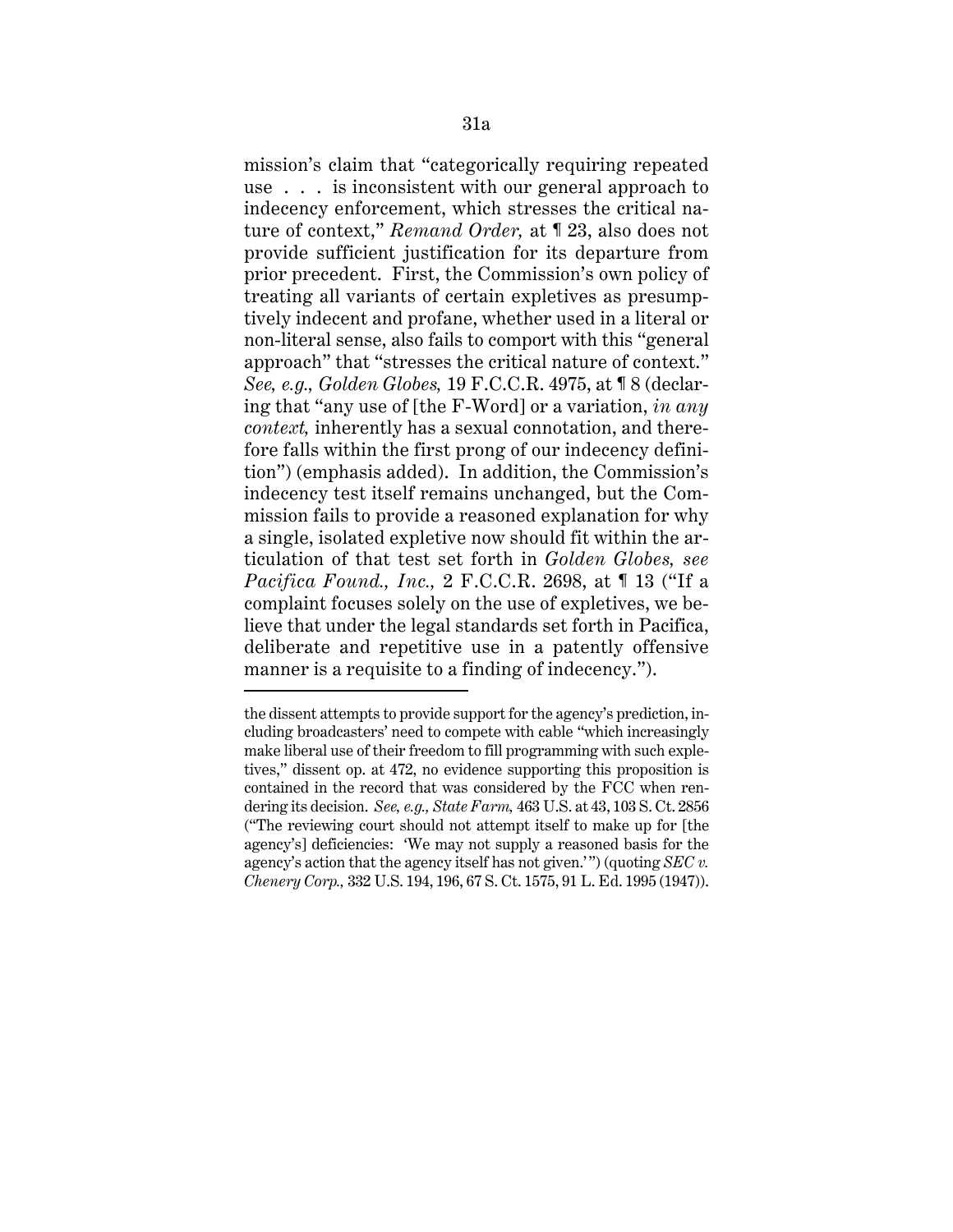mission's claim that "categorically requiring repeated use . . . is inconsistent with our general approach to indecency enforcement, which stresses the critical nature of context," *Remand Order,* at ¶ 23, also does not provide sufficient justification for its departure from prior precedent. First, the Commission's own policy of treating all variants of certain expletives as presumptively indecent and profane, whether used in a literal or non-literal sense, also fails to comport with this "general approach" that "stresses the critical nature of context." *See, e.g., Golden Globes,* 19 F.C.C.R. 4975, at ¶ 8 (declaring that "any use of [the F-Word] or a variation, *in any context,* inherently has a sexual connotation, and therefore falls within the first prong of our indecency definition") (emphasis added). In addition, the Commission's indecency test itself remains unchanged, but the Commission fails to provide a reasoned explanation for why a single, isolated expletive now should fit within the articulation of that test set forth in *Golden Globes, see Pacifica Found., Inc.,* 2 F.C.C.R. 2698, at ¶ 13 ("If a complaint focuses solely on the use of expletives, we believe that under the legal standards set forth in Pacifica, deliberate and repetitive use in a patently offensive manner is a requisite to a finding of indecency.").

---

the dissent attempts to provide support for the agency's prediction, including broadcasters' need to compete with cable "which increasingly make liberal use of their freedom to fill programming with such expletives," dissent op. at 472, no evidence supporting this proposition is contained in the record that was considered by the FCC when rendering its decision. *See, e.g., State Farm,* 463 U.S. at 43, 103 S. Ct. 2856 ("The reviewing court should not attempt itself to make up for [the agency's] deficiencies: 'We may not supply a reasoned basis for the agency's action that the agency itself has not given.'") (quoting *SEC v. Chenery Corp.,* 332 U.S. 194, 196, 67 S. Ct. 1575, 91 L. Ed. 1995 (1947)).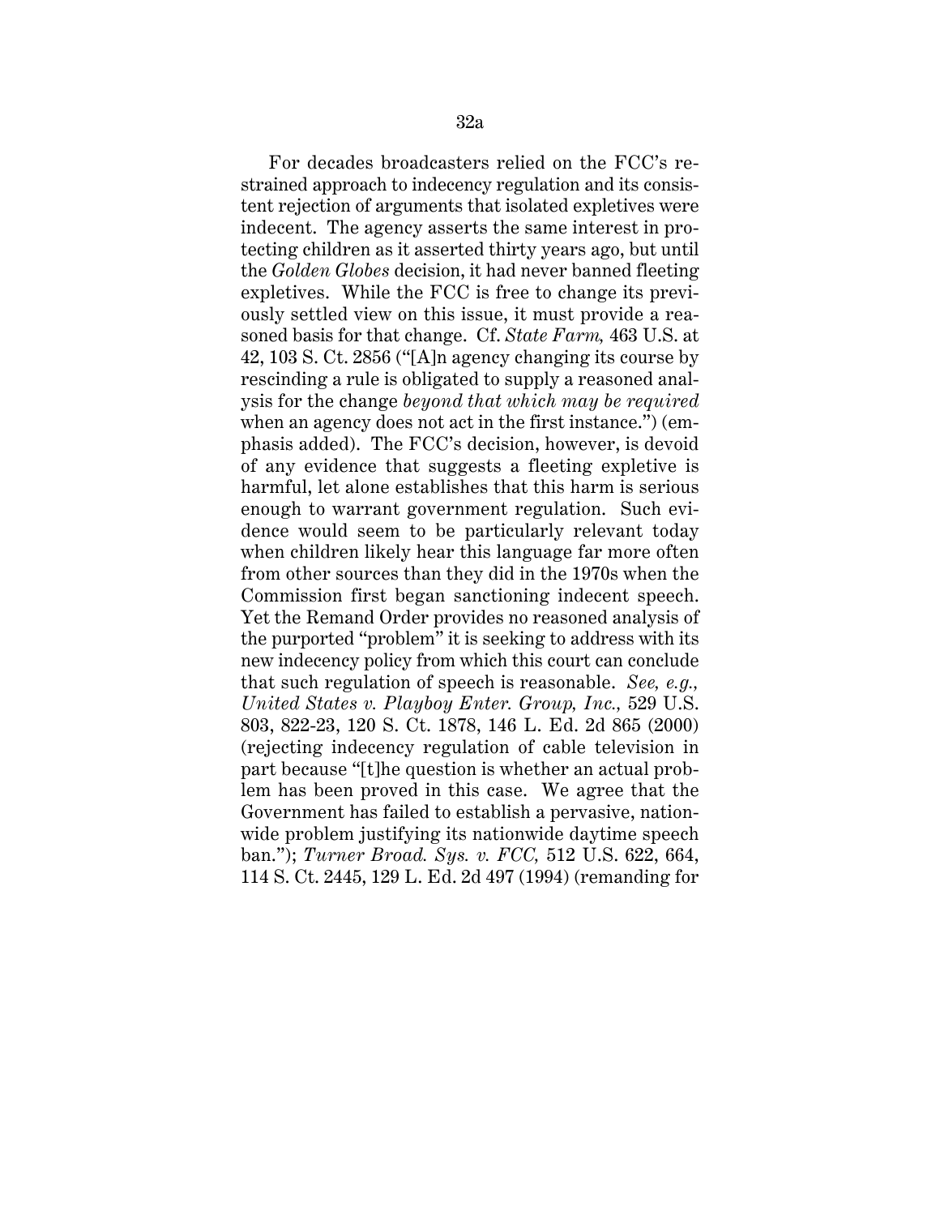For decades broadcasters relied on the FCC's restrained approach to indecency regulation and its consistent rejection of arguments that isolated expletives were indecent. The agency asserts the same interest in protecting children as it asserted thirty years ago, but until the *Golden Globes* decision, it had never banned fleeting expletives. While the FCC is free to change its previously settled view on this issue, it must provide a reasoned basis for that change. Cf. *State Farm,* 463 U.S. at 42, 103 S. Ct. 2856 ("[A]n agency changing its course by rescinding a rule is obligated to supply a reasoned analysis for the change *beyond that which may be required* when an agency does not act in the first instance.") (emphasis added). The FCC's decision, however, is devoid of any evidence that suggests a fleeting expletive is harmful, let alone establishes that this harm is serious enough to warrant government regulation. Such evidence would seem to be particularly relevant today when children likely hear this language far more often from other sources than they did in the 1970s when the Commission first began sanctioning indecent speech. Yet the Remand Order provides no reasoned analysis of the purported "problem" it is seeking to address with its new indecency policy from which this court can conclude that such regulation of speech is reasonable. *See, e.g., United States v. Playboy Enter. Group, Inc.,* 529 U.S. 803, 822-23, 120 S. Ct. 1878, 146 L. Ed. 2d 865 (2000) (rejecting indecency regulation of cable television in part because "[t]he question is whether an actual problem has been proved in this case. We agree that the Government has failed to establish a pervasive, nationwide problem justifying its nationwide daytime speech ban."); *Turner Broad. Sys. v. FCC,* 512 U.S. 622, 664, 114 S. Ct. 2445, 129 L. Ed. 2d 497 (1994) (remanding for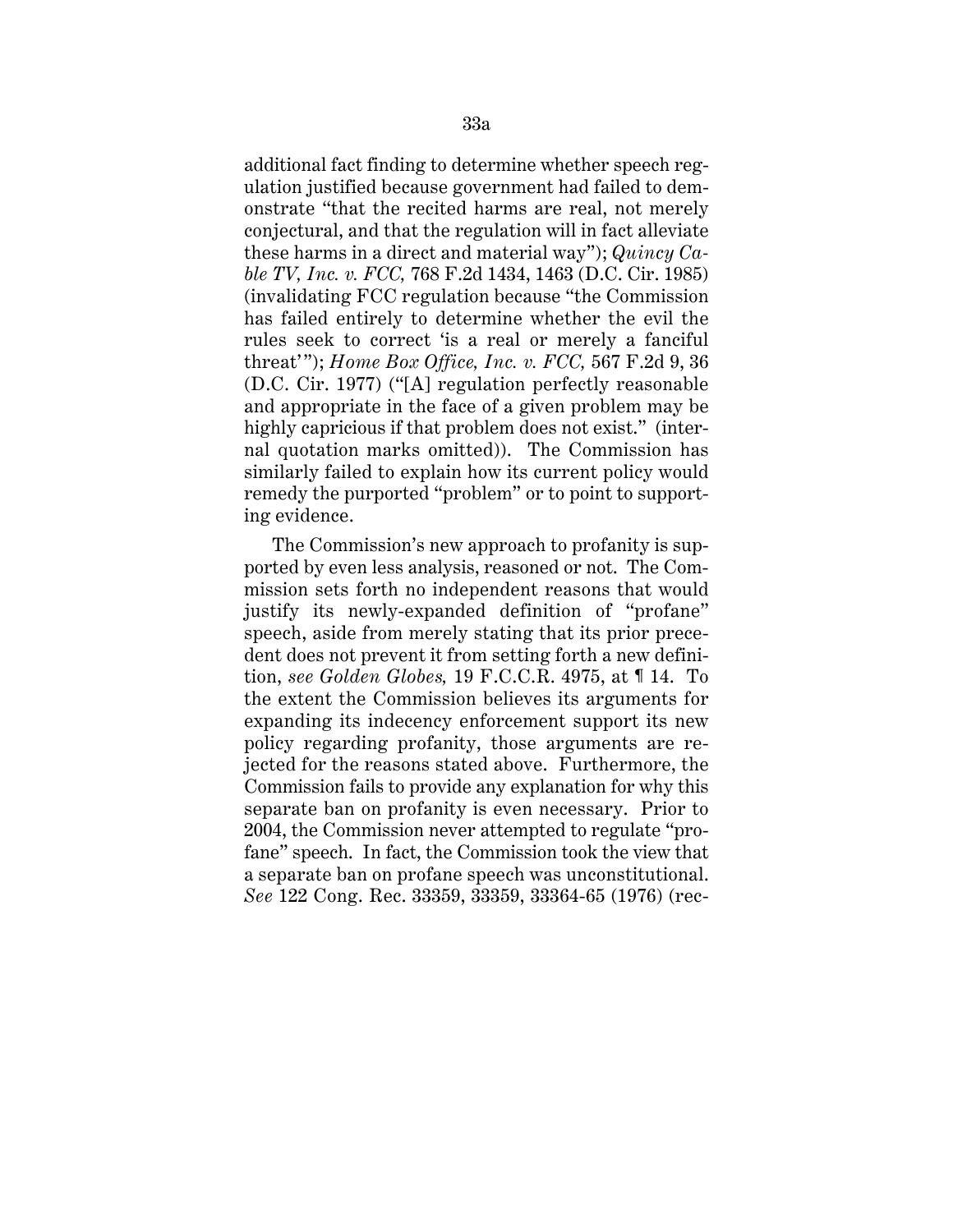additional fact finding to determine whether speech regulation justified because government had failed to demonstrate "that the recited harms are real, not merely conjectural, and that the regulation will in fact alleviate these harms in a direct and material way"); *Quincy Cable TV, Inc. v. FCC,* 768 F.2d 1434, 1463 (D.C. Cir. 1985) (invalidating FCC regulation because "the Commission has failed entirely to determine whether the evil the rules seek to correct 'is a real or merely a fanciful threat'"); *Home Box Office, Inc. v. FCC,* 567 F.2d 9, 36 (D.C. Cir. 1977) ("[A] regulation perfectly reasonable and appropriate in the face of a given problem may be highly capricious if that problem does not exist." (internal quotation marks omitted)). The Commission has similarly failed to explain how its current policy would remedy the purported "problem" or to point to supporting evidence.

The Commission's new approach to profanity is supported by even less analysis, reasoned or not. The Commission sets forth no independent reasons that would justify its newly-expanded definition of "profane" speech, aside from merely stating that its prior precedent does not prevent it from setting forth a new definition, *see Golden Globes,* 19 F.C.C.R. 4975, at ¶ 14. To the extent the Commission believes its arguments for expanding its indecency enforcement support its new policy regarding profanity, those arguments are rejected for the reasons stated above. Furthermore, the Commission fails to provide any explanation for why this separate ban on profanity is even necessary. Prior to 2004, the Commission never attempted to regulate "profane" speech. In fact, the Commission took the view that a separate ban on profane speech was unconstitutional. *See* 122 Cong. Rec. 33359, 33359, 33364-65 (1976) (rec-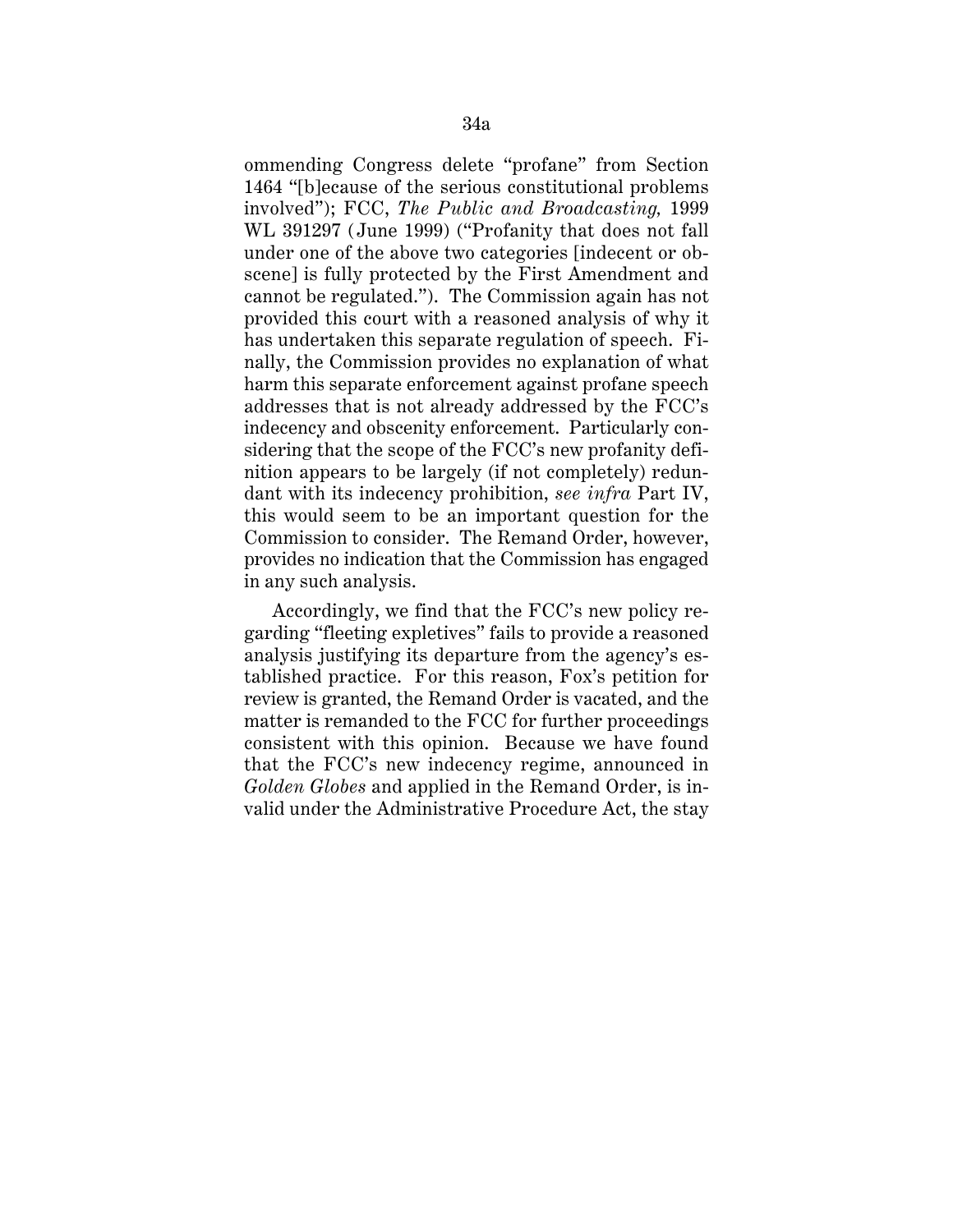ommending Congress delete "profane" from Section 1464 "[b]ecause of the serious constitutional problems involved"); FCC, *The Public and Broadcasting,* 1999 WL 391297 (June 1999) ("Profanity that does not fall under one of the above two categories [indecent or obscene] is fully protected by the First Amendment and cannot be regulated."). The Commission again has not provided this court with a reasoned analysis of why it has undertaken this separate regulation of speech. Finally, the Commission provides no explanation of what harm this separate enforcement against profane speech addresses that is not already addressed by the FCC's indecency and obscenity enforcement. Particularly considering that the scope of the FCC's new profanity definition appears to be largely (if not completely) redundant with its indecency prohibition, *see infra* Part IV, this would seem to be an important question for the Commission to consider. The Remand Order, however, provides no indication that the Commission has engaged in any such analysis.

Accordingly, we find that the FCC's new policy regarding "fleeting expletives" fails to provide a reasoned analysis justifying its departure from the agency's established practice. For this reason, Fox's petition for review is granted, the Remand Order is vacated, and the matter is remanded to the FCC for further proceedings consistent with this opinion. Because we have found that the FCC's new indecency regime, announced in *Golden Globes* and applied in the Remand Order, is invalid under the Administrative Procedure Act, the stay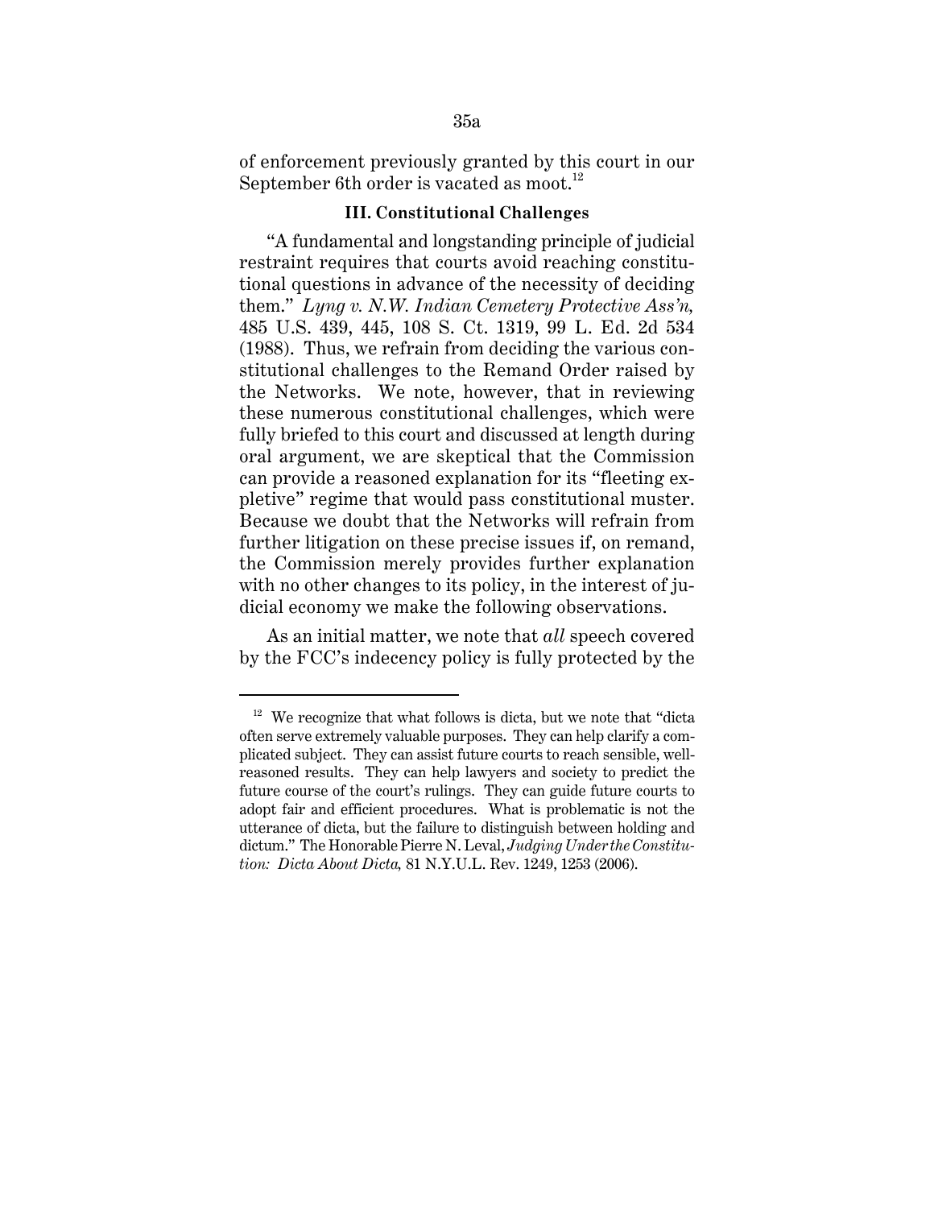of enforcement previously granted by this court in our September 6th order is vacated as moot.[12]

### III. Constitutional Challenges

"A fundamental and longstanding principle of judicial restraint requires that courts avoid reaching constitutional questions in advance of the necessity of deciding them." *Lyng v. N.W. Indian Cemetery Protective Ass'n*, 485 U.S. 439, 445, 108 S. Ct. 1319, 99 L. Ed. 2d 534 (1988). Thus, we refrain from deciding the various constitutional challenges to the Remand Order raised by the Networks. We note, however, that in reviewing these numerous constitutional challenges, which were fully briefed to this court and discussed at length during oral argument, we are skeptical that the Commission can provide a reasoned explanation for its "fleeting expletive" regime that would pass constitutional muster. Because we doubt that the Networks will refrain from further litigation on these precise issues if, on remand, the Commission merely provides further explanation with no other changes to its policy, in the interest of judicial economy we make the following observations.

As an initial matter, we note that *all* speech covered by the FCC's indecency policy is fully protected by the

---

[12] We recognize that what follows is dicta, but we note that "dicta often serve extremely valuable purposes. They can help clarify a complicated subject. They can assist future courts to reach sensible, well-reasoned results. They can help lawyers and society to predict the future course of the court's rulings. They can guide future courts to adopt fair and efficient procedures. What is problematic is not the utterance of dicta, but the failure to distinguish between holding and dictum." The Honorable Pierre N. Leval, *Judging Under the Constitution: Dicta About Dicta*, 81 N.Y.U.L. Rev. 1249, 1253 (2006).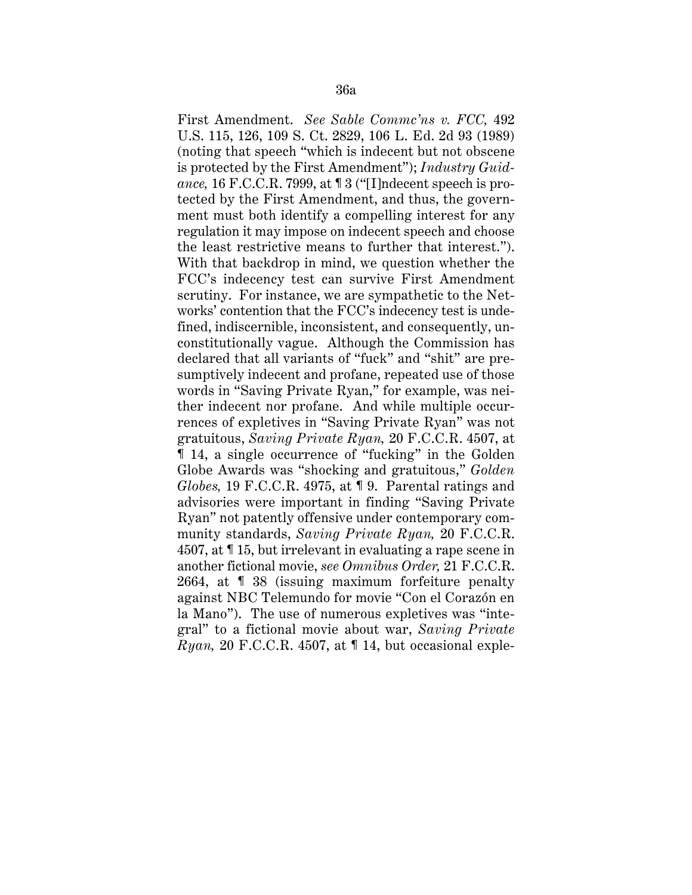First Amendment. *See Sable Commc'ns v. FCC,* 492 U.S. 115, 126, 109 S. Ct. 2829, 106 L. Ed. 2d 93 (1989) (noting that speech "which is indecent but not obscene is protected by the First Amendment"); *Industry Guidance,* 16 F.C.C.R. 7999, at ¶ 3 ("[I]ndecent speech is protected by the First Amendment, and thus, the government must both identify a compelling interest for any regulation it may impose on indecent speech and choose the least restrictive means to further that interest."). With that backdrop in mind, we question whether the FCC's indecency test can survive First Amendment scrutiny. For instance, we are sympathetic to the Networks' contention that the FCC's indecency test is undefined, indiscernible, inconsistent, and consequently, unconstitutionally vague. Although the Commission has declared that all variants of "fuck" and "shit" are presumptively indecent and profane, repeated use of those words in "Saving Private Ryan," for example, was neither indecent nor profane. And while multiple occurrences of expletives in "Saving Private Ryan" was not gratuitous, *Saving Private Ryan,* 20 F.C.C.R. 4507, at ¶ 14, a single occurrence of "fucking" in the Golden Globe Awards was "shocking and gratuitous," *Golden Globes,* 19 F.C.C.R. 4975, at ¶ 9. Parental ratings and advisories were important in finding "Saving Private Ryan" not patently offensive under contemporary community standards, *Saving Private Ryan,* 20 F.C.C.R. 4507, at ¶ 15, but irrelevant in evaluating a rape scene in another fictional movie, *see Omnibus Order,* 21 F.C.C.R. 2664, at ¶ 38 (issuing maximum forfeiture penalty against NBC Telemundo for movie "Con el Corazón en la Mano"). The use of numerous expletives was "integral" to a fictional movie about war, *Saving Private Ryan,* 20 F.C.C.R. 4507, at ¶ 14, but occasional exple-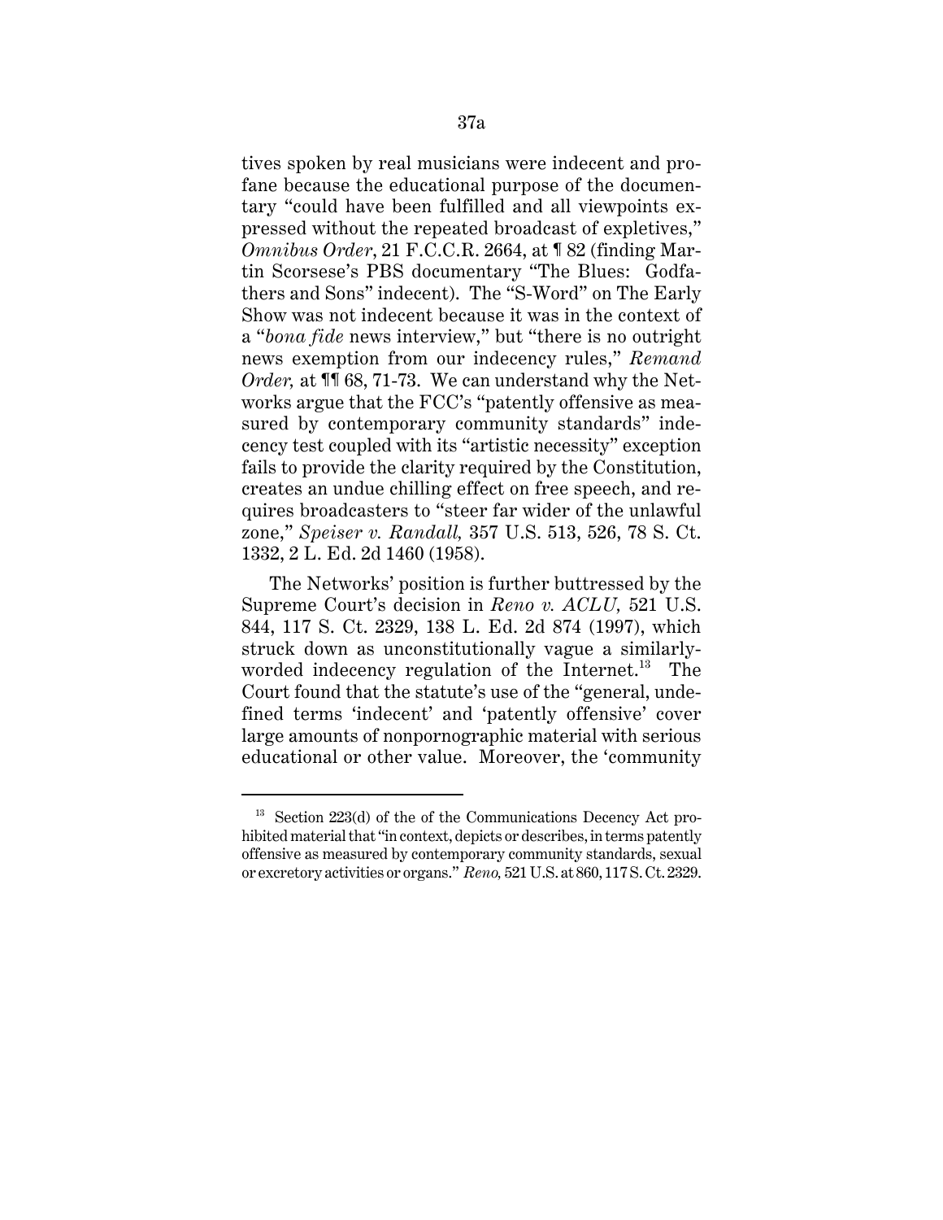tives spoken by real musicians were indecent and profane because the educational purpose of the documentary "could have been fulfilled and all viewpoints expressed without the repeated broadcast of expletives," *Omnibus Order*, 21 F.C.C.R. 2664, at ¶ 82 (finding Martin Scorsese's PBS documentary "The Blues: Godfathers and Sons" indecent). The "S-Word" on The Early Show was not indecent because it was in the context of a "*bona fide* news interview," but "there is no outright news exemption from our indecency rules," *Remand Order,* at ¶¶ 68, 71-73. We can understand why the Networks argue that the FCC's "patently offensive as measured by contemporary community standards" indecency test coupled with its "artistic necessity" exception fails to provide the clarity required by the Constitution, creates an undue chilling effect on free speech, and requires broadcasters to "steer far wider of the unlawful zone," *Speiser v. Randall,* 357 U.S. 513, 526, 78 S. Ct. 1332, 2 L. Ed. 2d 1460 (1958).

The Networks' position is further buttressed by the Supreme Court's decision in *Reno v. ACLU,* 521 U.S. 844, 117 S. Ct. 2329, 138 L. Ed. 2d 874 (1997), which struck down as unconstitutionally vague a similarly-worded indecency regulation of the Internet.[13] The Court found that the statute's use of the "general, undefined terms 'indecent' and 'patently offensive' cover large amounts of nonpornographic material with serious educational or other value. Moreover, the 'community

[13] Section 223(d) of the of the Communications Decency Act prohibited material that "in context, depicts or describes, in terms patently offensive as measured by contemporary community standards, sexual or excretory activities or organs." *Reno,* 521 U.S. at 860, 117 S. Ct. 2329.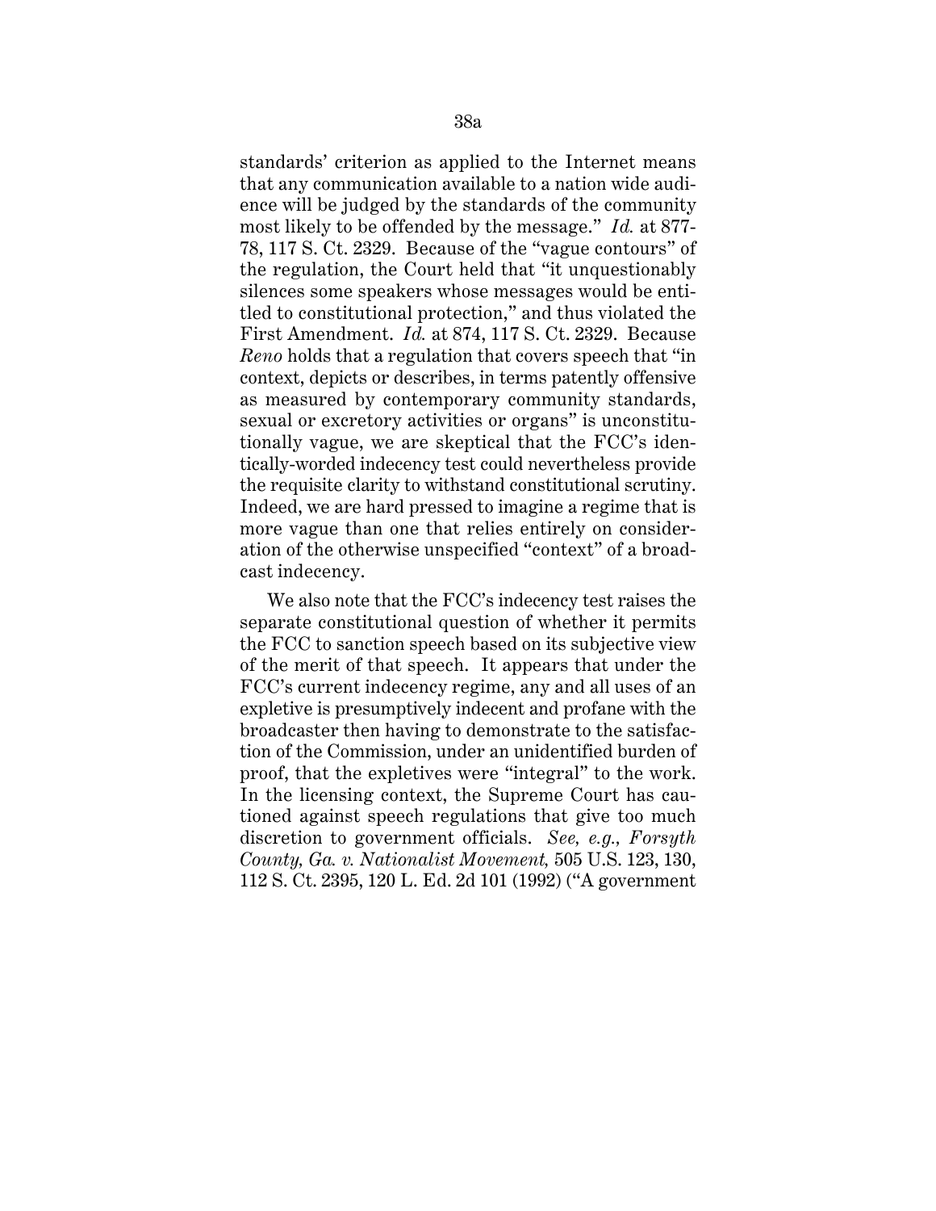standards' criterion as applied to the Internet means that any communication available to a nation wide audience will be judged by the standards of the community most likely to be offended by the message." *Id.* at 877-78, 117 S. Ct. 2329. Because of the "vague contours" of the regulation, the Court held that "it unquestionably silences some speakers whose messages would be entitled to constitutional protection," and thus violated the First Amendment. *Id.* at 874, 117 S. Ct. 2329. Because *Reno* holds that a regulation that covers speech that "in context, depicts or describes, in terms patently offensive as measured by contemporary community standards, sexual or excretory activities or organs" is unconstitutionally vague, we are skeptical that the FCC's identically-worded indecency test could nevertheless provide the requisite clarity to withstand constitutional scrutiny. Indeed, we are hard pressed to imagine a regime that is more vague than one that relies entirely on consideration of the otherwise unspecified "context" of a broadcast indecency.

We also note that the FCC's indecency test raises the separate constitutional question of whether it permits the FCC to sanction speech based on its subjective view of the merit of that speech. It appears that under the FCC's current indecency regime, any and all uses of an expletive is presumptively indecent and profane with the broadcaster then having to demonstrate to the satisfaction of the Commission, under an unidentified burden of proof, that the expletives were "integral" to the work. In the licensing context, the Supreme Court has cautioned against speech regulations that give too much discretion to government officials. *See, e.g., Forsyth County, Ga. v. Nationalist Movement,* 505 U.S. 123, 130, 112 S. Ct. 2395, 120 L. Ed. 2d 101 (1992) ("A government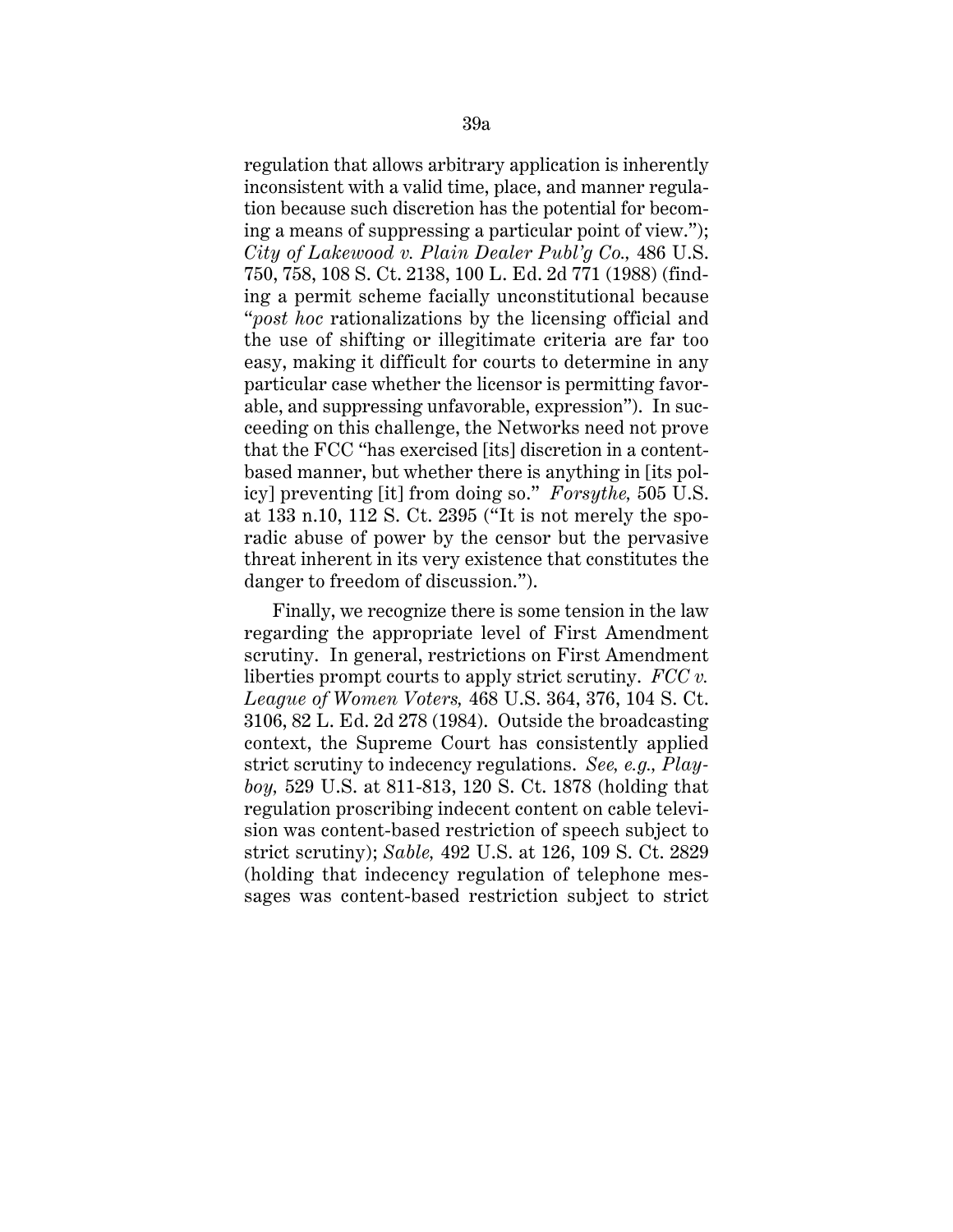regulation that allows arbitrary application is inherently inconsistent with a valid time, place, and manner regulation because such discretion has the potential for becoming a means of suppressing a particular point of view."); *City of Lakewood v. Plain Dealer Publ'g Co.,* 486 U.S. 750, 758, 108 S. Ct. 2138, 100 L. Ed. 2d 771 (1988) (finding a permit scheme facially unconstitutional because "*post hoc* rationalizations by the licensing official and the use of shifting or illegitimate criteria are far too easy, making it difficult for courts to determine in any particular case whether the licensor is permitting favorable, and suppressing unfavorable, expression"). In succeeding on this challenge, the Networks need not prove that the FCC "has exercised [its] discretion in a content-based manner, but whether there is anything in [its policy] preventing [it] from doing so." *Forsythe,* 505 U.S. at 133 n.10, 112 S. Ct. 2395 ("It is not merely the sporadic abuse of power by the censor but the pervasive threat inherent in its very existence that constitutes the danger to freedom of discussion.").

Finally, we recognize there is some tension in the law regarding the appropriate level of First Amendment scrutiny. In general, restrictions on First Amendment liberties prompt courts to apply strict scrutiny. *FCC v. League of Women Voters,* 468 U.S. 364, 376, 104 S. Ct. 3106, 82 L. Ed. 2d 278 (1984). Outside the broadcasting context, the Supreme Court has consistently applied strict scrutiny to indecency regulations. *See, e.g., Playboy,* 529 U.S. at 811-813, 120 S. Ct. 1878 (holding that regulation proscribing indecent content on cable television was content-based restriction of speech subject to strict scrutiny); *Sable,* 492 U.S. at 126, 109 S. Ct. 2829 (holding that indecency regulation of telephone messages was content-based restriction subject to strict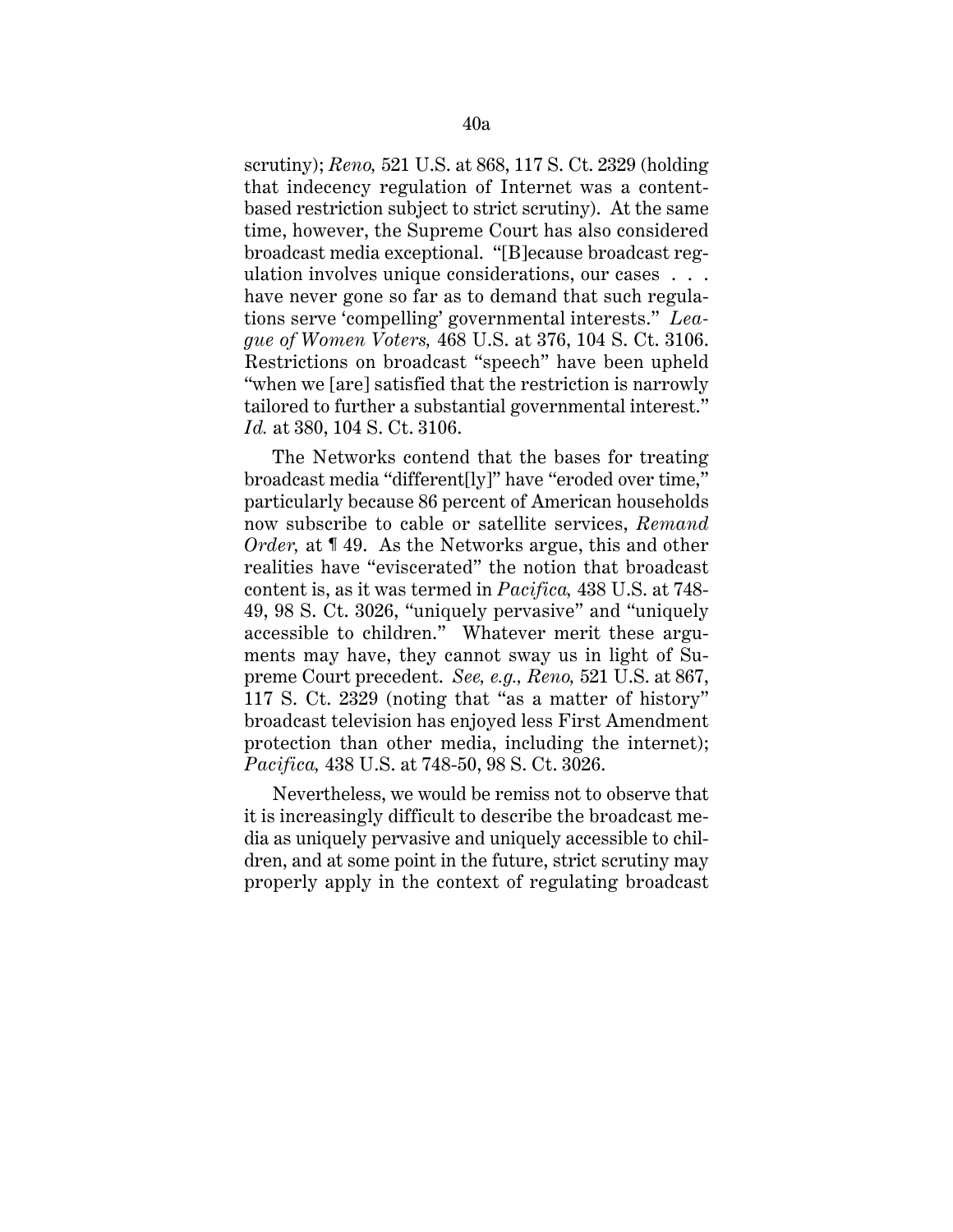scrutiny); *Reno,* 521 U.S. at 868, 117 S. Ct. 2329 (holding that indecency regulation of Internet was a content-based restriction subject to strict scrutiny). At the same time, however, the Supreme Court has also considered broadcast media exceptional. "[B]ecause broadcast regulation involves unique considerations, our cases . . . have never gone so far as to demand that such regulations serve 'compelling' governmental interests." *League of Women Voters,* 468 U.S. at 376, 104 S. Ct. 3106. Restrictions on broadcast "speech" have been upheld "when we [are] satisfied that the restriction is narrowly tailored to further a substantial governmental interest." *Id.* at 380, 104 S. Ct. 3106.

The Networks contend that the bases for treating broadcast media "different[ly]" have "eroded over time," particularly because 86 percent of American households now subscribe to cable or satellite services, *Remand Order,* at ¶ 49. As the Networks argue, this and other realities have "eviscerated" the notion that broadcast content is, as it was termed in *Pacifica,* 438 U.S. at 748-49, 98 S. Ct. 3026, "uniquely pervasive" and "uniquely accessible to children." Whatever merit these arguments may have, they cannot sway us in light of Supreme Court precedent. *See, e.g., Reno,* 521 U.S. at 867, 117 S. Ct. 2329 (noting that "as a matter of history" broadcast television has enjoyed less First Amendment protection than other media, including the internet); *Pacifica,* 438 U.S. at 748-50, 98 S. Ct. 3026.

Nevertheless, we would be remiss not to observe that it is increasingly difficult to describe the broadcast media as uniquely pervasive and uniquely accessible to children, and at some point in the future, strict scrutiny may properly apply in the context of regulating broadcast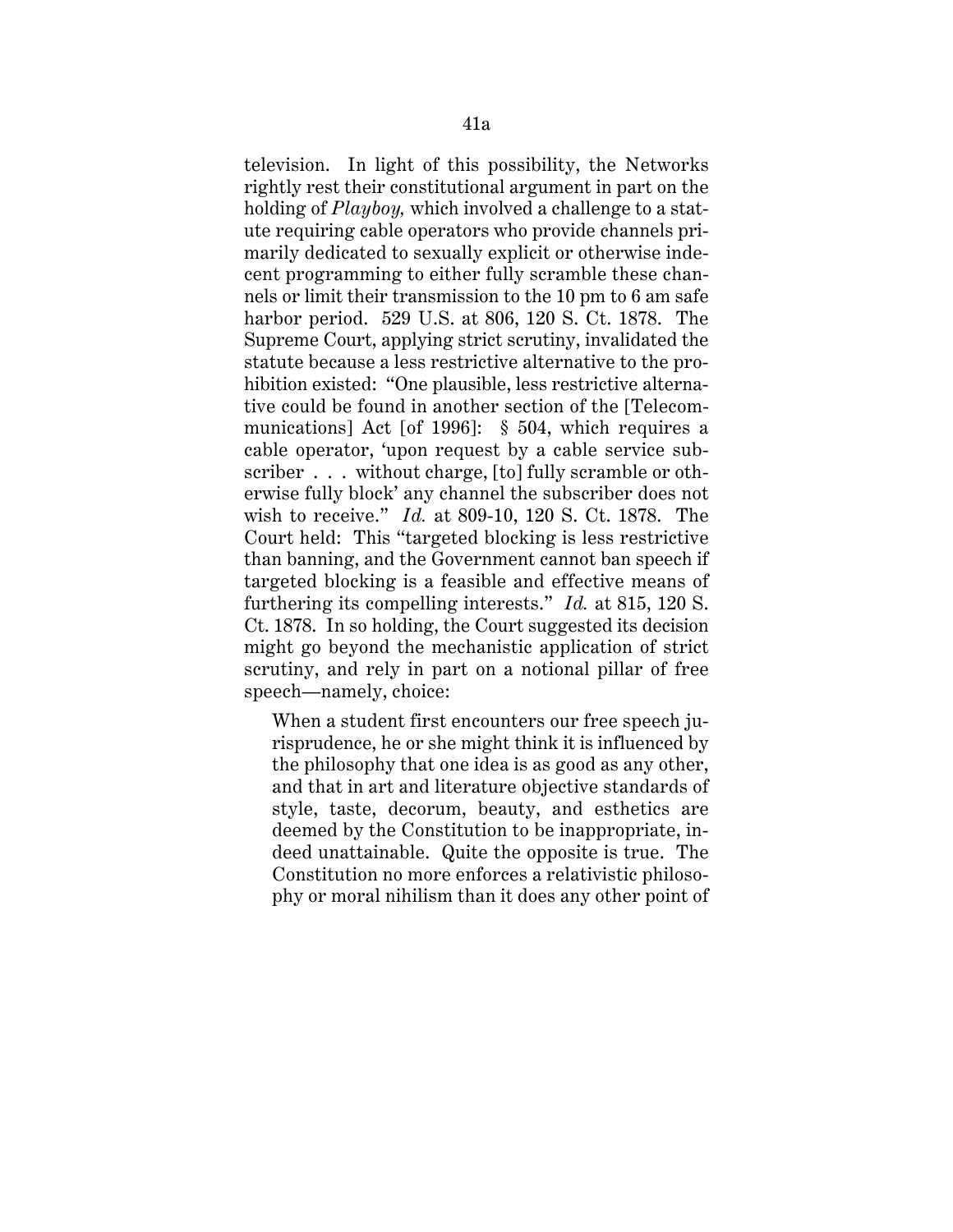television. In light of this possibility, the Networks rightly rest their constitutional argument in part on the holding of *Playboy,* which involved a challenge to a statute requiring cable operators who provide channels primarily dedicated to sexually explicit or otherwise indecent programming to either fully scramble these channels or limit their transmission to the 10 pm to 6 am safe harbor period. 529 U.S. at 806, 120 S. Ct. 1878. The Supreme Court, applying strict scrutiny, invalidated the statute because a less restrictive alternative to the prohibition existed: "One plausible, less restrictive alternative could be found in another section of the [Telecommunications] Act [of 1996]: § 504, which requires a cable operator, 'upon request by a cable service subscriber . . . without charge, [to] fully scramble or otherwise fully block' any channel the subscriber does not wish to receive." *Id.* at 809-10, 120 S. Ct. 1878. The Court held: This "targeted blocking is less restrictive than banning, and the Government cannot ban speech if targeted blocking is a feasible and effective means of furthering its compelling interests." *Id.* at 815, 120 S. Ct. 1878. In so holding, the Court suggested its decision might go beyond the mechanistic application of strict scrutiny, and rely in part on a notional pillar of free speech—namely, choice:

> When a student first encounters our free speech jurisprudence, he or she might think it is influenced by the philosophy that one idea is as good as any other, and that in art and literature objective standards of style, taste, decorum, beauty, and esthetics are deemed by the Constitution to be inappropriate, indeed unattainable. Quite the opposite is true. The Constitution no more enforces a relativistic philosophy or moral nihilism than it does any other point of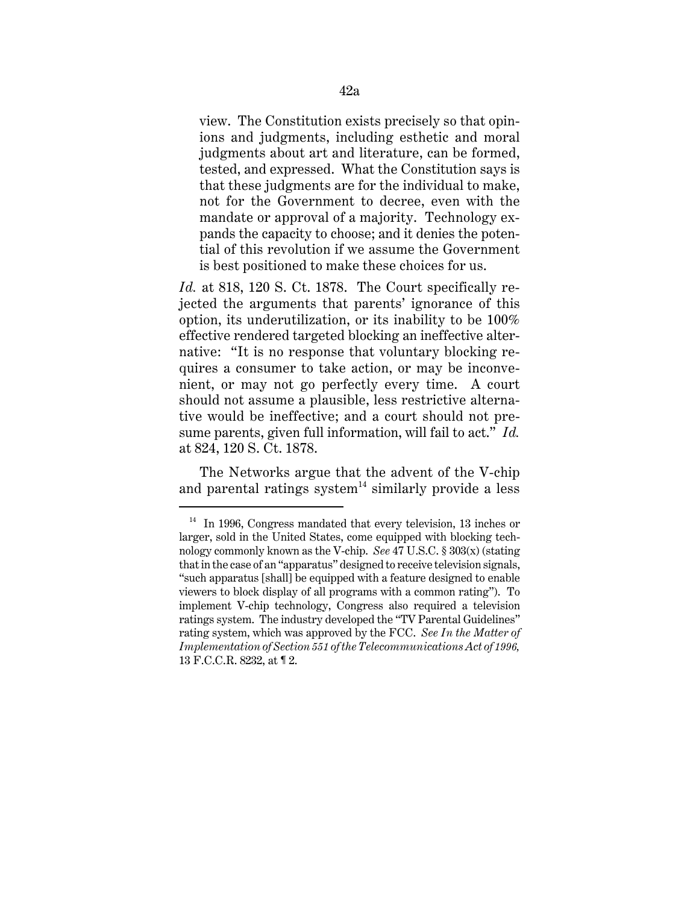> view. The Constitution exists precisely so that opinions and judgments, including esthetic and moral judgments about art and literature, can be formed, tested, and expressed. What the Constitution says is that these judgments are for the individual to make, not for the Government to decree, even with the mandate or approval of a majority. Technology expands the capacity to choose; and it denies the potential of this revolution if we assume the Government is best positioned to make these choices for us.

*Id.* at 818, 120 S. Ct. 1878. The Court specifically rejected the arguments that parents' ignorance of this option, its underutilization, or its inability to be 100% effective rendered targeted blocking an ineffective alternative: "It is no response that voluntary blocking requires a consumer to take action, or may be inconvenient, or may not go perfectly every time. A court should not assume a plausible, less restrictive alternative would be ineffective; and a court should not presume parents, given full information, will fail to act." *Id.* at 824, 120 S. Ct. 1878.

The Networks argue that the advent of the V-chip and parental ratings system[14] similarly provide a less

---

[14] In 1996, Congress mandated that every television, 13 inches or larger, sold in the United States, come equipped with blocking technology commonly known as the V-chip. *See* 47 U.S.C. § 303(x) (stating that in the case of an "apparatus" designed to receive television signals, "such apparatus [shall] be equipped with a feature designed to enable viewers to block display of all programs with a common rating"). To implement V-chip technology, Congress also required a television ratings system. The industry developed the "TV Parental Guidelines" rating system, which was approved by the FCC. *See In the Matter of Implementation of Section 551 of the Telecommunications Act of 1996,* 13 F.C.C.R. 8232, at ¶ 2.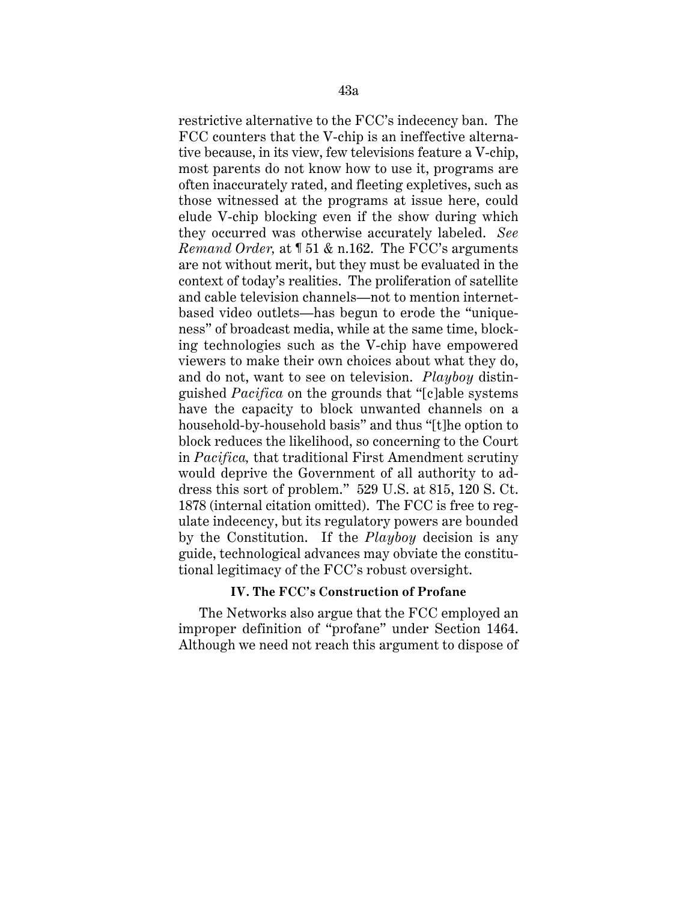restrictive alternative to the FCC's indecency ban. The FCC counters that the V-chip is an ineffective alternative because, in its view, few televisions feature a V-chip, most parents do not know how to use it, programs are often inaccurately rated, and fleeting expletives, such as those witnessed at the programs at issue here, could elude V-chip blocking even if the show during which they occurred was otherwise accurately labeled. *See Remand Order,* at ¶ 51 & n.162. The FCC's arguments are not without merit, but they must be evaluated in the context of today's realities. The proliferation of satellite and cable television channels—not to mention internet-based video outlets—has begun to erode the "uniqueness" of broadcast media, while at the same time, blocking technologies such as the V-chip have empowered viewers to make their own choices about what they do, and do not, want to see on television. *Playboy* distinguished *Pacifica* on the grounds that "[c]able systems have the capacity to block unwanted channels on a household-by-household basis" and thus "[t]he option to block reduces the likelihood, so concerning to the Court in *Pacifica,* that traditional First Amendment scrutiny would deprive the Government of all authority to address this sort of problem." 529 U.S. at 815, 120 S. Ct. 1878 (internal citation omitted). The FCC is free to regulate indecency, but its regulatory powers are bounded by the Constitution. If the *Playboy* decision is any guide, technological advances may obviate the constitutional legitimacy of the FCC's robust oversight.

### IV. The FCC's Construction of Profane

The Networks also argue that the FCC employed an improper definition of "profane" under Section 1464. Although we need not reach this argument to dispose of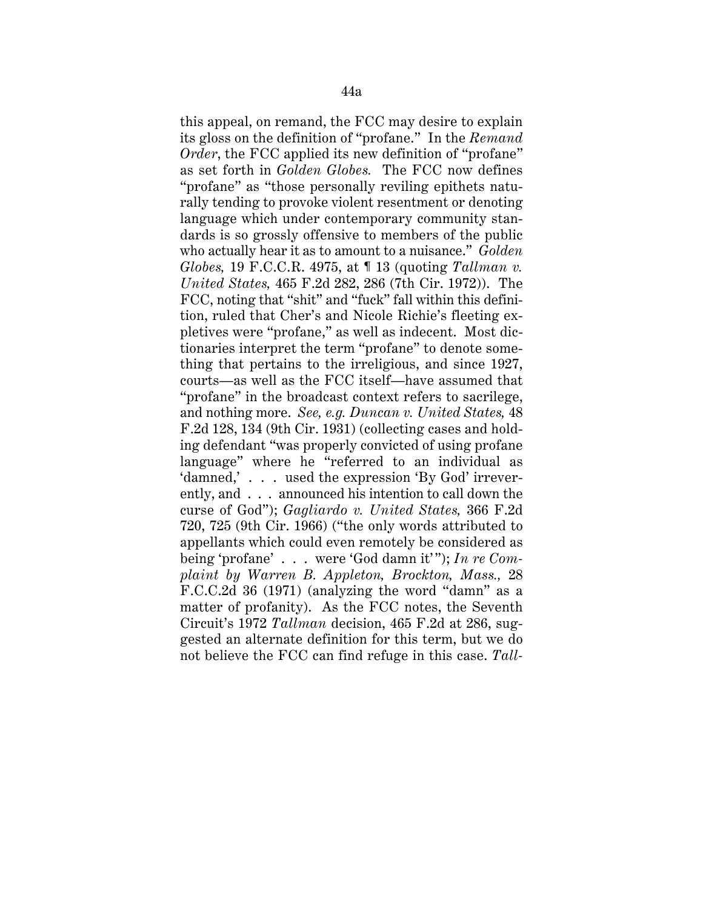this appeal, on remand, the FCC may desire to explain its gloss on the definition of "profane." In the *Remand Order*, the FCC applied its new definition of "profane" as set forth in *Golden Globes.* The FCC now defines "profane" as "those personally reviling epithets naturally tending to provoke violent resentment or denoting language which under contemporary community standards is so grossly offensive to members of the public who actually hear it as to amount to a nuisance." *Golden Globes,* 19 F.C.C.R. 4975, at ¶ 13 (quoting *Tallman v. United States,* 465 F.2d 282, 286 (7th Cir. 1972)). The FCC, noting that "shit" and "fuck" fall within this definition, ruled that Cher's and Nicole Richie's fleeting expletives were "profane," as well as indecent. Most dictionaries interpret the term "profane" to denote something that pertains to the irreligious, and since 1927, courts—as well as the FCC itself—have assumed that "profane" in the broadcast context refers to sacrilege, and nothing more. *See, e.g. Duncan v. United States,* 48 F.2d 128, 134 (9th Cir. 1931) (collecting cases and holding defendant "was properly convicted of using profane language" where he "referred to an individual as 'damned,' . . . used the expression 'By God' irreverently, and . . . announced his intention to call down the curse of God"); *Gagliardo v. United States,* 366 F.2d 720, 725 (9th Cir. 1966) ("the only words attributed to appellants which could even remotely be considered as being 'profane' . . . were 'God damn it'"); *In re Complaint by Warren B. Appleton, Brockton, Mass.,* 28 F.C.C.2d 36 (1971) (analyzing the word "damn" as a matter of profanity). As the FCC notes, the Seventh Circuit's 1972 *Tallman* decision, 465 F.2d at 286, suggested an alternate definition for this term, but we do not believe the FCC can find refuge in this case. *Tall-*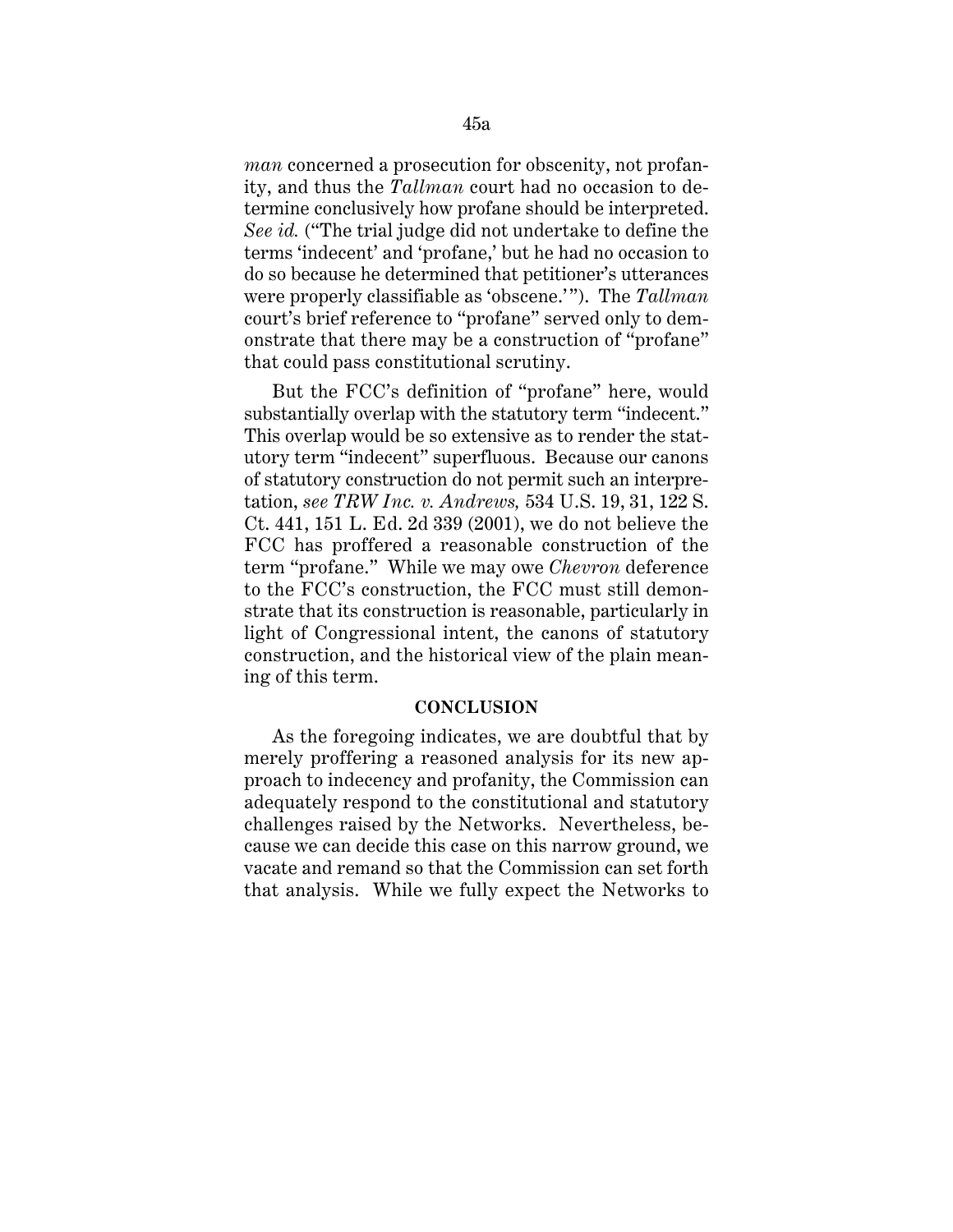*man* concerned a prosecution for obscenity, not profanity, and thus the *Tallman* court had no occasion to determine conclusively how profane should be interpreted. *See id.* ("The trial judge did not undertake to define the terms 'indecent' and 'profane,' but he had no occasion to do so because he determined that petitioner's utterances were properly classifiable as 'obscene.'"). The *Tallman* court's brief reference to "profane" served only to demonstrate that there may be a construction of "profane" that could pass constitutional scrutiny.

But the FCC's definition of "profane" here, would substantially overlap with the statutory term "indecent." This overlap would be so extensive as to render the statutory term "indecent" superfluous. Because our canons of statutory construction do not permit such an interpretation, *see TRW Inc. v. Andrews,* 534 U.S. 19, 31, 122 S. Ct. 441, 151 L. Ed. 2d 339 (2001), we do not believe the FCC has proffered a reasonable construction of the term "profane." While we may owe *Chevron* deference to the FCC's construction, the FCC must still demonstrate that its construction is reasonable, particularly in light of Congressional intent, the canons of statutory construction, and the historical view of the plain meaning of this term.

**CONCLUSION**

As the foregoing indicates, we are doubtful that by merely proffering a reasoned analysis for its new approach to indecency and profanity, the Commission can adequately respond to the constitutional and statutory challenges raised by the Networks. Nevertheless, because we can decide this case on this narrow ground, we vacate and remand so that the Commission can set forth that analysis. While we fully expect the Networks to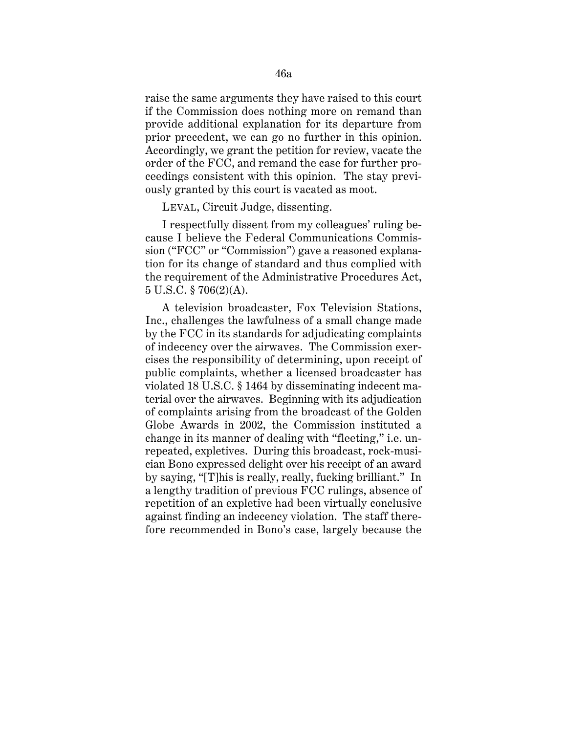raise the same arguments they have raised to this court if the Commission does nothing more on remand than provide additional explanation for its departure from prior precedent, we can go no further in this opinion. Accordingly, we grant the petition for review, vacate the order of the FCC, and remand the case for further proceedings consistent with this opinion. The stay previously granted by this court is vacated as moot.

LEVAL, Circuit Judge, dissenting.

I respectfully dissent from my colleagues' ruling because I believe the Federal Communications Commission ("FCC" or "Commission") gave a reasoned explanation for its change of standard and thus complied with the requirement of the Administrative Procedures Act, 5 U.S.C. § 706(2)(A).

A television broadcaster, Fox Television Stations, Inc., challenges the lawfulness of a small change made by the FCC in its standards for adjudicating complaints of indecency over the airwaves. The Commission exercises the responsibility of determining, upon receipt of public complaints, whether a licensed broadcaster has violated 18 U.S.C. § 1464 by disseminating indecent material over the airwaves. Beginning with its adjudication of complaints arising from the broadcast of the Golden Globe Awards in 2002, the Commission instituted a change in its manner of dealing with "fleeting," i.e. unrepeated, expletives. During this broadcast, rock-musician Bono expressed delight over his receipt of an award by saying, "[T]his is really, really, fucking brilliant." In a lengthy tradition of previous FCC rulings, absence of repetition of an expletive had been virtually conclusive against finding an indecency violation. The staff therefore recommended in Bono's case, largely because the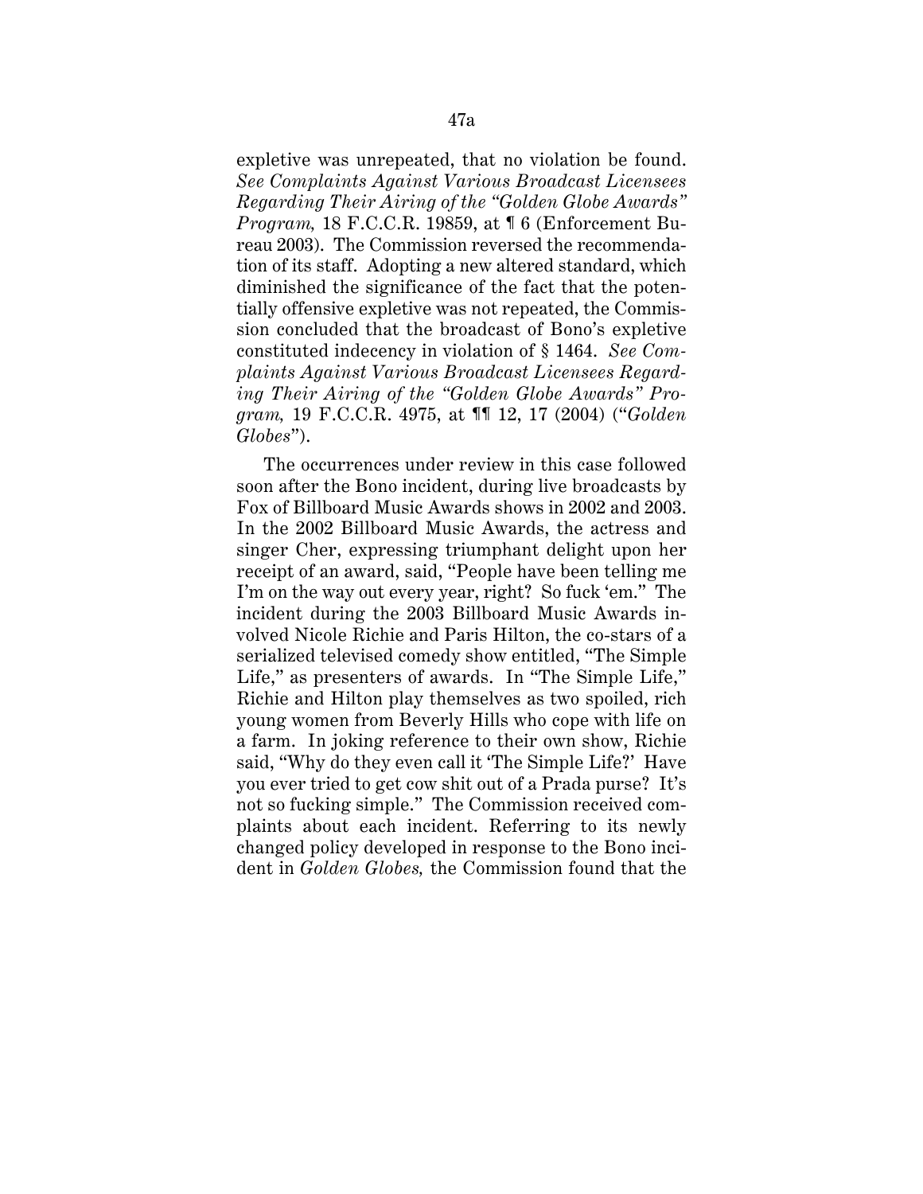expletive was unrepeated, that no violation be found. *See Complaints Against Various Broadcast Licensees Regarding Their Airing of the "Golden Globe Awards" Program,* 18 F.C.C.R. 19859, at ¶ 6 (Enforcement Bureau 2003). The Commission reversed the recommendation of its staff. Adopting a new altered standard, which diminished the significance of the fact that the potentially offensive expletive was not repeated, the Commission concluded that the broadcast of Bono's expletive constituted indecency in violation of § 1464. *See Complaints Against Various Broadcast Licensees Regarding Their Airing of the "Golden Globe Awards" Program,* 19 F.C.C.R. 4975, at ¶¶ 12, 17 (2004) ("*Golden Globes*").

The occurrences under review in this case followed soon after the Bono incident, during live broadcasts by Fox of Billboard Music Awards shows in 2002 and 2003. In the 2002 Billboard Music Awards, the actress and singer Cher, expressing triumphant delight upon her receipt of an award, said, "People have been telling me I'm on the way out every year, right? So fuck 'em." The incident during the 2003 Billboard Music Awards involved Nicole Richie and Paris Hilton, the co-stars of a serialized televised comedy show entitled, "The Simple Life," as presenters of awards. In "The Simple Life," Richie and Hilton play themselves as two spoiled, rich young women from Beverly Hills who cope with life on a farm. In joking reference to their own show, Richie said, "Why do they even call it 'The Simple Life?' Have you ever tried to get cow shit out of a Prada purse? It's not so fucking simple." The Commission received complaints about each incident. Referring to its newly changed policy developed in response to the Bono incident in *Golden Globes,* the Commission found that the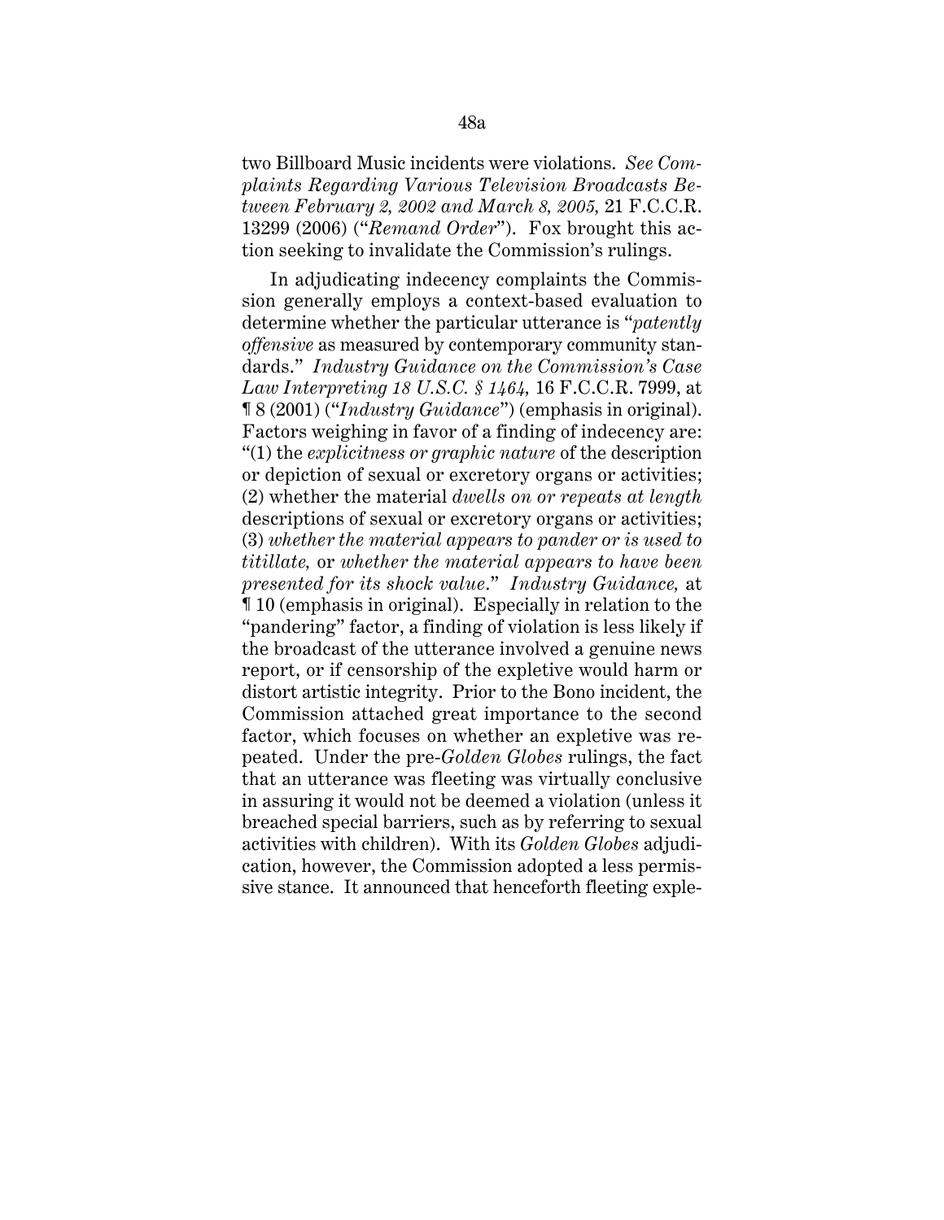two Billboard Music incidents were violations. *See Complaints Regarding Various Television Broadcasts Between February 2, 2002 and March 8, 2005,* 21 F.C.C.R. 13299 (2006) ("*Remand Order*"). Fox brought this action seeking to invalidate the Commission's rulings.

In adjudicating indecency complaints the Commission generally employs a context-based evaluation to determine whether the particular utterance is "*patently offensive* as measured by contemporary community standards." *Industry Guidance on the Commission's Case Law Interpreting 18 U.S.C. § 1464,* 16 F.C.C.R. 7999, at ¶ 8 (2001) ("*Industry Guidance*") (emphasis in original). Factors weighing in favor of a finding of indecency are: "(1) the *explicitness or graphic nature* of the description or depiction of sexual or excretory organs or activities; (2) whether the material *dwells on or repeats at length* descriptions of sexual or excretory organs or activities; (3) *whether the material appears to pander or is used to titillate,* or *whether the material appears to have been presented for its shock value.*" *Industry Guidance,* at ¶ 10 (emphasis in original). Especially in relation to the "pandering" factor, a finding of violation is less likely if the broadcast of the utterance involved a genuine news report, or if censorship of the expletive would harm or distort artistic integrity. Prior to the Bono incident, the Commission attached great importance to the second factor, which focuses on whether an expletive was repeated. Under the pre-*Golden Globes* rulings, the fact that an utterance was fleeting was virtually conclusive in assuring it would not be deemed a violation (unless it breached special barriers, such as by referring to sexual activities with children). With its *Golden Globes* adjudication, however, the Commission adopted a less permissive stance. It announced that henceforth fleeting exple-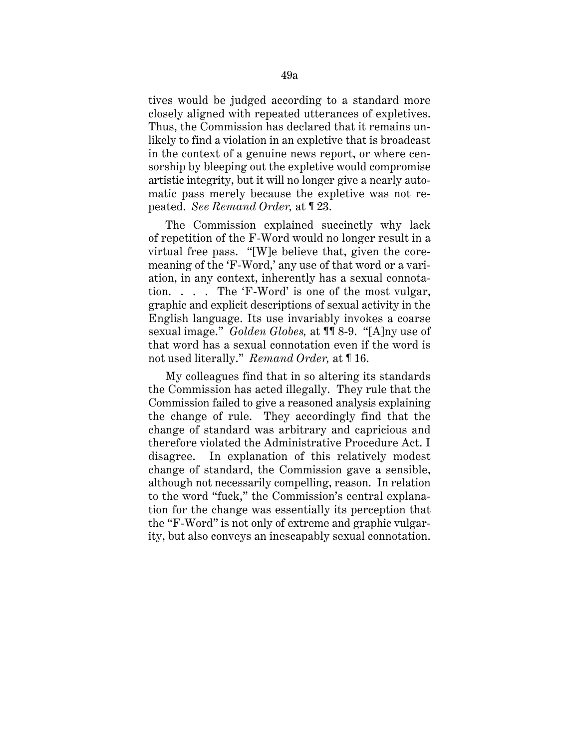tives would be judged according to a standard more closely aligned with repeated utterances of expletives. Thus, the Commission has declared that it remains unlikely to find a violation in an expletive that is broadcast in the context of a genuine news report, or where censorship by bleeping out the expletive would compromise artistic integrity, but it will no longer give a nearly automatic pass merely because the expletive was not repeated. *See Remand Order,* at ¶ 23.

The Commission explained succinctly why lack of repetition of the F-Word would no longer result in a virtual free pass. "[W]e believe that, given the core-meaning of the 'F-Word,' any use of that word or a variation, in any context, inherently has a sexual connotation. . . . The 'F-Word' is one of the most vulgar, graphic and explicit descriptions of sexual activity in the English language. Its use invariably invokes a coarse sexual image." *Golden Globes,* at ¶¶ 8-9. "[A]ny use of that word has a sexual connotation even if the word is not used literally." *Remand Order,* at ¶ 16.

My colleagues find that in so altering its standards the Commission has acted illegally. They rule that the Commission failed to give a reasoned analysis explaining the change of rule. They accordingly find that the change of standard was arbitrary and capricious and therefore violated the Administrative Procedure Act. I disagree. In explanation of this relatively modest change of standard, the Commission gave a sensible, although not necessarily compelling, reason. In relation to the word "fuck," the Commission's central explanation for the change was essentially its perception that the "F-Word" is not only of extreme and graphic vulgarity, but also conveys an inescapably sexual connotation.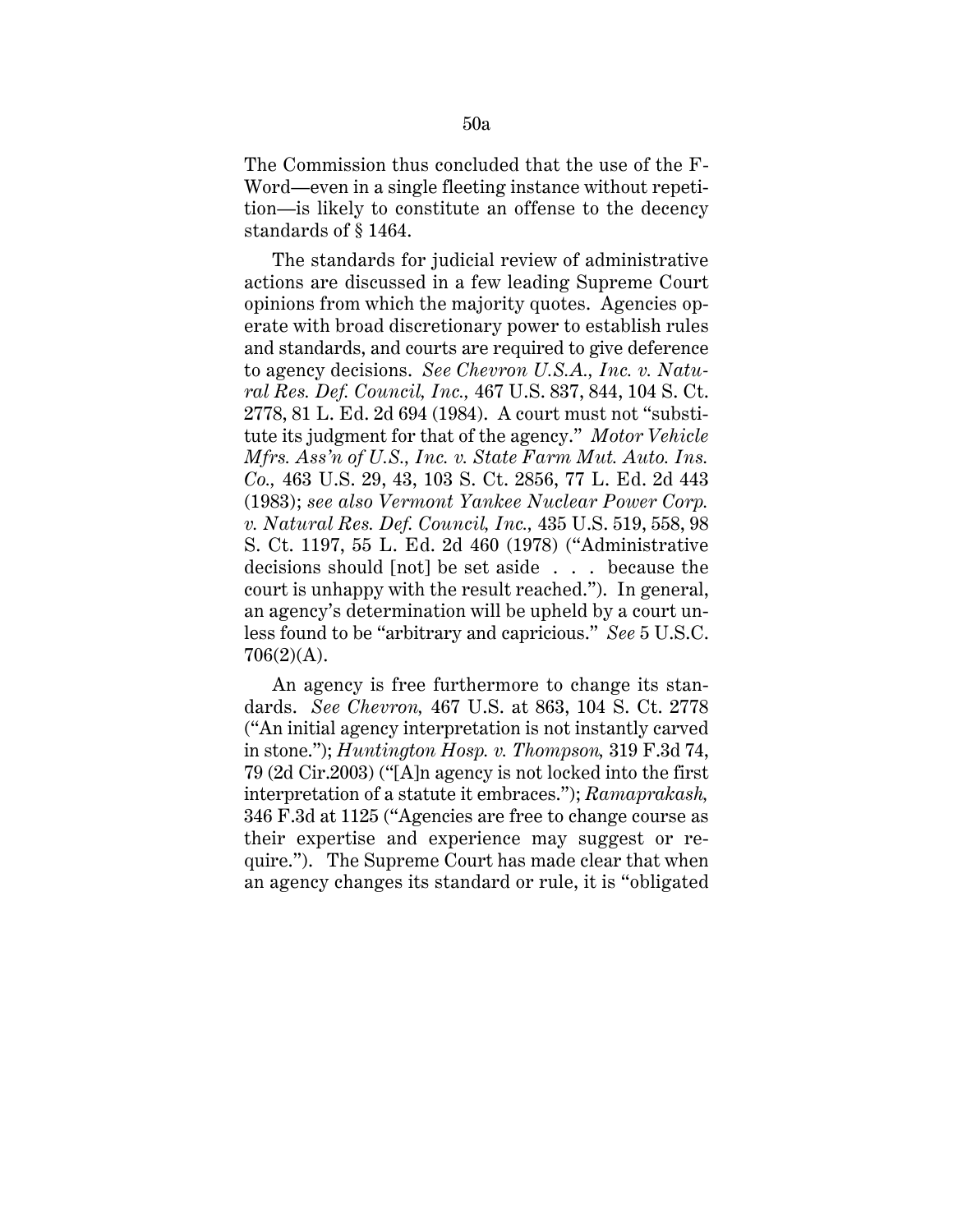The Commission thus concluded that the use of the F-Word—even in a single fleeting instance without repetition—is likely to constitute an offense to the decency standards of § 1464.

The standards for judicial review of administrative actions are discussed in a few leading Supreme Court opinions from which the majority quotes. Agencies operate with broad discretionary power to establish rules and standards, and courts are required to give deference to agency decisions. *See Chevron U.S.A., Inc. v. Natural Res. Def. Council, Inc.,* 467 U.S. 837, 844, 104 S. Ct. 2778, 81 L. Ed. 2d 694 (1984). A court must not "substitute its judgment for that of the agency." *Motor Vehicle Mfrs. Ass'n of U.S., Inc. v. State Farm Mut. Auto. Ins. Co.,* 463 U.S. 29, 43, 103 S. Ct. 2856, 77 L. Ed. 2d 443 (1983); *see also Vermont Yankee Nuclear Power Corp. v. Natural Res. Def. Council, Inc.,* 435 U.S. 519, 558, 98 S. Ct. 1197, 55 L. Ed. 2d 460 (1978) ("Administrative decisions should [not] be set aside . . . because the court is unhappy with the result reached."). In general, an agency's determination will be upheld by a court unless found to be "arbitrary and capricious." *See* 5 U.S.C. 706(2)(A).

An agency is free furthermore to change its standards. *See Chevron,* 467 U.S. at 863, 104 S. Ct. 2778 ("An initial agency interpretation is not instantly carved in stone."); *Huntington Hosp. v. Thompson,* 319 F.3d 74, 79 (2d Cir.2003) ("[A]n agency is not locked into the first interpretation of a statute it embraces."); *Ramaprakash,* 346 F.3d at 1125 ("Agencies are free to change course as their expertise and experience may suggest or require."). The Supreme Court has made clear that when an agency changes its standard or rule, it is "obligated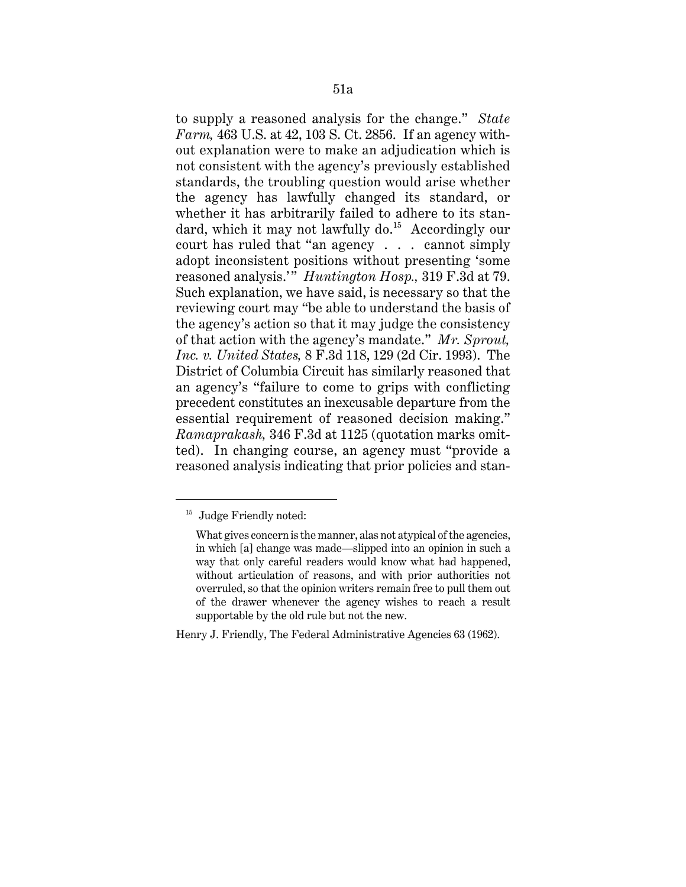to supply a reasoned analysis for the change." *State Farm,* 463 U.S. at 42, 103 S. Ct. 2856. If an agency without explanation were to make an adjudication which is not consistent with the agency's previously established standards, the troubling question would arise whether the agency has lawfully changed its standard, or whether it has arbitrarily failed to adhere to its standard, which it may not lawfully do.[15] Accordingly our court has ruled that "an agency . . . cannot simply adopt inconsistent positions without presenting 'some reasoned analysis.'" *Huntington Hosp.,* 319 F.3d at 79. Such explanation, we have said, is necessary so that the reviewing court may "be able to understand the basis of the agency's action so that it may judge the consistency of that action with the agency's mandate." *Mr. Sprout, Inc. v. United States,* 8 F.3d 118, 129 (2d Cir. 1993). The District of Columbia Circuit has similarly reasoned that an agency's "failure to come to grips with conflicting precedent constitutes an inexcusable departure from the essential requirement of reasoned decision making." *Ramaprakash,* 346 F.3d at 1125 (quotation marks omitted). In changing course, an agency must "provide a reasoned analysis indicating that prior policies and stan-

---

[15] Judge Friendly noted:

> What gives concern is the manner, alas not atypical of the agencies, in which [a] change was made—slipped into an opinion in such a way that only careful readers would know what had happened, without articulation of reasons, and with prior authorities not overruled, so that the opinion writers remain free to pull them out of the drawer whenever the agency wishes to reach a result supportable by the old rule but not the new.

Henry J. Friendly, The Federal Administrative Agencies 63 (1962).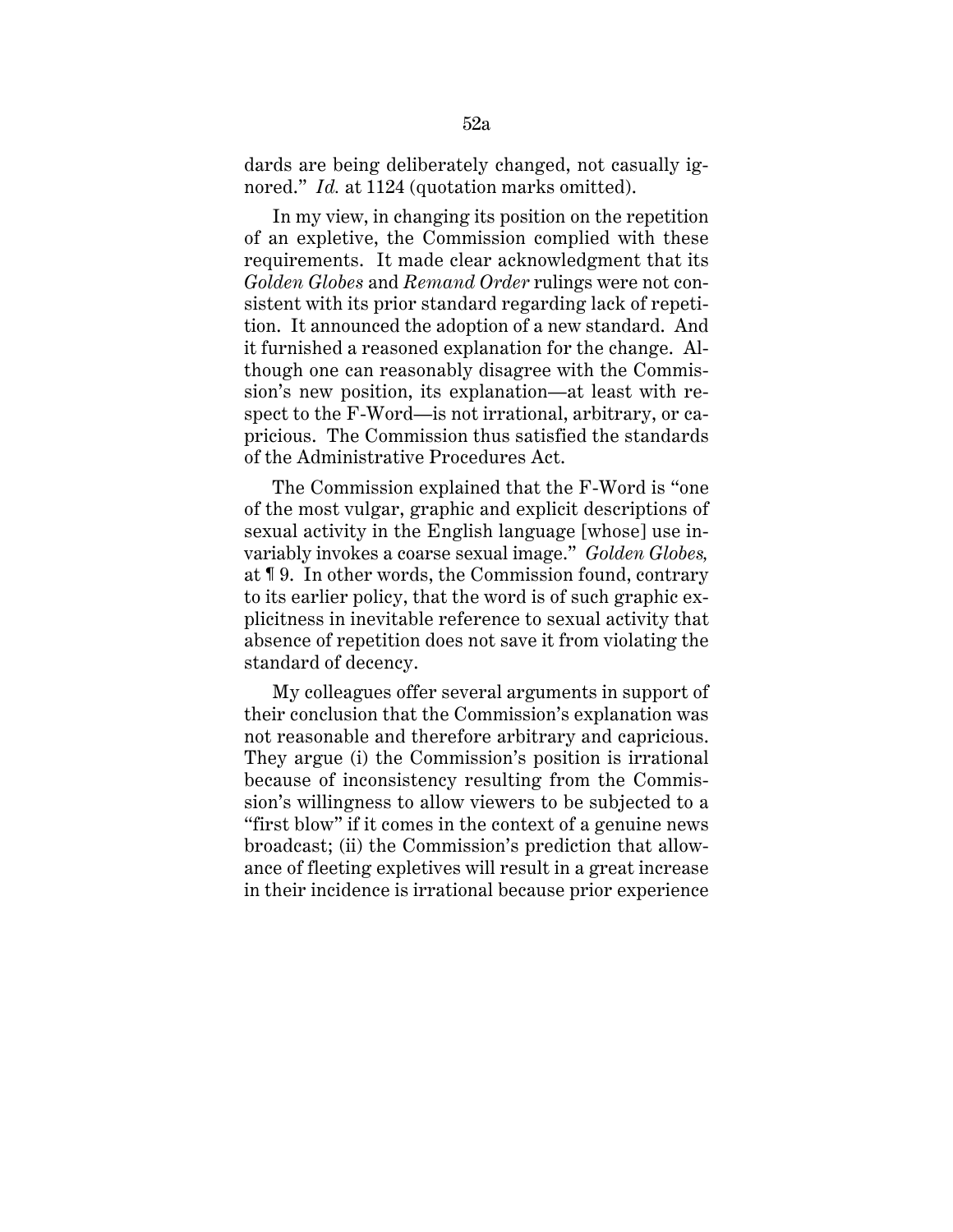dards are being deliberately changed, not casually ignored." *Id.* at 1124 (quotation marks omitted).

In my view, in changing its position on the repetition of an expletive, the Commission complied with these requirements. It made clear acknowledgment that its *Golden Globes* and *Remand Order* rulings were not consistent with its prior standard regarding lack of repetition. It announced the adoption of a new standard. And it furnished a reasoned explanation for the change. Although one can reasonably disagree with the Commission's new position, its explanation—at least with respect to the F-Word—is not irrational, arbitrary, or capricious. The Commission thus satisfied the standards of the Administrative Procedures Act.

The Commission explained that the F-Word is "one of the most vulgar, graphic and explicit descriptions of sexual activity in the English language [whose] use invariably invokes a coarse sexual image." *Golden Globes*, at ¶ 9. In other words, the Commission found, contrary to its earlier policy, that the word is of such graphic explicitness in inevitable reference to sexual activity that absence of repetition does not save it from violating the standard of decency.

My colleagues offer several arguments in support of their conclusion that the Commission's explanation was not reasonable and therefore arbitrary and capricious. They argue (i) the Commission's position is irrational because of inconsistency resulting from the Commission's willingness to allow viewers to be subjected to a "first blow" if it comes in the context of a genuine news broadcast; (ii) the Commission's prediction that allowance of fleeting expletives will result in a great increase in their incidence is irrational because prior experience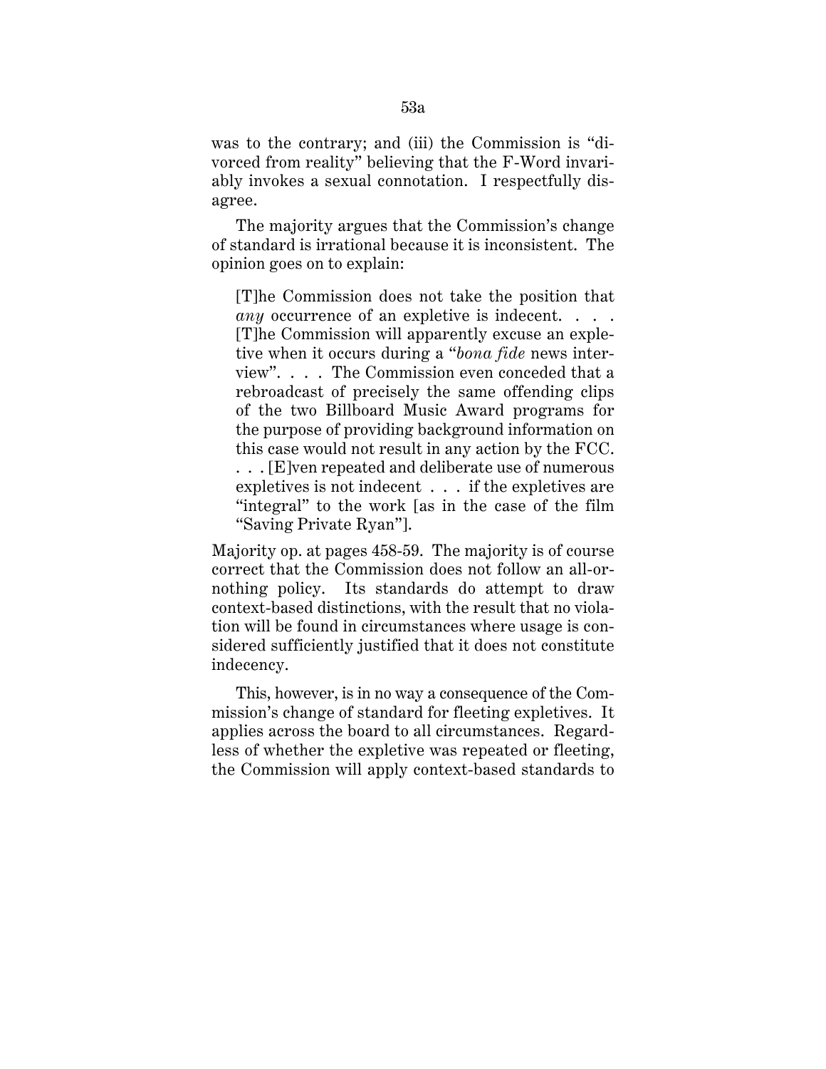was to the contrary; and (iii) the Commission is "divorced from reality" believing that the F-Word invariably invokes a sexual connotation. I respectfully disagree.

The majority argues that the Commission's change of standard is irrational because it is inconsistent. The opinion goes on to explain:

> [T]he Commission does not take the position that *any* occurrence of an expletive is indecent. . . . [T]he Commission will apparently excuse an expletive when it occurs during a "*bona fide* news interview". . . . The Commission even conceded that a rebroadcast of precisely the same offending clips of the two Billboard Music Award programs for the purpose of providing background information on this case would not result in any action by the FCC. . . . [E]ven repeated and deliberate use of numerous expletives is not indecent . . . if the expletives are "integral" to the work [as in the case of the film "Saving Private Ryan"].

Majority op. at pages 458-59. The majority is of course correct that the Commission does not follow an all-or-nothing policy. Its standards do attempt to draw context-based distinctions, with the result that no violation will be found in circumstances where usage is considered sufficiently justified that it does not constitute indecency.

This, however, is in no way a consequence of the Commission's change of standard for fleeting expletives. It applies across the board to all circumstances. Regardless of whether the expletive was repeated or fleeting, the Commission will apply context-based standards to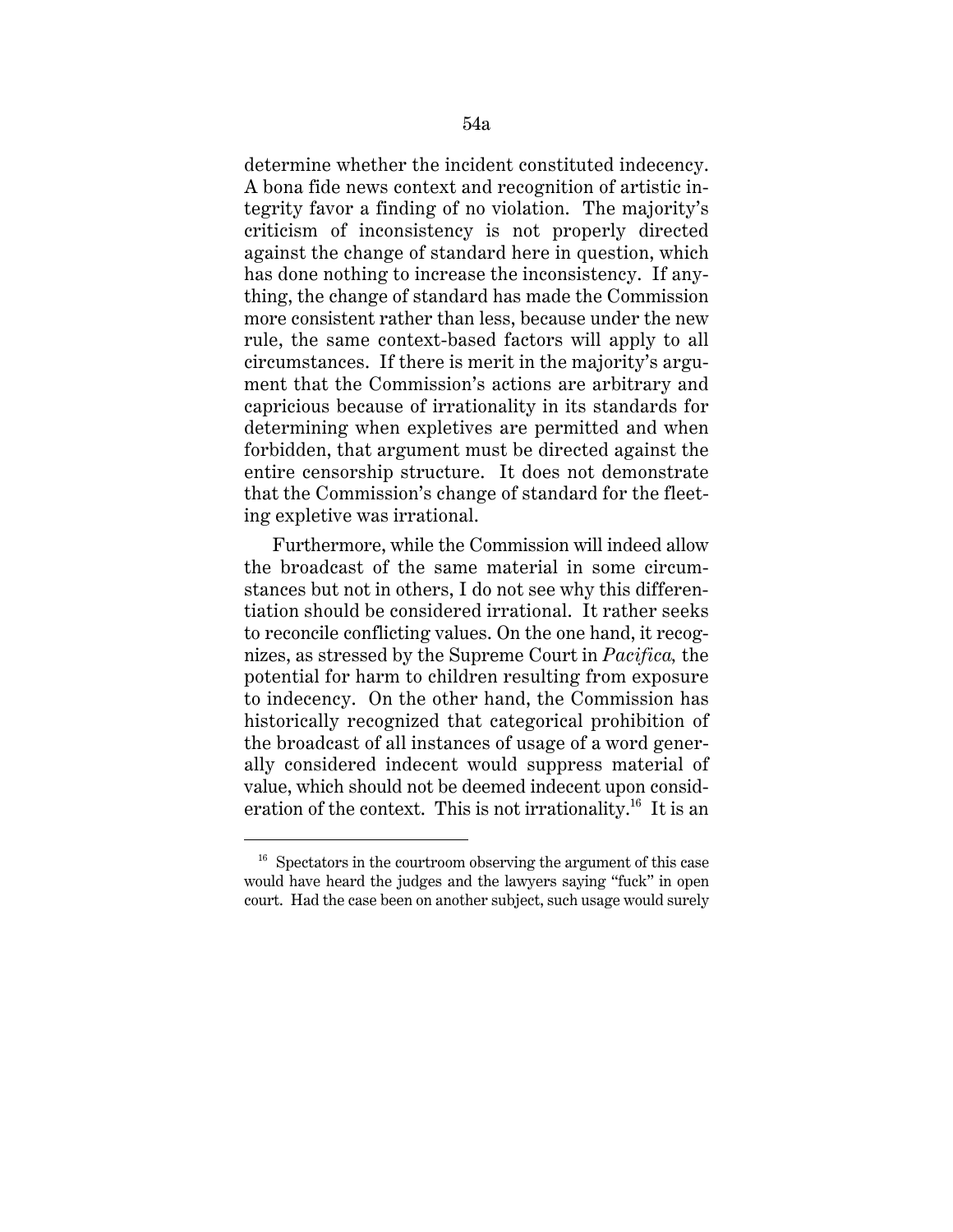determine whether the incident constituted indecency. A bona fide news context and recognition of artistic integrity favor a finding of no violation. The majority's criticism of inconsistency is not properly directed against the change of standard here in question, which has done nothing to increase the inconsistency. If anything, the change of standard has made the Commission more consistent rather than less, because under the new rule, the same context-based factors will apply to all circumstances. If there is merit in the majority's argument that the Commission's actions are arbitrary and capricious because of irrationality in its standards for determining when expletives are permitted and when forbidden, that argument must be directed against the entire censorship structure. It does not demonstrate that the Commission's change of standard for the fleeting expletive was irrational.

Furthermore, while the Commission will indeed allow the broadcast of the same material in some circumstances but not in others, I do not see why this differentiation should be considered irrational. It rather seeks to reconcile conflicting values. On the one hand, it recognizes, as stressed by the Supreme Court in *Pacifica,* the potential for harm to children resulting from exposure to indecency. On the other hand, the Commission has historically recognized that categorical prohibition of the broadcast of all instances of usage of a word generally considered indecent would suppress material of value, which should not be deemed indecent upon consideration of the context. This is not irrationality.[16] It is an

---

[16] Spectators in the courtroom observing the argument of this case would have heard the judges and the lawyers saying "fuck" in open court. Had the case been on another subject, such usage would surely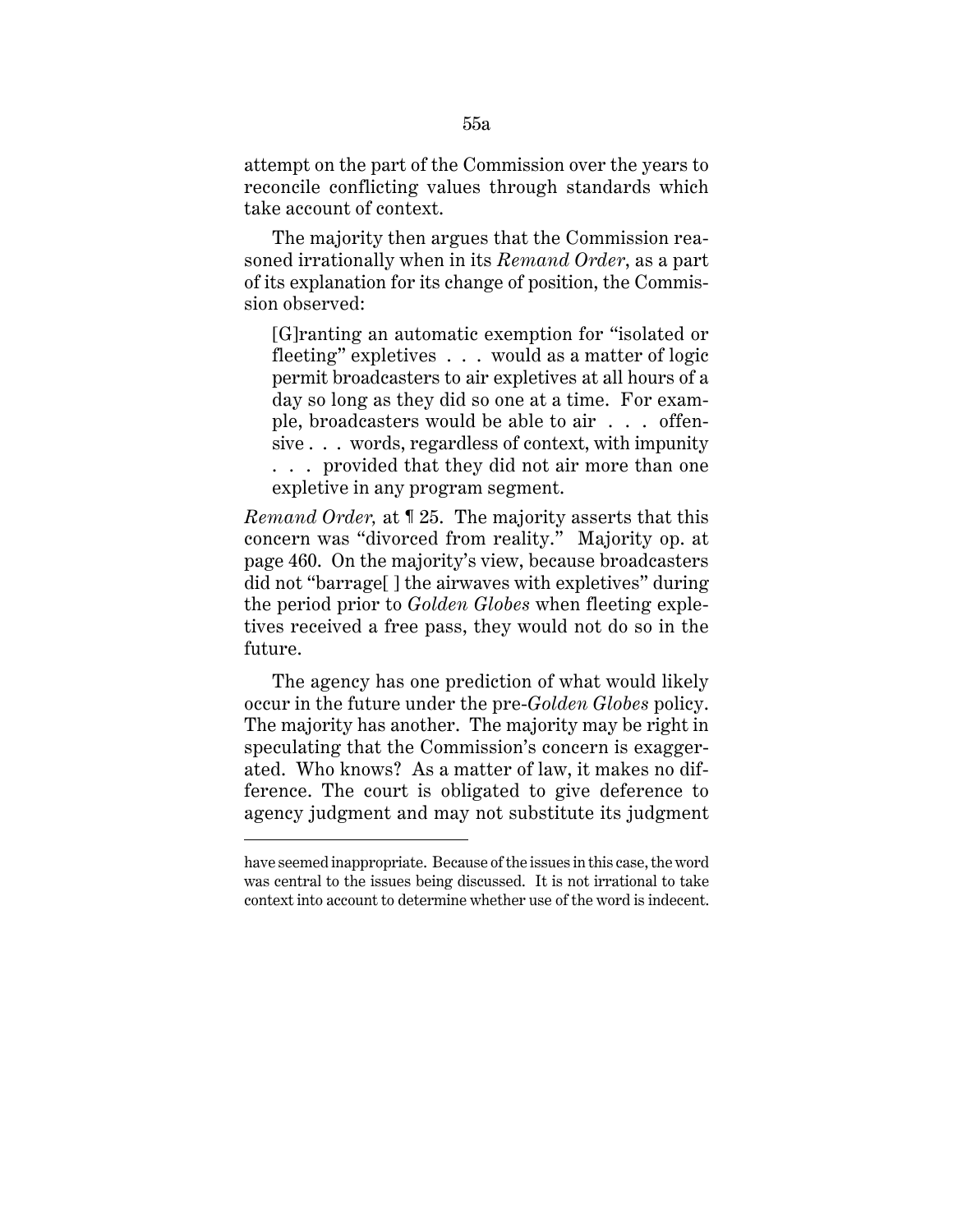attempt on the part of the Commission over the years to reconcile conflicting values through standards which take account of context.

The majority then argues that the Commission reasoned irrationally when in its *Remand Order*, as a part of its explanation for its change of position, the Commission observed:

> [G]ranting an automatic exemption for "isolated or fleeting" expletives . . . would as a matter of logic permit broadcasters to air expletives at all hours of a day so long as they did so one at a time. For example, broadcasters would be able to air . . . offensive . . . words, regardless of context, with impunity . . . provided that they did not air more than one expletive in any program segment.

*Remand Order,* at ¶ 25. The majority asserts that this concern was "divorced from reality." Majority op. at page 460. On the majority's view, because broadcasters did not "barrage[ ] the airwaves with expletives" during the period prior to *Golden Globes* when fleeting expletives received a free pass, they would not do so in the future.

The agency has one prediction of what would likely occur in the future under the pre-*Golden Globes* policy. The majority has another. The majority may be right in speculating that the Commission's concern is exaggerated. Who knows? As a matter of law, it makes no difference. The court is obligated to give deference to agency judgment and may not substitute its judgment

---

have seemed inappropriate. Because of the issues in this case, the word was central to the issues being discussed. It is not irrational to take context into account to determine whether use of the word is indecent.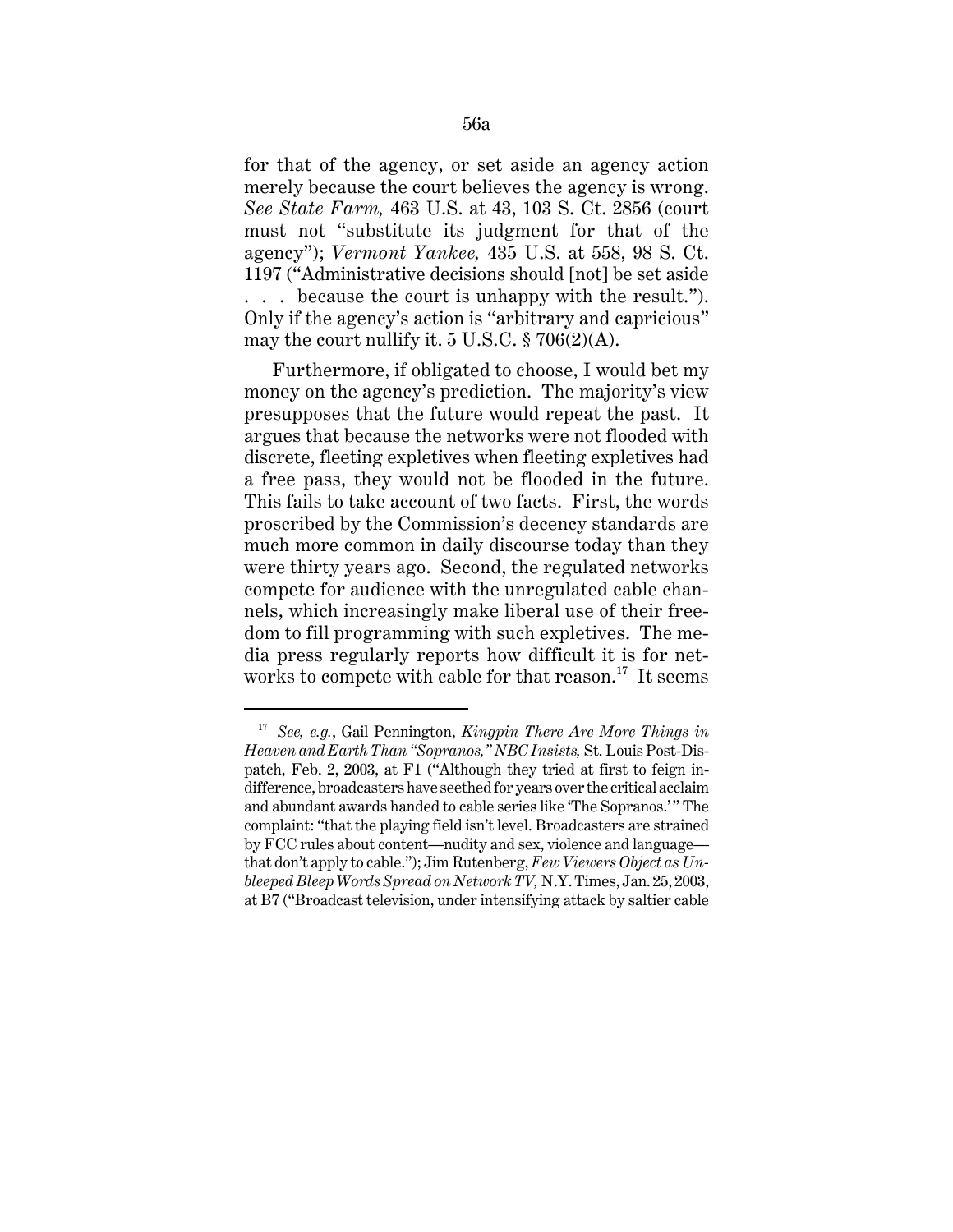for that of the agency, or set aside an agency action merely because the court believes the agency is wrong. *See State Farm,* 463 U.S. at 43, 103 S. Ct. 2856 (court must not "substitute its judgment for that of the agency"); *Vermont Yankee,* 435 U.S. at 558, 98 S. Ct. 1197 ("Administrative decisions should [not] be set aside . . . because the court is unhappy with the result."). Only if the agency's action is "arbitrary and capricious" may the court nullify it. 5 U.S.C. § 706(2)(A).

Furthermore, if obligated to choose, I would bet my money on the agency's prediction. The majority's view presupposes that the future would repeat the past. It argues that because the networks were not flooded with discrete, fleeting expletives when fleeting expletives had a free pass, they would not be flooded in the future. This fails to take account of two facts. First, the words proscribed by the Commission's decency standards are much more common in daily discourse today than they were thirty years ago. Second, the regulated networks compete for audience with the unregulated cable channels, which increasingly make liberal use of their freedom to fill programming with such expletives. The media press regularly reports how difficult it is for networks to compete with cable for that reason.[17] It seems

---

[17] *See, e.g.*, Gail Pennington, *Kingpin There Are More Things in Heaven and Earth Than "Sopranos," NBC Insists,* St. Louis Post-Dispatch, Feb. 2, 2003, at F1 ("Although they tried at first to feign indifference, broadcasters have seethed for years over the critical acclaim and abundant awards handed to cable series like 'The Sopranos.'" The complaint: "that the playing field isn't level. Broadcasters are strained by FCC rules about content—nudity and sex, violence and language—that don't apply to cable."); Jim Rutenberg, *Few Viewers Object as Unbleeped Bleep Words Spread on Network TV,* N.Y. Times, Jan. 25, 2003, at B7 ("Broadcast television, under intensifying attack by saltier cable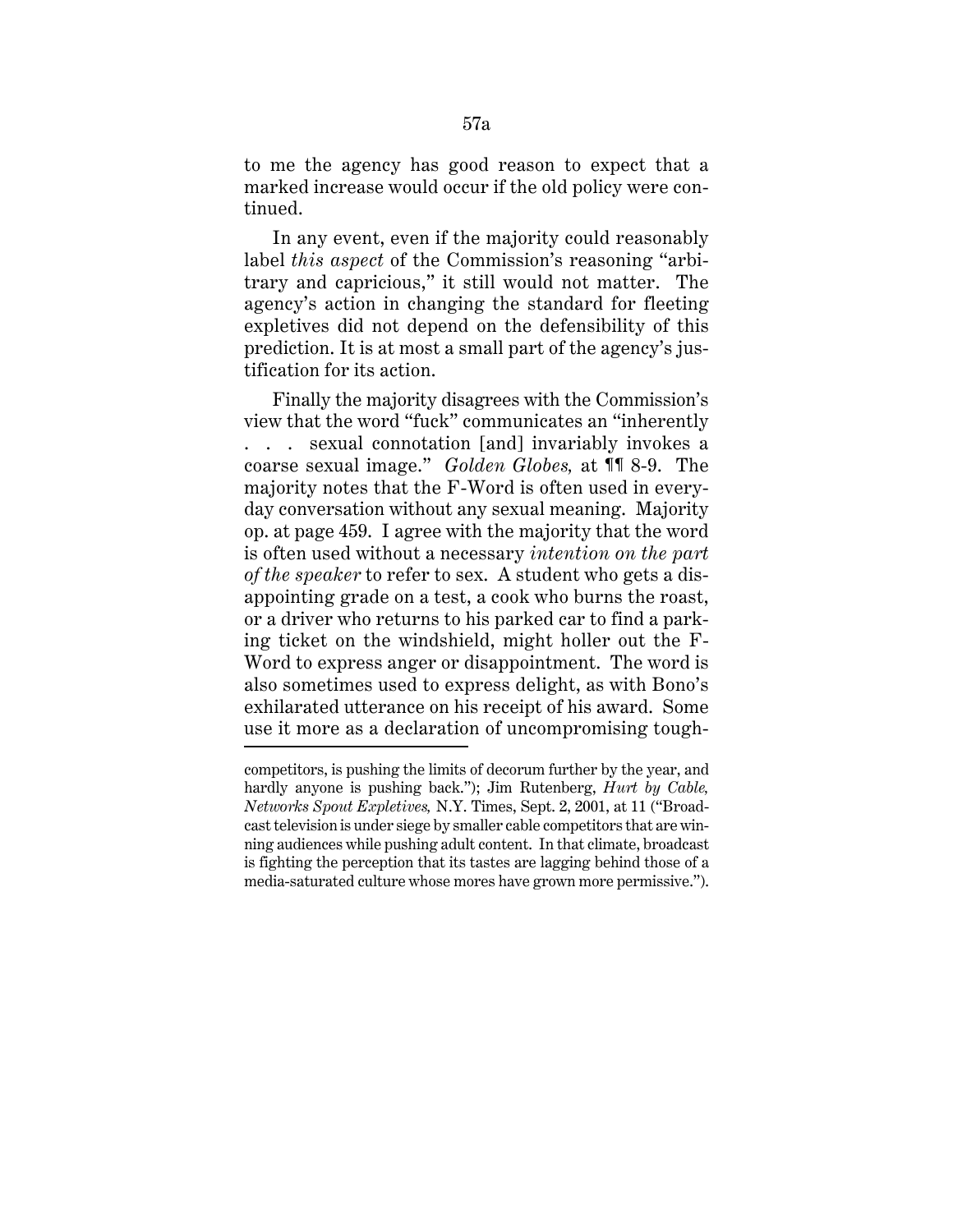to me the agency has good reason to expect that a marked increase would occur if the old policy were continued.

In any event, even if the majority could reasonably label *this aspect* of the Commission's reasoning "arbitrary and capricious," it still would not matter. The agency's action in changing the standard for fleeting expletives did not depend on the defensibility of this prediction. It is at most a small part of the agency's justification for its action.

Finally the majority disagrees with the Commission's view that the word "fuck" communicates an "inherently . . . sexual connotation [and] invariably invokes a coarse sexual image." *Golden Globes,* at ¶¶ 8-9. The majority notes that the F-Word is often used in everyday conversation without any sexual meaning. Majority op. at page 459. I agree with the majority that the word is often used without a necessary *intention on the part of the speaker* to refer to sex. A student who gets a disappointing grade on a test, a cook who burns the roast, or a driver who returns to his parked car to find a parking ticket on the windshield, might holler out the F-Word to express anger or disappointment. The word is also sometimes used to express delight, as with Bono's exhilarated utterance on his receipt of his award. Some use it more as a declaration of uncompromising tough-

---

competitors, is pushing the limits of decorum further by the year, and hardly anyone is pushing back."); Jim Rutenberg, *Hurt by Cable, Networks Spout Expletives,* N.Y. Times, Sept. 2, 2001, at 11 ("Broadcast television is under siege by smaller cable competitors that are winning audiences while pushing adult content. In that climate, broadcast is fighting the perception that its tastes are lagging behind those of a media-saturated culture whose mores have grown more permissive.").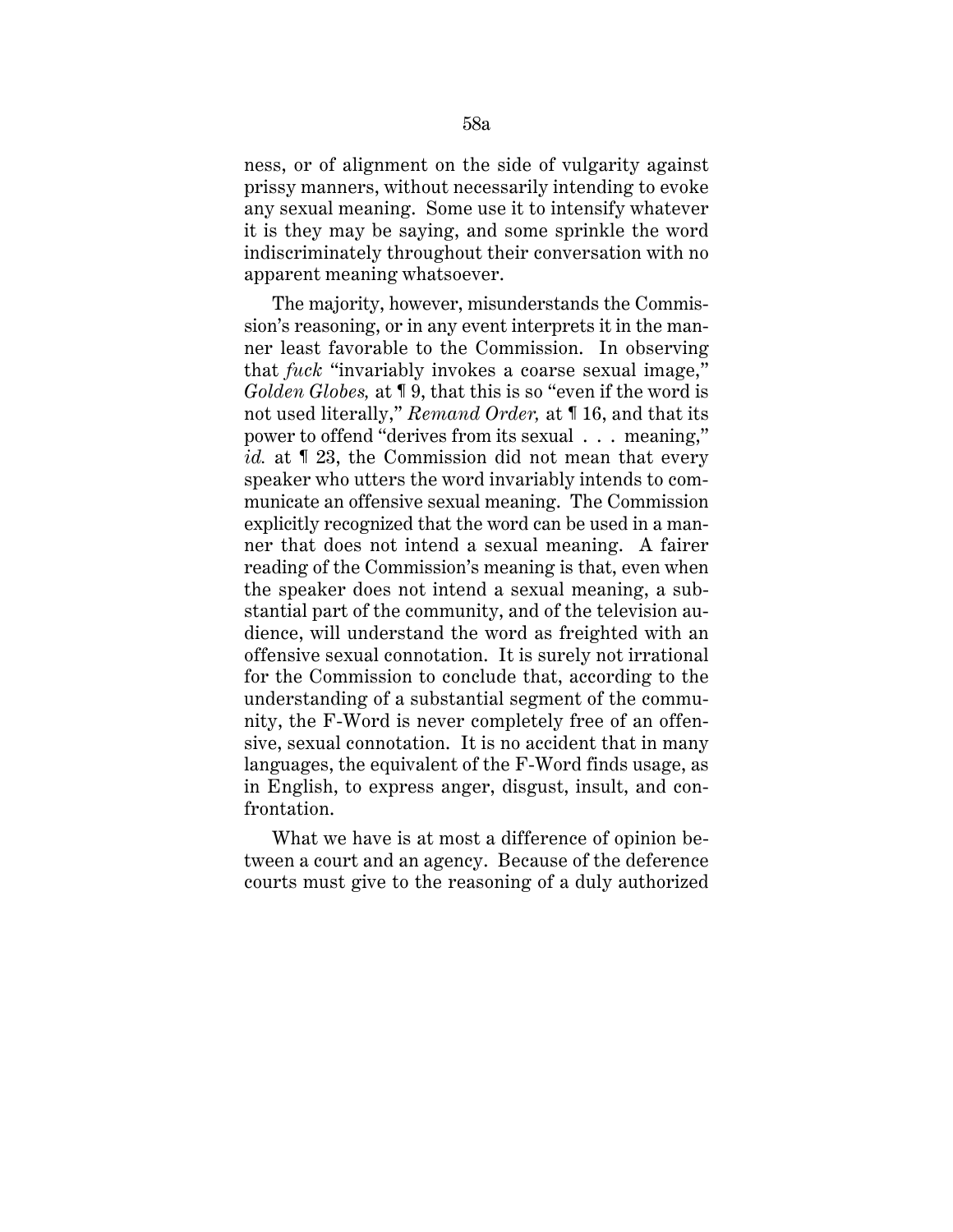ness, or of alignment on the side of vulgarity against prissy manners, without necessarily intending to evoke any sexual meaning. Some use it to intensify whatever it is they may be saying, and some sprinkle the word indiscriminately throughout their conversation with no apparent meaning whatsoever.

The majority, however, misunderstands the Commission's reasoning, or in any event interprets it in the manner least favorable to the Commission. In observing that *fuck* "invariably invokes a coarse sexual image," *Golden Globes,* at ¶ 9, that this is so "even if the word is not used literally," *Remand Order,* at ¶ 16, and that its power to offend "derives from its sexual . . . meaning," *id.* at ¶ 23, the Commission did not mean that every speaker who utters the word invariably intends to communicate an offensive sexual meaning. The Commission explicitly recognized that the word can be used in a manner that does not intend a sexual meaning. A fairer reading of the Commission's meaning is that, even when the speaker does not intend a sexual meaning, a substantial part of the community, and of the television audience, will understand the word as freighted with an offensive sexual connotation. It is surely not irrational for the Commission to conclude that, according to the understanding of a substantial segment of the community, the F-Word is never completely free of an offensive, sexual connotation. It is no accident that in many languages, the equivalent of the F-Word finds usage, as in English, to express anger, disgust, insult, and confrontation.

What we have is at most a difference of opinion between a court and an agency. Because of the deference courts must give to the reasoning of a duly authorized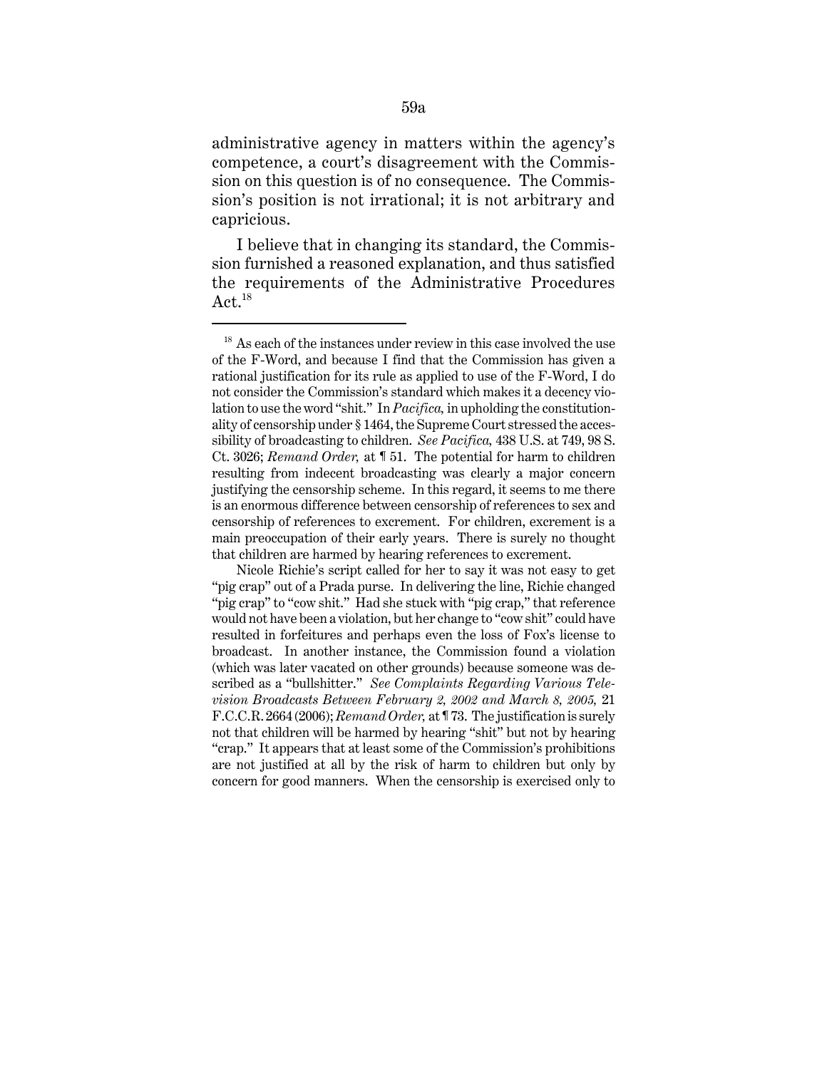administrative agency in matters within the agency's competence, a court's disagreement with the Commission on this question is of no consequence. The Commission's position is not irrational; it is not arbitrary and capricious.

I believe that in changing its standard, the Commission furnished a reasoned explanation, and thus satisfied the requirements of the Administrative Procedures Act.[18]

---

[18] As each of the instances under review in this case involved the use of the F-Word, and because I find that the Commission has given a rational justification for its rule as applied to use of the F-Word, I do not consider the Commission's standard which makes it a decency violation to use the word "shit." In *Pacifica,* in upholding the constitutionality of censorship under § 1464, the Supreme Court stressed the accessibility of broadcasting to children. *See Pacifica,* 438 U.S. at 749, 98 S. Ct. 3026; *Remand Order,* at ¶ 51. The potential for harm to children resulting from indecent broadcasting was clearly a major concern justifying the censorship scheme. In this regard, it seems to me there is an enormous difference between censorship of references to sex and censorship of references to excrement. For children, excrement is a main preoccupation of their early years. There is surely no thought that children are harmed by hearing references to excrement.

Nicole Richie's script called for her to say it was not easy to get "pig crap" out of a Prada purse. In delivering the line, Richie changed "pig crap" to "cow shit." Had she stuck with "pig crap," that reference would not have been a violation, but her change to "cow shit" could have resulted in forfeitures and perhaps even the loss of Fox's license to broadcast. In another instance, the Commission found a violation (which was later vacated on other grounds) because someone was described as a "bullshitter." *See Complaints Regarding Various Television Broadcasts Between February 2, 2002 and March 8, 2005,* 21 F.C.C.R. 2664 (2006); *Remand Order,* at ¶ 73. The justification is surely not that children will be harmed by hearing "shit" but not by hearing "crap." It appears that at least some of the Commission's prohibitions are not justified at all by the risk of harm to children but only by concern for good manners. When the censorship is exercised only to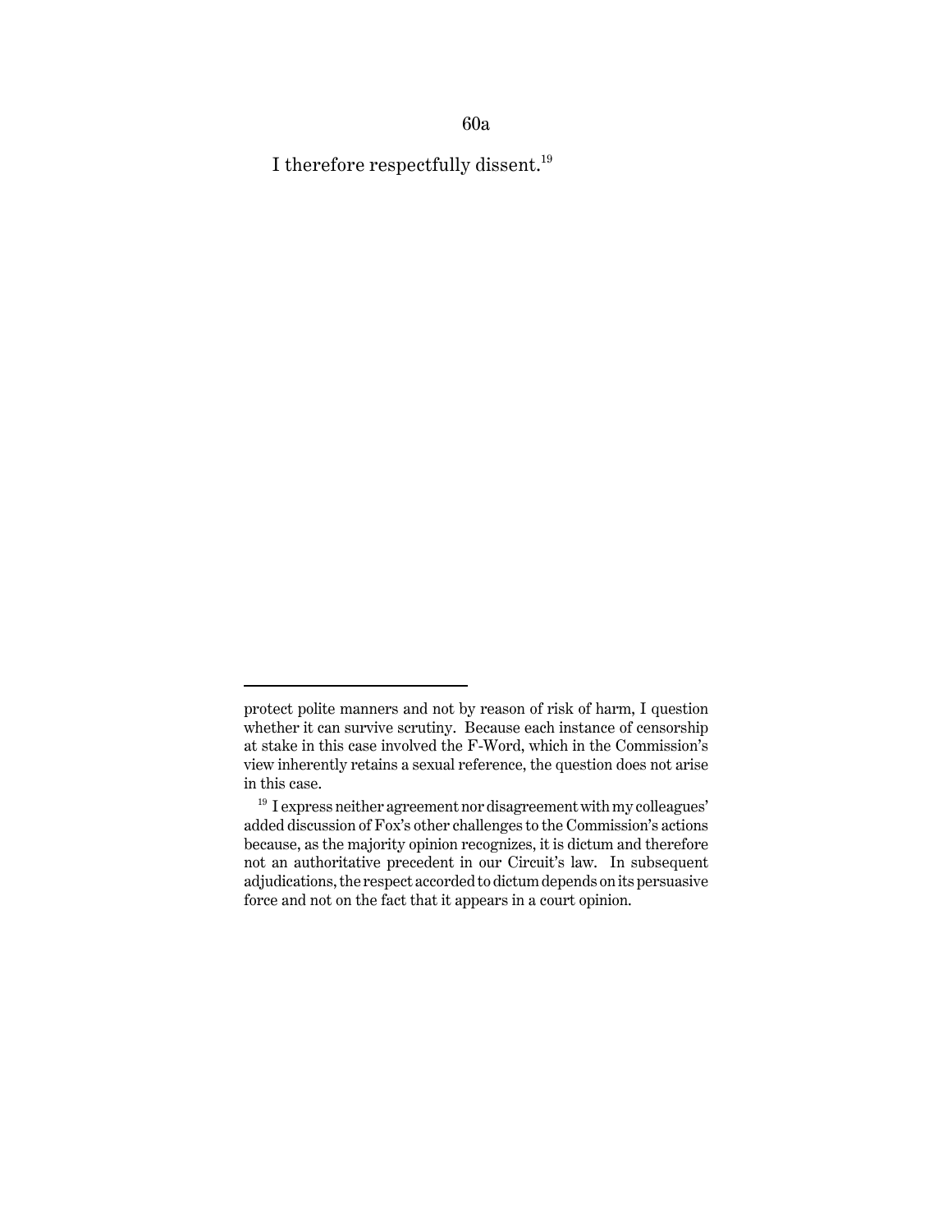I therefore respectfully dissent.[19]

---

protect polite manners and not by reason of risk of harm, I question whether it can survive scrutiny. Because each instance of censorship at stake in this case involved the F-Word, which in the Commission's view inherently retains a sexual reference, the question does not arise in this case.

[19] I express neither agreement nor disagreement with my colleagues' added discussion of Fox's other challenges to the Commission's actions because, as the majority opinion recognizes, it is dictum and therefore not an authoritative precedent in our Circuit's law. In subsequent adjudications, the respect accorded to dictum depends on its persuasive force and not on the fact that it appears in a court opinion.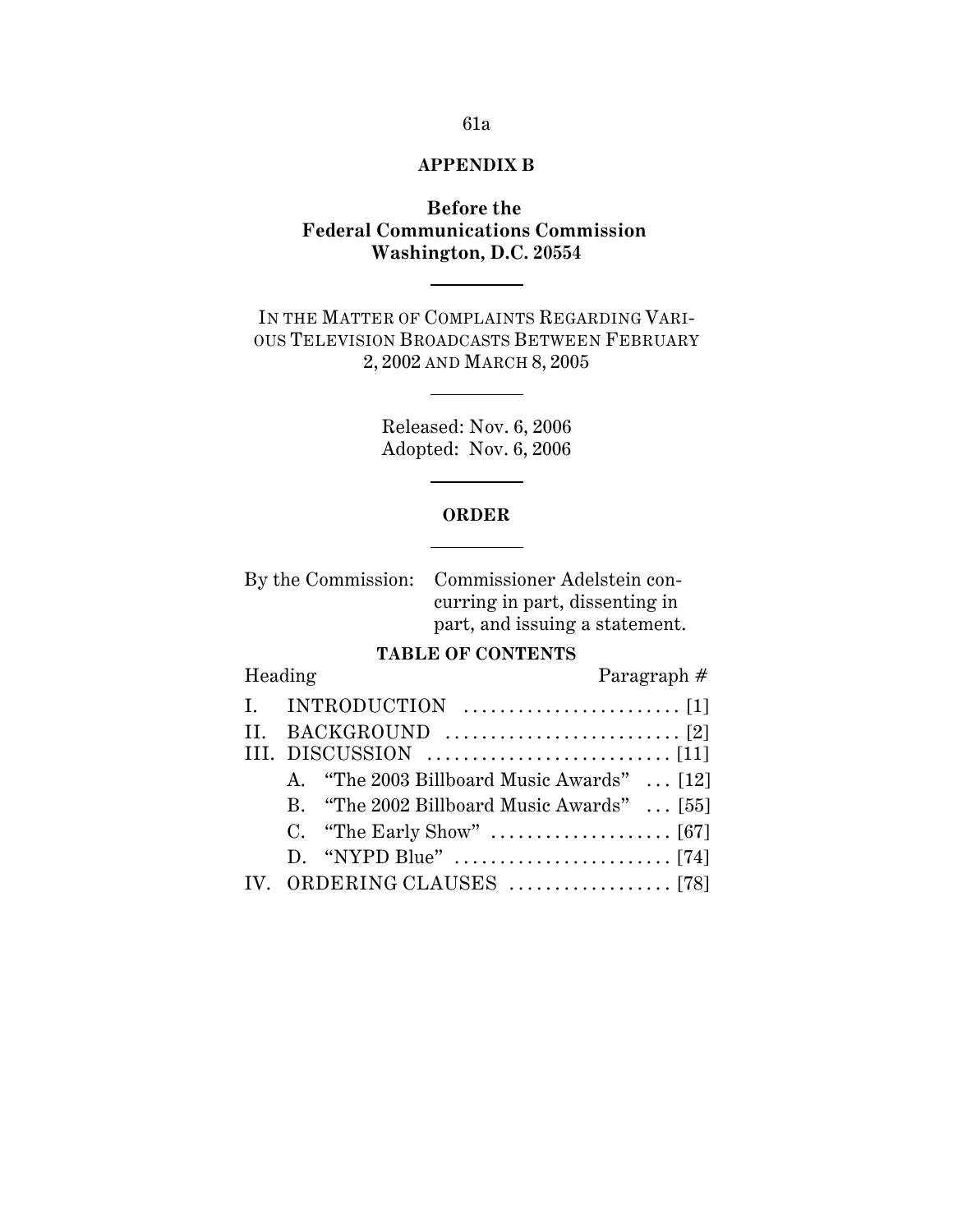**APPENDIX B**

**Before the**
**Federal Communications Commission**
**Washington, D.C. 20554**

---

IN THE MATTER OF COMPLAINTS REGARDING VARIOUS TELEVISION BROADCASTS BETWEEN FEBRUARY 2, 2002 AND MARCH 8, 2005

---

Released: Nov. 6, 2006
Adopted: Nov. 6, 2006

---

**ORDER**

---

By the Commission: Commissioner Adelstein concurring in part, dissenting in part, and issuing a statement.

**TABLE OF CONTENTS**

| Heading | Paragraph # |
|---|---|
| I. INTRODUCTION | [1] |
| II. BACKGROUND | [2] |
| III. DISCUSSION | [11] |
| A. "The 2003 Billboard Music Awards" | [12] |
| B. "The 2002 Billboard Music Awards" | [55] |
| C. "The Early Show" | [67] |
| D. "NYPD Blue" | [74] |
| IV. ORDERING CLAUSES | [78] |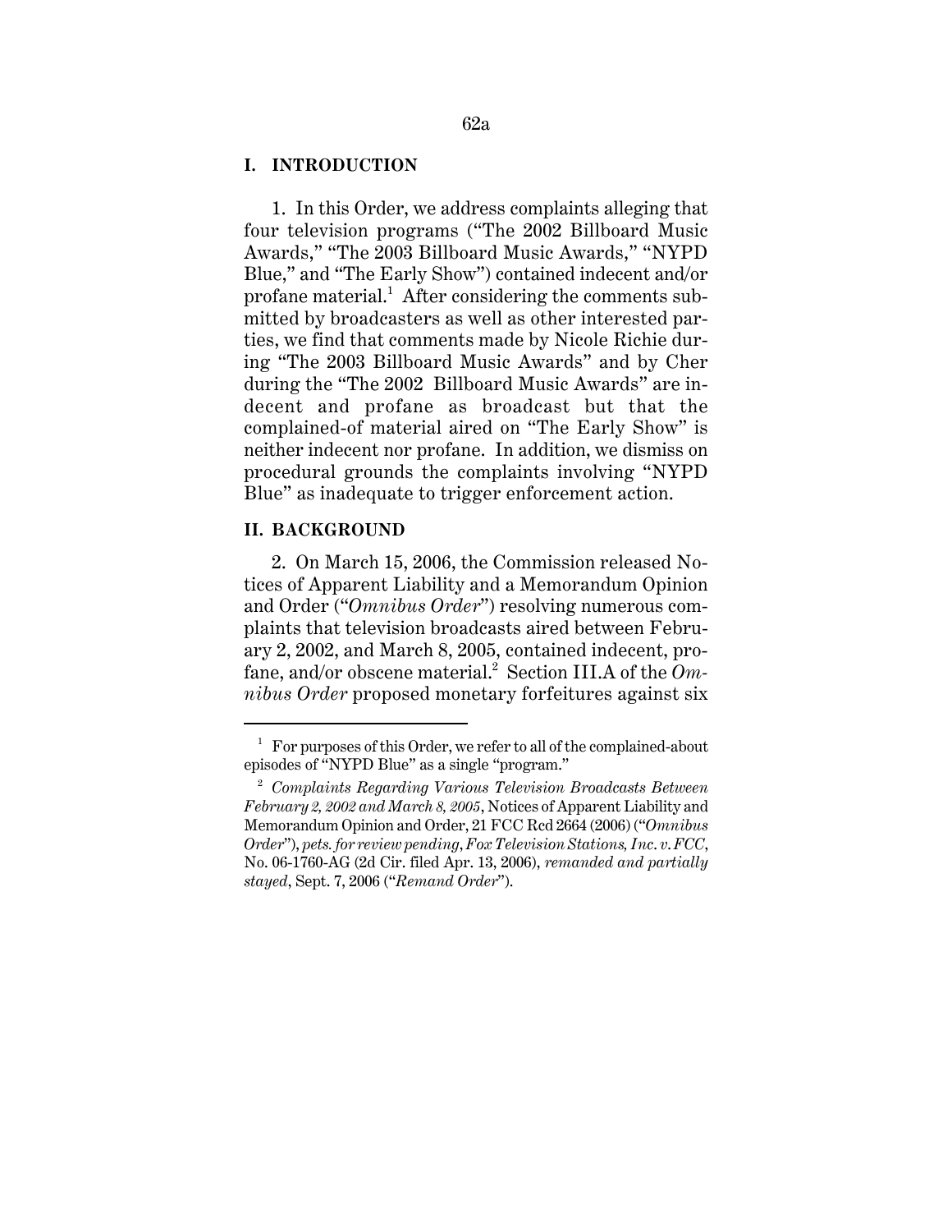## I. INTRODUCTION

1. In this Order, we address complaints alleging that four television programs ("The 2002 Billboard Music Awards," "The 2003 Billboard Music Awards," "NYPD Blue," and "The Early Show") contained indecent and/or profane material.[1] After considering the comments submitted by broadcasters as well as other interested parties, we find that comments made by Nicole Richie during "The 2003 Billboard Music Awards" and by Cher during the "The 2002 Billboard Music Awards" are indecent and profane as broadcast but that the complained-of material aired on "The Early Show" is neither indecent nor profane. In addition, we dismiss on procedural grounds the complaints involving "NYPD Blue" as inadequate to trigger enforcement action.

## II. BACKGROUND

2. On March 15, 2006, the Commission released Notices of Apparent Liability and a Memorandum Opinion and Order ("*Omnibus Order*") resolving numerous complaints that television broadcasts aired between February 2, 2002, and March 8, 2005, contained indecent, profane, and/or obscene material.[2] Section III.A of the *Omnibus Order* proposed monetary forfeitures against six

---

[1] For purposes of this Order, we refer to all of the complained-about episodes of "NYPD Blue" as a single "program."

[2] *Complaints Regarding Various Television Broadcasts Between February 2, 2002 and March 8, 2005*, Notices of Apparent Liability and Memorandum Opinion and Order, 21 FCC Rcd 2664 (2006) ("*Omnibus Order*"), *pets. for review pending*, *Fox Television Stations, Inc. v. FCC*, No. 06-1760-AG (2d Cir. filed Apr. 13, 2006), *remanded and partially stayed*, Sept. 7, 2006 ("*Remand Order*").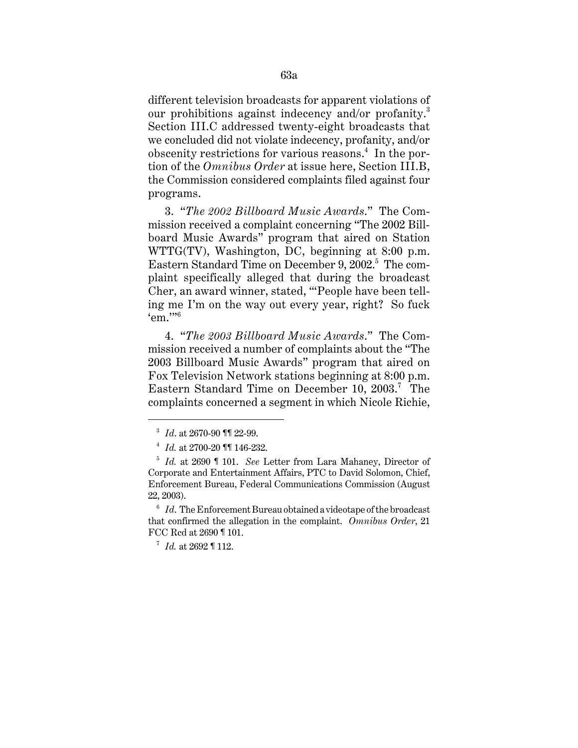different television broadcasts for apparent violations of our prohibitions against indecency and/or profanity.[3] Section III.C addressed twenty-eight broadcasts that we concluded did not violate indecency, profanity, and/or obscenity restrictions for various reasons.[4] In the portion of the *Omnibus Order* at issue here, Section III.B, the Commission considered complaints filed against four programs.

3. "*The 2002 Billboard Music Awards*." The Commission received a complaint concerning "The 2002 Billboard Music Awards" program that aired on Station WTTG(TV), Washington, DC, beginning at 8:00 p.m. Eastern Standard Time on December 9, 2002.[5] The complaint specifically alleged that during the broadcast Cher, an award winner, stated, "'People have been telling me I'm on the way out every year, right? So fuck 'em.'"[6]

4. "*The 2003 Billboard Music Awards*." The Commission received a number of complaints about the "The 2003 Billboard Music Awards" program that aired on Fox Television Network stations beginning at 8:00 p.m. Eastern Standard Time on December 10, 2003.[7] The complaints concerned a segment in which Nicole Richie,

---

[3] *Id*. at 2670-90 ¶¶ 22-99.

[4] *Id.* at 2700-20 ¶¶ 146-232.

[5] *Id.* at 2690 ¶ 101. *See* Letter from Lara Mahaney, Director of Corporate and Entertainment Affairs, PTC to David Solomon, Chief, Enforcement Bureau, Federal Communications Commission (August 22, 2003).

[6] *Id*. The Enforcement Bureau obtained a videotape of the broadcast that confirmed the allegation in the complaint. *Omnibus Order*, 21 FCC Rcd at 2690 ¶ 101.

[7] *Id.* at 2692 ¶ 112.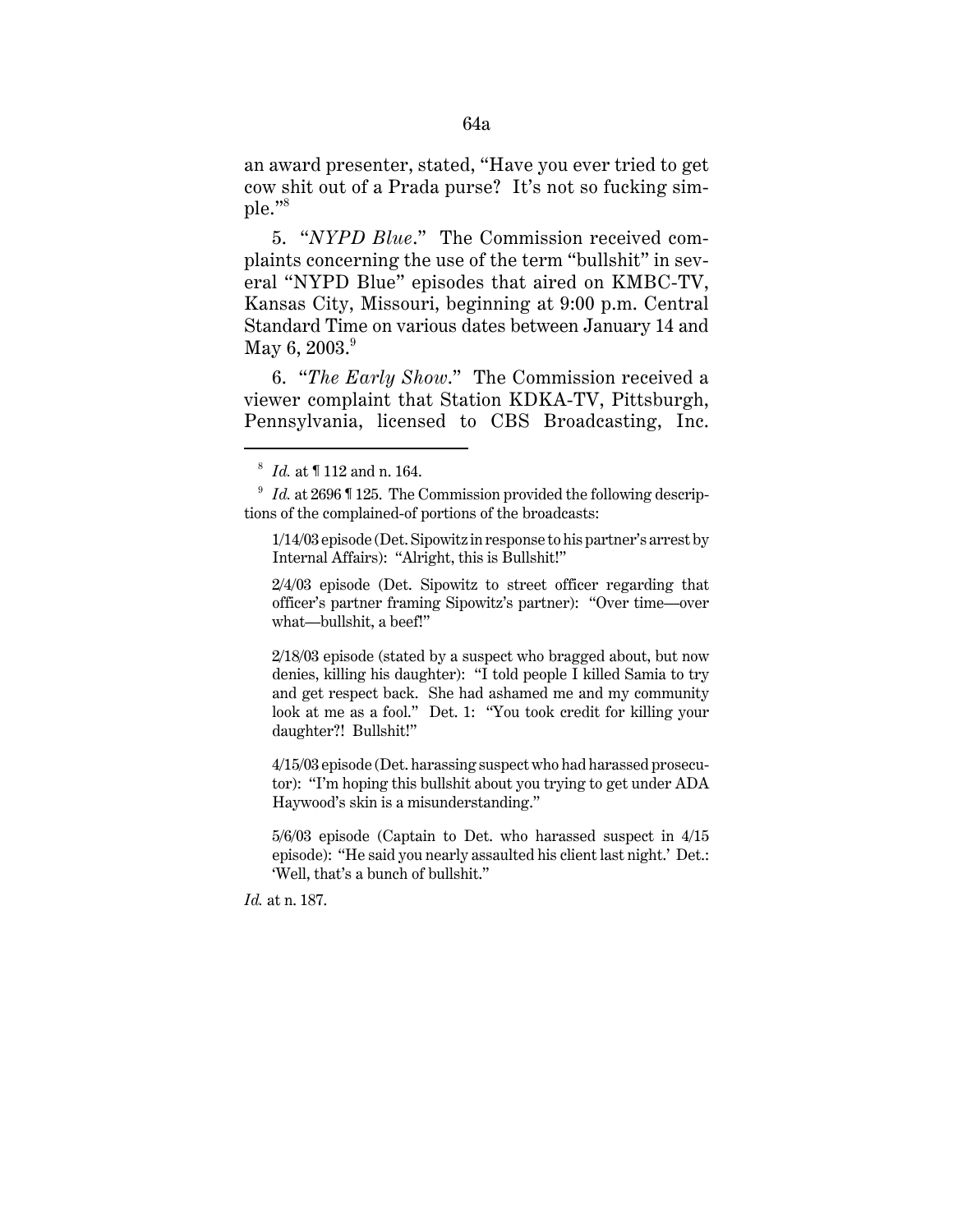an award presenter, stated, "Have you ever tried to get cow shit out of a Prada purse? It's not so fucking simple."[8]

5. "*NYPD Blue*." The Commission received complaints concerning the use of the term "bullshit" in several "NYPD Blue" episodes that aired on KMBC-TV, Kansas City, Missouri, beginning at 9:00 p.m. Central Standard Time on various dates between January 14 and May 6, 2003.[9]

6. "*The Early Show*." The Commission received a viewer complaint that Station KDKA-TV, Pittsburgh, Pennsylvania, licensed to CBS Broadcasting, Inc.

---

[8] *Id.* at ¶ 112 and n. 164.

[9] *Id.* at 2696 ¶ 125. The Commission provided the following descriptions of the complained-of portions of the broadcasts:

> 1/14/03 episode (Det. Sipowitz in response to his partner's arrest by Internal Affairs): "Alright, this is Bullshit!"
>
> 2/4/03 episode (Det. Sipowitz to street officer regarding that officer's partner framing Sipowitz's partner): "Over time—over what—bullshit, a beef!"
>
> 2/18/03 episode (stated by a suspect who bragged about, but now denies, killing his daughter): "I told people I killed Samia to try and get respect back. She had ashamed me and my community look at me as a fool." Det. 1: "You took credit for killing your daughter?! Bullshit!"
>
> 4/15/03 episode (Det. harassing suspect who had harassed prosecutor): "I'm hoping this bullshit about you trying to get under ADA Haywood's skin is a misunderstanding."
>
> 5/6/03 episode (Captain to Det. who harassed suspect in 4/15 episode): "He said you nearly assaulted his client last night.' Det.: 'Well, that's a bunch of bullshit."

*Id.* at n. 187.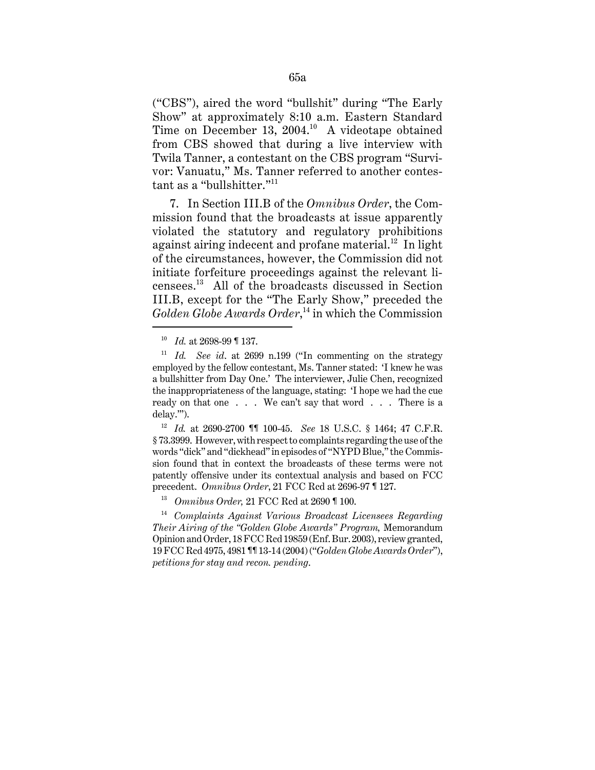("CBS"), aired the word "bullshit" during "The Early Show" at approximately 8:10 a.m. Eastern Standard Time on December 13, 2004.[10] A videotape obtained from CBS showed that during a live interview with Twila Tanner, a contestant on the CBS program "Survivor: Vanuatu," Ms. Tanner referred to another contestant as a "bullshitter."[11]

7. In Section III.B of the *Omnibus Order*, the Commission found that the broadcasts at issue apparently violated the statutory and regulatory prohibitions against airing indecent and profane material.[12] In light of the circumstances, however, the Commission did not initiate forfeiture proceedings against the relevant licensees.[13] All of the broadcasts discussed in Section III.B, except for the "The Early Show," preceded the *Golden Globe Awards Order*,[14] in which the Commission

---

[10] *Id.* at 2698-99 ¶ 137.

[11] *Id. See id*. at 2699 n.199 ("In commenting on the strategy employed by the fellow contestant, Ms. Tanner stated: 'I knew he was a bullshitter from Day One.' The interviewer, Julie Chen, recognized the inappropriateness of the language, stating: 'I hope we had the cue ready on that one . . . We can't say that word . . . There is a delay.'").

[12] *Id.* at 2690-2700 ¶¶ 100-45. *See* 18 U.S.C. § 1464; 47 C.F.R. § 73.3999. However, with respect to complaints regarding the use of the words "dick" and "dickhead" in episodes of "NYPD Blue," the Commission found that in context the broadcasts of these terms were not patently offensive under its contextual analysis and based on FCC precedent. *Omnibus Order*, 21 FCC Rcd at 2696-97 ¶ 127.

[13] *Omnibus Order,* 21 FCC Rcd at 2690 ¶ 100.

[14] *Complaints Against Various Broadcast Licensees Regarding Their Airing of the "Golden Globe Awards" Program,* Memorandum Opinion and Order, 18 FCC Rcd 19859 (Enf. Bur. 2003), review granted, 19 FCC Rcd 4975, 4981 ¶¶ 13-14 (2004) ("*Golden Globe Awards Order*"), *petitions for stay and recon. pending*.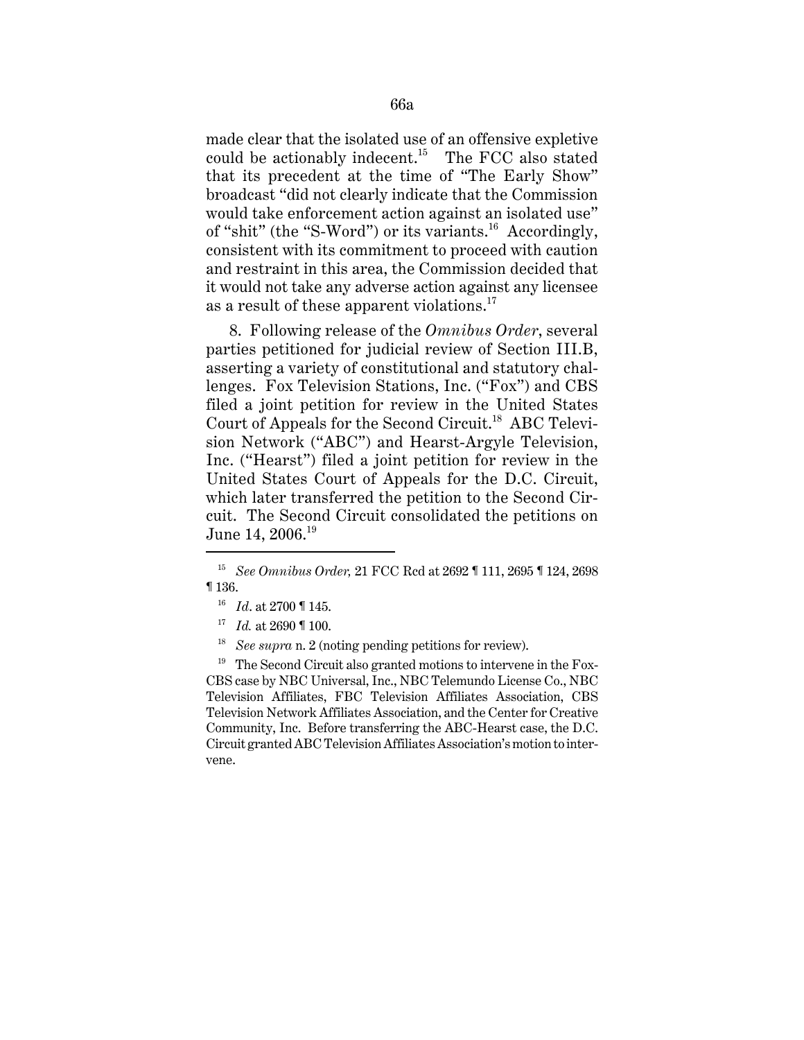made clear that the isolated use of an offensive expletive could be actionably indecent.[15] The FCC also stated that its precedent at the time of "The Early Show" broadcast "did not clearly indicate that the Commission would take enforcement action against an isolated use" of "shit" (the "S-Word") or its variants.[16] Accordingly, consistent with its commitment to proceed with caution and restraint in this area, the Commission decided that it would not take any adverse action against any licensee as a result of these apparent violations.[17]

8. Following release of the *Omnibus Order*, several parties petitioned for judicial review of Section III.B, asserting a variety of constitutional and statutory challenges. Fox Television Stations, Inc. ("Fox") and CBS filed a joint petition for review in the United States Court of Appeals for the Second Circuit.[18] ABC Television Network ("ABC") and Hearst-Argyle Television, Inc. ("Hearst") filed a joint petition for review in the United States Court of Appeals for the D.C. Circuit, which later transferred the petition to the Second Circuit. The Second Circuit consolidated the petitions on June 14, 2006.[19]

---

[15] *See Omnibus Order,* 21 FCC Rcd at 2692 ¶ 111, 2695 ¶ 124, 2698 ¶ 136.

[16] *Id*. at 2700 ¶ 145.

[17] *Id.* at 2690 ¶ 100.

[18] *See supra* n. 2 (noting pending petitions for review).

[19] The Second Circuit also granted motions to intervene in the Fox-CBS case by NBC Universal, Inc., NBC Telemundo License Co., NBC Television Affiliates, FBC Television Affiliates Association, CBS Television Network Affiliates Association, and the Center for Creative Community, Inc. Before transferring the ABC-Hearst case, the D.C. Circuit granted ABC Television Affiliates Association's motion to intervene.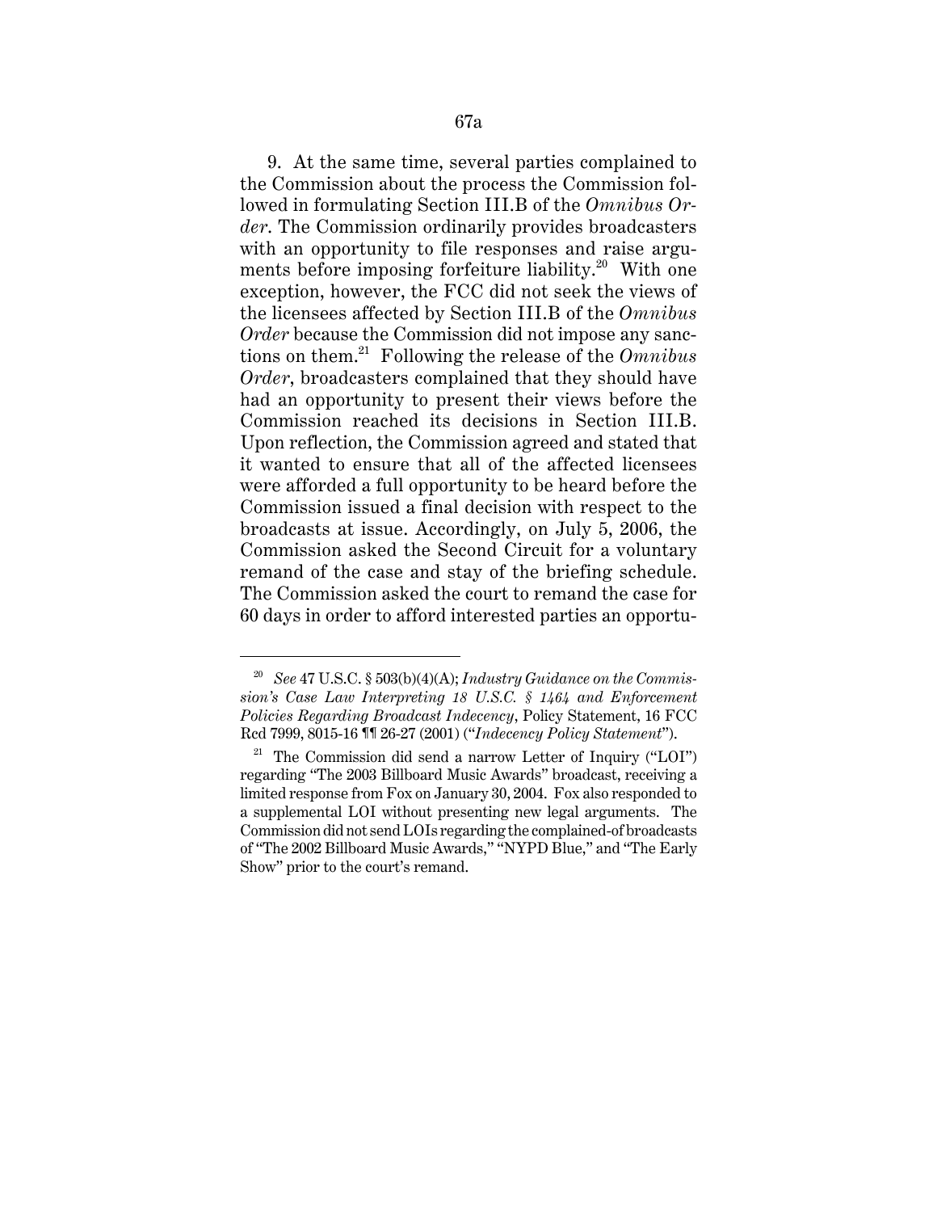9. At the same time, several parties complained to the Commission about the process the Commission followed in formulating Section III.B of the *Omnibus Order*. The Commission ordinarily provides broadcasters with an opportunity to file responses and raise arguments before imposing forfeiture liability.[20] With one exception, however, the FCC did not seek the views of the licensees affected by Section III.B of the *Omnibus Order* because the Commission did not impose any sanctions on them.[21] Following the release of the *Omnibus Order*, broadcasters complained that they should have had an opportunity to present their views before the Commission reached its decisions in Section III.B. Upon reflection, the Commission agreed and stated that it wanted to ensure that all of the affected licensees were afforded a full opportunity to be heard before the Commission issued a final decision with respect to the broadcasts at issue. Accordingly, on July 5, 2006, the Commission asked the Second Circuit for a voluntary remand of the case and stay of the briefing schedule. The Commission asked the court to remand the case for 60 days in order to afford interested parties an opportu-

---

[20] *See* 47 U.S.C. § 503(b)(4)(A); *Industry Guidance on the Commission's Case Law Interpreting 18 U.S.C. § 1464 and Enforcement Policies Regarding Broadcast Indecency*, Policy Statement, 16 FCC Rcd 7999, 8015-16 ¶¶ 26-27 (2001) ("*Indecency Policy Statement*").

[21] The Commission did send a narrow Letter of Inquiry ("LOI") regarding "The 2003 Billboard Music Awards" broadcast, receiving a limited response from Fox on January 30, 2004. Fox also responded to a supplemental LOI without presenting new legal arguments. The Commission did not send LOIs regarding the complained-of broadcasts of "The 2002 Billboard Music Awards," "NYPD Blue," and "The Early Show" prior to the court's remand.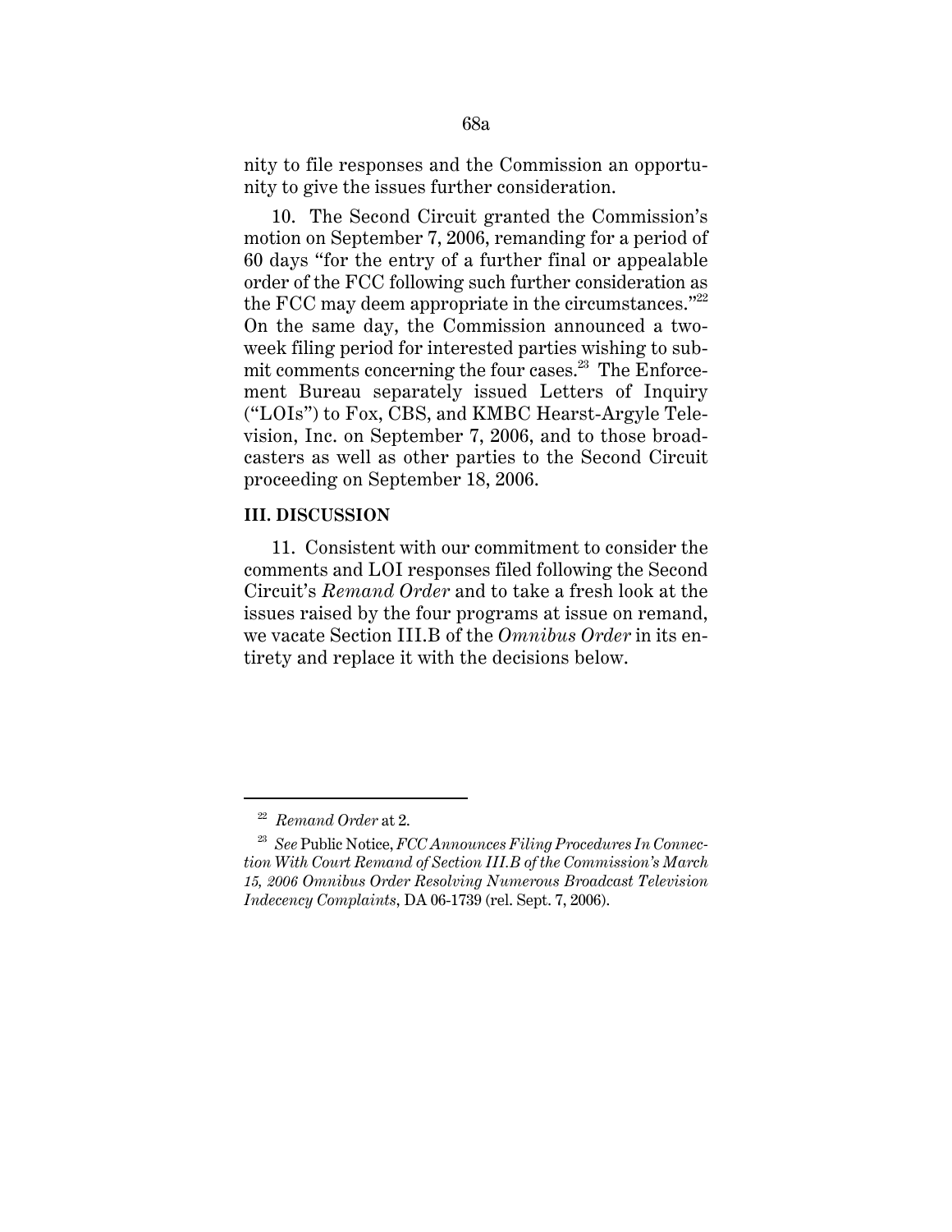nity to file responses and the Commission an opportunity to give the issues further consideration.

10. The Second Circuit granted the Commission's motion on September 7, 2006, remanding for a period of 60 days "for the entry of a further final or appealable order of the FCC following such further consideration as the FCC may deem appropriate in the circumstances."[22] On the same day, the Commission announced a two-week filing period for interested parties wishing to submit comments concerning the four cases.[23] The Enforcement Bureau separately issued Letters of Inquiry ("LOIs") to Fox, CBS, and KMBC Hearst-Argyle Television, Inc. on September 7, 2006, and to those broadcasters as well as other parties to the Second Circuit proceeding on September 18, 2006.

**III. DISCUSSION**

11. Consistent with our commitment to consider the comments and LOI responses filed following the Second Circuit's *Remand Order* and to take a fresh look at the issues raised by the four programs at issue on remand, we vacate Section III.B of the *Omnibus Order* in its entirety and replace it with the decisions below.

---

[22] *Remand Order* at 2.

[23] *See* Public Notice, *FCC Announces Filing Procedures In Connection With Court Remand of Section III.B of the Commission's March 15, 2006 Omnibus Order Resolving Numerous Broadcast Television Indecency Complaints*, DA 06-1739 (rel. Sept. 7, 2006).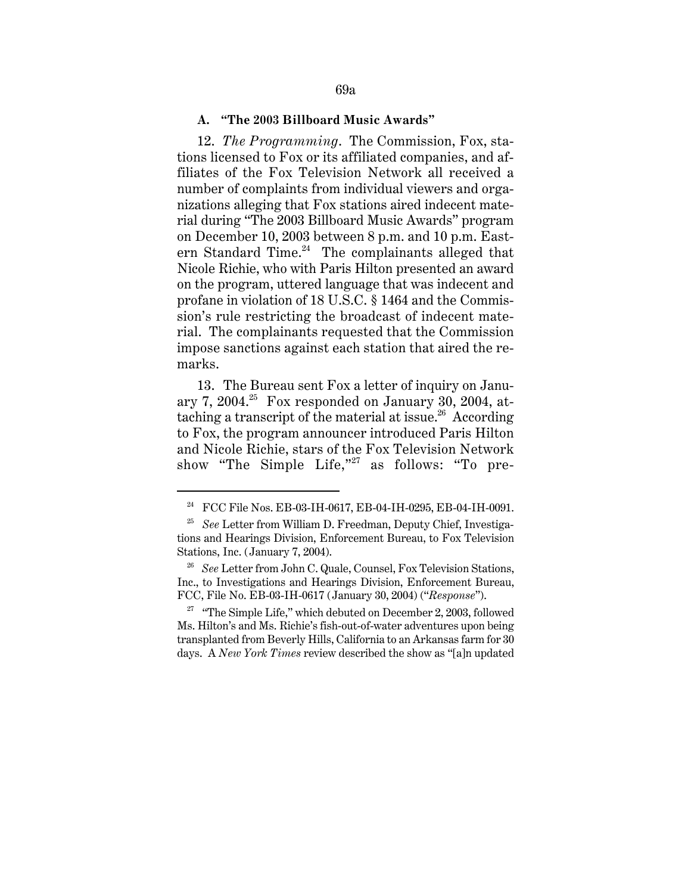### A. "The 2003 Billboard Music Awards"

12. *The Programming*. The Commission, Fox, stations licensed to Fox or its affiliated companies, and affiliates of the Fox Television Network all received a number of complaints from individual viewers and organizations alleging that Fox stations aired indecent material during "The 2003 Billboard Music Awards" program on December 10, 2003 between 8 p.m. and 10 p.m. Eastern Standard Time.[24] The complainants alleged that Nicole Richie, who with Paris Hilton presented an award on the program, uttered language that was indecent and profane in violation of 18 U.S.C. § 1464 and the Commission's rule restricting the broadcast of indecent material. The complainants requested that the Commission impose sanctions against each station that aired the remarks.

13. The Bureau sent Fox a letter of inquiry on January 7, 2004.[25] Fox responded on January 30, 2004, attaching a transcript of the material at issue.[26] According to Fox, the program announcer introduced Paris Hilton and Nicole Richie, stars of the Fox Television Network show "The Simple Life,"[27] as follows: "To pre-

---

[24] FCC File Nos. EB-03-IH-0617, EB-04-IH-0295, EB-04-IH-0091.

[25] *See* Letter from William D. Freedman, Deputy Chief, Investigations and Hearings Division, Enforcement Bureau, to Fox Television Stations, Inc. (January 7, 2004).

[26] *See* Letter from John C. Quale, Counsel, Fox Television Stations, Inc., to Investigations and Hearings Division, Enforcement Bureau, FCC, File No. EB-03-IH-0617 (January 30, 2004) ("*Response*").

[27] "The Simple Life," which debuted on December 2, 2003, followed Ms. Hilton's and Ms. Richie's fish-out-of-water adventures upon being transplanted from Beverly Hills, California to an Arkansas farm for 30 days. A *New York Times* review described the show as "[a]n updated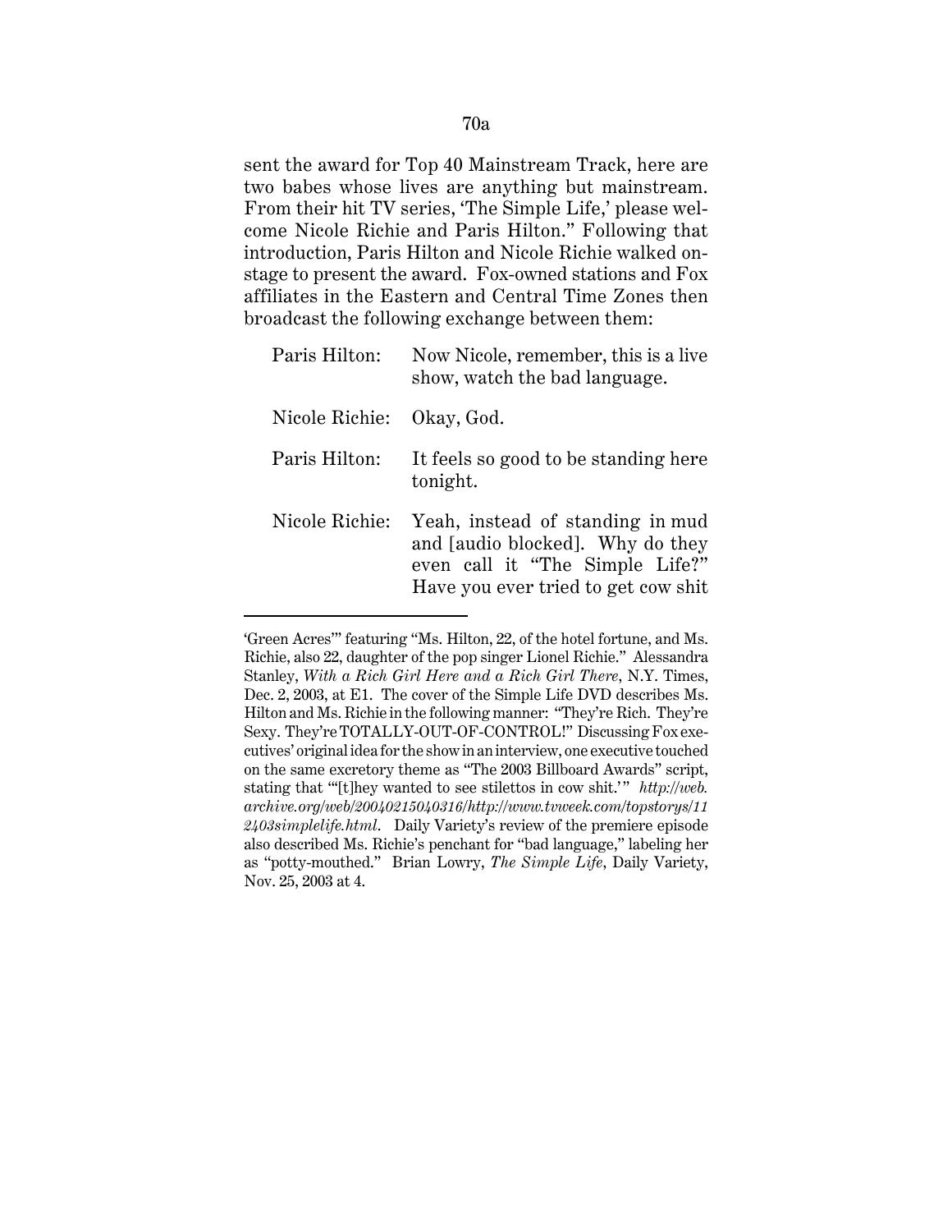sent the award for Top 40 Mainstream Track, here are two babes whose lives are anything but mainstream. From their hit TV series, 'The Simple Life,' please welcome Nicole Richie and Paris Hilton." Following that introduction, Paris Hilton and Nicole Richie walked onstage to present the award. Fox-owned stations and Fox affiliates in the Eastern and Central Time Zones then broadcast the following exchange between them:

| | |
|---|---|
| Paris Hilton: | Now Nicole, remember, this is a live show, watch the bad language. |
| Nicole Richie: | Okay, God. |
| Paris Hilton: | It feels so good to be standing here tonight. |
| Nicole Richie: | Yeah, instead of standing in mud and [audio blocked]. Why do they even call it "The Simple Life?" Have you ever tried to get cow shit |

---

'Green Acres'" featuring "Ms. Hilton, 22, of the hotel fortune, and Ms. Richie, also 22, daughter of the pop singer Lionel Richie." Alessandra Stanley, *With a Rich Girl Here and a Rich Girl There*, N.Y. Times, Dec. 2, 2003, at E1. The cover of the Simple Life DVD describes Ms. Hilton and Ms. Richie in the following manner: "They're Rich. They're Sexy. They're TOTALLY-OUT-OF-CONTROL!" Discussing Fox executives' original idea for the show in an interview, one executive touched on the same excretory theme as "The 2003 Billboard Awards" script, stating that "'[t]hey wanted to see stilettos in cow shit.'" *http://web.archive.org/web/20040215040316/http://www.tvweek.com/topstorys/112403simplelife.html*. Daily Variety's review of the premiere episode also described Ms. Richie's penchant for "bad language," labeling her as "potty-mouthed." Brian Lowry, *The Simple Life*, Daily Variety, Nov. 25, 2003 at 4.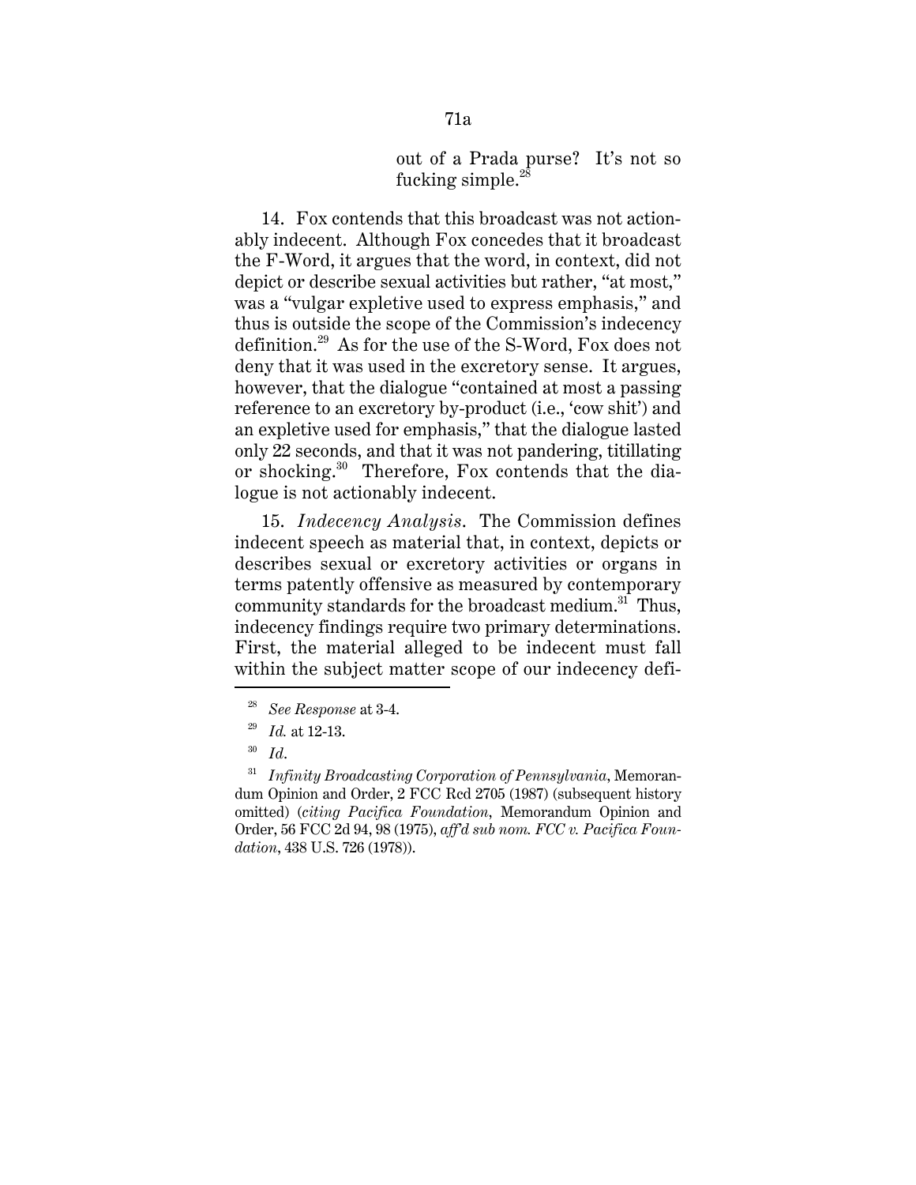> out of a Prada purse? It's not so fucking simple.[28]

14. Fox contends that this broadcast was not actionably indecent. Although Fox concedes that it broadcast the F-Word, it argues that the word, in context, did not depict or describe sexual activities but rather, "at most," was a "vulgar expletive used to express emphasis," and thus is outside the scope of the Commission's indecency definition.[29] As for the use of the S-Word, Fox does not deny that it was used in the excretory sense. It argues, however, that the dialogue "contained at most a passing reference to an excretory by-product (i.e., 'cow shit') and an expletive used for emphasis," that the dialogue lasted only 22 seconds, and that it was not pandering, titillating or shocking.[30] Therefore, Fox contends that the dialogue is not actionably indecent.

15. *Indecency Analysis*. The Commission defines indecent speech as material that, in context, depicts or describes sexual or excretory activities or organs in terms patently offensive as measured by contemporary community standards for the broadcast medium.[31] Thus, indecency findings require two primary determinations. First, the material alleged to be indecent must fall within the subject matter scope of our indecency defi-

---

[28] *See Response* at 3-4.

[29] *Id.* at 12-13.

[30] *Id*.

[31] *Infinity Broadcasting Corporation of Pennsylvania*, Memorandum Opinion and Order, 2 FCC Rcd 2705 (1987) (subsequent history omitted) (*citing Pacifica Foundation*, Memorandum Opinion and Order, 56 FCC 2d 94, 98 (1975), *aff'd sub nom. FCC v. Pacifica Foundation*, 438 U.S. 726 (1978)).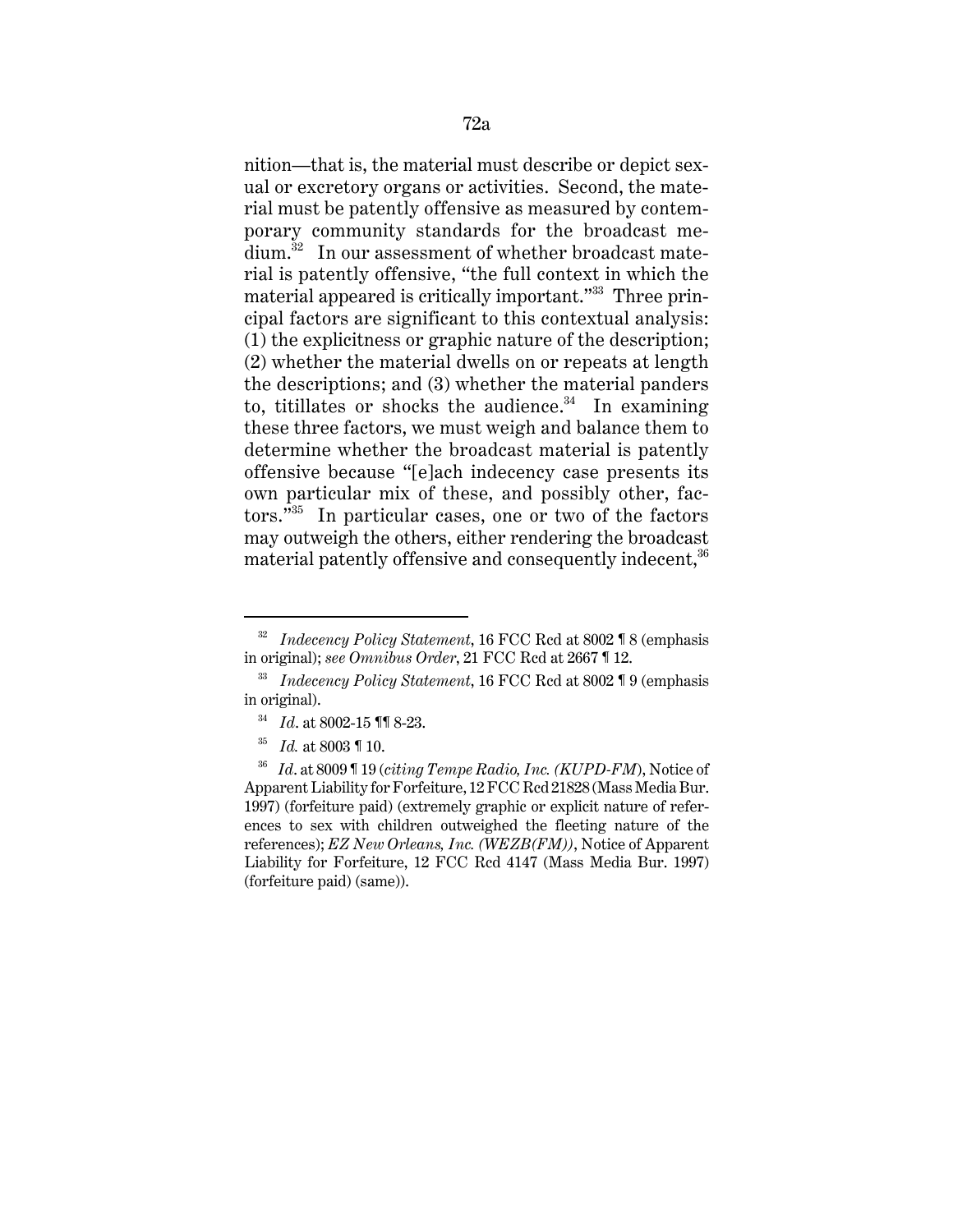nition—that is, the material must describe or depict sexual or excretory organs or activities. Second, the material must be patently offensive as measured by contemporary community standards for the broadcast medium.[32] In our assessment of whether broadcast material is patently offensive, "the full context in which the material appeared is critically important."[33] Three principal factors are significant to this contextual analysis: (1) the explicitness or graphic nature of the description; (2) whether the material dwells on or repeats at length the descriptions; and (3) whether the material panders to, titillates or shocks the audience.[34] In examining these three factors, we must weigh and balance them to determine whether the broadcast material is patently offensive because "[e]ach indecency case presents its own particular mix of these, and possibly other, factors."[35] In particular cases, one or two of the factors may outweigh the others, either rendering the broadcast material patently offensive and consequently indecent,[36]

---

[32] *Indecency Policy Statement*, 16 FCC Rcd at 8002 ¶ 8 (emphasis in original); *see Omnibus Order*, 21 FCC Rcd at 2667 ¶ 12.

[33] *Indecency Policy Statement*, 16 FCC Rcd at 8002 ¶ 9 (emphasis in original).

[34] *Id*. at 8002-15 ¶¶ 8-23.

[35] *Id.* at 8003 ¶ 10.

[36] *Id*. at 8009 ¶ 19 (*citing Tempe Radio, Inc. (KUPD-FM)*, Notice of Apparent Liability for Forfeiture, 12 FCC Rcd 21828 (Mass Media Bur. 1997) (forfeiture paid) (extremely graphic or explicit nature of references to sex with children outweighed the fleeting nature of the references); *EZ New Orleans, Inc. (WEZB(FM))*, Notice of Apparent Liability for Forfeiture, 12 FCC Rcd 4147 (Mass Media Bur. 1997) (forfeiture paid) (same)).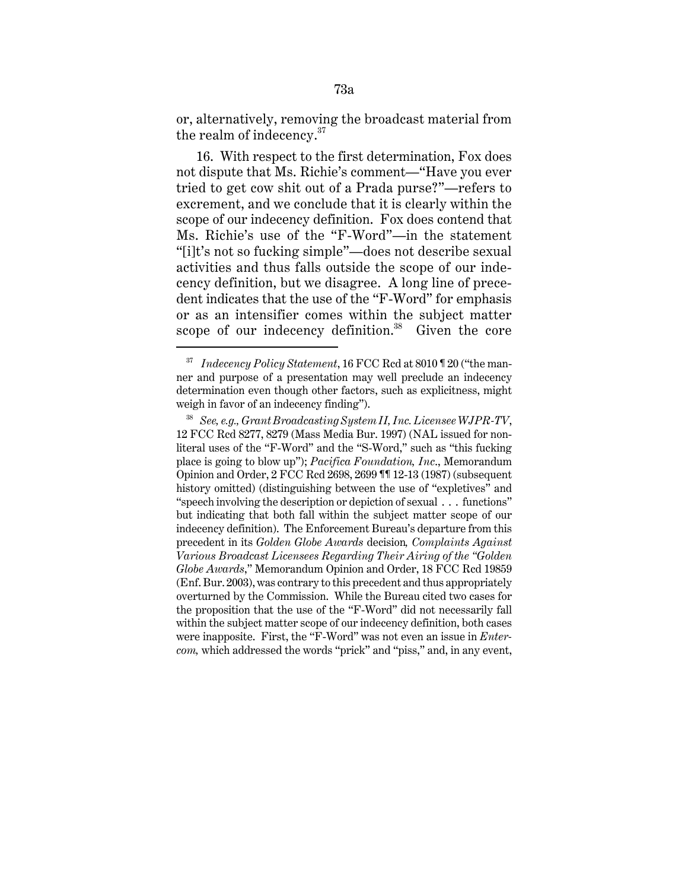or, alternatively, removing the broadcast material from the realm of indecency.[37]

16. With respect to the first determination, Fox does not dispute that Ms. Richie's comment—"Have you ever tried to get cow shit out of a Prada purse?"—refers to excrement, and we conclude that it is clearly within the scope of our indecency definition. Fox does contend that Ms. Richie's use of the "F-Word"—in the statement "[i]t's not so fucking simple"—does not describe sexual activities and thus falls outside the scope of our indecency definition, but we disagree. A long line of precedent indicates that the use of the "F-Word" for emphasis or as an intensifier comes within the subject matter scope of our indecency definition.[38] Given the core

---

[37] *Indecency Policy Statement*, 16 FCC Rcd at 8010 ¶ 20 ("the manner and purpose of a presentation may well preclude an indecency determination even though other factors, such as explicitness, might weigh in favor of an indecency finding").

[38] *See, e.g., Grant Broadcasting System II, Inc. Licensee WJPR-TV*, 12 FCC Rcd 8277, 8279 (Mass Media Bur. 1997) (NAL issued for nonliteral uses of the "F-Word" and the "S-Word," such as "this fucking place is going to blow up"); *Pacifica Foundation, Inc.*, Memorandum Opinion and Order, 2 FCC Rcd 2698, 2699 ¶¶ 12-13 (1987) (subsequent history omitted) (distinguishing between the use of "expletives" and "speech involving the description or depiction of sexual . . . functions" but indicating that both fall within the subject matter scope of our indecency definition). The Enforcement Bureau's departure from this precedent in its *Golden Globe Awards* decision, *Complaints Against Various Broadcast Licensees Regarding Their Airing of the "Golden Globe Awards*," Memorandum Opinion and Order, 18 FCC Rcd 19859 (Enf. Bur. 2003), was contrary to this precedent and thus appropriately overturned by the Commission. While the Bureau cited two cases for the proposition that the use of the "F-Word" did not necessarily fall within the subject matter scope of our indecency definition, both cases were inapposite. First, the "F-Word" was not even an issue in *Entercom,* which addressed the words "prick" and "piss," and, in any event,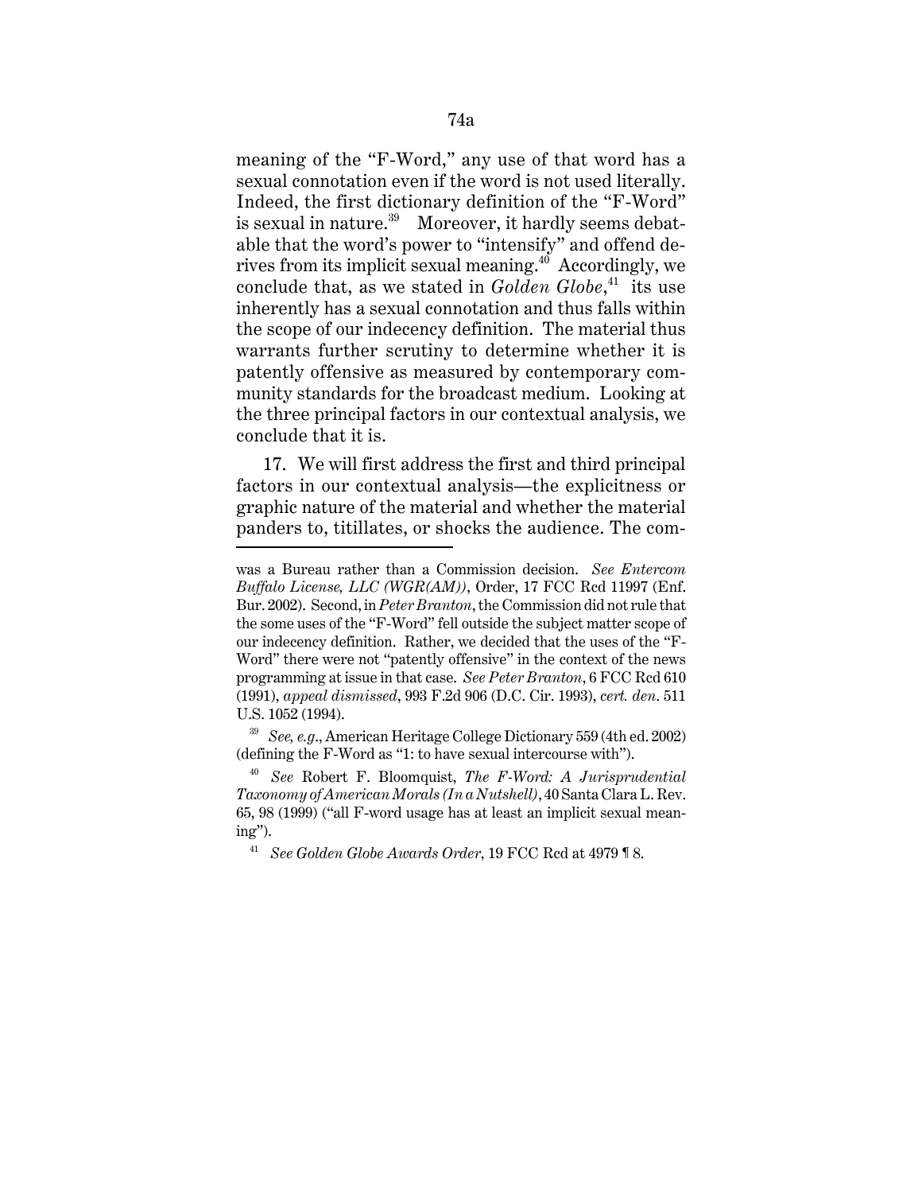meaning of the "F-Word," any use of that word has a sexual connotation even if the word is not used literally. Indeed, the first dictionary definition of the "F-Word" is sexual in nature.[39] Moreover, it hardly seems debatable that the word's power to "intensify" and offend derives from its implicit sexual meaning.[40] Accordingly, we conclude that, as we stated in *Golden Globe*,[41] its use inherently has a sexual connotation and thus falls within the scope of our indecency definition. The material thus warrants further scrutiny to determine whether it is patently offensive as measured by contemporary community standards for the broadcast medium. Looking at the three principal factors in our contextual analysis, we conclude that it is.

17. We will first address the first and third principal factors in our contextual analysis—the explicitness or graphic nature of the material and whether the material panders to, titillates, or shocks the audience. The com-

---

was a Bureau rather than a Commission decision. *See Entercom Buffalo License, LLC (WGR(AM))*, Order, 17 FCC Rcd 11997 (Enf. Bur. 2002). Second, in *Peter Branton*, the Commission did not rule that the some uses of the "F-Word" fell outside the subject matter scope of our indecency definition. Rather, we decided that the uses of the "F-Word" there were not "patently offensive" in the context of the news programming at issue in that case. *See Peter Branton*, 6 FCC Rcd 610 (1991), *appeal dismissed*, 993 F.2d 906 (D.C. Cir. 1993), *cert. den*. 511 U.S. 1052 (1994).

[39] *See, e.g.*, American Heritage College Dictionary 559 (4th ed. 2002) (defining the F-Word as "1: to have sexual intercourse with").

[40] *See* Robert F. Bloomquist, *The F-Word: A Jurisprudential Taxonomy of American Morals (In a Nutshell)*, 40 Santa Clara L. Rev. 65, 98 (1999) ("all F-word usage has at least an implicit sexual meaning").

[41] *See Golden Globe Awards Order*, 19 FCC Rcd at 4979 ¶ 8.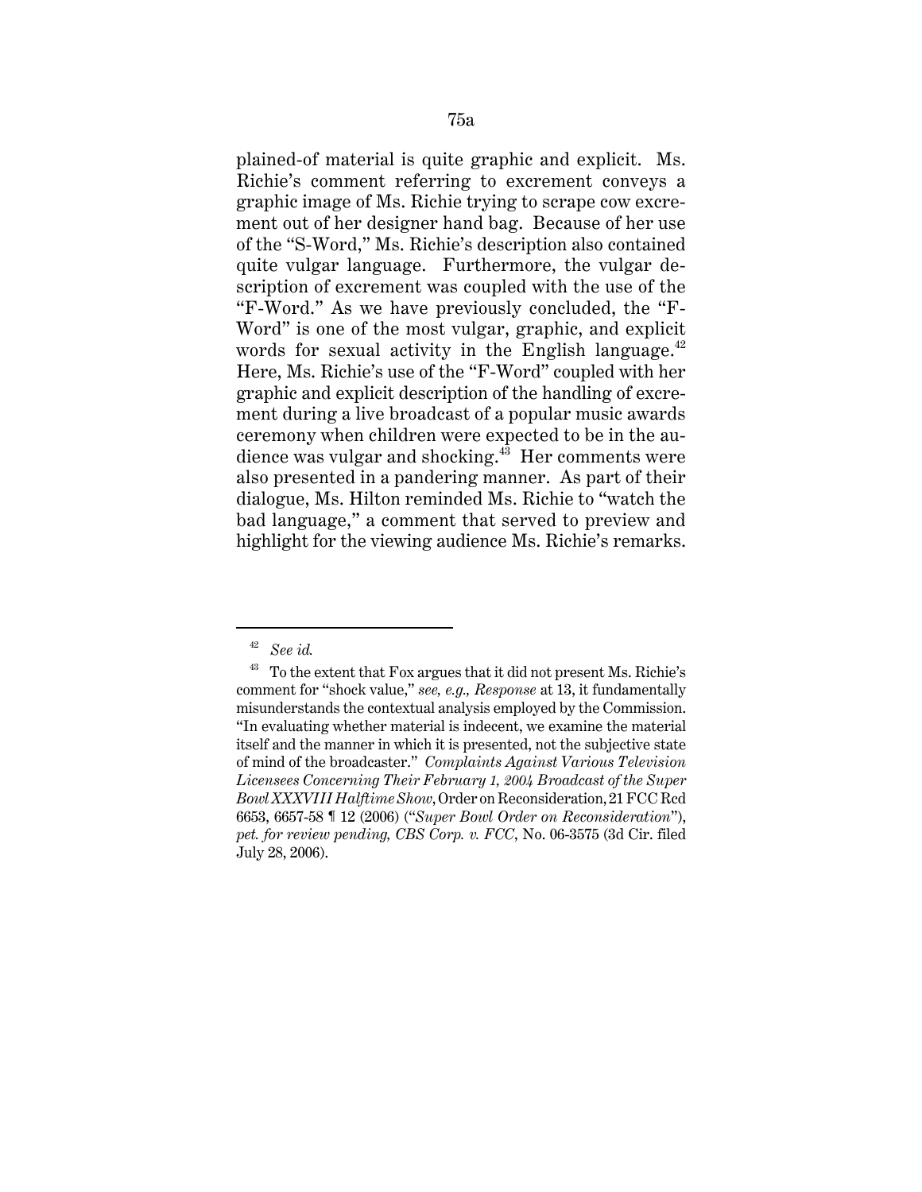plained-of material is quite graphic and explicit. Ms. Richie's comment referring to excrement conveys a graphic image of Ms. Richie trying to scrape cow excrement out of her designer hand bag. Because of her use of the "S-Word," Ms. Richie's description also contained quite vulgar language. Furthermore, the vulgar description of excrement was coupled with the use of the "F-Word." As we have previously concluded, the "F-Word" is one of the most vulgar, graphic, and explicit words for sexual activity in the English language.[42] Here, Ms. Richie's use of the "F-Word" coupled with her graphic and explicit description of the handling of excrement during a live broadcast of a popular music awards ceremony when children were expected to be in the audience was vulgar and shocking.[43] Her comments were also presented in a pandering manner. As part of their dialogue, Ms. Hilton reminded Ms. Richie to "watch the bad language," a comment that served to preview and highlight for the viewing audience Ms. Richie's remarks.

---

[42] *See id.*

[43] To the extent that Fox argues that it did not present Ms. Richie's comment for "shock value," *see, e.g., Response* at 13, it fundamentally misunderstands the contextual analysis employed by the Commission. "In evaluating whether material is indecent, we examine the material itself and the manner in which it is presented, not the subjective state of mind of the broadcaster." *Complaints Against Various Television Licensees Concerning Their February 1, 2004 Broadcast of the Super Bowl XXXVIII Halftime Show*, Order on Reconsideration, 21 FCC Rcd 6653, 6657-58 ¶ 12 (2006) ("*Super Bowl Order on Reconsideration*"), *pet. for review pending, CBS Corp. v. FCC*, No. 06-3575 (3d Cir. filed July 28, 2006).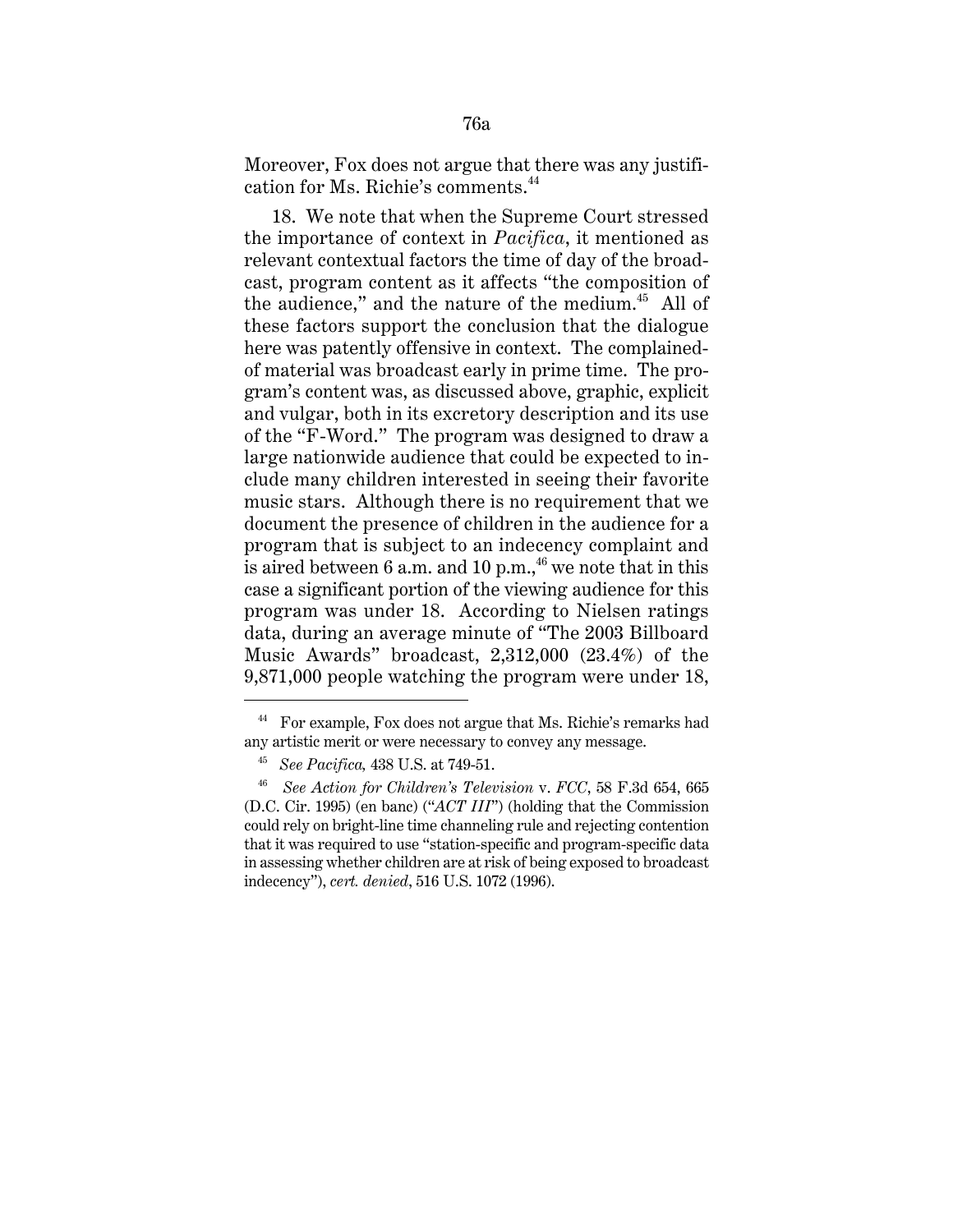Moreover, Fox does not argue that there was any justification for Ms. Richie's comments.[44]

18. We note that when the Supreme Court stressed the importance of context in *Pacifica*, it mentioned as relevant contextual factors the time of day of the broadcast, program content as it affects "the composition of the audience," and the nature of the medium.[45] All of these factors support the conclusion that the dialogue here was patently offensive in context. The complained-of material was broadcast early in prime time. The program's content was, as discussed above, graphic, explicit and vulgar, both in its excretory description and its use of the "F-Word." The program was designed to draw a large nationwide audience that could be expected to include many children interested in seeing their favorite music stars. Although there is no requirement that we document the presence of children in the audience for a program that is subject to an indecency complaint and is aired between 6 a.m. and 10 p.m.,[46] we note that in this case a significant portion of the viewing audience for this program was under 18. According to Nielsen ratings data, during an average minute of "The 2003 Billboard Music Awards" broadcast, 2,312,000 (23.4%) of the 9,871,000 people watching the program were under 18,

---

[44] For example, Fox does not argue that Ms. Richie's remarks had any artistic merit or were necessary to convey any message.

[45] *See Pacifica*, 438 U.S. at 749-51.

[46] *See Action for Children's Television* v. *FCC*, 58 F.3d 654, 665 (D.C. Cir. 1995) (en banc) ("*ACT III*") (holding that the Commission could rely on bright-line time channeling rule and rejecting contention that it was required to use "station-specific and program-specific data in assessing whether children are at risk of being exposed to broadcast indecency"), *cert. denied*, 516 U.S. 1072 (1996).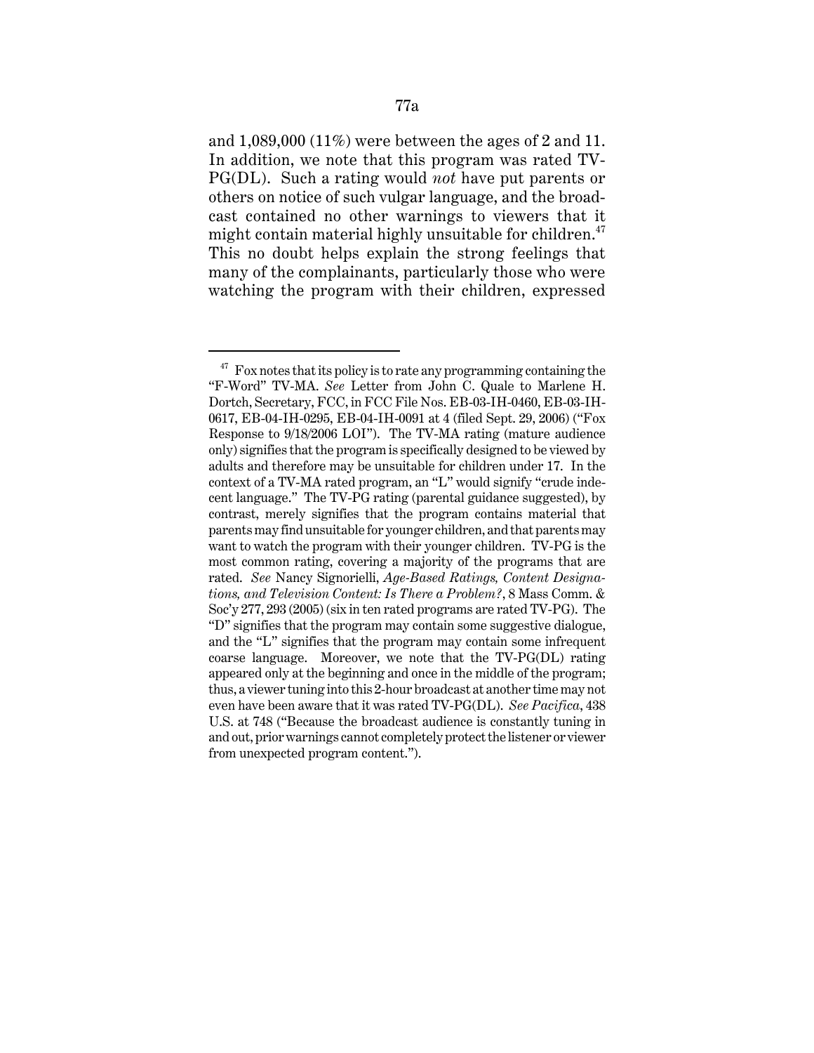and 1,089,000 (11%) were between the ages of 2 and 11. In addition, we note that this program was rated TV-PG(DL). Such a rating would *not* have put parents or others on notice of such vulgar language, and the broadcast contained no other warnings to viewers that it might contain material highly unsuitable for children.[47] This no doubt helps explain the strong feelings that many of the complainants, particularly those who were watching the program with their children, expressed

---

[47] Fox notes that its policy is to rate any programming containing the "F-Word" TV-MA. *See* Letter from John C. Quale to Marlene H. Dortch, Secretary, FCC, in FCC File Nos. EB-03-IH-0460, EB-03-IH-0617, EB-04-IH-0295, EB-04-IH-0091 at 4 (filed Sept. 29, 2006) ("Fox Response to 9/18/2006 LOI"). The TV-MA rating (mature audience only) signifies that the program is specifically designed to be viewed by adults and therefore may be unsuitable for children under 17. In the context of a TV-MA rated program, an "L" would signify "crude indecent language." The TV-PG rating (parental guidance suggested), by contrast, merely signifies that the program contains material that parents may find unsuitable for younger children, and that parents may want to watch the program with their younger children. TV-PG is the most common rating, covering a majority of the programs that are rated. *See* Nancy Signorielli, *Age-Based Ratings, Content Designations, and Television Content: Is There a Problem?*, 8 Mass Comm. & Soc'y 277, 293 (2005) (six in ten rated programs are rated TV-PG). The "D" signifies that the program may contain some suggestive dialogue, and the "L" signifies that the program may contain some infrequent coarse language. Moreover, we note that the TV-PG(DL) rating appeared only at the beginning and once in the middle of the program; thus, a viewer tuning into this 2-hour broadcast at another time may not even have been aware that it was rated TV-PG(DL). *See Pacifica*, 438 U.S. at 748 ("Because the broadcast audience is constantly tuning in and out, prior warnings cannot completely protect the listener or viewer from unexpected program content.").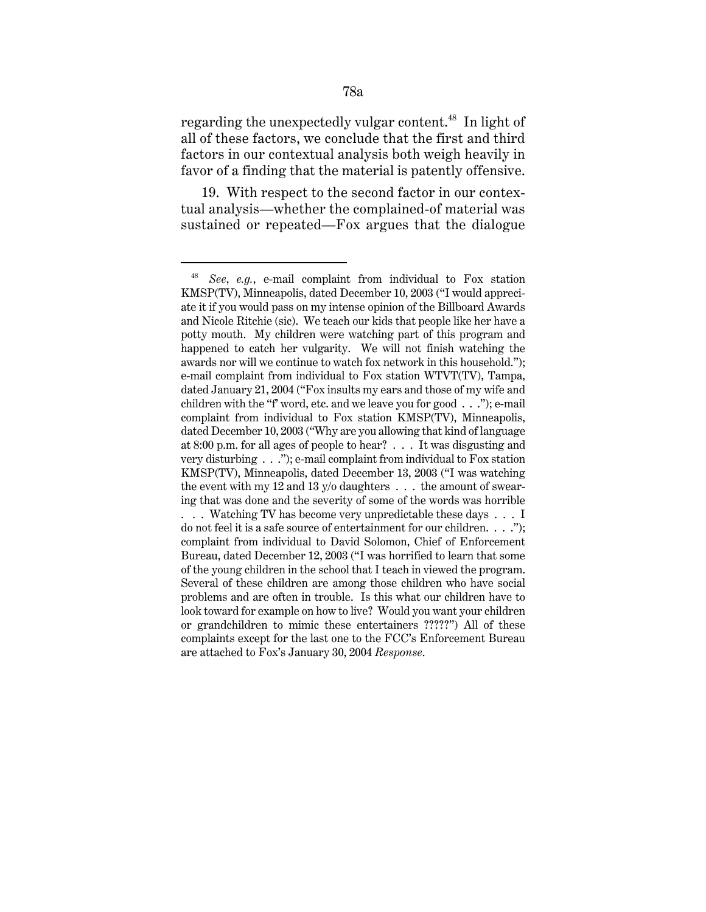regarding the unexpectedly vulgar content.[48] In light of all of these factors, we conclude that the first and third factors in our contextual analysis both weigh heavily in favor of a finding that the material is patently offensive.

19. With respect to the second factor in our contextual analysis—whether the complained-of material was sustained or repeated—Fox argues that the dialogue

---

[48] *See*, *e.g.*, e-mail complaint from individual to Fox station KMSP(TV), Minneapolis, dated December 10, 2003 ("I would appreciate it if you would pass on my intense opinion of the Billboard Awards and Nicole Ritchie (sic). We teach our kids that people like her have a potty mouth. My children were watching part of this program and happened to catch her vulgarity. We will not finish watching the awards nor will we continue to watch fox network in this household."); e-mail complaint from individual to Fox station WTVT(TV), Tampa, dated January 21, 2004 ("Fox insults my ears and those of my wife and children with the "f' word, etc. and we leave you for good . . ."); e-mail complaint from individual to Fox station KMSP(TV), Minneapolis, dated December 10, 2003 ("Why are you allowing that kind of language at 8:00 p.m. for all ages of people to hear? . . . It was disgusting and very disturbing . . ."); e-mail complaint from individual to Fox station KMSP(TV), Minneapolis, dated December 13, 2003 ("I was watching the event with my 12 and 13 y/o daughters . . . the amount of swearing that was done and the severity of some of the words was horrible . . . Watching TV has become very unpredictable these days . . . I do not feel it is a safe source of entertainment for our children. . . ."); complaint from individual to David Solomon, Chief of Enforcement Bureau, dated December 12, 2003 ("I was horrified to learn that some of the young children in the school that I teach in viewed the program. Several of these children are among those children who have social problems and are often in trouble. Is this what our children have to look toward for example on how to live? Would you want your children or grandchildren to mimic these entertainers ?????") All of these complaints except for the last one to the FCC's Enforcement Bureau are attached to Fox's January 30, 2004 *Response*.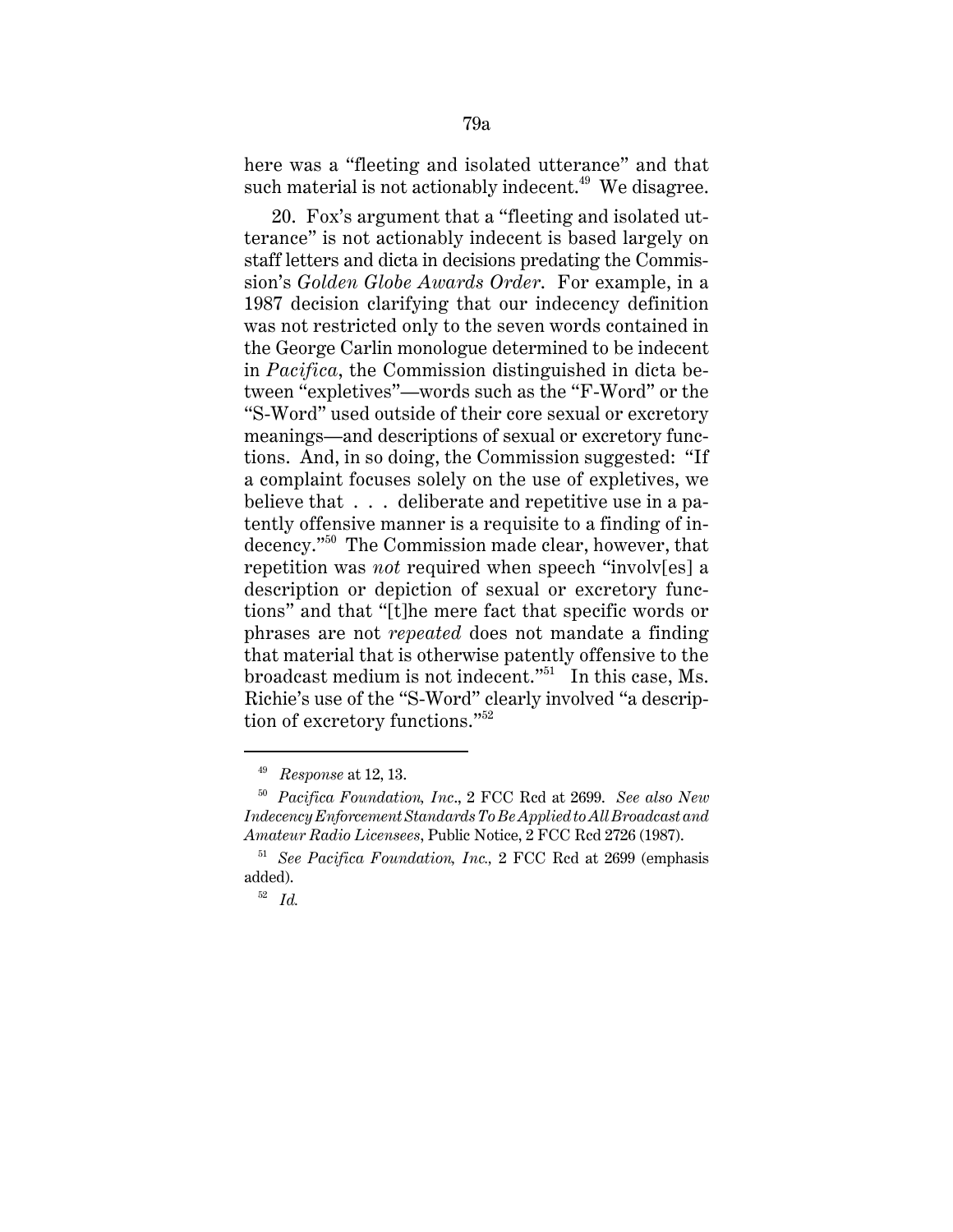here was a "fleeting and isolated utterance" and that such material is not actionably indecent.[49] We disagree.

20. Fox's argument that a "fleeting and isolated utterance" is not actionably indecent is based largely on staff letters and dicta in decisions predating the Commission's *Golden Globe Awards Order*. For example, in a 1987 decision clarifying that our indecency definition was not restricted only to the seven words contained in the George Carlin monologue determined to be indecent in *Pacifica*, the Commission distinguished in dicta between "expletives"—words such as the "F-Word" or the "S-Word" used outside of their core sexual or excretory meanings—and descriptions of sexual or excretory functions. And, in so doing, the Commission suggested: "If a complaint focuses solely on the use of expletives, we believe that . . . deliberate and repetitive use in a patently offensive manner is a requisite to a finding of indecency."[50] The Commission made clear, however, that repetition was *not* required when speech "involv[es] a description or depiction of sexual or excretory functions" and that "[t]he mere fact that specific words or phrases are not *repeated* does not mandate a finding that material that is otherwise patently offensive to the broadcast medium is not indecent."[51] In this case, Ms. Richie's use of the "S-Word" clearly involved "a description of excretory functions."[52]

---

[49] *Response* at 12, 13.

[50] *Pacifica Foundation, Inc*., 2 FCC Rcd at 2699. *See also New Indecency Enforcement Standards To Be Applied to All Broadcast and Amateur Radio Licensees*, Public Notice, 2 FCC Rcd 2726 (1987).

[51] *See Pacifica Foundation, Inc.,* 2 FCC Rcd at 2699 (emphasis added).

[52] *Id.*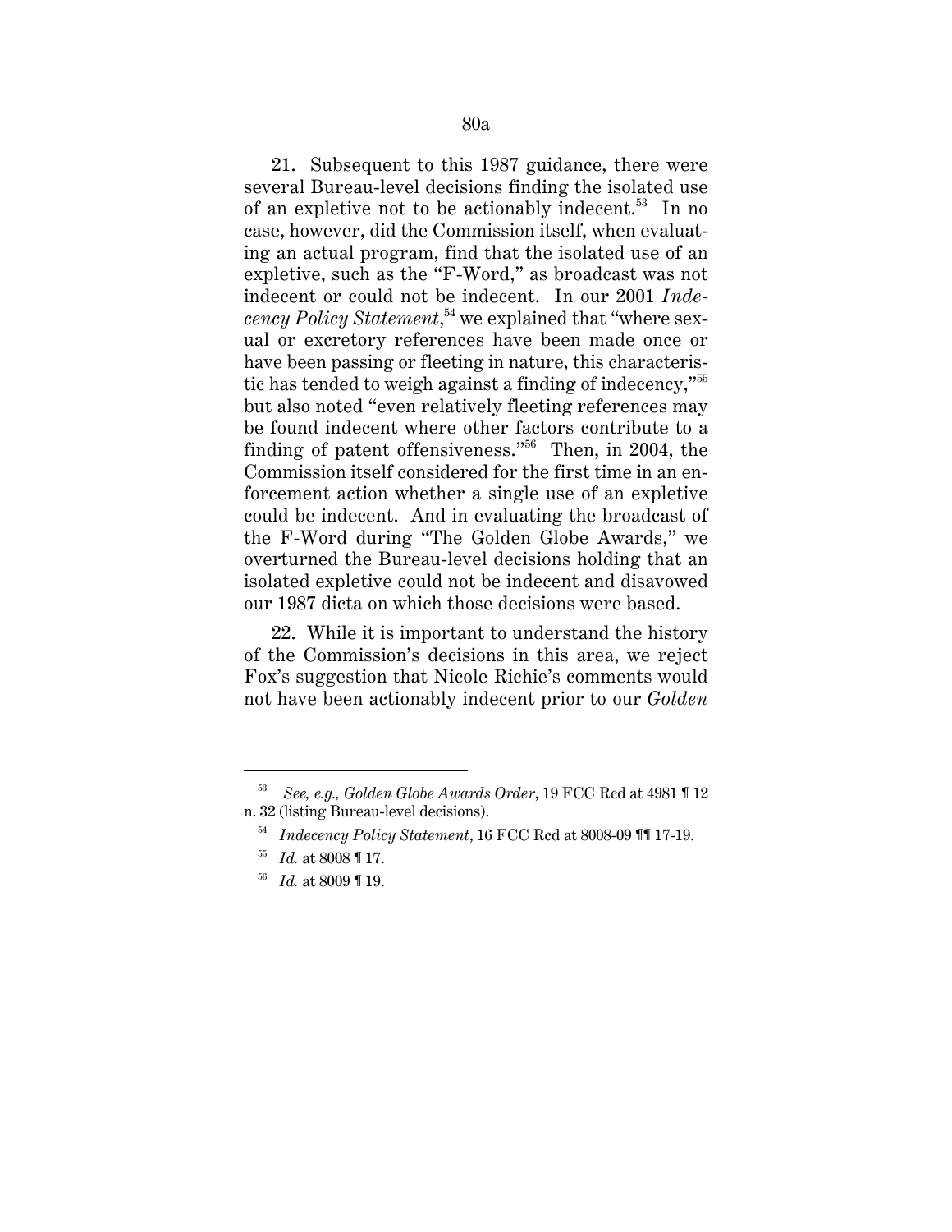21. Subsequent to this 1987 guidance, there were several Bureau-level decisions finding the isolated use of an expletive not to be actionably indecent.[53] In no case, however, did the Commission itself, when evaluating an actual program, find that the isolated use of an expletive, such as the "F-Word," as broadcast was not indecent or could not be indecent. In our 2001 *Indecency Policy Statement*,[54] we explained that "where sexual or excretory references have been made once or have been passing or fleeting in nature, this characteristic has tended to weigh against a finding of indecency,"[55] but also noted "even relatively fleeting references may be found indecent where other factors contribute to a finding of patent offensiveness."[56] Then, in 2004, the Commission itself considered for the first time in an enforcement action whether a single use of an expletive could be indecent. And in evaluating the broadcast of the F-Word during "The Golden Globe Awards," we overturned the Bureau-level decisions holding that an isolated expletive could not be indecent and disavowed our 1987 dicta on which those decisions were based.

22. While it is important to understand the history of the Commission's decisions in this area, we reject Fox's suggestion that Nicole Richie's comments would not have been actionably indecent prior to our *Golden*

---

[53] *See, e.g., Golden Globe Awards Order*, 19 FCC Rcd at 4981 ¶ 12 n. 32 (listing Bureau-level decisions).

[54] *Indecency Policy Statement*, 16 FCC Rcd at 8008-09 ¶¶ 17-19.

[55] *Id.* at 8008 ¶ 17.

[56] *Id.* at 8009 ¶ 19.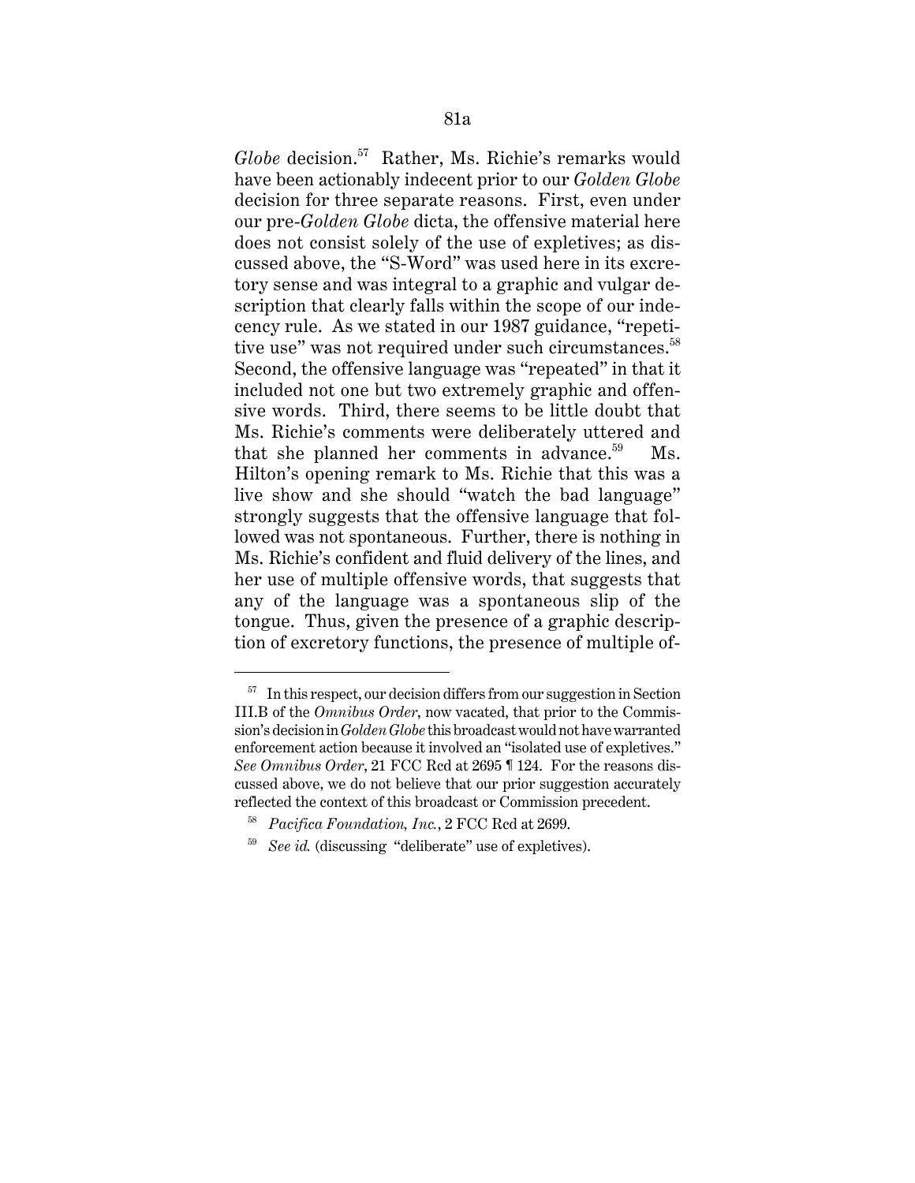*Globe* decision.[57] Rather, Ms. Richie's remarks would have been actionably indecent prior to our *Golden Globe* decision for three separate reasons. First, even under our pre-*Golden Globe* dicta, the offensive material here does not consist solely of the use of expletives; as discussed above, the "S-Word" was used here in its excretory sense and was integral to a graphic and vulgar description that clearly falls within the scope of our indecency rule. As we stated in our 1987 guidance, "repetitive use" was not required under such circumstances.[58] Second, the offensive language was "repeated" in that it included not one but two extremely graphic and offensive words. Third, there seems to be little doubt that Ms. Richie's comments were deliberately uttered and that she planned her comments in advance.[59] Ms. Hilton's opening remark to Ms. Richie that this was a live show and she should "watch the bad language" strongly suggests that the offensive language that followed was not spontaneous. Further, there is nothing in Ms. Richie's confident and fluid delivery of the lines, and her use of multiple offensive words, that suggests that any of the language was a spontaneous slip of the tongue. Thus, given the presence of a graphic description of excretory functions, the presence of multiple of-

---

[57] In this respect, our decision differs from our suggestion in Section III.B of the *Omnibus Order*, now vacated, that prior to the Commission's decision in *Golden Globe* this broadcast would not have warranted enforcement action because it involved an "isolated use of expletives." *See Omnibus Order*, 21 FCC Rcd at 2695 ¶ 124. For the reasons discussed above, we do not believe that our prior suggestion accurately reflected the context of this broadcast or Commission precedent.

[58] *Pacifica Foundation, Inc.*, 2 FCC Rcd at 2699.

[59] *See id.* (discussing "deliberate" use of expletives).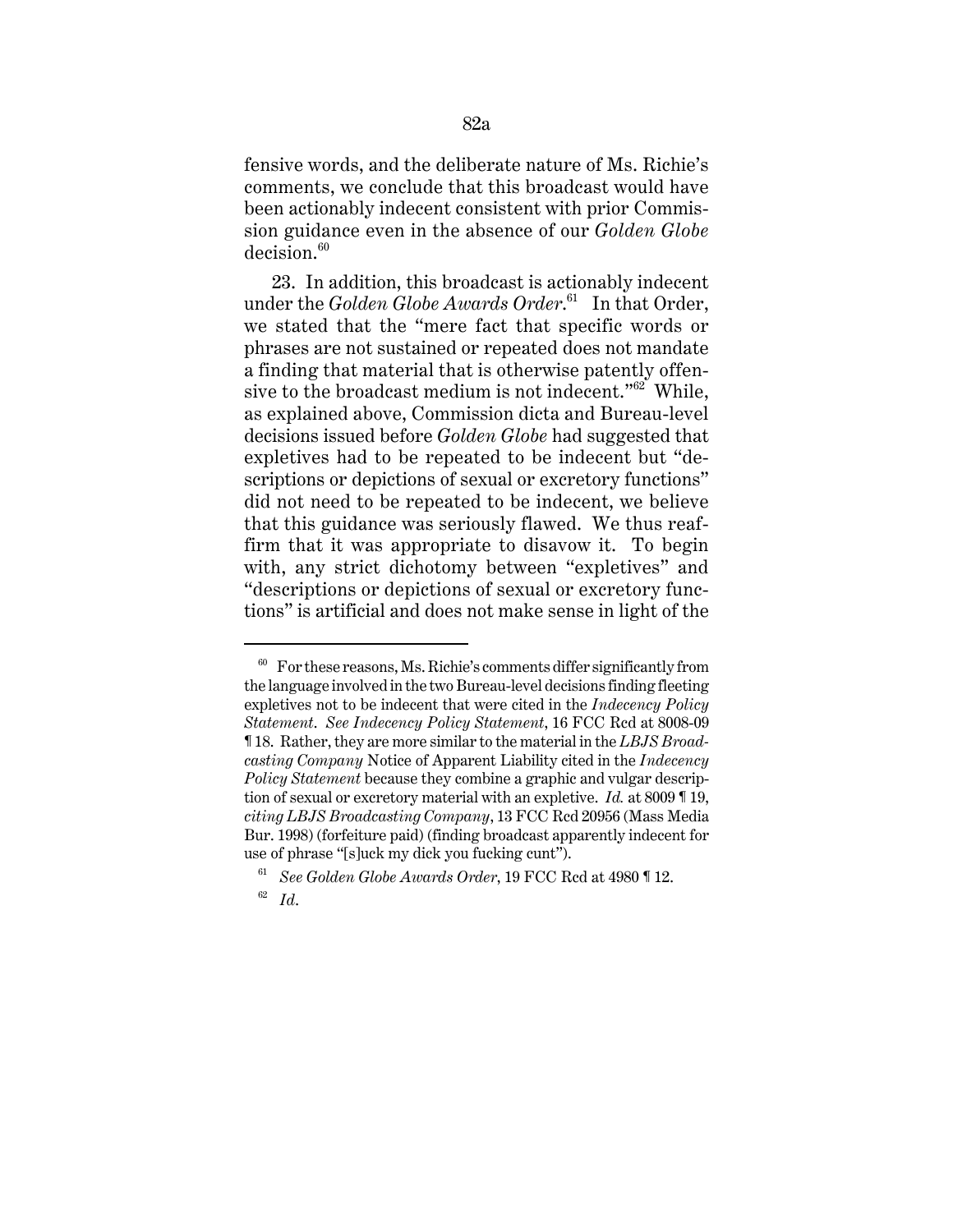fensive words, and the deliberate nature of Ms. Richie's comments, we conclude that this broadcast would have been actionably indecent consistent with prior Commission guidance even in the absence of our *Golden Globe* decision.[60]

23. In addition, this broadcast is actionably indecent under the *Golden Globe Awards Order*.[61] In that Order, we stated that the "mere fact that specific words or phrases are not sustained or repeated does not mandate a finding that material that is otherwise patently offensive to the broadcast medium is not indecent."[62] While, as explained above, Commission dicta and Bureau-level decisions issued before *Golden Globe* had suggested that expletives had to be repeated to be indecent but "descriptions or depictions of sexual or excretory functions" did not need to be repeated to be indecent, we believe that this guidance was seriously flawed. We thus reaffirm that it was appropriate to disavow it. To begin with, any strict dichotomy between "expletives" and "descriptions or depictions of sexual or excretory functions" is artificial and does not make sense in light of the

---

[60] For these reasons, Ms. Richie's comments differ significantly from the language involved in the two Bureau-level decisions finding fleeting expletives not to be indecent that were cited in the *Indecency Policy Statement*. *See Indecency Policy Statement*, 16 FCC Rcd at 8008-09 ¶ 18. Rather, they are more similar to the material in the *LBJS Broadcasting Company* Notice of Apparent Liability cited in the *Indecency Policy Statement* because they combine a graphic and vulgar description of sexual or excretory material with an expletive. *Id.* at 8009 ¶ 19, *citing LBJS Broadcasting Company*, 13 FCC Rcd 20956 (Mass Media Bur. 1998) (forfeiture paid) (finding broadcast apparently indecent for use of phrase "[s]uck my dick you fucking cunt").

[61] *See Golden Globe Awards Order*, 19 FCC Rcd at 4980 ¶ 12.

[62] *Id*.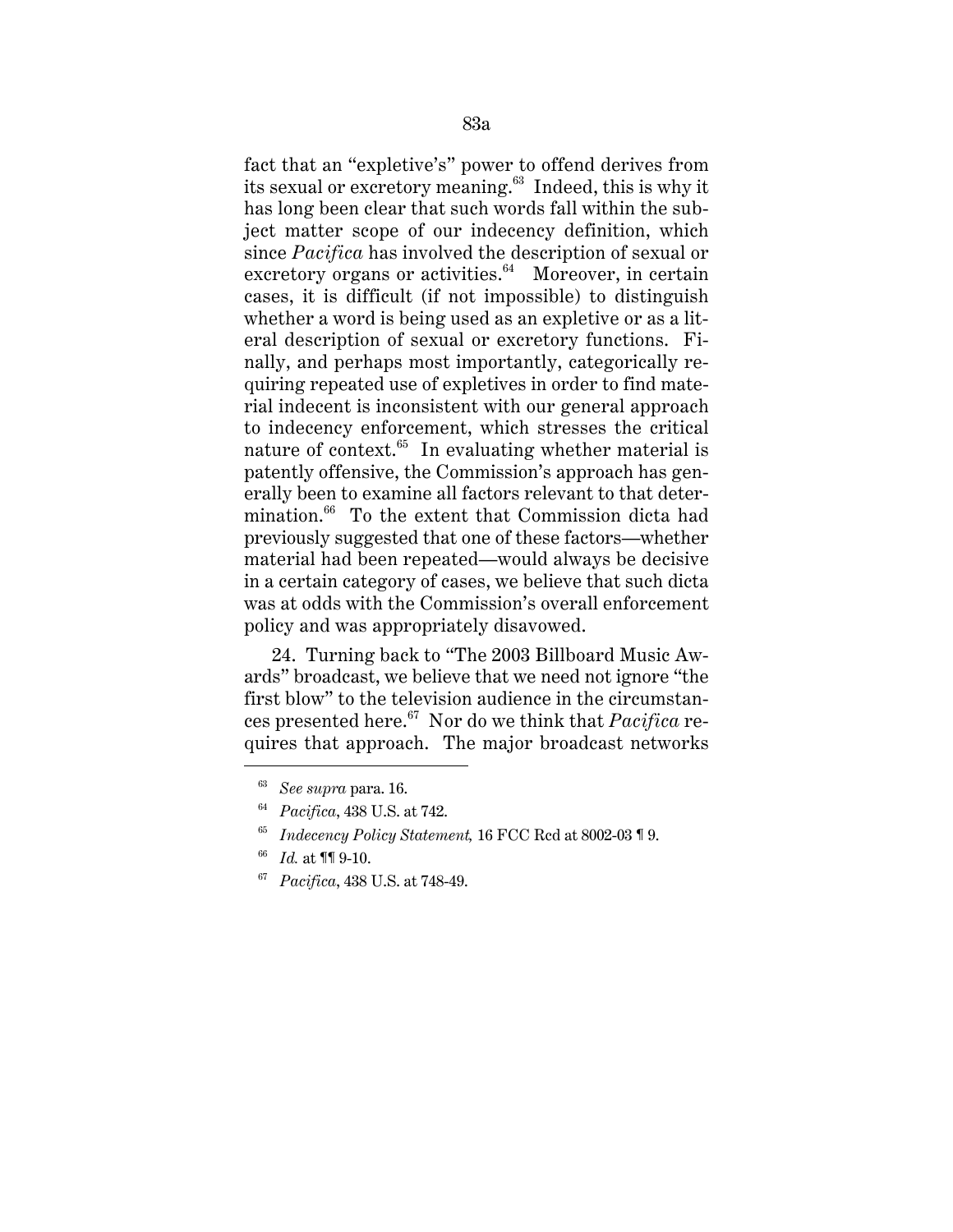fact that an "expletive's" power to offend derives from its sexual or excretory meaning.[63] Indeed, this is why it has long been clear that such words fall within the subject matter scope of our indecency definition, which since *Pacifica* has involved the description of sexual or excretory organs or activities.[64] Moreover, in certain cases, it is difficult (if not impossible) to distinguish whether a word is being used as an expletive or as a literal description of sexual or excretory functions. Finally, and perhaps most importantly, categorically requiring repeated use of expletives in order to find material indecent is inconsistent with our general approach to indecency enforcement, which stresses the critical nature of context.[65] In evaluating whether material is patently offensive, the Commission's approach has generally been to examine all factors relevant to that determination.[66] To the extent that Commission dicta had previously suggested that one of these factors—whether material had been repeated—would always be decisive in a certain category of cases, we believe that such dicta was at odds with the Commission's overall enforcement policy and was appropriately disavowed.

24. Turning back to "The 2003 Billboard Music Awards" broadcast, we believe that we need not ignore "the first blow" to the television audience in the circumstances presented here.[67] Nor do we think that *Pacifica* requires that approach. The major broadcast networks

---

[63] *See supra* para. 16.

[64] *Pacifica*, 438 U.S. at 742.

[65] *Indecency Policy Statement,* 16 FCC Rcd at 8002-03 ¶ 9.

[66] *Id.* at ¶¶ 9-10.

[67] *Pacifica*, 438 U.S. at 748-49.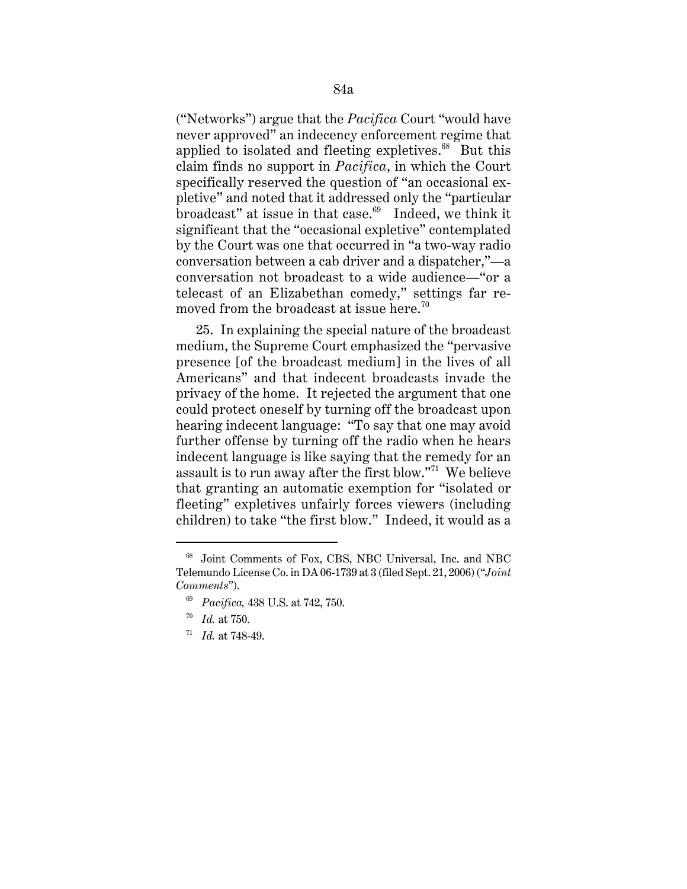("Networks") argue that the *Pacifica* Court "would have never approved" an indecency enforcement regime that applied to isolated and fleeting expletives.[68] But this claim finds no support in *Pacifica*, in which the Court specifically reserved the question of "an occasional expletive" and noted that it addressed only the "particular broadcast" at issue in that case.[69] Indeed, we think it significant that the "occasional expletive" contemplated by the Court was one that occurred in "a two-way radio conversation between a cab driver and a dispatcher,"—a conversation not broadcast to a wide audience—"or a telecast of an Elizabethan comedy," settings far removed from the broadcast at issue here.[70]

25. In explaining the special nature of the broadcast medium, the Supreme Court emphasized the "pervasive presence [of the broadcast medium] in the lives of all Americans" and that indecent broadcasts invade the privacy of the home. It rejected the argument that one could protect oneself by turning off the broadcast upon hearing indecent language: "To say that one may avoid further offense by turning off the radio when he hears indecent language is like saying that the remedy for an assault is to run away after the first blow."[71] We believe that granting an automatic exemption for "isolated or fleeting" expletives unfairly forces viewers (including children) to take "the first blow." Indeed, it would as a

---

[68] Joint Comments of Fox, CBS, NBC Universal, Inc. and NBC Telemundo License Co. in DA 06-1739 at 3 (filed Sept. 21, 2006) ("*Joint Comments*").

[69] *Pacifica*, 438 U.S. at 742, 750.

[70] *Id.* at 750.

[71] *Id.* at 748-49.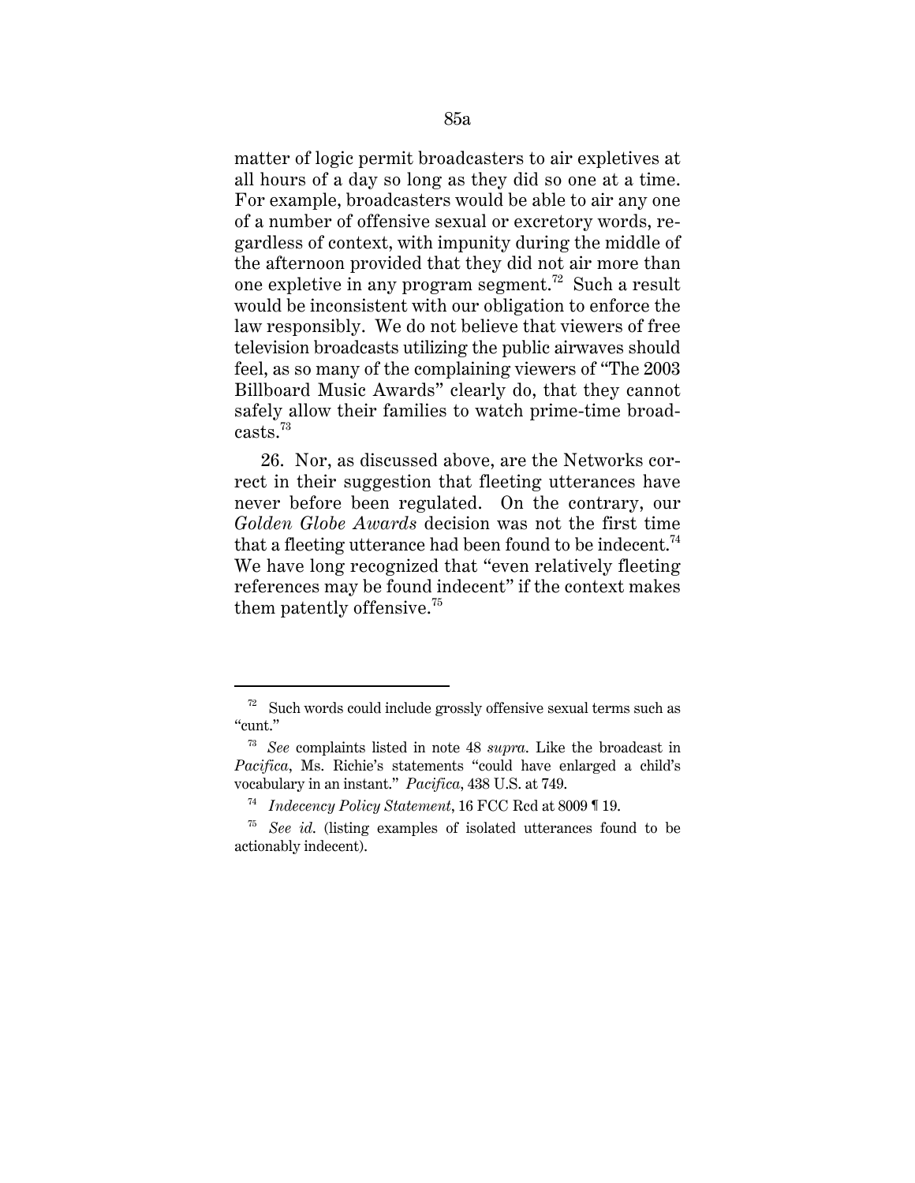matter of logic permit broadcasters to air expletives at all hours of a day so long as they did so one at a time. For example, broadcasters would be able to air any one of a number of offensive sexual or excretory words, regardless of context, with impunity during the middle of the afternoon provided that they did not air more than one expletive in any program segment.[72] Such a result would be inconsistent with our obligation to enforce the law responsibly. We do not believe that viewers of free television broadcasts utilizing the public airwaves should feel, as so many of the complaining viewers of "The 2003 Billboard Music Awards" clearly do, that they cannot safely allow their families to watch prime-time broadcasts.[73]

26. Nor, as discussed above, are the Networks correct in their suggestion that fleeting utterances have never before been regulated. On the contrary, our *Golden Globe Awards* decision was not the first time that a fleeting utterance had been found to be indecent.[74] We have long recognized that "even relatively fleeting references may be found indecent" if the context makes them patently offensive.[75]

---

[72] Such words could include grossly offensive sexual terms such as "cunt."

[73] *See* complaints listed in note 48 *supra*. Like the broadcast in *Pacifica*, Ms. Richie's statements "could have enlarged a child's vocabulary in an instant." *Pacifica*, 438 U.S. at 749.

[74] *Indecency Policy Statement*, 16 FCC Rcd at 8009 ¶ 19.

[75] *See id.* (listing examples of isolated utterances found to be actionably indecent).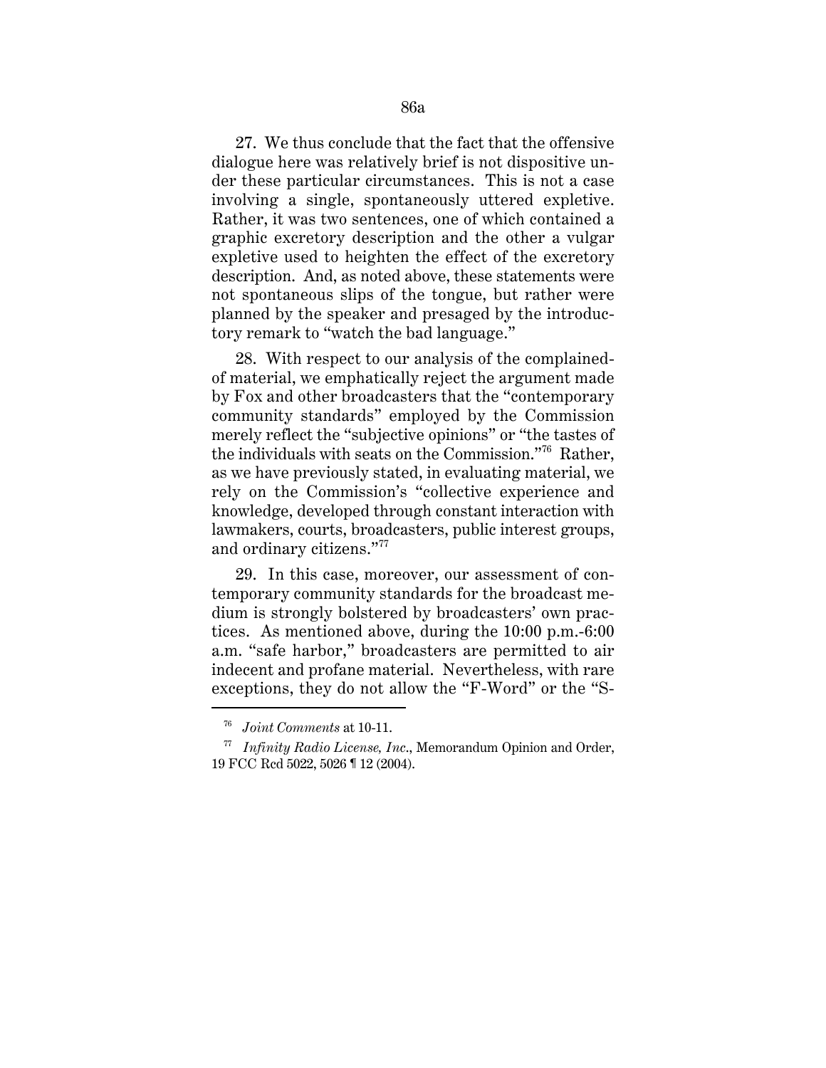27. We thus conclude that the fact that the offensive dialogue here was relatively brief is not dispositive under these particular circumstances. This is not a case involving a single, spontaneously uttered expletive. Rather, it was two sentences, one of which contained a graphic excretory description and the other a vulgar expletive used to heighten the effect of the excretory description. And, as noted above, these statements were not spontaneous slips of the tongue, but rather were planned by the speaker and presaged by the introductory remark to "watch the bad language."

28. With respect to our analysis of the complained-of material, we emphatically reject the argument made by Fox and other broadcasters that the "contemporary community standards" employed by the Commission merely reflect the "subjective opinions" or "the tastes of the individuals with seats on the Commission."[76] Rather, as we have previously stated, in evaluating material, we rely on the Commission's "collective experience and knowledge, developed through constant interaction with lawmakers, courts, broadcasters, public interest groups, and ordinary citizens."[77]

29. In this case, moreover, our assessment of contemporary community standards for the broadcast medium is strongly bolstered by broadcasters' own practices. As mentioned above, during the 10:00 p.m.-6:00 a.m. "safe harbor," broadcasters are permitted to air indecent and profane material. Nevertheless, with rare exceptions, they do not allow the "F-Word" or the "S-

---

[76] *Joint Comments* at 10-11.

[77] *Infinity Radio License, Inc.*, Memorandum Opinion and Order, 19 FCC Rcd 5022, 5026 ¶ 12 (2004).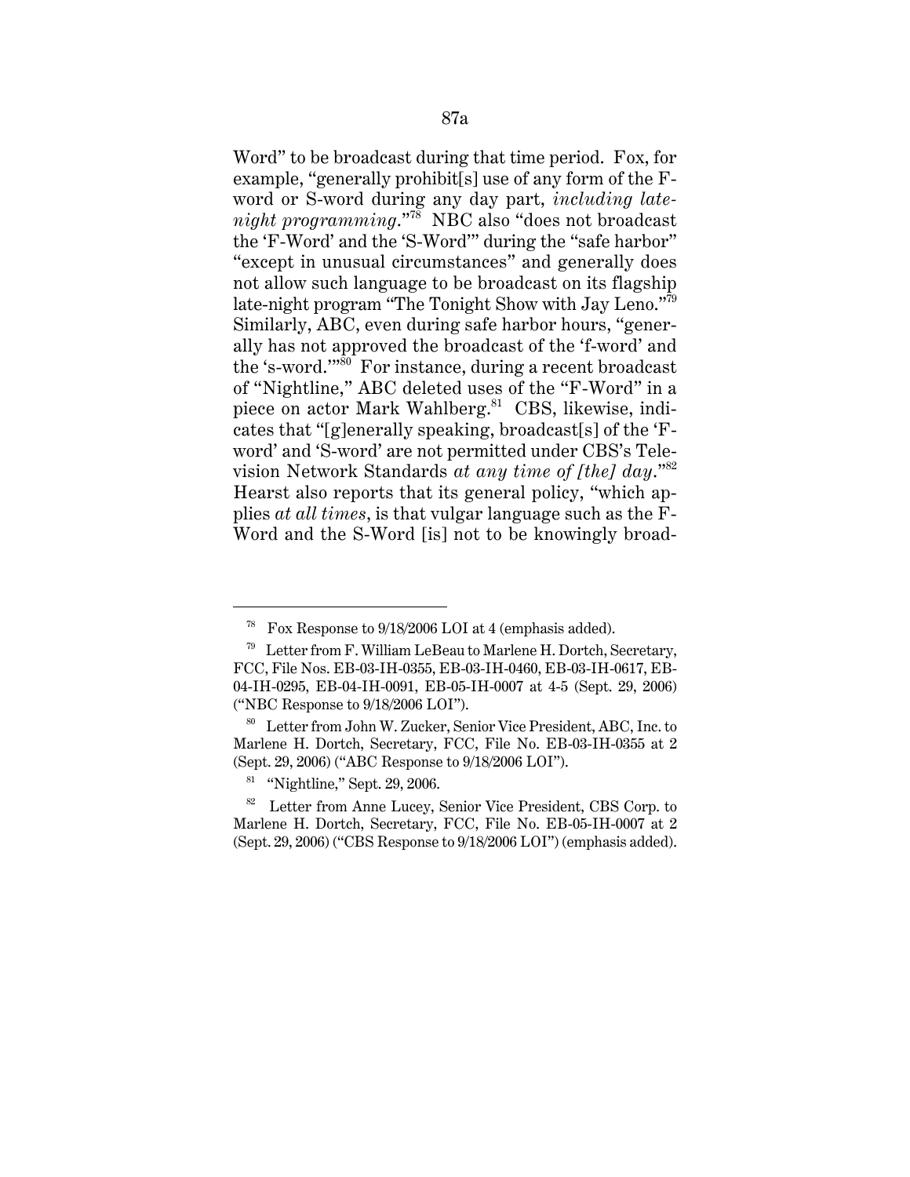Word" to be broadcast during that time period. Fox, for example, "generally prohibit[s] use of any form of the F-word or S-word during any day part, *including late-night programming*."[78] NBC also "does not broadcast the 'F-Word' and the 'S-Word'" during the "safe harbor" "except in unusual circumstances" and generally does not allow such language to be broadcast on its flagship late-night program "The Tonight Show with Jay Leno."[79] Similarly, ABC, even during safe harbor hours, "generally has not approved the broadcast of the 'f-word' and the 's-word.'"[80] For instance, during a recent broadcast of "Nightline," ABC deleted uses of the "F-Word" in a piece on actor Mark Wahlberg.[81] CBS, likewise, indicates that "[g]enerally speaking, broadcast[s] of the 'F-word' and 'S-word' are not permitted under CBS's Television Network Standards *at any time of [the] day*."[82] Hearst also reports that its general policy, "which applies *at all times*, is that vulgar language such as the F-Word and the S-Word [is] not to be knowingly broad-

---

[78] Fox Response to 9/18/2006 LOI at 4 (emphasis added).

[79] Letter from F. William LeBeau to Marlene H. Dortch, Secretary, FCC, File Nos. EB-03-IH-0355, EB-03-IH-0460, EB-03-IH-0617, EB-04-IH-0091, EB-04-IH-0295, EB-05-IH-0007 at 4-5 (Sept. 29, 2006) ("NBC Response to 9/18/2006 LOI").

[80] Letter from John W. Zucker, Senior Vice President, ABC, Inc. to Marlene H. Dortch, Secretary, FCC, File No. EB-03-IH-0355 at 2 (Sept. 29, 2006) ("ABC Response to 9/18/2006 LOI").

[81] "Nightline," Sept. 29, 2006.

[82] Letter from Anne Lucey, Senior Vice President, CBS Corp. to Marlene H. Dortch, Secretary, FCC, File No. EB-05-IH-0007 at 2 (Sept. 29, 2006) ("CBS Response to 9/18/2006 LOI") (emphasis added).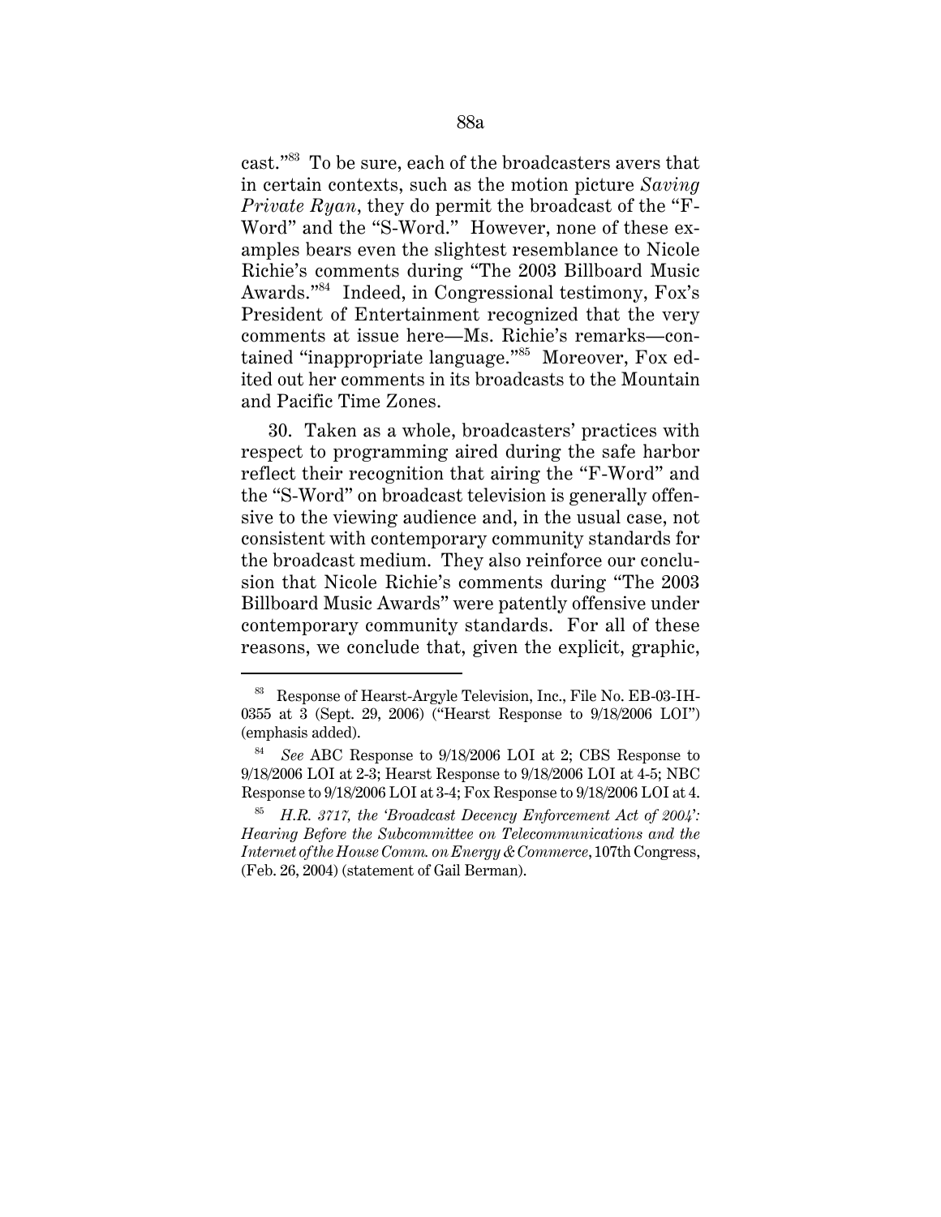cast."[83] To be sure, each of the broadcasters avers that in certain contexts, such as the motion picture *Saving Private Ryan*, they do permit the broadcast of the "F-Word" and the "S-Word." However, none of these examples bears even the slightest resemblance to Nicole Richie's comments during "The 2003 Billboard Music Awards."[84] Indeed, in Congressional testimony, Fox's President of Entertainment recognized that the very comments at issue here—Ms. Richie's remarks—contained "inappropriate language."[85] Moreover, Fox edited out her comments in its broadcasts to the Mountain and Pacific Time Zones.

30. Taken as a whole, broadcasters' practices with respect to programming aired during the safe harbor reflect their recognition that airing the "F-Word" and the "S-Word" on broadcast television is generally offensive to the viewing audience and, in the usual case, not consistent with contemporary community standards for the broadcast medium. They also reinforce our conclusion that Nicole Richie's comments during "The 2003 Billboard Music Awards" were patently offensive under contemporary community standards. For all of these reasons, we conclude that, given the explicit, graphic,

---

[83] Response of Hearst-Argyle Television, Inc., File No. EB-03-IH-0355 at 3 (Sept. 29, 2006) ("Hearst Response to 9/18/2006 LOI") (emphasis added).

[84] *See* ABC Response to 9/18/2006 LOI at 2; CBS Response to 9/18/2006 LOI at 2-3; Hearst Response to 9/18/2006 LOI at 4-5; NBC Response to 9/18/2006 LOI at 3-4; Fox Response to 9/18/2006 LOI at 4.

[85] *H.R. 3717, the 'Broadcast Decency Enforcement Act of 2004': Hearing Before the Subcommittee on Telecommunications and the Internet of the House Comm. on Energy & Commerce*, 107th Congress, (Feb. 26, 2004) (statement of Gail Berman).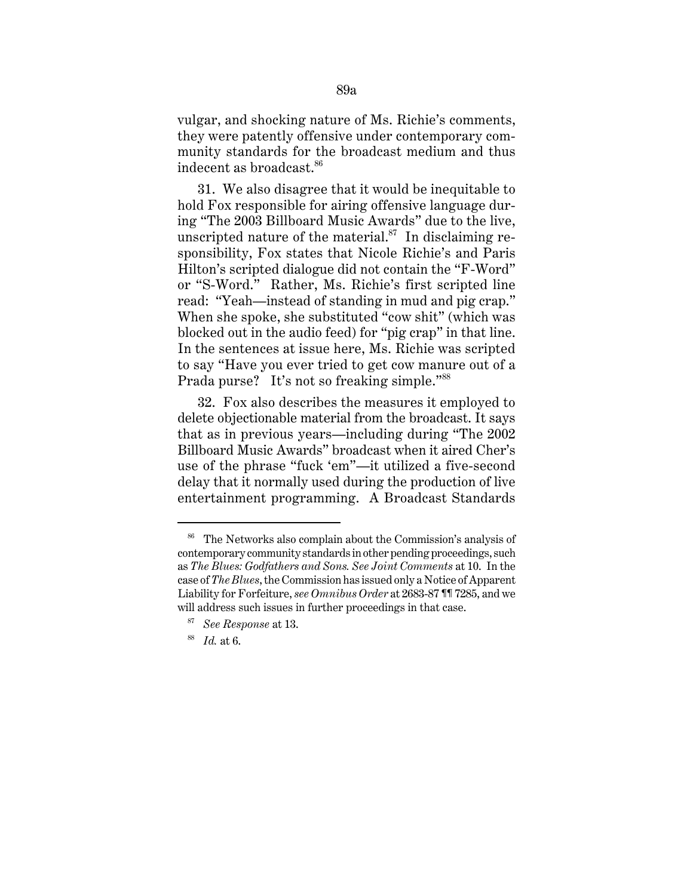vulgar, and shocking nature of Ms. Richie's comments, they were patently offensive under contemporary community standards for the broadcast medium and thus indecent as broadcast.[86]

31. We also disagree that it would be inequitable to hold Fox responsible for airing offensive language during "The 2003 Billboard Music Awards" due to the live, unscripted nature of the material.[87] In disclaiming responsibility, Fox states that Nicole Richie's and Paris Hilton's scripted dialogue did not contain the "F-Word" or "S-Word." Rather, Ms. Richie's first scripted line read: "Yeah—instead of standing in mud and pig crap." When she spoke, she substituted "cow shit" (which was blocked out in the audio feed) for "pig crap" in that line. In the sentences at issue here, Ms. Richie was scripted to say "Have you ever tried to get cow manure out of a Prada purse? It's not so freaking simple."[88]

32. Fox also describes the measures it employed to delete objectionable material from the broadcast. It says that as in previous years—including during "The 2002 Billboard Music Awards" broadcast when it aired Cher's use of the phrase "fuck 'em"—it utilized a five-second delay that it normally used during the production of live entertainment programming. A Broadcast Standards

---

[86] The Networks also complain about the Commission's analysis of contemporary community standards in other pending proceedings, such as *The Blues: Godfathers and Sons. See Joint Comments* at 10. In the case of *The Blues*, the Commission has issued only a Notice of Apparent Liability for Forfeiture, *see Omnibus Order* at 2683-87 ¶¶ 7285, and we will address such issues in further proceedings in that case.

[87] *See Response* at 13.

[88] *Id.* at 6.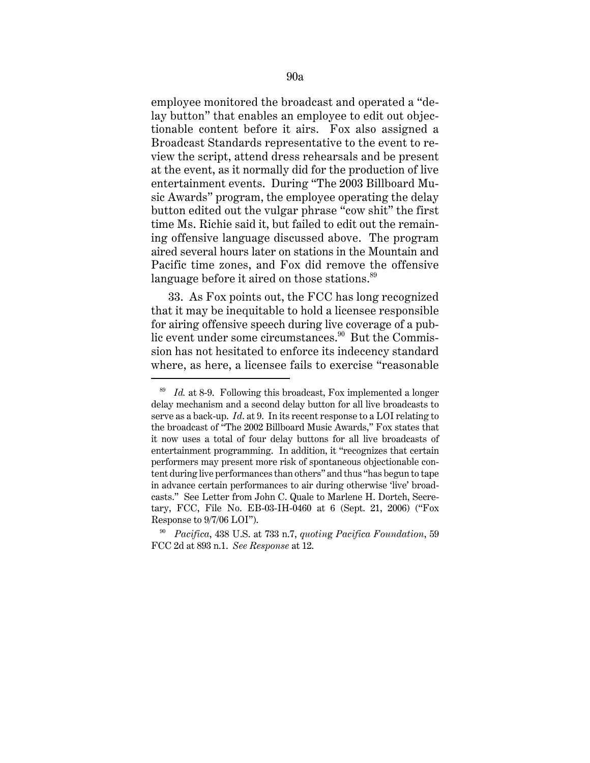employee monitored the broadcast and operated a "delay button" that enables an employee to edit out objectionable content before it airs. Fox also assigned a Broadcast Standards representative to the event to review the script, attend dress rehearsals and be present at the event, as it normally did for the production of live entertainment events. During "The 2003 Billboard Music Awards" program, the employee operating the delay button edited out the vulgar phrase "cow shit" the first time Ms. Richie said it, but failed to edit out the remaining offensive language discussed above. The program aired several hours later on stations in the Mountain and Pacific time zones, and Fox did remove the offensive language before it aired on those stations.[89]

33. As Fox points out, the FCC has long recognized that it may be inequitable to hold a licensee responsible for airing offensive speech during live coverage of a public event under some circumstances.[90] But the Commission has not hesitated to enforce its indecency standard where, as here, a licensee fails to exercise "reasonable

---

[89] *Id.* at 8-9. Following this broadcast, Fox implemented a longer delay mechanism and a second delay button for all live broadcasts to serve as a back-up. *Id*. at 9. In its recent response to a LOI relating to the broadcast of "The 2002 Billboard Music Awards," Fox states that it now uses a total of four delay buttons for all live broadcasts of entertainment programming. In addition, it "recognizes that certain performers may present more risk of spontaneous objectionable content during live performances than others" and thus "has begun to tape in advance certain performances to air during otherwise 'live' broadcasts." See Letter from John C. Quale to Marlene H. Dortch, Secretary, FCC, File No. EB-03-IH-0460 at 6 (Sept. 21, 2006) ("Fox Response to 9/7/06 LOI").

[90] *Pacifica*, 438 U.S. at 733 n.7, *quoting Pacifica Foundation*, 59 FCC 2d at 893 n.1. *See Response* at 12.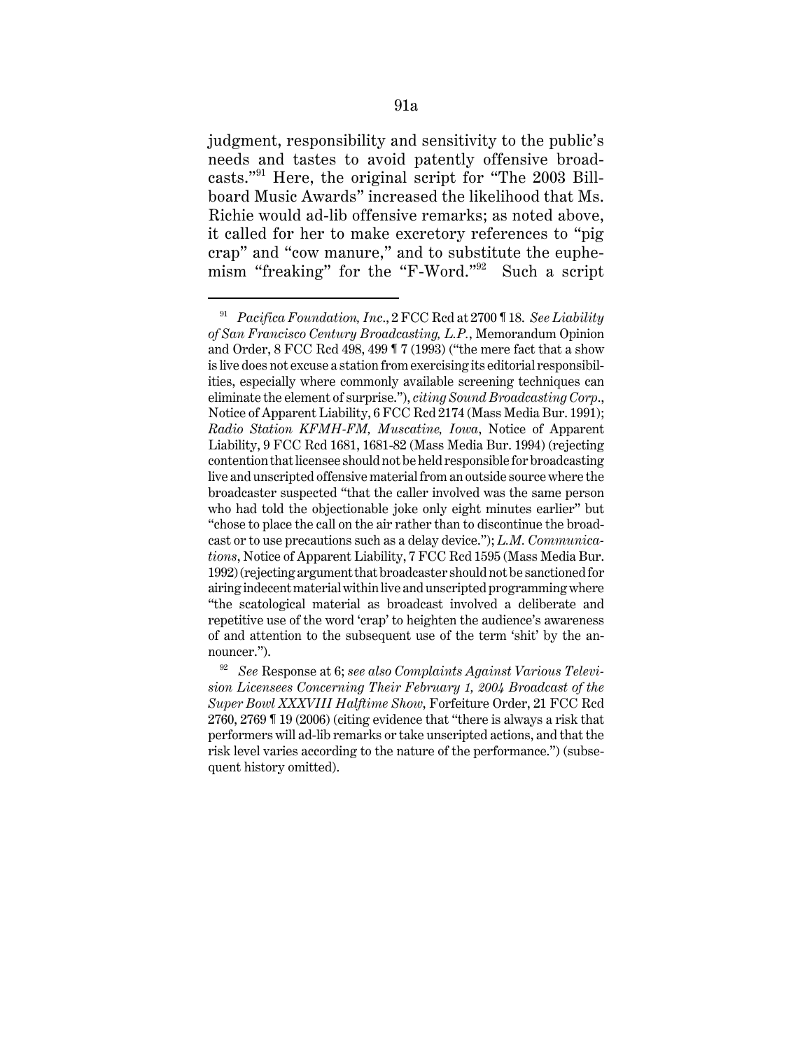judgment, responsibility and sensitivity to the public's needs and tastes to avoid patently offensive broadcasts."[91] Here, the original script for "The 2003 Billboard Music Awards" increased the likelihood that Ms. Richie would ad-lib offensive remarks; as noted above, it called for her to make excretory references to "pig crap" and "cow manure," and to substitute the euphemism "freaking" for the "F-Word."[92] Such a script

---

[91] *Pacifica Foundation, Inc*., 2 FCC Rcd at 2700 ¶ 18. *See Liability of San Francisco Century Broadcasting, L.P.*, Memorandum Opinion and Order, 8 FCC Rcd 498, 499 ¶ 7 (1993) ("the mere fact that a show is live does not excuse a station from exercising its editorial responsibilities, especially where commonly available screening techniques can eliminate the element of surprise."), *citing Sound Broadcasting Corp*., Notice of Apparent Liability, 6 FCC Rcd 2174 (Mass Media Bur. 1991); *Radio Station KFMH-FM, Muscatine, Iowa*, Notice of Apparent Liability, 9 FCC Rcd 1681, 1681-82 (Mass Media Bur. 1994) (rejecting contention that licensee should not be held responsible for broadcasting live and unscripted offensive material from an outside source where the broadcaster suspected "that the caller involved was the same person who had told the objectionable joke only eight minutes earlier" but "chose to place the call on the air rather than to discontinue the broadcast or to use precautions such as a delay device."); *L.M. Communications*, Notice of Apparent Liability, 7 FCC Rcd 1595 (Mass Media Bur. 1992) (rejecting argument that broadcaster should not be sanctioned for airing indecent material within live and unscripted programming where "the scatological material as broadcast involved a deliberate and repetitive use of the word 'crap' to heighten the audience's awareness of and attention to the subsequent use of the term 'shit' by the announcer.").

[92] *See* Response at 6; *see also Complaints Against Various Television Licensees Concerning Their February 1, 2004 Broadcast of the Super Bowl XXXVIII Halftime Show*, Forfeiture Order, 21 FCC Rcd 2760, 2769 ¶ 19 (2006) (citing evidence that "there is always a risk that performers will ad-lib remarks or take unscripted actions, and that the risk level varies according to the nature of the performance.") (subsequent history omitted).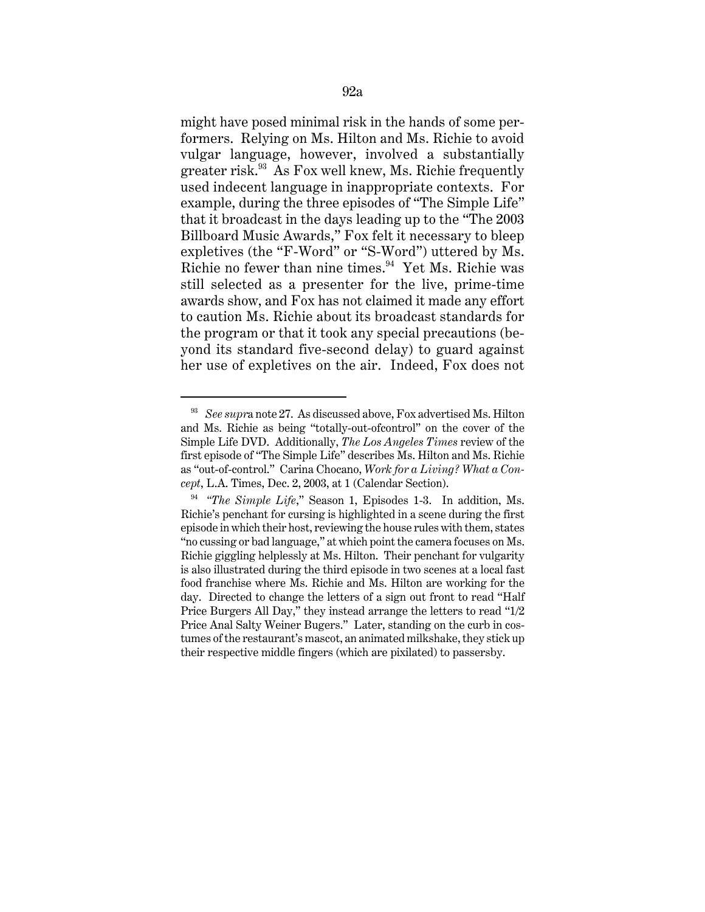might have posed minimal risk in the hands of some performers. Relying on Ms. Hilton and Ms. Richie to avoid vulgar language, however, involved a substantially greater risk.[93] As Fox well knew, Ms. Richie frequently used indecent language in inappropriate contexts. For example, during the three episodes of "The Simple Life" that it broadcast in the days leading up to the "The 2003 Billboard Music Awards," Fox felt it necessary to bleep expletives (the "F-Word" or "S-Word") uttered by Ms. Richie no fewer than nine times.[94] Yet Ms. Richie was still selected as a presenter for the live, prime-time awards show, and Fox has not claimed it made any effort to caution Ms. Richie about its broadcast standards for the program or that it took any special precautions (beyond its standard five-second delay) to guard against her use of expletives on the air. Indeed, Fox does not

---

[93] *See supr*a note 27. As discussed above, Fox advertised Ms. Hilton and Ms. Richie as being "totally-out-ofcontrol" on the cover of the Simple Life DVD. Additionally, *The Los Angeles Times* review of the first episode of "The Simple Life" describes Ms. Hilton and Ms. Richie as "out-of-control." Carina Chocano, *Work for a Living? What a Concept*, L.A. Times, Dec. 2, 2003, at 1 (Calendar Section).

[94] "*The Simple Life*," Season 1, Episodes 1-3. In addition, Ms. Richie's penchant for cursing is highlighted in a scene during the first episode in which their host, reviewing the house rules with them, states "no cussing or bad language," at which point the camera focuses on Ms. Richie giggling helplessly at Ms. Hilton. Their penchant for vulgarity is also illustrated during the third episode in two scenes at a local fast food franchise where Ms. Richie and Ms. Hilton are working for the day. Directed to change the letters of a sign out front to read "Half Price Burgers All Day," they instead arrange the letters to read "1/2 Price Anal Salty Weiner Bugers." Later, standing on the curb in costumes of the restaurant's mascot, an animated milkshake, they stick up their respective middle fingers (which are pixilated) to passersby.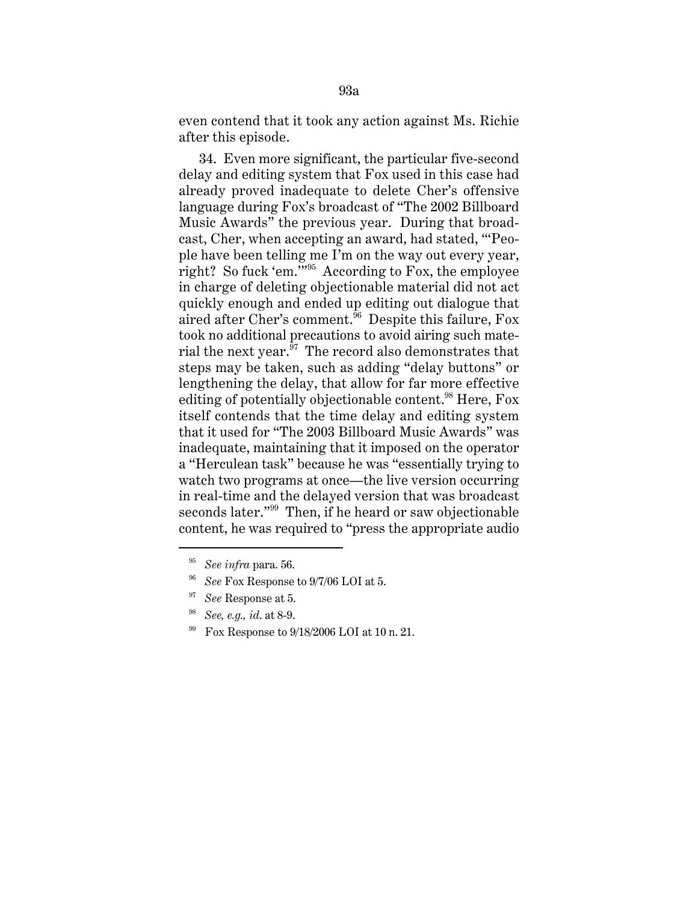even contend that it took any action against Ms. Richie after this episode.

34. Even more significant, the particular five-second delay and editing system that Fox used in this case had already proved inadequate to delete Cher's offensive language during Fox's broadcast of "The 2002 Billboard Music Awards" the previous year. During that broadcast, Cher, when accepting an award, had stated, "'People have been telling me I'm on the way out every year, right? So fuck 'em.'"[95] According to Fox, the employee in charge of deleting objectionable material did not act quickly enough and ended up editing out dialogue that aired after Cher's comment.[96] Despite this failure, Fox took no additional precautions to avoid airing such material the next year.[97] The record also demonstrates that steps may be taken, such as adding "delay buttons" or lengthening the delay, that allow for far more effective editing of potentially objectionable content.[98] Here, Fox itself contends that the time delay and editing system that it used for "The 2003 Billboard Music Awards" was inadequate, maintaining that it imposed on the operator a "Herculean task" because he was "essentially trying to watch two programs at once—the live version occurring in real-time and the delayed version that was broadcast seconds later."[99] Then, if he heard or saw objectionable content, he was required to "press the appropriate audio

---

[95] *See infra* para. 56.

[96] *See* Fox Response to 9/7/06 LOI at 5.

[97] *See* Response at 5.

[98] *See, e.g., id.* at 8-9.

[99] Fox Response to 9/18/2006 LOI at 10 n. 21.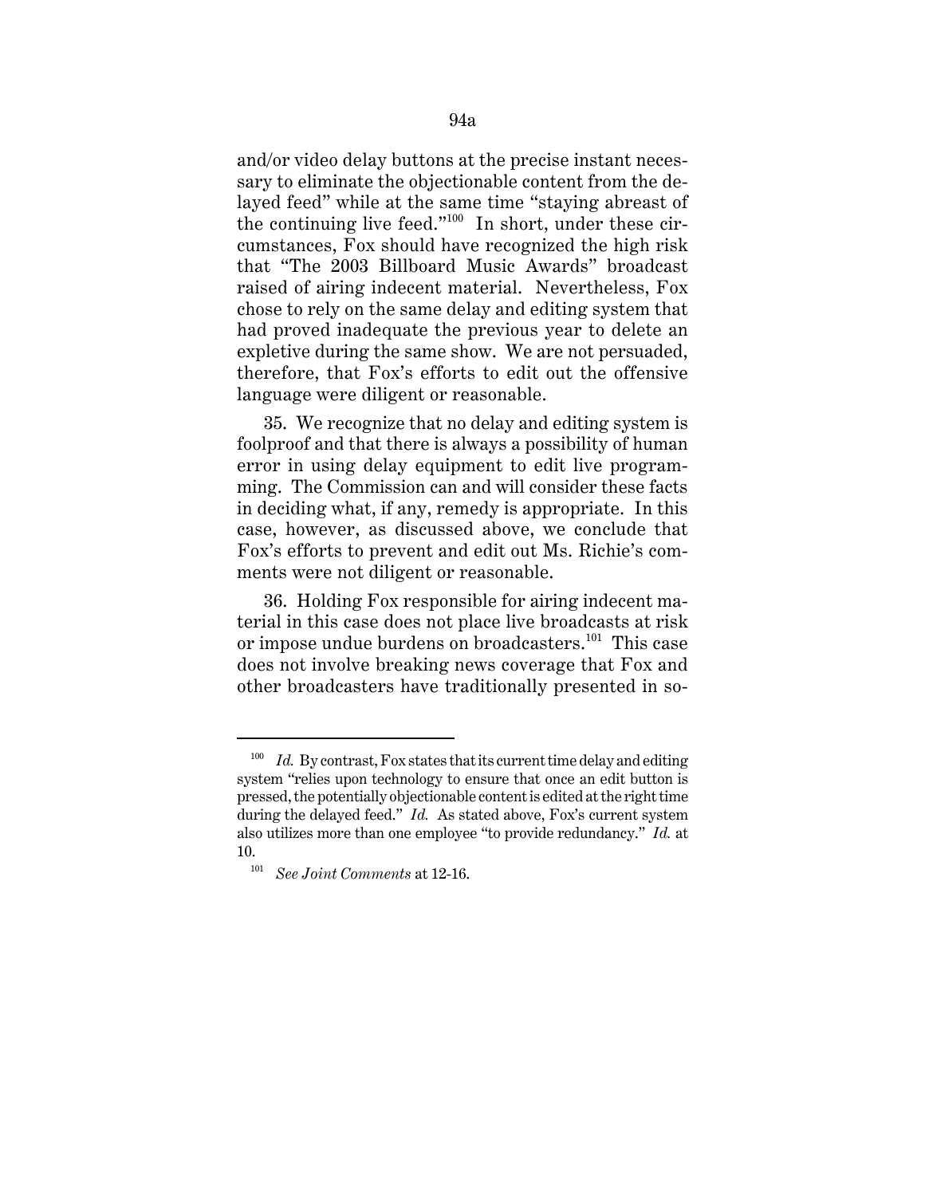and/or video delay buttons at the precise instant necessary to eliminate the objectionable content from the delayed feed" while at the same time "staying abreast of the continuing live feed."[100] In short, under these circumstances, Fox should have recognized the high risk that "The 2003 Billboard Music Awards" broadcast raised of airing indecent material. Nevertheless, Fox chose to rely on the same delay and editing system that had proved inadequate the previous year to delete an expletive during the same show. We are not persuaded, therefore, that Fox's efforts to edit out the offensive language were diligent or reasonable.

35. We recognize that no delay and editing system is foolproof and that there is always a possibility of human error in using delay equipment to edit live programming. The Commission can and will consider these facts in deciding what, if any, remedy is appropriate. In this case, however, as discussed above, we conclude that Fox's efforts to prevent and edit out Ms. Richie's comments were not diligent or reasonable.

36. Holding Fox responsible for airing indecent material in this case does not place live broadcasts at risk or impose undue burdens on broadcasters.[101] This case does not involve breaking news coverage that Fox and other broadcasters have traditionally presented in so-

---

[100] *Id.* By contrast, Fox states that its current time delay and editing system "relies upon technology to ensure that once an edit button is pressed, the potentially objectionable content is edited at the right time during the delayed feed." *Id.* As stated above, Fox's current system also utilizes more than one employee "to provide redundancy." *Id.* at 10.

[101] *See Joint Comments* at 12-16.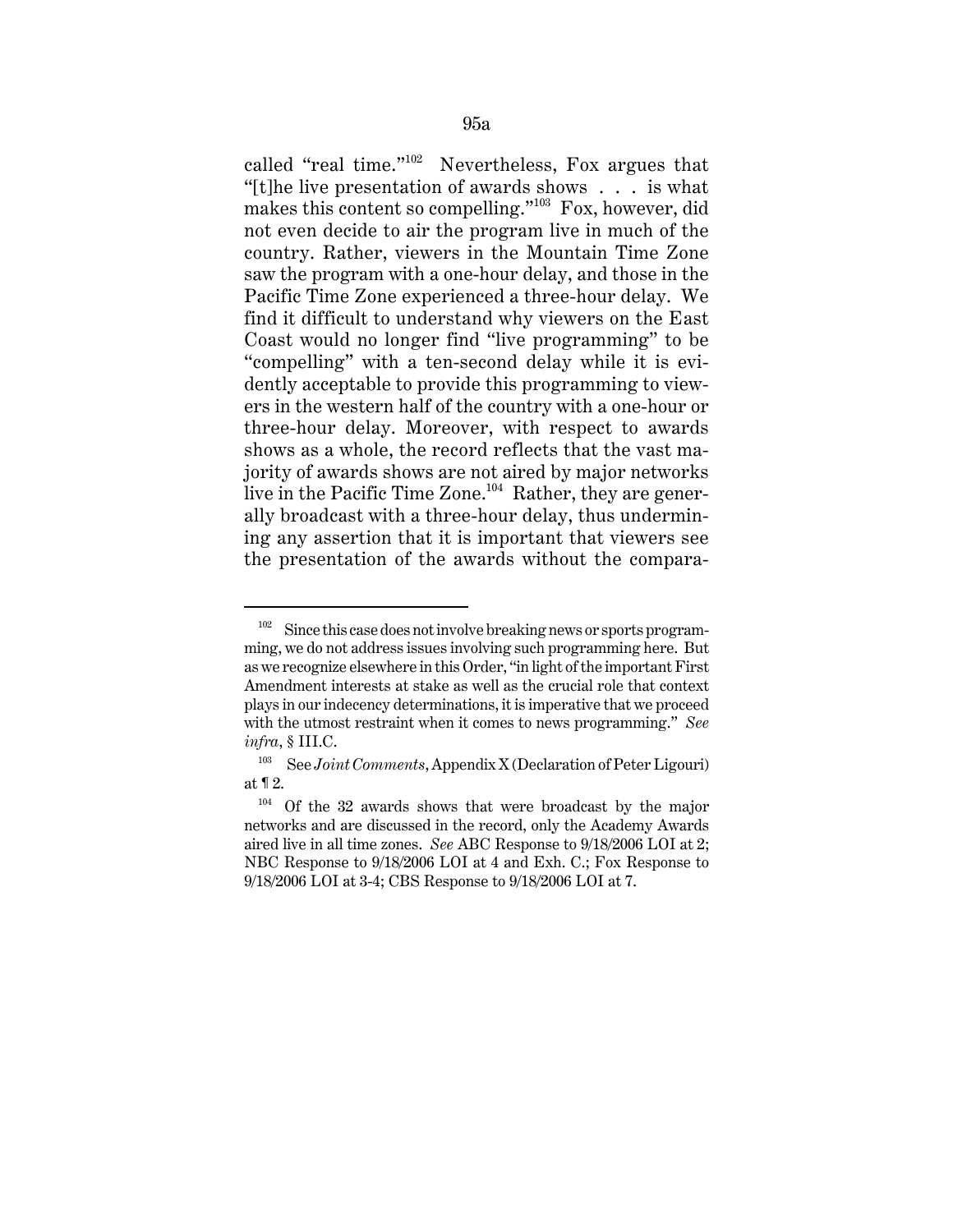called "real time."[102] Nevertheless, Fox argues that "[t]he live presentation of awards shows . . . is what makes this content so compelling."[103] Fox, however, did not even decide to air the program live in much of the country. Rather, viewers in the Mountain Time Zone saw the program with a one-hour delay, and those in the Pacific Time Zone experienced a three-hour delay. We find it difficult to understand why viewers on the East Coast would no longer find "live programming" to be "compelling" with a ten-second delay while it is evidently acceptable to provide this programming to viewers in the western half of the country with a one-hour or three-hour delay. Moreover, with respect to awards shows as a whole, the record reflects that the vast majority of awards shows are not aired by major networks live in the Pacific Time Zone.[104] Rather, they are generally broadcast with a three-hour delay, thus undermining any assertion that it is important that viewers see the presentation of the awards without the compara-

---

[102] Since this case does not involve breaking news or sports programming, we do not address issues involving such programming here. But as we recognize elsewhere in this Order, "in light of the important First Amendment interests at stake as well as the crucial role that context plays in our indecency determinations, it is imperative that we proceed with the utmost restraint when it comes to news programming." *See infra*, § III.C.

[103] See *Joint Comments*, Appendix X (Declaration of Peter Ligouri) at ¶ 2.

[104] Of the 32 awards shows that were broadcast by the major networks and are discussed in the record, only the Academy Awards aired live in all time zones. *See* ABC Response to 9/18/2006 LOI at 2; NBC Response to 9/18/2006 LOI at 4 and Exh. C.; Fox Response to 9/18/2006 LOI at 3-4; CBS Response to 9/18/2006 LOI at 7.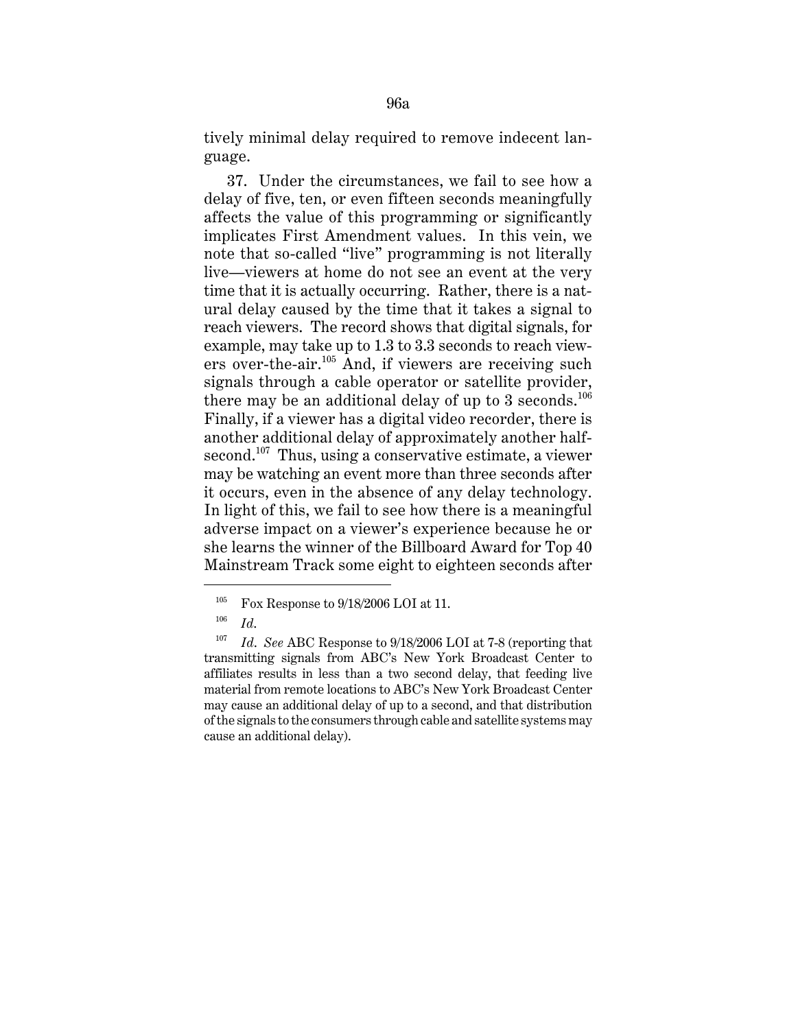tively minimal delay required to remove indecent language.

37. Under the circumstances, we fail to see how a delay of five, ten, or even fifteen seconds meaningfully affects the value of this programming or significantly implicates First Amendment values. In this vein, we note that so-called "live" programming is not literally live—viewers at home do not see an event at the very time that it is actually occurring. Rather, there is a natural delay caused by the time that it takes a signal to reach viewers. The record shows that digital signals, for example, may take up to 1.3 to 3.3 seconds to reach viewers over-the-air.[105] And, if viewers are receiving such signals through a cable operator or satellite provider, there may be an additional delay of up to 3 seconds.[106] Finally, if a viewer has a digital video recorder, there is another additional delay of approximately another half-second.[107] Thus, using a conservative estimate, a viewer may be watching an event more than three seconds after it occurs, even in the absence of any delay technology. In light of this, we fail to see how there is a meaningful adverse impact on a viewer's experience because he or she learns the winner of the Billboard Award for Top 40 Mainstream Track some eight to eighteen seconds after

---

[105] Fox Response to 9/18/2006 LOI at 11.

[106] *Id.*

[107] *Id. See* ABC Response to 9/18/2006 LOI at 7-8 (reporting that transmitting signals from ABC's New York Broadcast Center to affiliates results in less than a two second delay, that feeding live material from remote locations to ABC's New York Broadcast Center may cause an additional delay of up to a second, and that distribution of the signals to the consumers through cable and satellite systems may cause an additional delay).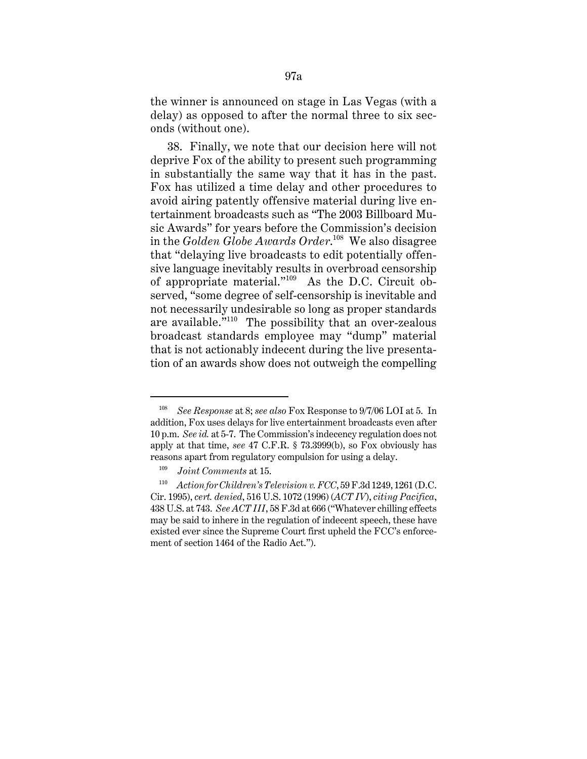the winner is announced on stage in Las Vegas (with a delay) as opposed to after the normal three to six seconds (without one).

38. Finally, we note that our decision here will not deprive Fox of the ability to present such programming in substantially the same way that it has in the past. Fox has utilized a time delay and other procedures to avoid airing patently offensive material during live entertainment broadcasts such as "The 2003 Billboard Music Awards" for years before the Commission's decision in the *Golden Globe Awards Order*.[108] We also disagree that "delaying live broadcasts to edit potentially offensive language inevitably results in overbroad censorship of appropriate material."[109] As the D.C. Circuit observed, "some degree of self-censorship is inevitable and not necessarily undesirable so long as proper standards are available."[110] The possibility that an over-zealous broadcast standards employee may "dump" material that is not actionably indecent during the live presentation of an awards show does not outweigh the compelling

---

[108] *See Response* at 8; *see also* Fox Response to 9/7/06 LOI at 5. In addition, Fox uses delays for live entertainment broadcasts even after 10 p.m. *See id.* at 5-7. The Commission's indecency regulation does not apply at that time, *see* 47 C.F.R. § 73.3999(b), so Fox obviously has reasons apart from regulatory compulsion for using a delay.

[109] *Joint Comments* at 15.

[110] *Action for Children's Television v. FCC*, 59 F.3d 1249, 1261 (D.C. Cir. 1995), *cert. denied*, 516 U.S. 1072 (1996) (*ACT IV*), *citing Pacifica*, 438 U.S. at 743. *See ACT III*, 58 F.3d at 666 ("Whatever chilling effects may be said to inhere in the regulation of indecent speech, these have existed ever since the Supreme Court first upheld the FCC's enforcement of section 1464 of the Radio Act.").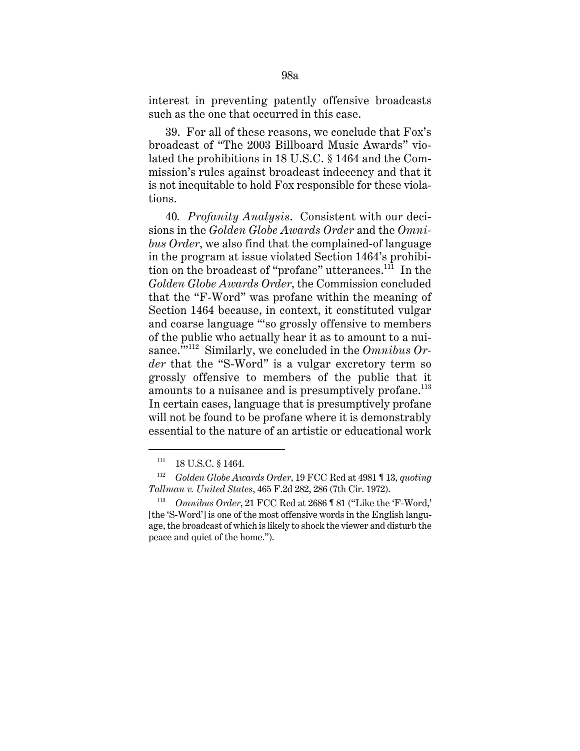interest in preventing patently offensive broadcasts such as the one that occurred in this case.

39. For all of these reasons, we conclude that Fox's broadcast of "The 2003 Billboard Music Awards" violated the prohibitions in 18 U.S.C. § 1464 and the Commission's rules against broadcast indecency and that it is not inequitable to hold Fox responsible for these violations.

40. *Profanity Analysis*. Consistent with our decisions in the *Golden Globe Awards Order* and the *Omnibus Order*, we also find that the complained-of language in the program at issue violated Section 1464's prohibition on the broadcast of "profane" utterances.[111] In the *Golden Globe Awards Order*, the Commission concluded that the "F-Word" was profane within the meaning of Section 1464 because, in context, it constituted vulgar and coarse language "'so grossly offensive to members of the public who actually hear it as to amount to a nuisance.'"[112] Similarly, we concluded in the *Omnibus Order* that the "S-Word" is a vulgar excretory term so grossly offensive to members of the public that it amounts to a nuisance and is presumptively profane.[113] In certain cases, language that is presumptively profane will not be found to be profane where it is demonstrably essential to the nature of an artistic or educational work

---

[111] 18 U.S.C. § 1464.

[112] *Golden Globe Awards Order*, 19 FCC Rcd at 4981 ¶ 13, *quoting Tallman v. United States*, 465 F.2d 282, 286 (7th Cir. 1972).

[113] *Omnibus Order*, 21 FCC Rcd at 2686 ¶ 81 ("Like the 'F-Word,' [the 'S-Word'] is one of the most offensive words in the English language, the broadcast of which is likely to shock the viewer and disturb the peace and quiet of the home.").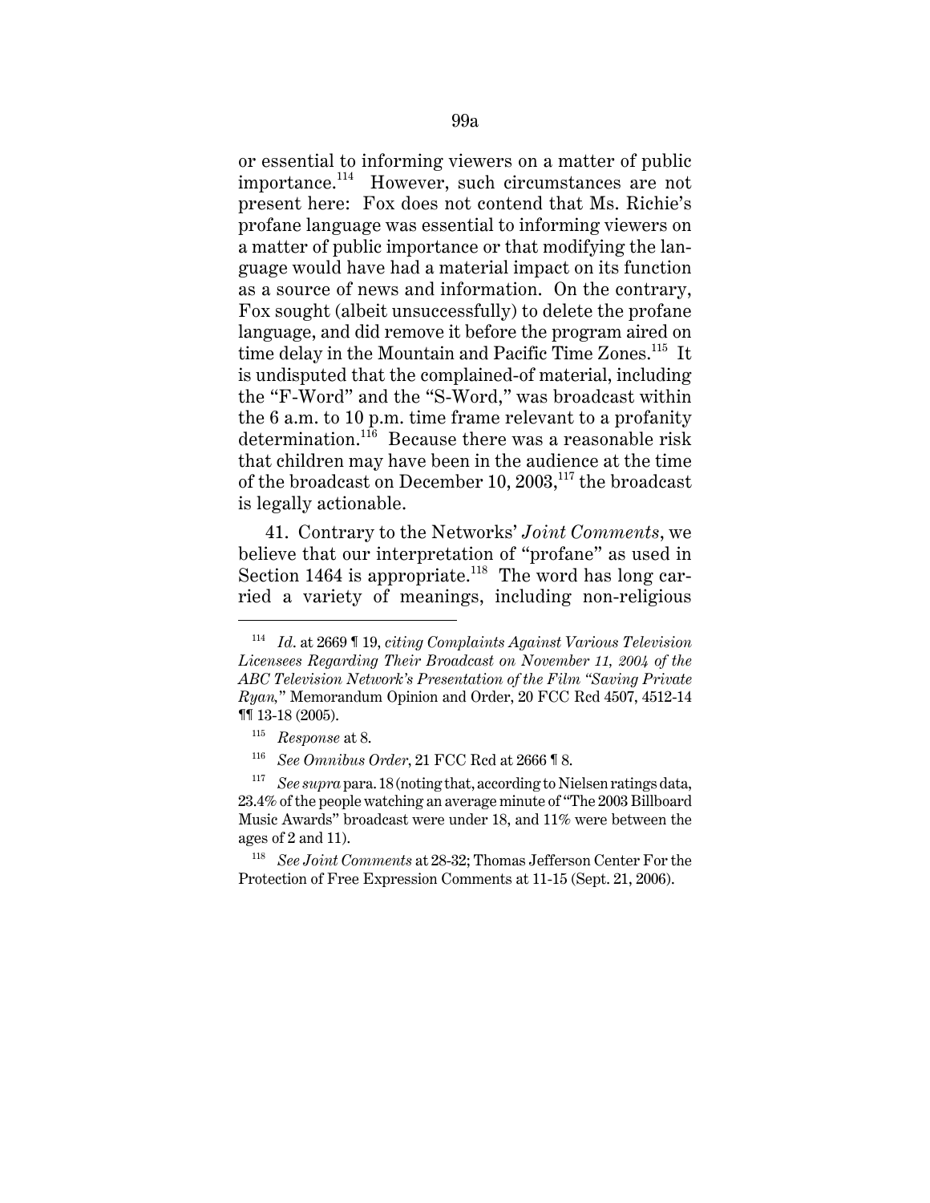or essential to informing viewers on a matter of public importance.[114] However, such circumstances are not present here: Fox does not contend that Ms. Richie's profane language was essential to informing viewers on a matter of public importance or that modifying the language would have had a material impact on its function as a source of news and information. On the contrary, Fox sought (albeit unsuccessfully) to delete the profane language, and did remove it before the program aired on time delay in the Mountain and Pacific Time Zones.[115] It is undisputed that the complained-of material, including the "F-Word" and the "S-Word," was broadcast within the 6 a.m. to 10 p.m. time frame relevant to a profanity determination.[116] Because there was a reasonable risk that children may have been in the audience at the time of the broadcast on December 10, 2003,[117] the broadcast is legally actionable.

41. Contrary to the Networks' *Joint Comments*, we believe that our interpretation of "profane" as used in Section 1464 is appropriate.[118] The word has long carried a variety of meanings, including non-religious

---

[114] *Id*. at 2669 ¶ 19, *citing Complaints Against Various Television Licensees Regarding Their Broadcast on November 11, 2004 of the ABC Television Network's Presentation of the Film "Saving Private Ryan,"* Memorandum Opinion and Order, 20 FCC Rcd 4507, 4512-14 ¶¶ 13-18 (2005).

[115] *Response* at 8.

[116] *See Omnibus Order*, 21 FCC Rcd at 2666 ¶ 8.

[117] *See supra* para. 18 (noting that, according to Nielsen ratings data, 23.4% of the people watching an average minute of "The 2003 Billboard Music Awards" broadcast were under 18, and 11% were between the ages of 2 and 11).

[118] *See Joint Comments* at 28-32; Thomas Jefferson Center For the Protection of Free Expression Comments at 11-15 (Sept. 21, 2006).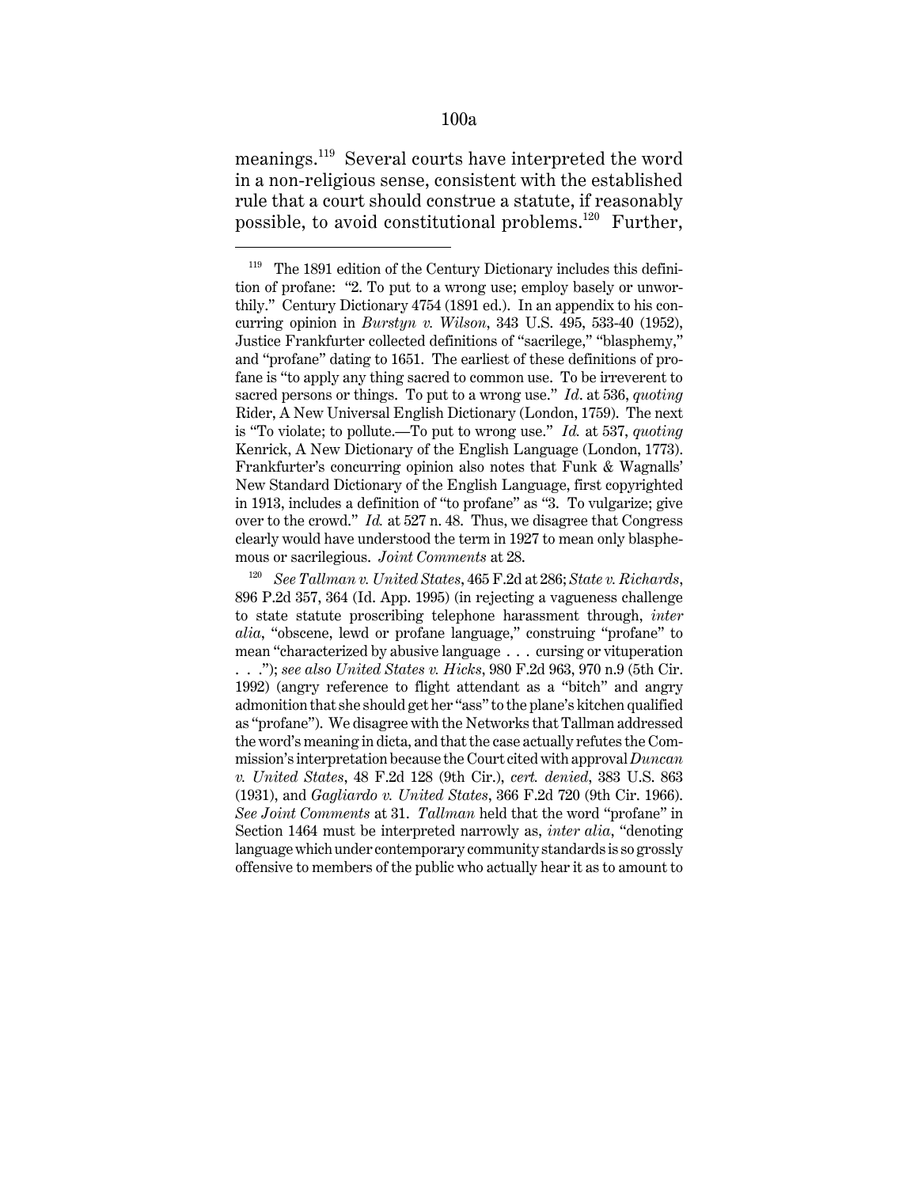meanings.[119] Several courts have interpreted the word in a non-religious sense, consistent with the established rule that a court should construe a statute, if reasonably possible, to avoid constitutional problems.[120] Further,

---

[119] The 1891 edition of the Century Dictionary includes this definition of profane: "2. To put to a wrong use; employ basely or unworthily." Century Dictionary 4754 (1891 ed.). In an appendix to his concurring opinion in *Burstyn v. Wilson*, 343 U.S. 495, 533-40 (1952), Justice Frankfurter collected definitions of "sacrilege," "blasphemy," and "profane" dating to 1651. The earliest of these definitions of profane is "to apply any thing sacred to common use. To be irreverent to sacred persons or things. To put to a wrong use." *Id*. at 536, *quoting* Rider, A New Universal English Dictionary (London, 1759). The next is "To violate; to pollute.—To put to wrong use." *Id.* at 537, *quoting* Kenrick, A New Dictionary of the English Language (London, 1773). Frankfurter's concurring opinion also notes that Funk & Wagnalls' New Standard Dictionary of the English Language, first copyrighted in 1913, includes a definition of "to profane" as "3. To vulgarize; give over to the crowd." *Id.* at 527 n. 48. Thus, we disagree that Congress clearly would have understood the term in 1927 to mean only blasphemous or sacrilegious. *Joint Comments* at 28.

[120] *See Tallman v. United States*, 465 F.2d at 286; *State v. Richards*, 896 P.2d 357, 364 (Id. App. 1995) (in rejecting a vagueness challenge to state statute proscribing telephone harassment through, *inter alia*, "obscene, lewd or profane language," construing "profane" to mean "characterized by abusive language . . . cursing or vituperation . . ."); *see also United States v. Hicks*, 980 F.2d 963, 970 n.9 (5th Cir. 1992) (angry reference to flight attendant as a "bitch" and angry admonition that she should get her "ass" to the plane's kitchen qualified as "profane"). We disagree with the Networks that Tallman addressed the word's meaning in dicta, and that the case actually refutes the Commission's interpretation because the Court cited with approval *Duncan v. United States*, 48 F.2d 128 (9th Cir.), *cert. denied*, 383 U.S. 863 (1931), and *Gagliardo v. United States*, 366 F.2d 720 (9th Cir. 1966). *See Joint Comments* at 31. *Tallman* held that the word "profane" in Section 1464 must be interpreted narrowly as, *inter alia*, "denoting language which under contemporary community standards is so grossly offensive to members of the public who actually hear it as to amount to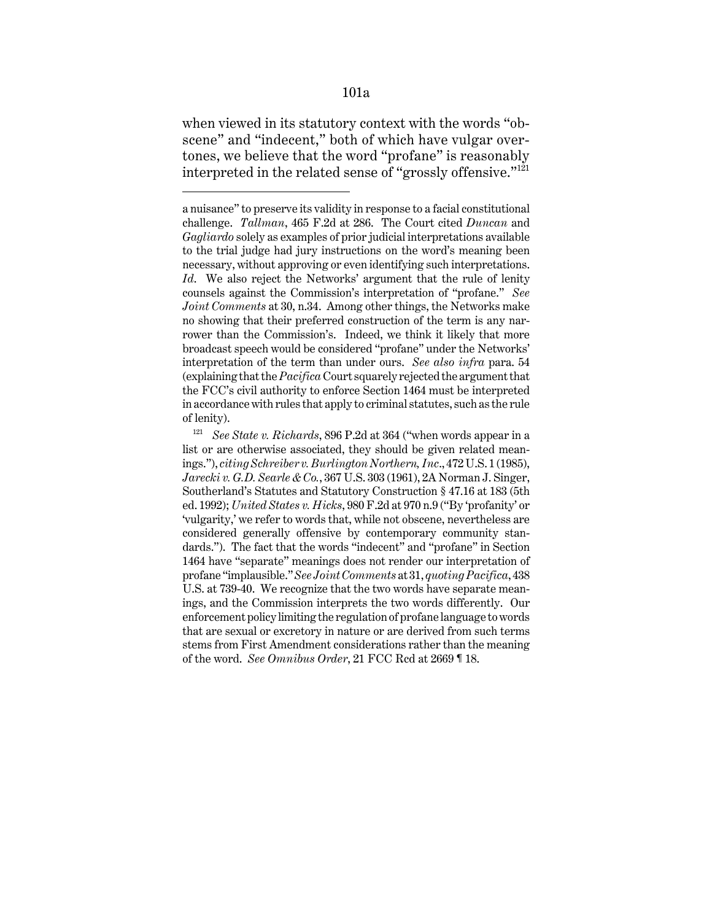when viewed in its statutory context with the words "obscene" and "indecent," both of which have vulgar overtones, we believe that the word "profane" is reasonably interpreted in the related sense of "grossly offensive."[121]

---

a nuisance" to preserve its validity in response to a facial constitutional challenge. *Tallman*, 465 F.2d at 286. The Court cited *Duncan* and *Gagliardo* solely as examples of prior judicial interpretations available to the trial judge had jury instructions on the word's meaning been necessary, without approving or even identifying such interpretations. *Id*. We also reject the Networks' argument that the rule of lenity counsels against the Commission's interpretation of "profane." *See Joint Comments* at 30, n.34. Among other things, the Networks make no showing that their preferred construction of the term is any narrower than the Commission's. Indeed, we think it likely that more broadcast speech would be considered "profane" under the Networks' interpretation of the term than under ours. *See also infra* para. 54 (explaining that the *Pacifica* Court squarely rejected the argument that the FCC's civil authority to enforce Section 1464 must be interpreted in accordance with rules that apply to criminal statutes, such as the rule of lenity).

[121] *See State v. Richards*, 896 P.2d at 364 ("when words appear in a list or are otherwise associated, they should be given related meanings."), *citing Schreiber v. Burlington Northern, Inc*., 472 U.S. 1 (1985), *Jarecki v. G.D. Searle & Co.*, 367 U.S. 303 (1961), 2A Norman J. Singer, Southerland's Statutes and Statutory Construction § 47.16 at 183 (5th ed. 1992); *United States v. Hicks*, 980 F.2d at 970 n.9 ("By 'profanity' or 'vulgarity,' we refer to words that, while not obscene, nevertheless are considered generally offensive by contemporary community standards."). The fact that the words "indecent" and "profane" in Section 1464 have "separate" meanings does not render our interpretation of profane "implausible." *See Joint Comments* at 31, *quoting Pacifica*, 438 U.S. at 739-40. We recognize that the two words have separate meanings, and the Commission interprets the two words differently. Our enforcement policy limiting the regulation of profane language to words that are sexual or excretory in nature or are derived from such terms stems from First Amendment considerations rather than the meaning of the word. *See Omnibus Order*, 21 FCC Rcd at 2669 ¶ 18.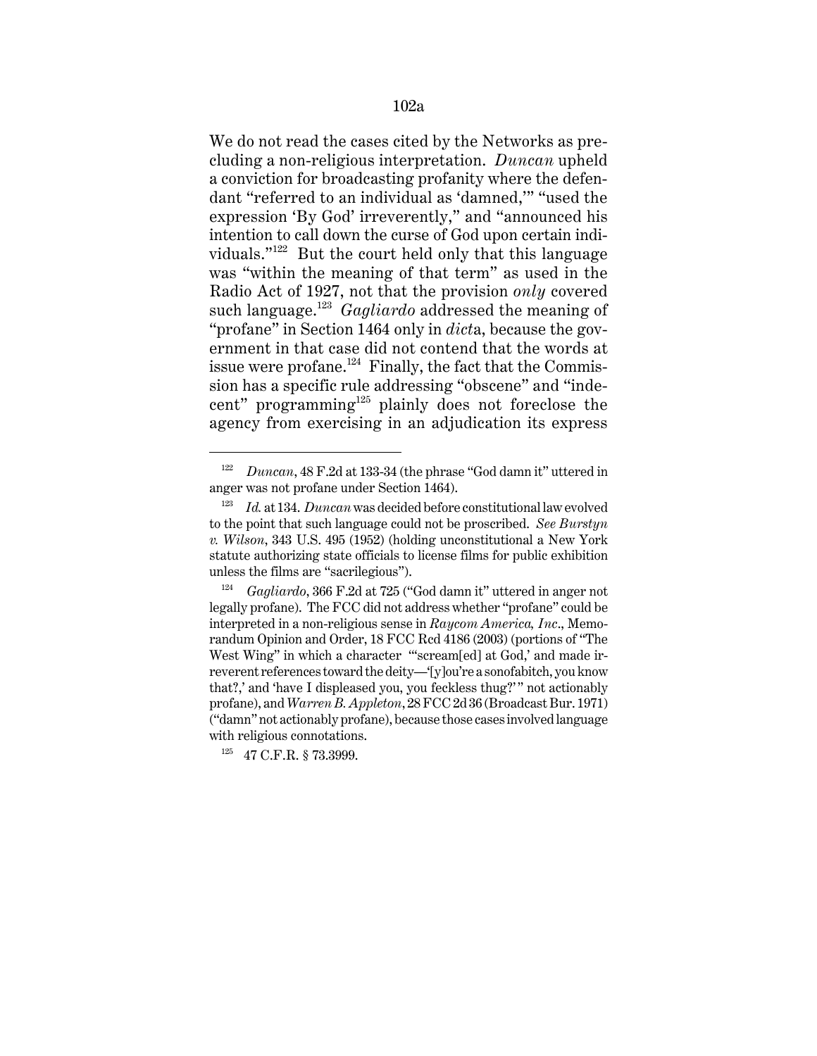We do not read the cases cited by the Networks as precluding a non-religious interpretation. *Duncan* upheld a conviction for broadcasting profanity where the defendant "referred to an individual as 'damned,'" "used the expression 'By God' irreverently," and "announced his intention to call down the curse of God upon certain individuals."[122] But the court held only that this language was "within the meaning of that term" as used in the Radio Act of 1927, not that the provision *only* covered such language.[123] *Gagliardo* addressed the meaning of "profane" in Section 1464 only in *dicta*, because the government in that case did not contend that the words at issue were profane.[124] Finally, the fact that the Commission has a specific rule addressing "obscene" and "indecent" programming[125] plainly does not foreclose the agency from exercising in an adjudication its express

---

[122] *Duncan*, 48 F.2d at 133-34 (the phrase "God damn it" uttered in anger was not profane under Section 1464).

[123] *Id.* at 134. *Duncan* was decided before constitutional law evolved to the point that such language could not be proscribed. *See Burstyn v. Wilson*, 343 U.S. 495 (1952) (holding unconstitutional a New York statute authorizing state officials to license films for public exhibition unless the films are "sacrilegious").

[124] *Gagliardo*, 366 F.2d at 725 ("God damn it" uttered in anger not legally profane). The FCC did not address whether "profane" could be interpreted in a non-religious sense in *Raycom America, Inc*., Memorandum Opinion and Order, 18 FCC Rcd 4186 (2003) (portions of "The West Wing" in which a character "'scream[ed] at God,' and made irreverent references toward the deity—'[y]ou're a sonofabitch, you know that?,' and 'have I displeased you, you feckless thug?'" not actionably profane), and *Warren B. Appleton*, 28 FCC 2d 36 (Broadcast Bur. 1971) ("damn" not actionably profane), because those cases involved language with religious connotations.

[125] 47 C.F.R. § 73.3999.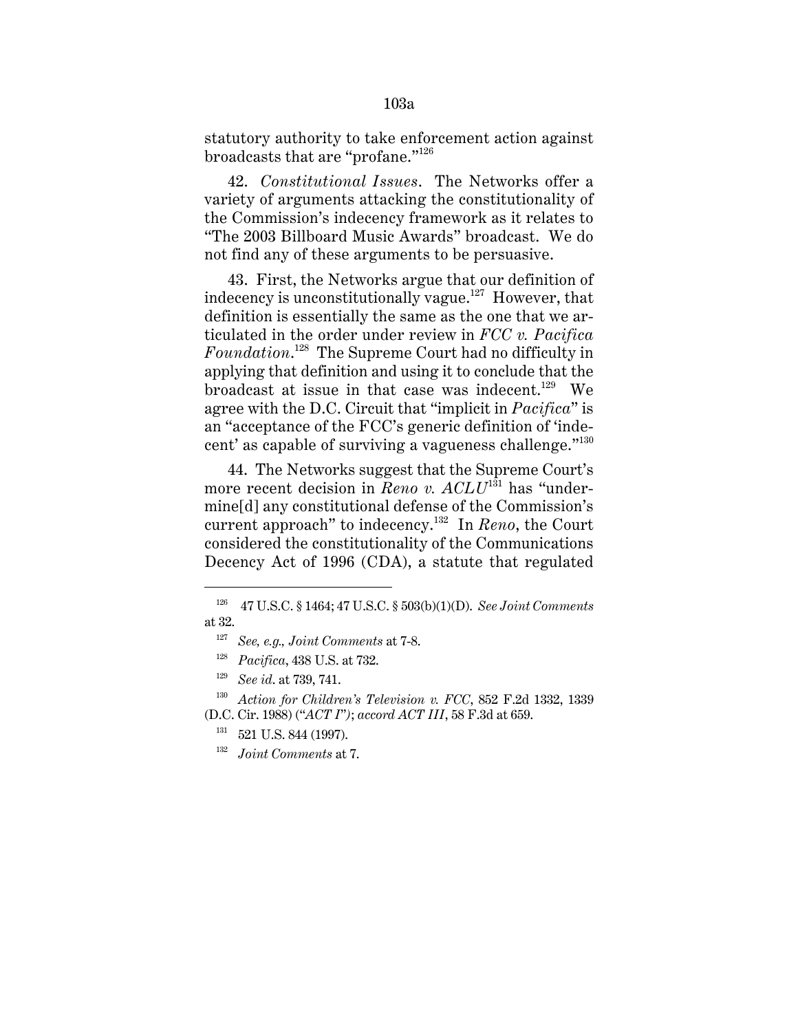statutory authority to take enforcement action against broadcasts that are "profane."[126]

42. *Constitutional Issues*. The Networks offer a variety of arguments attacking the constitutionality of the Commission's indecency framework as it relates to "The 2003 Billboard Music Awards" broadcast. We do not find any of these arguments to be persuasive.

43. First, the Networks argue that our definition of indecency is unconstitutionally vague.[127] However, that definition is essentially the same as the one that we articulated in the order under review in *FCC v. Pacifica Foundation*.[128] The Supreme Court had no difficulty in applying that definition and using it to conclude that the broadcast at issue in that case was indecent.[129] We agree with the D.C. Circuit that "implicit in *Pacifica*" is an "acceptance of the FCC's generic definition of 'indecent' as capable of surviving a vagueness challenge."[130]

44. The Networks suggest that the Supreme Court's more recent decision in *Reno v. ACLU*[131] has "undermine[d] any constitutional defense of the Commission's current approach" to indecency.[132] In *Reno*, the Court considered the constitutionality of the Communications Decency Act of 1996 (CDA), a statute that regulated

---

[126] 47 U.S.C. § 1464; 47 U.S.C. § 503(b)(1)(D). *See Joint Comments* at 32.

[127] *See, e.g., Joint Comments* at 7-8.

[128] *Pacifica*, 438 U.S. at 732.

[129] *See id.* at 739, 741.

[130] *Action for Children's Television v. FCC*, 852 F.2d 1332, 1339 (D.C. Cir. 1988) ("*ACT I*"); *accord ACT III*, 58 F.3d at 659.

[131] 521 U.S. 844 (1997).

[132] *Joint Comments* at 7.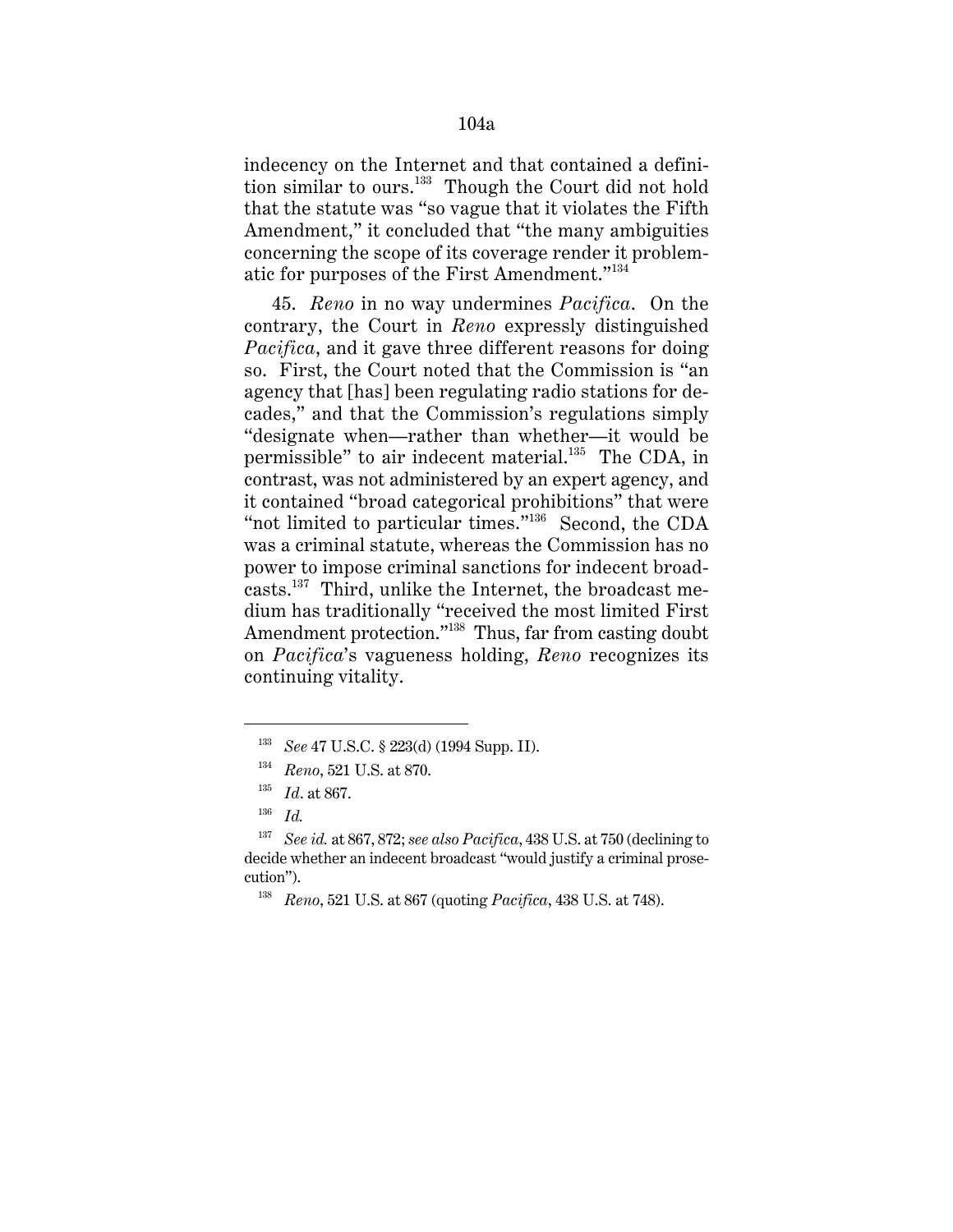indecency on the Internet and that contained a definition similar to ours.[133] Though the Court did not hold that the statute was "so vague that it violates the Fifth Amendment," it concluded that "the many ambiguities concerning the scope of its coverage render it problematic for purposes of the First Amendment."[134]

45. *Reno* in no way undermines *Pacifica*. On the contrary, the Court in *Reno* expressly distinguished *Pacifica*, and it gave three different reasons for doing so. First, the Court noted that the Commission is "an agency that [has] been regulating radio stations for decades," and that the Commission's regulations simply "designate when—rather than whether—it would be permissible" to air indecent material.[135] The CDA, in contrast, was not administered by an expert agency, and it contained "broad categorical prohibitions" that were "not limited to particular times."[136] Second, the CDA was a criminal statute, whereas the Commission has no power to impose criminal sanctions for indecent broadcasts.[137] Third, unlike the Internet, the broadcast medium has traditionally "received the most limited First Amendment protection."[138] Thus, far from casting doubt on *Pacifica*'s vagueness holding, *Reno* recognizes its continuing vitality.

---

[133] *See* 47 U.S.C. § 223(d) (1994 Supp. II).

[134] *Reno*, 521 U.S. at 870.

[135] *Id*. at 867.

[136] *Id.*

[137] *See id.* at 867, 872; *see also Pacifica*, 438 U.S. at 750 (declining to decide whether an indecent broadcast "would justify a criminal prosecution").

[138] *Reno*, 521 U.S. at 867 (quoting *Pacifica*, 438 U.S. at 748).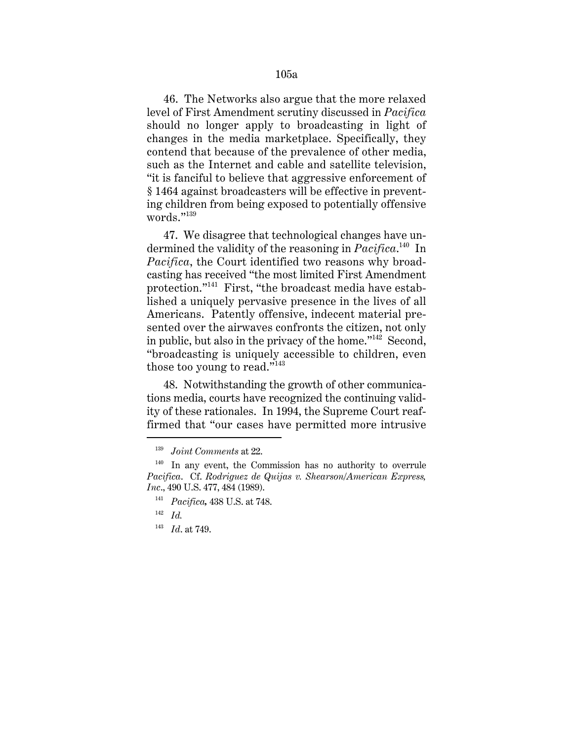46. The Networks also argue that the more relaxed level of First Amendment scrutiny discussed in *Pacifica* should no longer apply to broadcasting in light of changes in the media marketplace. Specifically, they contend that because of the prevalence of other media, such as the Internet and cable and satellite television, "it is fanciful to believe that aggressive enforcement of § 1464 against broadcasters will be effective in preventing children from being exposed to potentially offensive words."[139]

47. We disagree that technological changes have undermined the validity of the reasoning in *Pacifica*.[140] In *Pacifica*, the Court identified two reasons why broadcasting has received "the most limited First Amendment protection."[141] First, "the broadcast media have established a uniquely pervasive presence in the lives of all Americans. Patently offensive, indecent material presented over the airwaves confronts the citizen, not only in public, but also in the privacy of the home."[142] Second, "broadcasting is uniquely accessible to children, even those too young to read."[143]

48. Notwithstanding the growth of other communications media, courts have recognized the continuing validity of these rationales. In 1994, the Supreme Court reaffirmed that "our cases have permitted more intrusive

---

[139] *Joint Comments* at 22.

[140] In any event, the Commission has no authority to overrule *Pacifica*. Cf. *Rodriguez de Quijas v. Shearson/American Express, Inc*., 490 U.S. 477, 484 (1989).

[141] *Pacifica*, 438 U.S. at 748.

[142] *Id.*

[143] *Id*. at 749.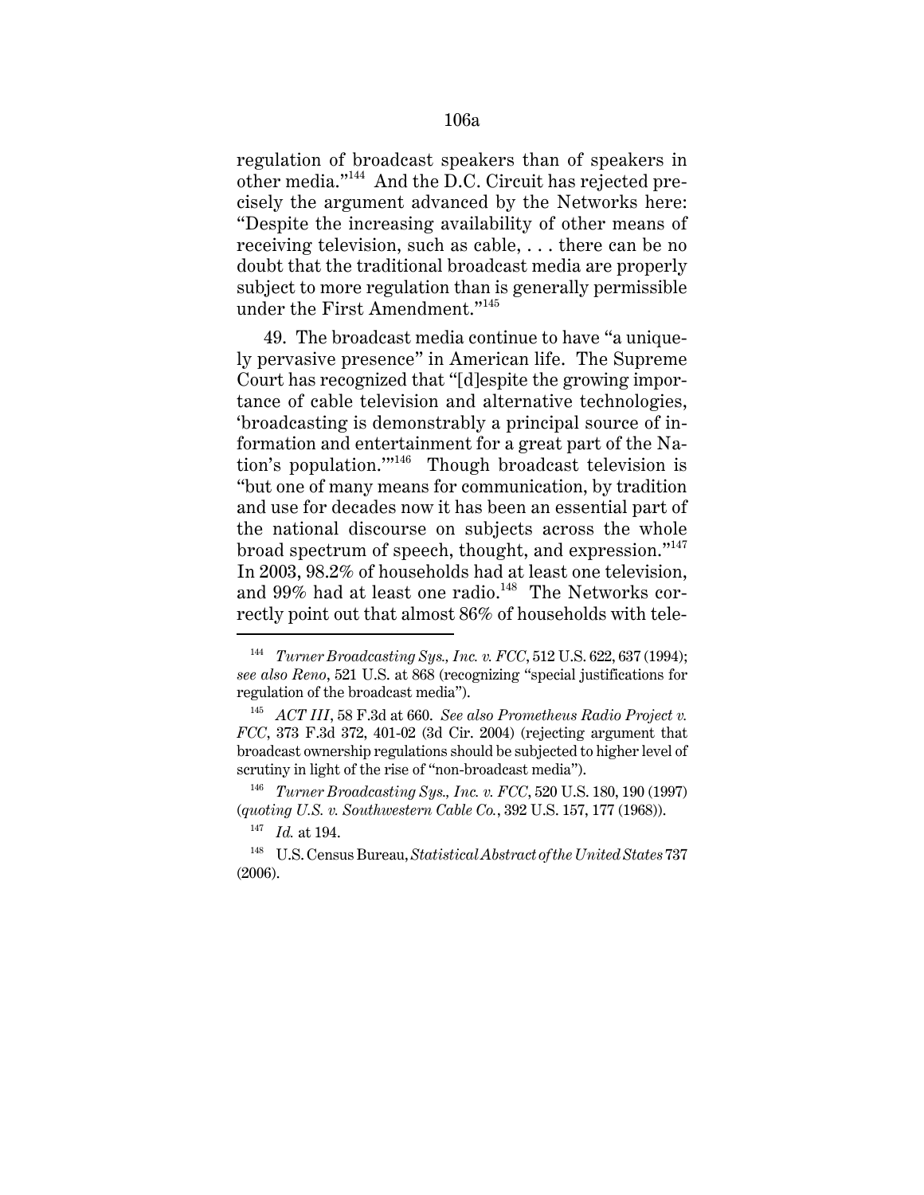regulation of broadcast speakers than of speakers in other media."[144] And the D.C. Circuit has rejected precisely the argument advanced by the Networks here: "Despite the increasing availability of other means of receiving television, such as cable, . . . there can be no doubt that the traditional broadcast media are properly subject to more regulation than is generally permissible under the First Amendment."[145]

49. The broadcast media continue to have "a uniquely pervasive presence" in American life. The Supreme Court has recognized that "[d]espite the growing importance of cable television and alternative technologies, 'broadcasting is demonstrably a principal source of information and entertainment for a great part of the Nation's population.'"[146] Though broadcast television is "but one of many means for communication, by tradition and use for decades now it has been an essential part of the national discourse on subjects across the whole broad spectrum of speech, thought, and expression."[147] In 2003, 98.2% of households had at least one television, and 99% had at least one radio.[148] The Networks correctly point out that almost 86% of households with tele-

---

[144] *Turner Broadcasting Sys., Inc. v. FCC*, 512 U.S. 622, 637 (1994); *see also Reno*, 521 U.S. at 868 (recognizing "special justifications for regulation of the broadcast media").

[145] *ACT III*, 58 F.3d at 660. *See also Prometheus Radio Project v. FCC*, 373 F.3d 372, 401-02 (3d Cir. 2004) (rejecting argument that broadcast ownership regulations should be subjected to higher level of scrutiny in light of the rise of "non-broadcast media").

[146] *Turner Broadcasting Sys., Inc. v. FCC*, 520 U.S. 180, 190 (1997) (*quoting U.S. v. Southwestern Cable Co.*, 392 U.S. 157, 177 (1968)).

[147] *Id.* at 194.

[148] U.S. Census Bureau, *Statistical Abstract of the United States* 737 (2006).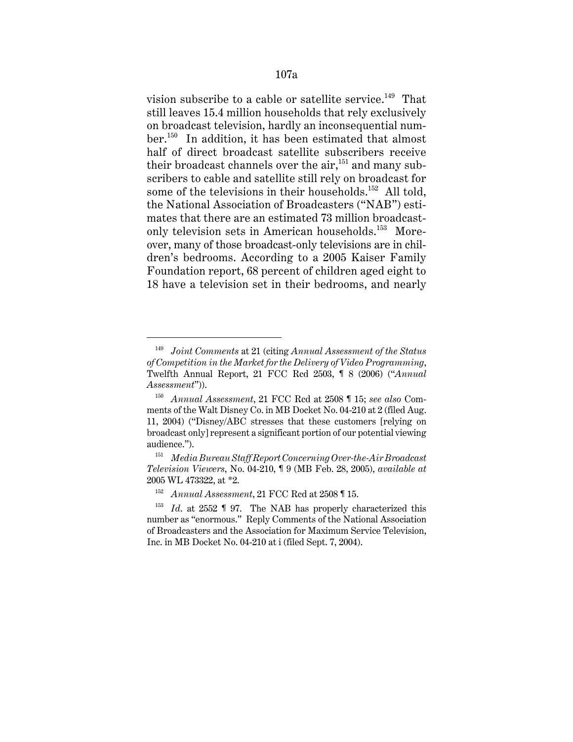vision subscribe to a cable or satellite service.[149] That still leaves 15.4 million households that rely exclusively on broadcast television, hardly an inconsequential number.[150] In addition, it has been estimated that almost half of direct broadcast satellite subscribers receive their broadcast channels over the air,[151] and many subscribers to cable and satellite still rely on broadcast for some of the televisions in their households.[152] All told, the National Association of Broadcasters ("NAB") estimates that there are an estimated 73 million broadcast-only television sets in American households.[153] Moreover, many of those broadcast-only televisions are in children's bedrooms. According to a 2005 Kaiser Family Foundation report, 68 percent of children aged eight to 18 have a television set in their bedrooms, and nearly

---

[149] *Joint Comments* at 21 (citing *Annual Assessment of the Status of Competition in the Market for the Delivery of Video Programming*, Twelfth Annual Report, 21 FCC Rcd 2503, ¶ 8 (2006) ("*Annual Assessment*")).

[150] *Annual Assessment*, 21 FCC Rcd at 2508 ¶ 15; *see also* Comments of the Walt Disney Co. in MB Docket No. 04-210 at 2 (filed Aug. 11, 2004) ("Disney/ABC stresses that these customers [relying on broadcast only] represent a significant portion of our potential viewing audience.").

[151] *Media Bureau Staff Report Concerning Over-the-Air Broadcast Television Viewers*, No. 04-210, ¶ 9 (MB Feb. 28, 2005), *available at* 2005 WL 473322, at *2.

[152] *Annual Assessment*, 21 FCC Rcd at 2508 ¶ 15.

[153] *Id*. at 2552 ¶ 97. The NAB has properly characterized this number as "enormous." Reply Comments of the National Association of Broadcasters and the Association for Maximum Service Television, Inc. in MB Docket No. 04-210 at i (filed Sept. 7, 2004).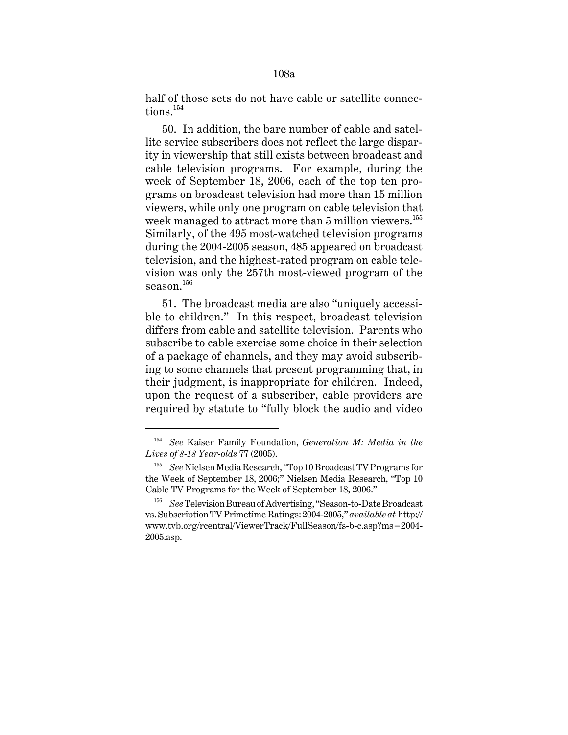half of those sets do not have cable or satellite connections.[154]

50. In addition, the bare number of cable and satellite service subscribers does not reflect the large disparity in viewership that still exists between broadcast and cable television programs. For example, during the week of September 18, 2006, each of the top ten programs on broadcast television had more than 15 million viewers, while only one program on cable television that week managed to attract more than 5 million viewers.[155] Similarly, of the 495 most-watched television programs during the 2004-2005 season, 485 appeared on broadcast television, and the highest-rated program on cable television was only the 257th most-viewed program of the season.[156]

51. The broadcast media are also "uniquely accessible to children." In this respect, broadcast television differs from cable and satellite television. Parents who subscribe to cable exercise some choice in their selection of a package of channels, and they may avoid subscribing to some channels that present programming that, in their judgment, is inappropriate for children. Indeed, upon the request of a subscriber, cable providers are required by statute to "fully block the audio and video

---

[154] *See* Kaiser Family Foundation, *Generation M: Media in the Lives of 8-18 Year-olds* 77 (2005).

[155] *See* Nielsen Media Research, "Top 10 Broadcast TV Programs for the Week of September 18, 2006;" Nielsen Media Research, "Top 10 Cable TV Programs for the Week of September 18, 2006."

[156] *See* Television Bureau of Advertising, "Season-to-Date Broadcast vs. Subscription TV Primetime Ratings: 2004-2005," *available at* http://www.tvb.org/rcentral/ViewerTrack/FullSeason/fs-b-c.asp?ms=2004-2005.asp.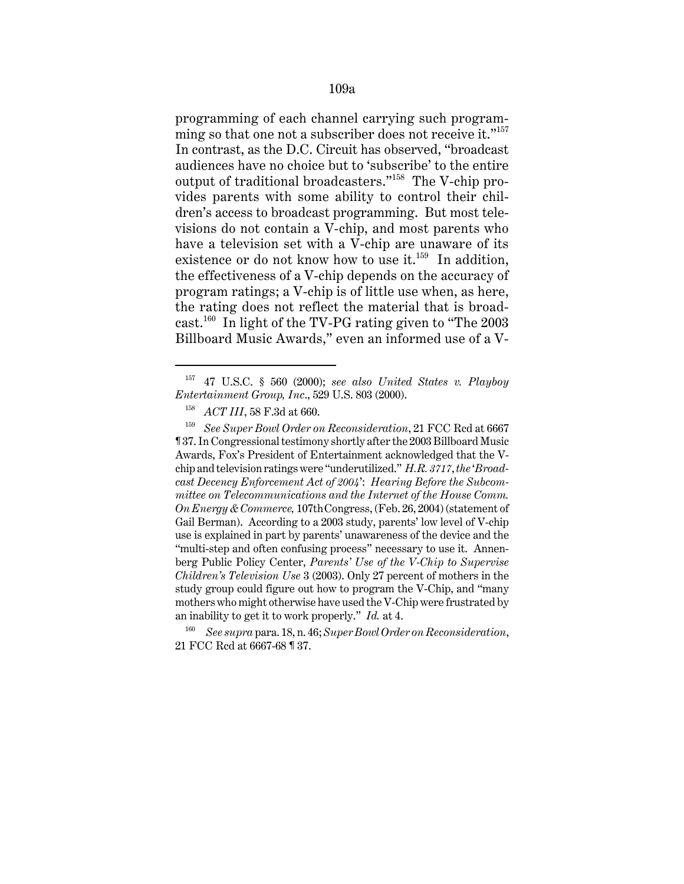programming of each channel carrying such programming so that one not a subscriber does not receive it."[157] In contrast, as the D.C. Circuit has observed, "broadcast audiences have no choice but to 'subscribe' to the entire output of traditional broadcasters."[158] The V-chip provides parents with some ability to control their children's access to broadcast programming. But most televisions do not contain a V-chip, and most parents who have a television set with a V-chip are unaware of its existence or do not know how to use it.[159] In addition, the effectiveness of a V-chip depends on the accuracy of program ratings; a V-chip is of little use when, as here, the rating does not reflect the material that is broadcast.[160] In light of the TV-PG rating given to "The 2003 Billboard Music Awards," even an informed use of a V-

---

[157] 47 U.S.C. § 560 (2000); *see also United States v. Playboy Entertainment Group, Inc.*, 529 U.S. 803 (2000).

[158] *ACT III*, 58 F.3d at 660.

[159] *See Super Bowl Order on Reconsideration*, 21 FCC Rcd at 6667 ¶ 37. In Congressional testimony shortly after the 2003 Billboard Music Awards, Fox's President of Entertainment acknowledged that the V-chip and television ratings were "underutilized." *H.R. 3717, the 'Broadcast Decency Enforcement Act of 2004': Hearing Before the Subcommittee on Telecommunications and the Internet of the House Comm. On Energy & Commerce,* 107th Congress, (Feb. 26, 2004) (statement of Gail Berman). According to a 2003 study, parents' low level of V-chip use is explained in part by parents' unawareness of the device and the "multi-step and often confusing process" necessary to use it. Annenberg Public Policy Center, *Parents' Use of the V-Chip to Supervise Children's Television Use* 3 (2003). Only 27 percent of mothers in the study group could figure out how to program the V-Chip, and "many mothers who might otherwise have used the V-Chip were frustrated by an inability to get it to work properly." *Id.* at 4.

[160] *See supra* para. 18, n. 46; *Super Bowl Order on Reconsideration*, 21 FCC Rcd at 6667-68 ¶ 37.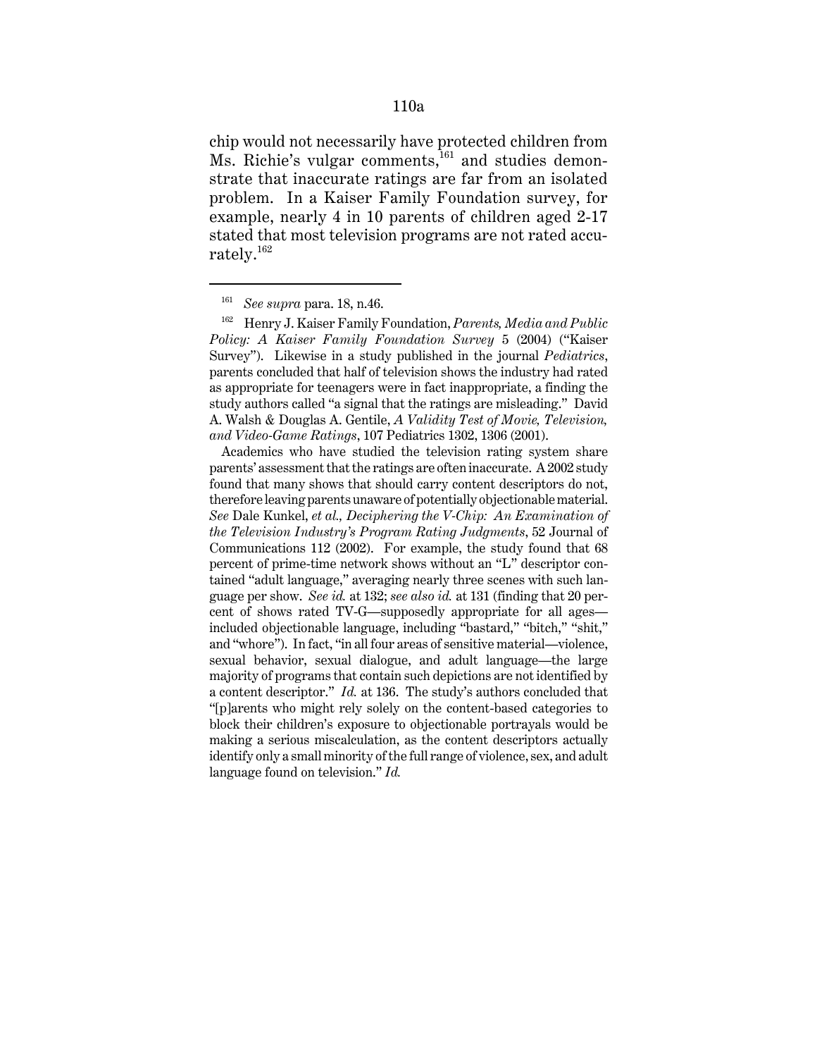chip would not necessarily have protected children from Ms. Richie's vulgar comments,[161] and studies demonstrate that inaccurate ratings are far from an isolated problem. In a Kaiser Family Foundation survey, for example, nearly 4 in 10 parents of children aged 2-17 stated that most television programs are not rated accurately.[162]

---

[161] *See supra* para. 18, n.46.

[162] Henry J. Kaiser Family Foundation, *Parents, Media and Public Policy: A Kaiser Family Foundation Survey* 5 (2004) ("Kaiser Survey"). Likewise in a study published in the journal *Pediatrics*, parents concluded that half of television shows the industry had rated as appropriate for teenagers were in fact inappropriate, a finding the study authors called "a signal that the ratings are misleading." David A. Walsh & Douglas A. Gentile, *A Validity Test of Movie, Television, and Video-Game Ratings*, 107 Pediatrics 1302, 1306 (2001).

Academics who have studied the television rating system share parents' assessment that the ratings are often inaccurate. A 2002 study found that many shows that should carry content descriptors do not, therefore leaving parents unaware of potentially objectionable material. *See* Dale Kunkel, *et al., Deciphering the V-Chip: An Examination of the Television Industry's Program Rating Judgments*, 52 Journal of Communications 112 (2002). For example, the study found that 68 percent of prime-time network shows without an "L" descriptor contained "adult language," averaging nearly three scenes with such language per show. *See id.* at 132; *see also id.* at 131 (finding that 20 percent of shows rated TV-G—supposedly appropriate for all ages—included objectionable language, including "bastard," "bitch," "shit," and "whore"). In fact, "in all four areas of sensitive material—violence, sexual behavior, sexual dialogue, and adult language—the large majority of programs that contain such depictions are not identified by a content descriptor." *Id.* at 136. The study's authors concluded that "[p]arents who might rely solely on the content-based categories to block their children's exposure to objectionable portrayals would be making a serious miscalculation, as the content descriptors actually identify only a small minority of the full range of violence, sex, and adult language found on television." *Id.*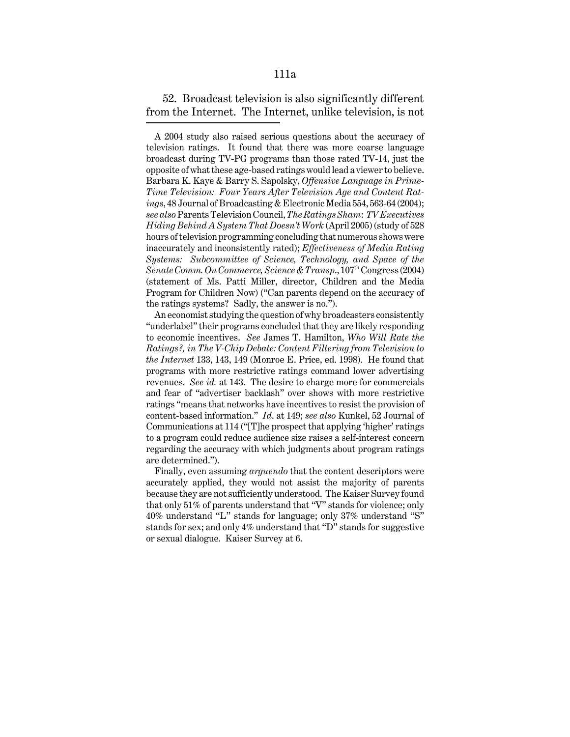52. Broadcast television is also significantly different from the Internet. The Internet, unlike television, is not

---

A 2004 study also raised serious questions about the accuracy of television ratings. It found that there was more coarse language broadcast during TV-PG programs than those rated TV-14, just the opposite of what these age-based ratings would lead a viewer to believe. Barbara K. Kaye & Barry S. Sapolsky, *Offensive Language in Prime-Time Television: Four Years After Television Age and Content Ratings*, 48 Journal of Broadcasting & Electronic Media 554, 563-64 (2004); *see also* Parents Television Council, *The Ratings Sham: TV Executives Hiding Behind A System That Doesn't Work* (April 2005) (study of 528 hours of television programming concluding that numerous shows were inaccurately and inconsistently rated); *Effectiveness of Media Rating Systems: Subcommittee of Science, Technology, and Space of the Senate Comm. On Commerce, Science & Transp.*, 107th Congress (2004) (statement of Ms. Patti Miller, director, Children and the Media Program for Children Now) ("Can parents depend on the accuracy of the ratings systems? Sadly, the answer is no.").

An economist studying the question of why broadcasters consistently "underlabel" their programs concluded that they are likely responding to economic incentives. *See* James T. Hamilton, *Who Will Rate the Ratings?, in The V-Chip Debate: Content Filtering from Television to the Internet* 133, 143, 149 (Monroe E. Price, ed. 1998). He found that programs with more restrictive ratings command lower advertising revenues. *See id.* at 143. The desire to charge more for commercials and fear of "advertiser backlash" over shows with more restrictive ratings "means that networks have incentives to resist the provision of content-based information." *Id*. at 149; *see also* Kunkel, 52 Journal of Communications at 114 ("[T]he prospect that applying 'higher' ratings to a program could reduce audience size raises a self-interest concern regarding the accuracy with which judgments about program ratings are determined.").

Finally, even assuming *arguendo* that the content descriptors were accurately applied, they would not assist the majority of parents because they are not sufficiently understood. The Kaiser Survey found that only 51% of parents understand that "V" stands for violence; only 40% understand "L" stands for language; only 37% understand "S" stands for sex; and only 4% understand that "D" stands for suggestive or sexual dialogue. Kaiser Survey at 6.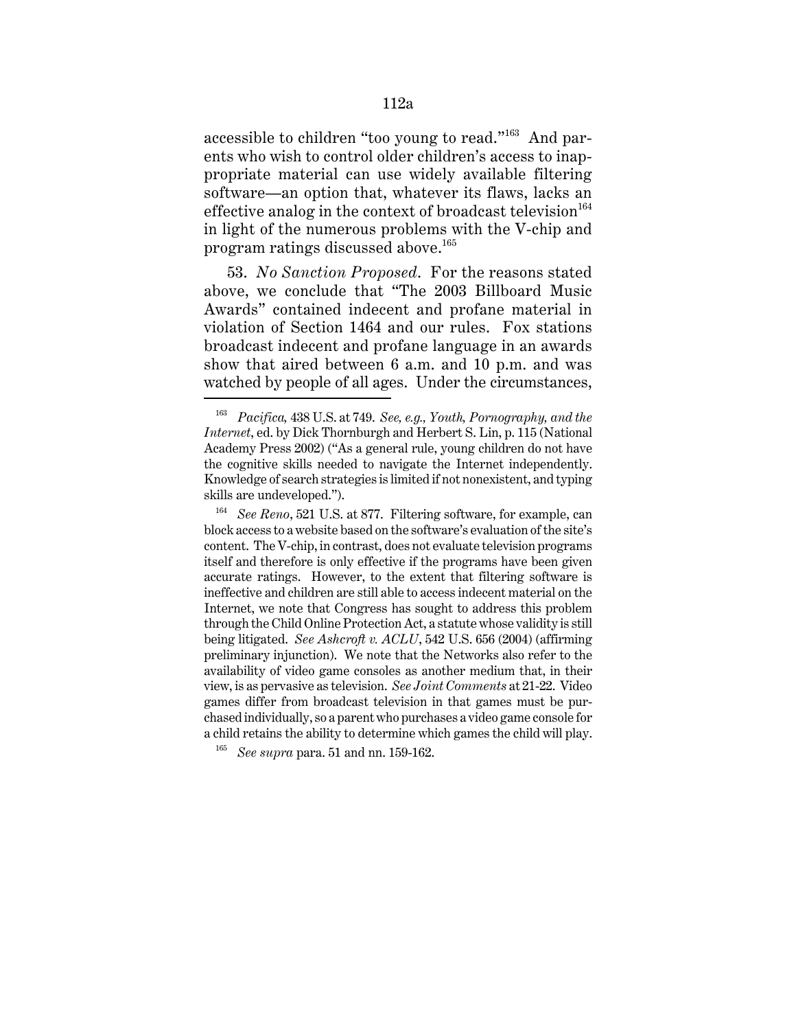accessible to children "too young to read."[163] And parents who wish to control older children's access to inappropriate material can use widely available filtering software—an option that, whatever its flaws, lacks an effective analog in the context of broadcast television[164] in light of the numerous problems with the V-chip and program ratings discussed above.[165]

53. *No Sanction Proposed*. For the reasons stated above, we conclude that "The 2003 Billboard Music Awards" contained indecent and profane material in violation of Section 1464 and our rules. Fox stations broadcast indecent and profane language in an awards show that aired between 6 a.m. and 10 p.m. and was watched by people of all ages. Under the circumstances,

---

[163] *Pacifica*, 438 U.S. at 749. *See, e.g., Youth, Pornography, and the Internet*, ed. by Dick Thornburgh and Herbert S. Lin, p. 115 (National Academy Press 2002) ("As a general rule, young children do not have the cognitive skills needed to navigate the Internet independently. Knowledge of search strategies is limited if not nonexistent, and typing skills are undeveloped.").

[164] *See Reno*, 521 U.S. at 877. Filtering software, for example, can block access to a website based on the software's evaluation of the site's content. The V-chip, in contrast, does not evaluate television programs itself and therefore is only effective if the programs have been given accurate ratings. However, to the extent that filtering software is ineffective and children are still able to access indecent material on the Internet, we note that Congress has sought to address this problem through the Child Online Protection Act, a statute whose validity is still being litigated. *See Ashcroft v. ACLU*, 542 U.S. 656 (2004) (affirming preliminary injunction). We note that the Networks also refer to the availability of video game consoles as another medium that, in their view, is as pervasive as television. *See Joint Comments* at 21-22. Video games differ from broadcast television in that games must be purchased individually, so a parent who purchases a video game console for a child retains the ability to determine which games the child will play.

[165] *See supra* para. 51 and nn. 159-162.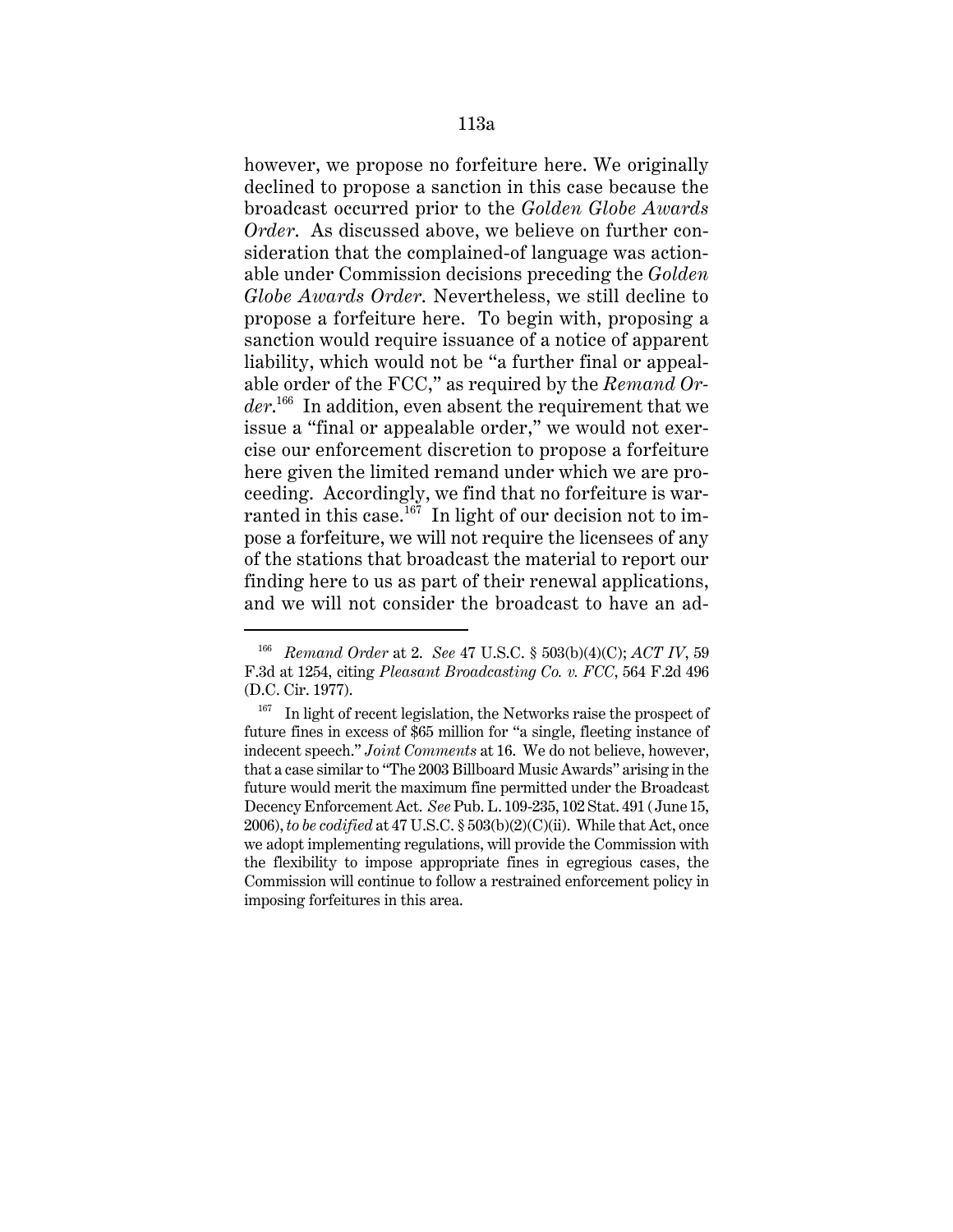however, we propose no forfeiture here. We originally declined to propose a sanction in this case because the broadcast occurred prior to the *Golden Globe Awards Order*. As discussed above, we believe on further consideration that the complained-of language was actionable under Commission decisions preceding the *Golden Globe Awards Order*. Nevertheless, we still decline to propose a forfeiture here. To begin with, proposing a sanction would require issuance of a notice of apparent liability, which would not be "a further final or appealable order of the FCC," as required by the *Remand Order*.[166] In addition, even absent the requirement that we issue a "final or appealable order," we would not exercise our enforcement discretion to propose a forfeiture here given the limited remand under which we are proceeding. Accordingly, we find that no forfeiture is warranted in this case.[167] In light of our decision not to impose a forfeiture, we will not require the licensees of any of the stations that broadcast the material to report our finding here to us as part of their renewal applications, and we will not consider the broadcast to have an ad-

---

[166] *Remand Order* at 2. *See* 47 U.S.C. § 503(b)(4)(C); *ACT IV*, 59 F.3d at 1254, citing *Pleasant Broadcasting Co. v. FCC*, 564 F.2d 496 (D.C. Cir. 1977).

[167] In light of recent legislation, the Networks raise the prospect of future fines in excess of $65 million for "a single, fleeting instance of indecent speech." *Joint Comments* at 16. We do not believe, however, that a case similar to "The 2003 Billboard Music Awards" arising in the future would merit the maximum fine permitted under the Broadcast Decency Enforcement Act. *See* Pub. L. 109-235, 102 Stat. 491 (June 15, 2006), *to be codified* at 47 U.S.C. § 503(b)(2)(C)(ii). While that Act, once we adopt implementing regulations, will provide the Commission with the flexibility to impose appropriate fines in egregious cases, the Commission will continue to follow a restrained enforcement policy in imposing forfeitures in this area.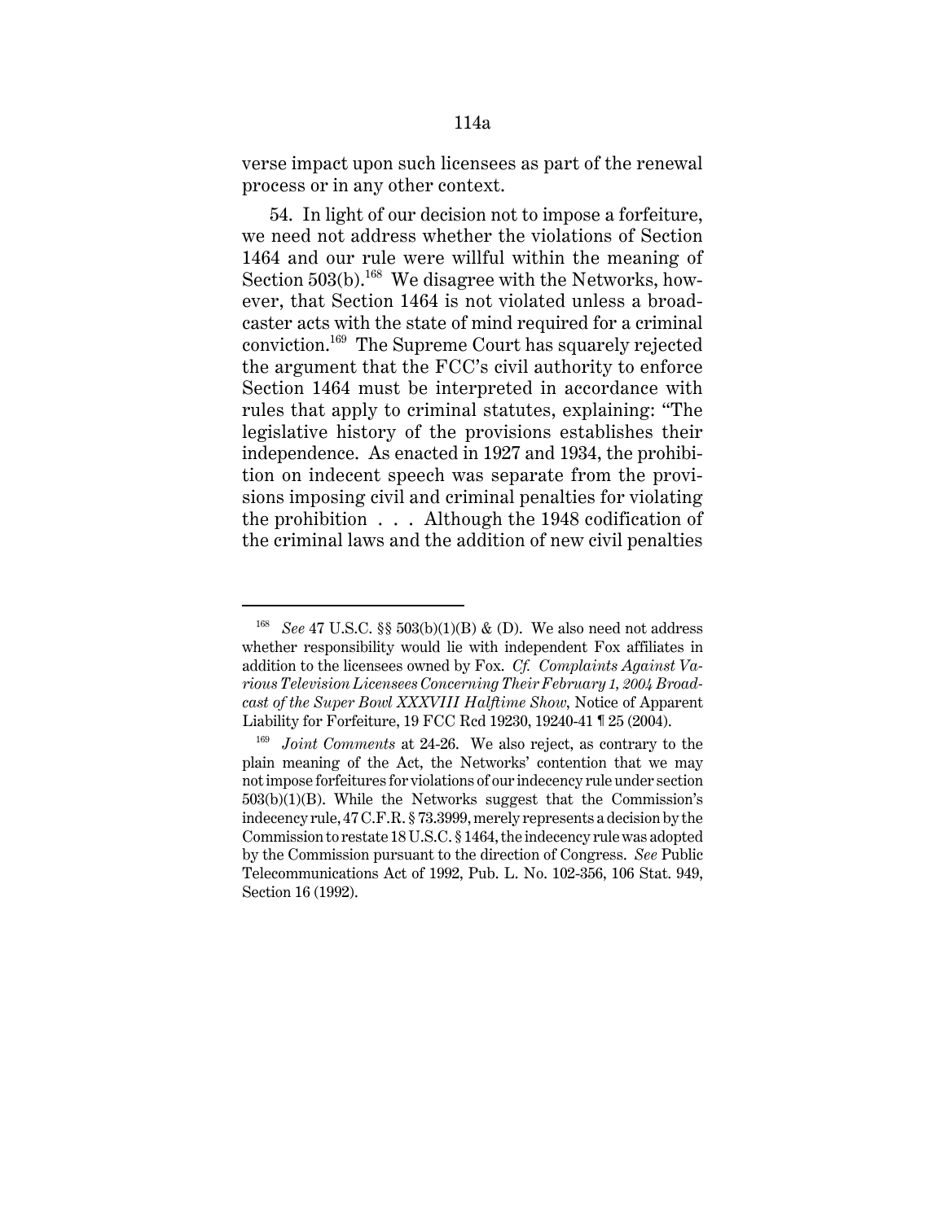verse impact upon such licensees as part of the renewal process or in any other context.

54. In light of our decision not to impose a forfeiture, we need not address whether the violations of Section 1464 and our rule were willful within the meaning of Section 503(b).[168] We disagree with the Networks, however, that Section 1464 is not violated unless a broadcaster acts with the state of mind required for a criminal conviction.[169] The Supreme Court has squarely rejected the argument that the FCC's civil authority to enforce Section 1464 must be interpreted in accordance with rules that apply to criminal statutes, explaining: "The legislative history of the provisions establishes their independence. As enacted in 1927 and 1934, the prohibition on indecent speech was separate from the provisions imposing civil and criminal penalties for violating the prohibition . . . Although the 1948 codification of the criminal laws and the addition of new civil penalties

---

[168] *See* 47 U.S.C. §§ 503(b)(1)(B) & (D). We also need not address whether responsibility would lie with independent Fox affiliates in addition to the licensees owned by Fox. *Cf. Complaints Against Various Television Licensees Concerning Their February 1, 2004 Broadcast of the Super Bowl XXXVIII Halftime Show*, Notice of Apparent Liability for Forfeiture, 19 FCC Rcd 19230, 19240-41 ¶ 25 (2004).

[169] *Joint Comments* at 24-26. We also reject, as contrary to the plain meaning of the Act, the Networks' contention that we may not impose forfeitures for violations of our indecency rule under section 503(b)(1)(B). While the Networks suggest that the Commission's indecency rule, 47 C.F.R. § 73.3999, merely represents a decision by the Commission to restate 18 U.S.C. § 1464, the indecency rule was adopted by the Commission pursuant to the direction of Congress. *See* Public Telecommunications Act of 1992, Pub. L. No. 102-356, 106 Stat. 949, Section 16 (1992).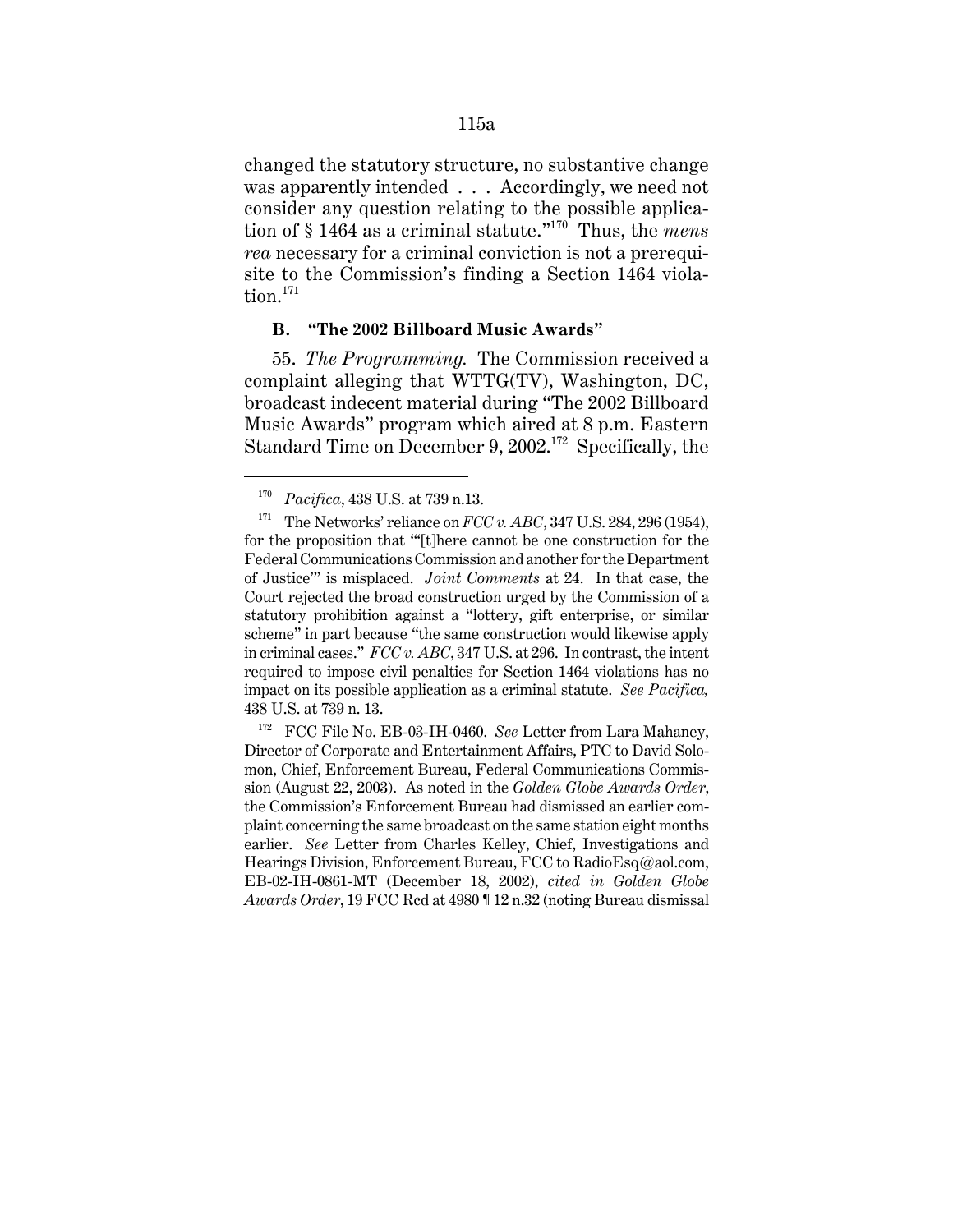changed the statutory structure, no substantive change was apparently intended . . . Accordingly, we need not consider any question relating to the possible application of § 1464 as a criminal statute."[170] Thus, the *mens rea* necessary for a criminal conviction is not a prerequisite to the Commission's finding a Section 1464 violation.[171]

### B. "The 2002 Billboard Music Awards"

55. *The Programming.* The Commission received a complaint alleging that WTTG(TV), Washington, DC, broadcast indecent material during "The 2002 Billboard Music Awards" program which aired at 8 p.m. Eastern Standard Time on December 9, 2002.[172] Specifically, the

---

[170] *Pacifica*, 438 U.S. at 739 n.13.

[171] The Networks' reliance on *FCC v. ABC*, 347 U.S. 284, 296 (1954), for the proposition that "'[t]here cannot be one construction for the Federal Communications Commission and another for the Department of Justice'" is misplaced. *Joint Comments* at 24. In that case, the Court rejected the broad construction urged by the Commission of a statutory prohibition against a "lottery, gift enterprise, or similar scheme" in part because "the same construction would likewise apply in criminal cases." *FCC v. ABC*, 347 U.S. at 296. In contrast, the intent required to impose civil penalties for Section 1464 violations has no impact on its possible application as a criminal statute. *See Pacifica,* 438 U.S. at 739 n. 13.

[172] FCC File No. EB-03-IH-0460. *See* Letter from Lara Mahaney, Director of Corporate and Entertainment Affairs, PTC to David Solomon, Chief, Enforcement Bureau, Federal Communications Commission (August 22, 2003). As noted in the *Golden Globe Awards Order*, the Commission's Enforcement Bureau had dismissed an earlier complaint concerning the same broadcast on the same station eight months earlier. *See* Letter from Charles Kelley, Chief, Investigations and Hearings Division, Enforcement Bureau, FCC to RadioEsq@aol.com, EB-02-IH-0861-MT (December 18, 2002), *cited in Golden Globe Awards Order*, 19 FCC Rcd at 4980 ¶ 12 n.32 (noting Bureau dismissal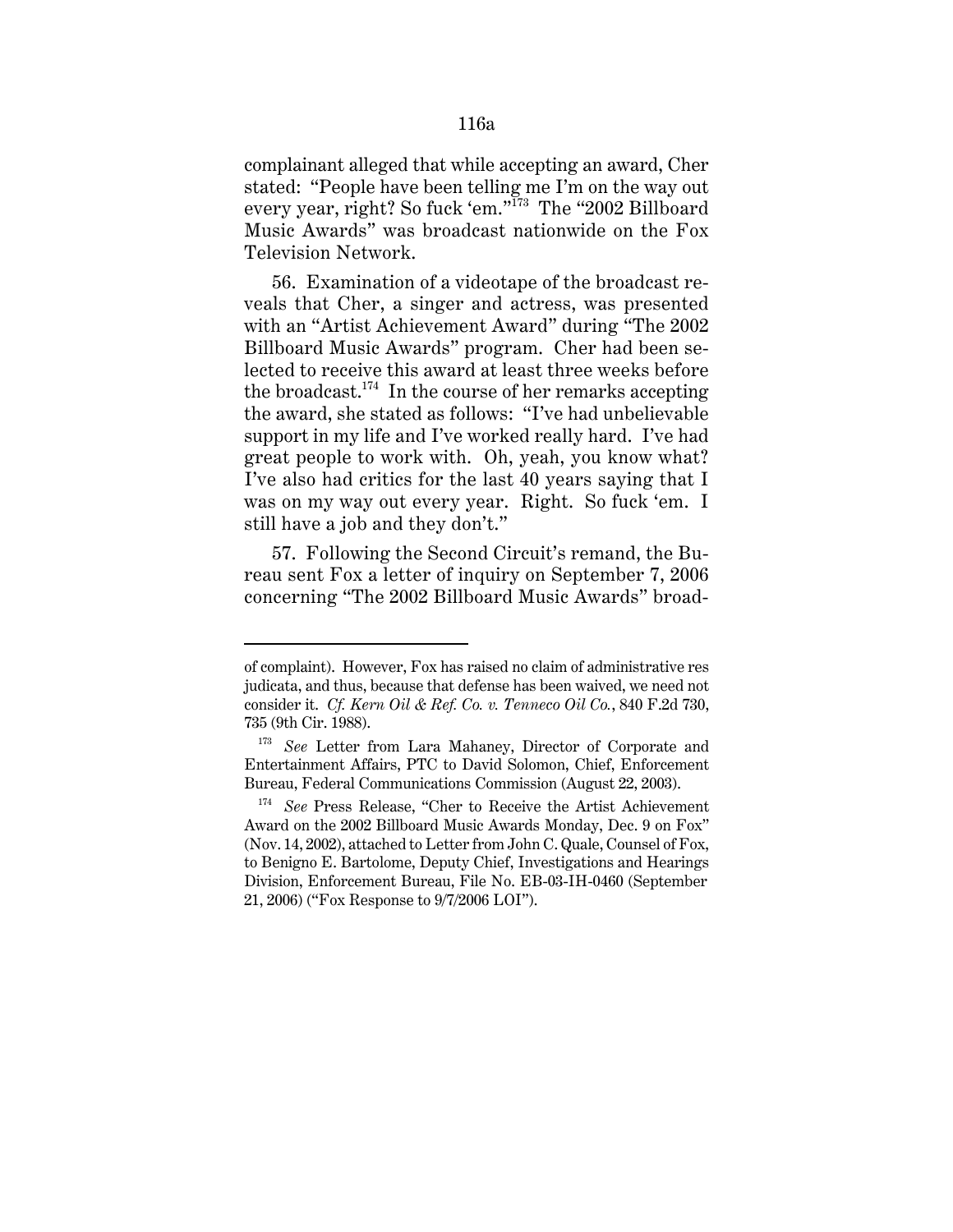complainant alleged that while accepting an award, Cher stated: "People have been telling me I'm on the way out every year, right? So fuck 'em."[173] The "2002 Billboard Music Awards" was broadcast nationwide on the Fox Television Network.

56. Examination of a videotape of the broadcast reveals that Cher, a singer and actress, was presented with an "Artist Achievement Award" during "The 2002 Billboard Music Awards" program. Cher had been selected to receive this award at least three weeks before the broadcast.[174] In the course of her remarks accepting the award, she stated as follows: "I've had unbelievable support in my life and I've worked really hard. I've had great people to work with. Oh, yeah, you know what? I've also had critics for the last 40 years saying that I was on my way out every year. Right. So fuck 'em. I still have a job and they don't."

57. Following the Second Circuit's remand, the Bureau sent Fox a letter of inquiry on September 7, 2006 concerning "The 2002 Billboard Music Awards" broad-

---

of complaint). However, Fox has raised no claim of administrative res judicata, and thus, because that defense has been waived, we need not consider it. *Cf. Kern Oil & Ref. Co. v. Tenneco Oil Co.*, 840 F.2d 730, 735 (9th Cir. 1988).

[173] *See* Letter from Lara Mahaney, Director of Corporate and Entertainment Affairs, PTC to David Solomon, Chief, Enforcement Bureau, Federal Communications Commission (August 22, 2003).

[174] *See* Press Release, "Cher to Receive the Artist Achievement Award on the 2002 Billboard Music Awards Monday, Dec. 9 on Fox" (Nov. 14, 2002), attached to Letter from John C. Quale, Counsel of Fox, to Benigno E. Bartolome, Deputy Chief, Investigations and Hearings Division, Enforcement Bureau, File No. EB-03-IH-0460 (September 21, 2006) ("Fox Response to 9/7/2006 LOI").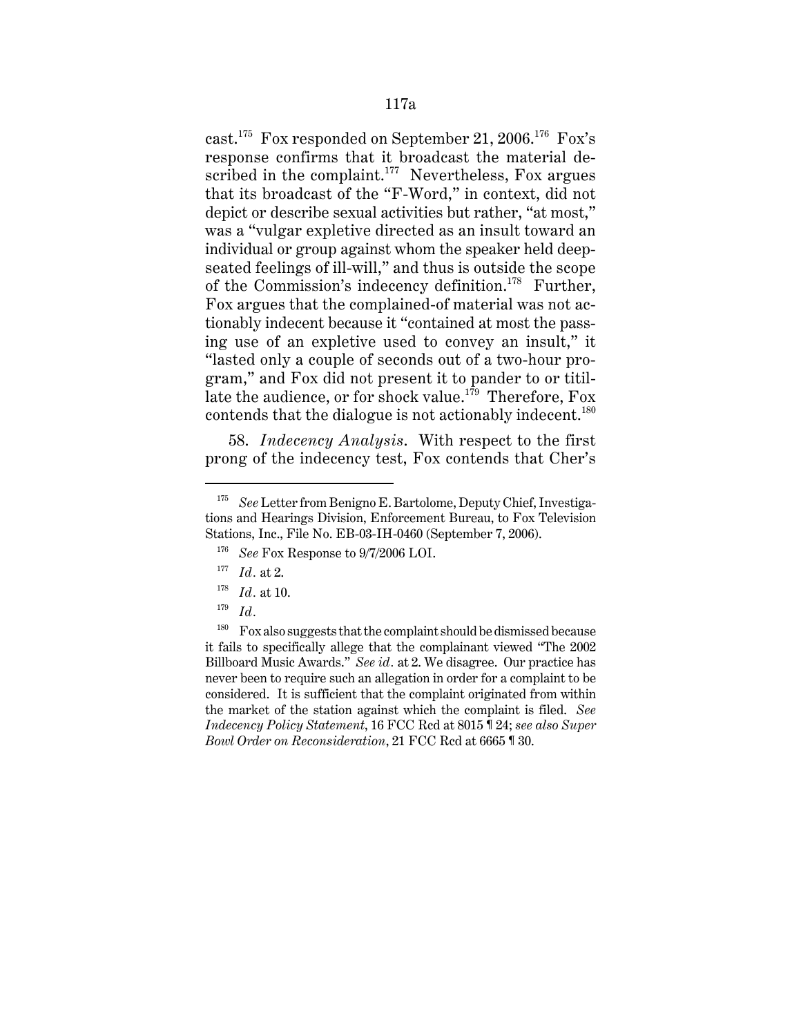cast.[175] Fox responded on September 21, 2006.[176] Fox's response confirms that it broadcast the material described in the complaint.[177] Nevertheless, Fox argues that its broadcast of the "F-Word," in context, did not depict or describe sexual activities but rather, "at most," was a "vulgar expletive directed as an insult toward an individual or group against whom the speaker held deep-seated feelings of ill-will," and thus is outside the scope of the Commission's indecency definition.[178] Further, Fox argues that the complained-of material was not actionably indecent because it "contained at most the passing use of an expletive used to convey an insult," it "lasted only a couple of seconds out of a two-hour program," and Fox did not present it to pander to or titillate the audience, or for shock value.[179] Therefore, Fox contends that the dialogue is not actionably indecent.[180]

58. *Indecency Analysis*. With respect to the first prong of the indecency test, Fox contends that Cher's

---

[175] *See* Letter from Benigno E. Bartolome, Deputy Chief, Investigations and Hearings Division, Enforcement Bureau, to Fox Television Stations, Inc., File No. EB-03-IH-0460 (September 7, 2006).

[176] *See* Fox Response to 9/7/2006 LOI.

[177] *Id*. at 2.

[178] *Id*. at 10.

[179] *Id*.

[180] Fox also suggests that the complaint should be dismissed because it fails to specifically allege that the complainant viewed "The 2002 Billboard Music Awards." *See id*. at 2. We disagree. Our practice has never been to require such an allegation in order for a complaint to be considered. It is sufficient that the complaint originated from within the market of the station against which the complaint is filed. *See Indecency Policy Statement*, 16 FCC Rcd at 8015 ¶ 24; *see also Super Bowl Order on Reconsideration*, 21 FCC Rcd at 6665 ¶ 30.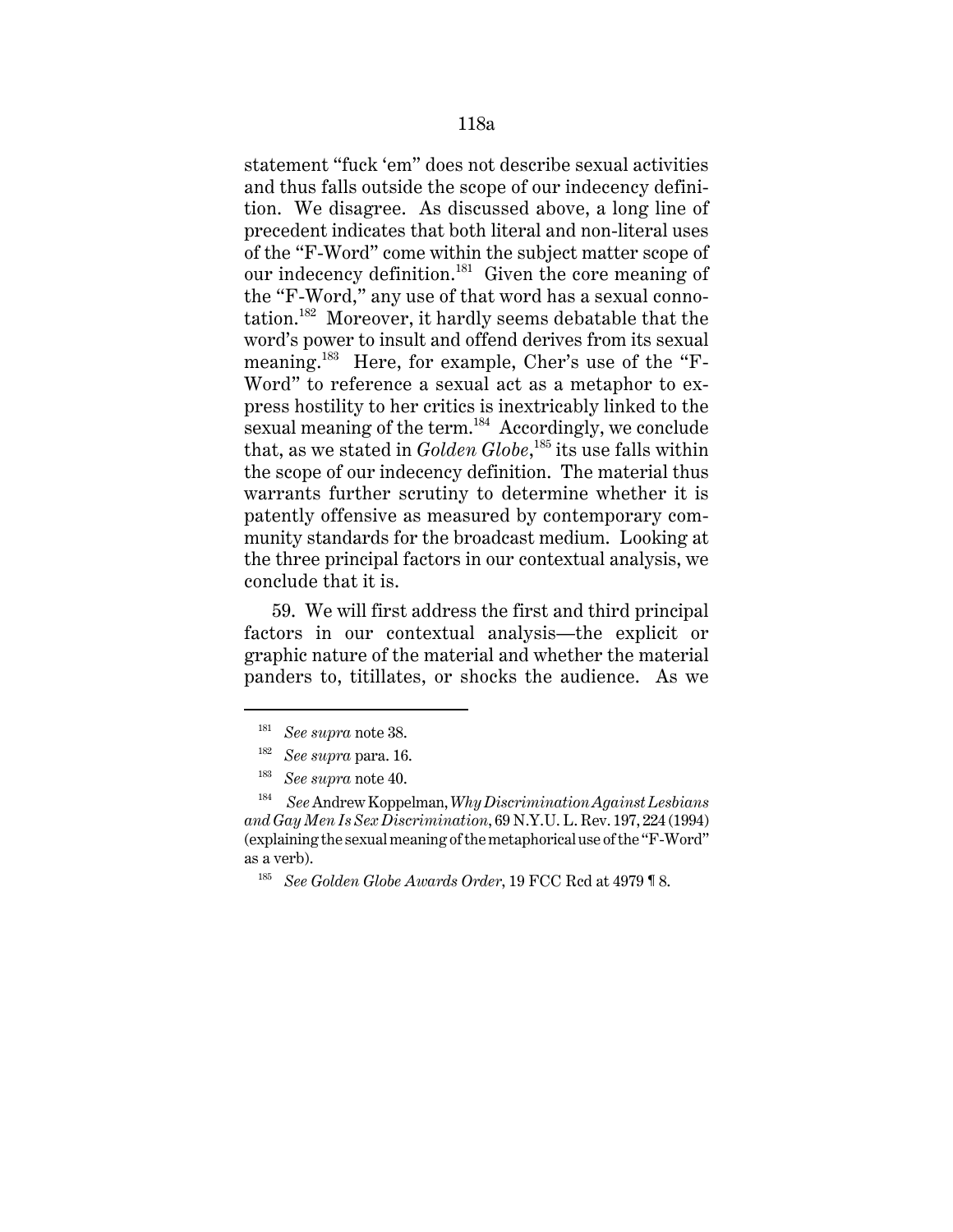statement "fuck 'em" does not describe sexual activities and thus falls outside the scope of our indecency definition. We disagree. As discussed above, a long line of precedent indicates that both literal and non-literal uses of the "F-Word" come within the subject matter scope of our indecency definition.[181] Given the core meaning of the "F-Word," any use of that word has a sexual connotation.[182] Moreover, it hardly seems debatable that the word's power to insult and offend derives from its sexual meaning.[183] Here, for example, Cher's use of the "F-Word" to reference a sexual act as a metaphor to express hostility to her critics is inextricably linked to the sexual meaning of the term.[184] Accordingly, we conclude that, as we stated in *Golden Globe*,[185] its use falls within the scope of our indecency definition. The material thus warrants further scrutiny to determine whether it is patently offensive as measured by contemporary community standards for the broadcast medium. Looking at the three principal factors in our contextual analysis, we conclude that it is.

59. We will first address the first and third principal factors in our contextual analysis—the explicit or graphic nature of the material and whether the material panders to, titillates, or shocks the audience. As we

---

[181] *See supra* note 38.

[182] *See supra* para. 16.

[183] *See supra* note 40.

[184] *See* Andrew Koppelman, *Why Discrimination Against Lesbians and Gay Men Is Sex Discrimination*, 69 N.Y.U. L. Rev. 197, 224 (1994) (explaining the sexual meaning of the metaphorical use of the "F-Word" as a verb).

[185] *See Golden Globe Awards Order*, 19 FCC Rcd at 4979 ¶ 8.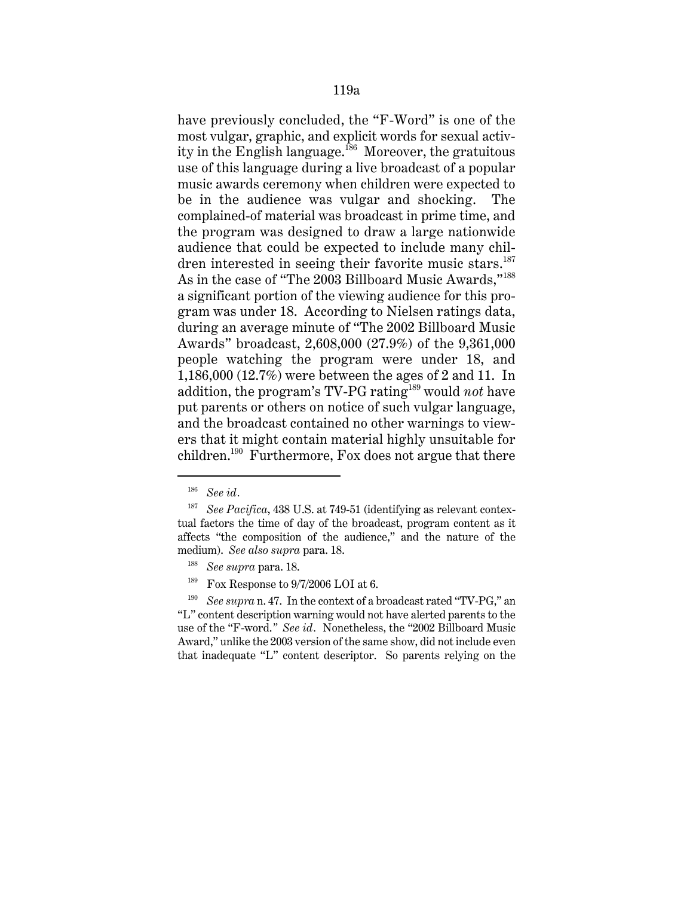have previously concluded, the "F-Word" is one of the most vulgar, graphic, and explicit words for sexual activity in the English language.[186] Moreover, the gratuitous use of this language during a live broadcast of a popular music awards ceremony when children were expected to be in the audience was vulgar and shocking. The complained-of material was broadcast in prime time, and the program was designed to draw a large nationwide audience that could be expected to include many children interested in seeing their favorite music stars.[187] As in the case of "The 2003 Billboard Music Awards,"[188] a significant portion of the viewing audience for this program was under 18. According to Nielsen ratings data, during an average minute of "The 2002 Billboard Music Awards" broadcast, 2,608,000 (27.9%) of the 9,361,000 people watching the program were under 18, and 1,186,000 (12.7%) were between the ages of 2 and 11. In addition, the program's TV-PG rating[189] would *not* have put parents or others on notice of such vulgar language, and the broadcast contained no other warnings to viewers that it might contain material highly unsuitable for children.[190] Furthermore, Fox does not argue that there

---

[186] *See id*.

[187] *See Pacifica*, 438 U.S. at 749-51 (identifying as relevant contextual factors the time of day of the broadcast, program content as it affects "the composition of the audience," and the nature of the medium). *See also supra* para. 18.

[188] *See supra* para. 18.

[189] Fox Response to 9/7/2006 LOI at 6.

[190] *See supra* n. 47. In the context of a broadcast rated "TV-PG," an "L" content description warning would not have alerted parents to the use of the "F-word." *See id*. Nonetheless, the "2002 Billboard Music Award," unlike the 2003 version of the same show, did not include even that inadequate "L" content descriptor. So parents relying on the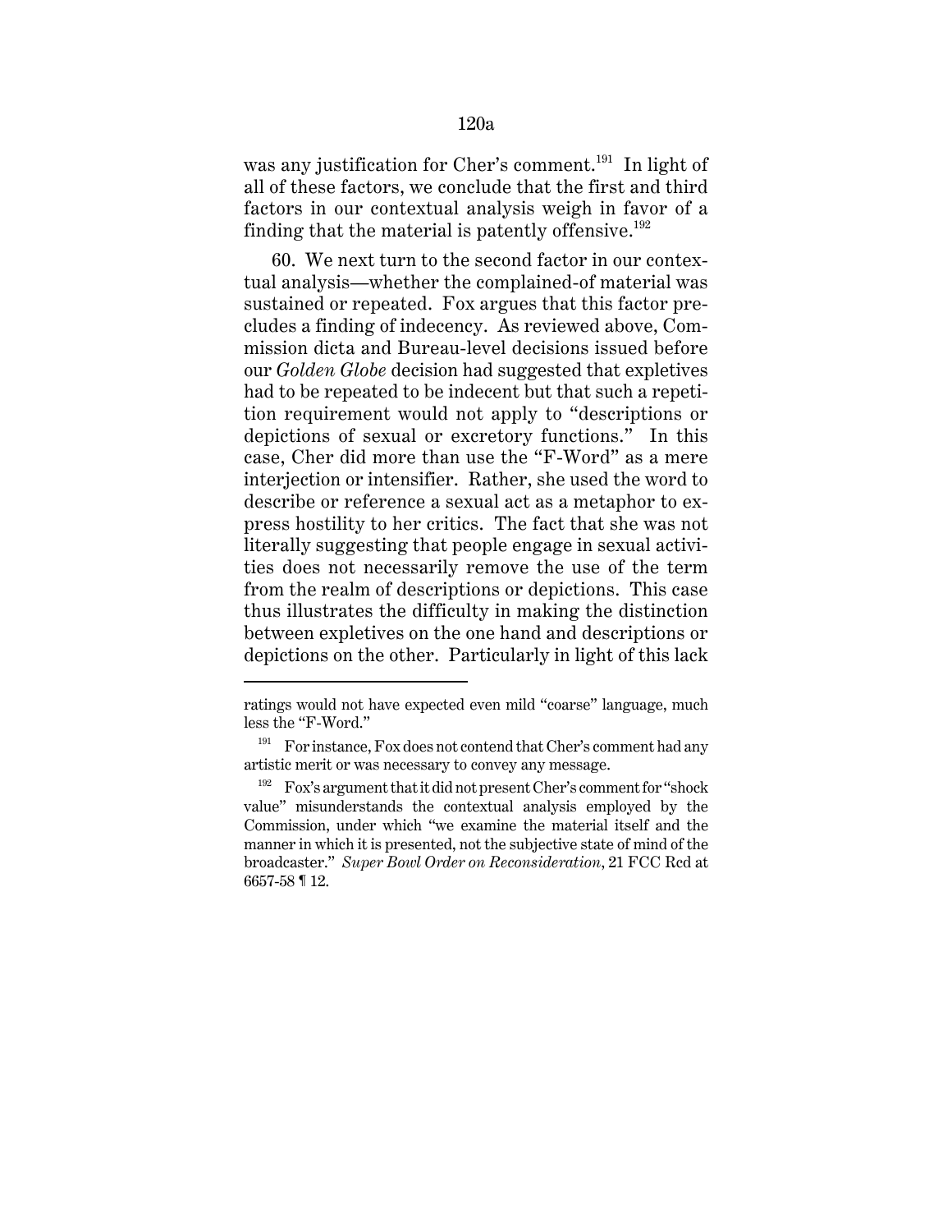was any justification for Cher's comment.[191] In light of all of these factors, we conclude that the first and third factors in our contextual analysis weigh in favor of a finding that the material is patently offensive.[192]

60. We next turn to the second factor in our contextual analysis—whether the complained-of material was sustained or repeated. Fox argues that this factor precludes a finding of indecency. As reviewed above, Commission dicta and Bureau-level decisions issued before our *Golden Globe* decision had suggested that expletives had to be repeated to be indecent but that such a repetition requirement would not apply to "descriptions or depictions of sexual or excretory functions." In this case, Cher did more than use the "F-Word" as a mere interjection or intensifier. Rather, she used the word to describe or reference a sexual act as a metaphor to express hostility to her critics. The fact that she was not literally suggesting that people engage in sexual activities does not necessarily remove the use of the term from the realm of descriptions or depictions. This case thus illustrates the difficulty in making the distinction between expletives on the one hand and descriptions or depictions on the other. Particularly in light of this lack

---

ratings would not have expected even mild "coarse" language, much less the "F-Word."

[191] For instance, Fox does not contend that Cher's comment had any artistic merit or was necessary to convey any message.

[192] Fox's argument that it did not present Cher's comment for "shock value" misunderstands the contextual analysis employed by the Commission, under which "we examine the material itself and the manner in which it is presented, not the subjective state of mind of the broadcaster." *Super Bowl Order on Reconsideration*, 21 FCC Rcd at 6657-58 ¶ 12.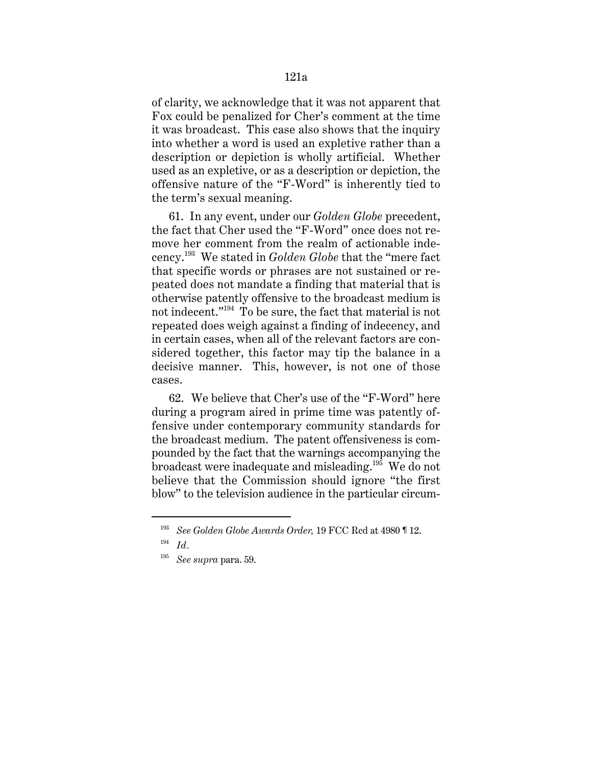of clarity, we acknowledge that it was not apparent that Fox could be penalized for Cher's comment at the time it was broadcast. This case also shows that the inquiry into whether a word is used an expletive rather than a description or depiction is wholly artificial. Whether used as an expletive, or as a description or depiction, the offensive nature of the "F-Word" is inherently tied to the term's sexual meaning.

61. In any event, under our *Golden Globe* precedent, the fact that Cher used the "F-Word" once does not remove her comment from the realm of actionable indecency.[193] We stated in *Golden Globe* that the "mere fact that specific words or phrases are not sustained or repeated does not mandate a finding that material that is otherwise patently offensive to the broadcast medium is not indecent."[194] To be sure, the fact that material is not repeated does weigh against a finding of indecency, and in certain cases, when all of the relevant factors are considered together, this factor may tip the balance in a decisive manner. This, however, is not one of those cases.

62. We believe that Cher's use of the "F-Word" here during a program aired in prime time was patently offensive under contemporary community standards for the broadcast medium. The patent offensiveness is compounded by the fact that the warnings accompanying the broadcast were inadequate and misleading.[195] We do not believe that the Commission should ignore "the first blow" to the television audience in the particular circum-

---

[193] *See Golden Globe Awards Order,* 19 FCC Rcd at 4980 ¶ 12.

[194] *Id*.

[195] *See supra* para. 59.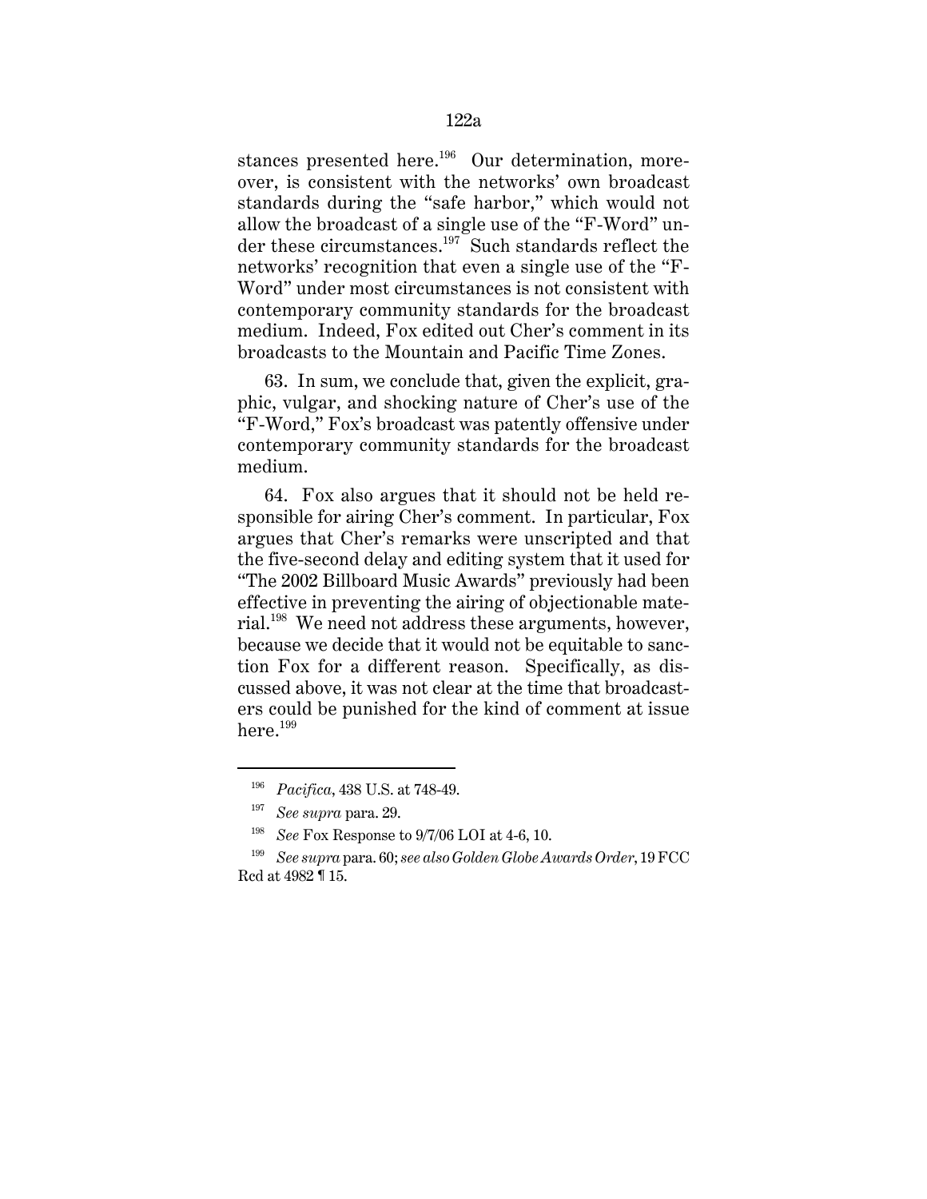stances presented here.[196] Our determination, moreover, is consistent with the networks' own broadcast standards during the "safe harbor," which would not allow the broadcast of a single use of the "F-Word" under these circumstances.[197] Such standards reflect the networks' recognition that even a single use of the "F-Word" under most circumstances is not consistent with contemporary community standards for the broadcast medium. Indeed, Fox edited out Cher's comment in its broadcasts to the Mountain and Pacific Time Zones.

63. In sum, we conclude that, given the explicit, graphic, vulgar, and shocking nature of Cher's use of the "F-Word," Fox's broadcast was patently offensive under contemporary community standards for the broadcast medium.

64. Fox also argues that it should not be held responsible for airing Cher's comment. In particular, Fox argues that Cher's remarks were unscripted and that the five-second delay and editing system that it used for "The 2002 Billboard Music Awards" previously had been effective in preventing the airing of objectionable material.[198] We need not address these arguments, however, because we decide that it would not be equitable to sanction Fox for a different reason. Specifically, as discussed above, it was not clear at the time that broadcasters could be punished for the kind of comment at issue here.[199]

---

[196] *Pacifica*, 438 U.S. at 748-49.

[197] *See supra* para. 29.

[198] *See* Fox Response to 9/7/06 LOI at 4-6, 10.

[199] *See supra* para. 60; *see also Golden Globe Awards Order*, 19 FCC Rcd at 4982 ¶ 15.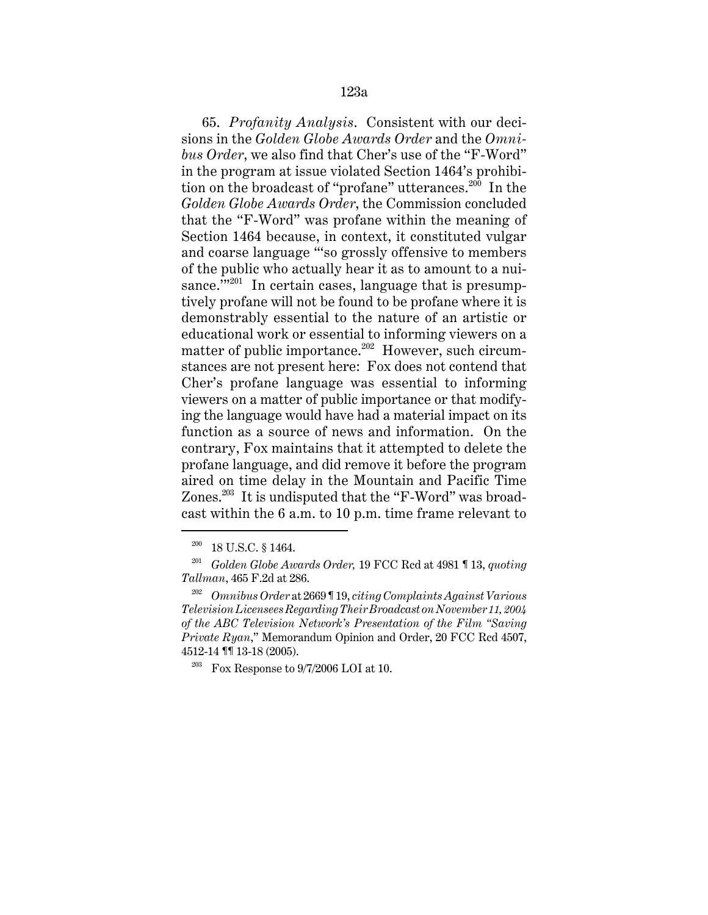65. *Profanity Analysis*. Consistent with our decisions in the *Golden Globe Awards Order* and the *Omnibus Order*, we also find that Cher's use of the "F-Word" in the program at issue violated Section 1464's prohibition on the broadcast of "profane" utterances.[200] In the *Golden Globe Awards Order*, the Commission concluded that the "F-Word" was profane within the meaning of Section 1464 because, in context, it constituted vulgar and coarse language "'so grossly offensive to members of the public who actually hear it as to amount to a nuisance.'"[201] In certain cases, language that is presumptively profane will not be found to be profane where it is demonstrably essential to the nature of an artistic or educational work or essential to informing viewers on a matter of public importance.[202] However, such circumstances are not present here: Fox does not contend that Cher's profane language was essential to informing viewers on a matter of public importance or that modifying the language would have had a material impact on its function as a source of news and information. On the contrary, Fox maintains that it attempted to delete the profane language, and did remove it before the program aired on time delay in the Mountain and Pacific Time Zones.[203] It is undisputed that the "F-Word" was broadcast within the 6 a.m. to 10 p.m. time frame relevant to

---

[200] 18 U.S.C. § 1464.

[201] *Golden Globe Awards Order,* 19 FCC Rcd at 4981 ¶ 13, *quoting Tallman*, 465 F.2d at 286.

[202] *Omnibus Order* at 2669 ¶ 19, *citing Complaints Against Various Television Licensees Regarding Their Broadcast on November 11, 2004 of the ABC Television Network's Presentation of the Film "Saving Private Ryan*," Memorandum Opinion and Order, 20 FCC Rcd 4507, 4512-14 ¶¶ 13-18 (2005).

[203] Fox Response to 9/7/2006 LOI at 10.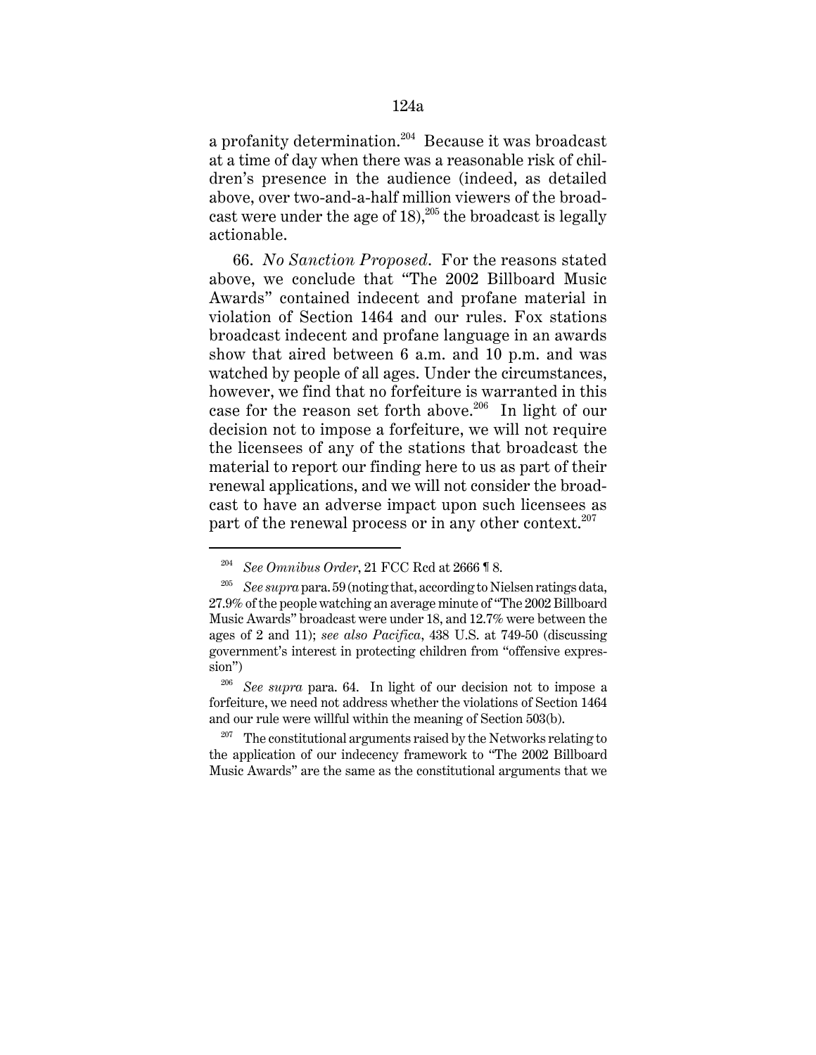a profanity determination.[204] Because it was broadcast at a time of day when there was a reasonable risk of children's presence in the audience (indeed, as detailed above, over two-and-a-half million viewers of the broadcast were under the age of 18),[205] the broadcast is legally actionable.

66. *No Sanction Proposed*. For the reasons stated above, we conclude that "The 2002 Billboard Music Awards" contained indecent and profane material in violation of Section 1464 and our rules. Fox stations broadcast indecent and profane language in an awards show that aired between 6 a.m. and 10 p.m. and was watched by people of all ages. Under the circumstances, however, we find that no forfeiture is warranted in this case for the reason set forth above.[206] In light of our decision not to impose a forfeiture, we will not require the licensees of any of the stations that broadcast the material to report our finding here to us as part of their renewal applications, and we will not consider the broadcast to have an adverse impact upon such licensees as part of the renewal process or in any other context.[207]

---

[204] *See Omnibus Order*, 21 FCC Rcd at 2666 ¶ 8.

[205] *See supra* para. 59 (noting that, according to Nielsen ratings data, 27.9% of the people watching an average minute of "The 2002 Billboard Music Awards" broadcast were under 18, and 12.7% were between the ages of 2 and 11); *see also Pacifica*, 438 U.S. at 749-50 (discussing government's interest in protecting children from "offensive expression")

[206] *See supra* para. 64. In light of our decision not to impose a forfeiture, we need not address whether the violations of Section 1464 and our rule were willful within the meaning of Section 503(b).

[207] The constitutional arguments raised by the Networks relating to the application of our indecency framework to "The 2002 Billboard Music Awards" are the same as the constitutional arguments that we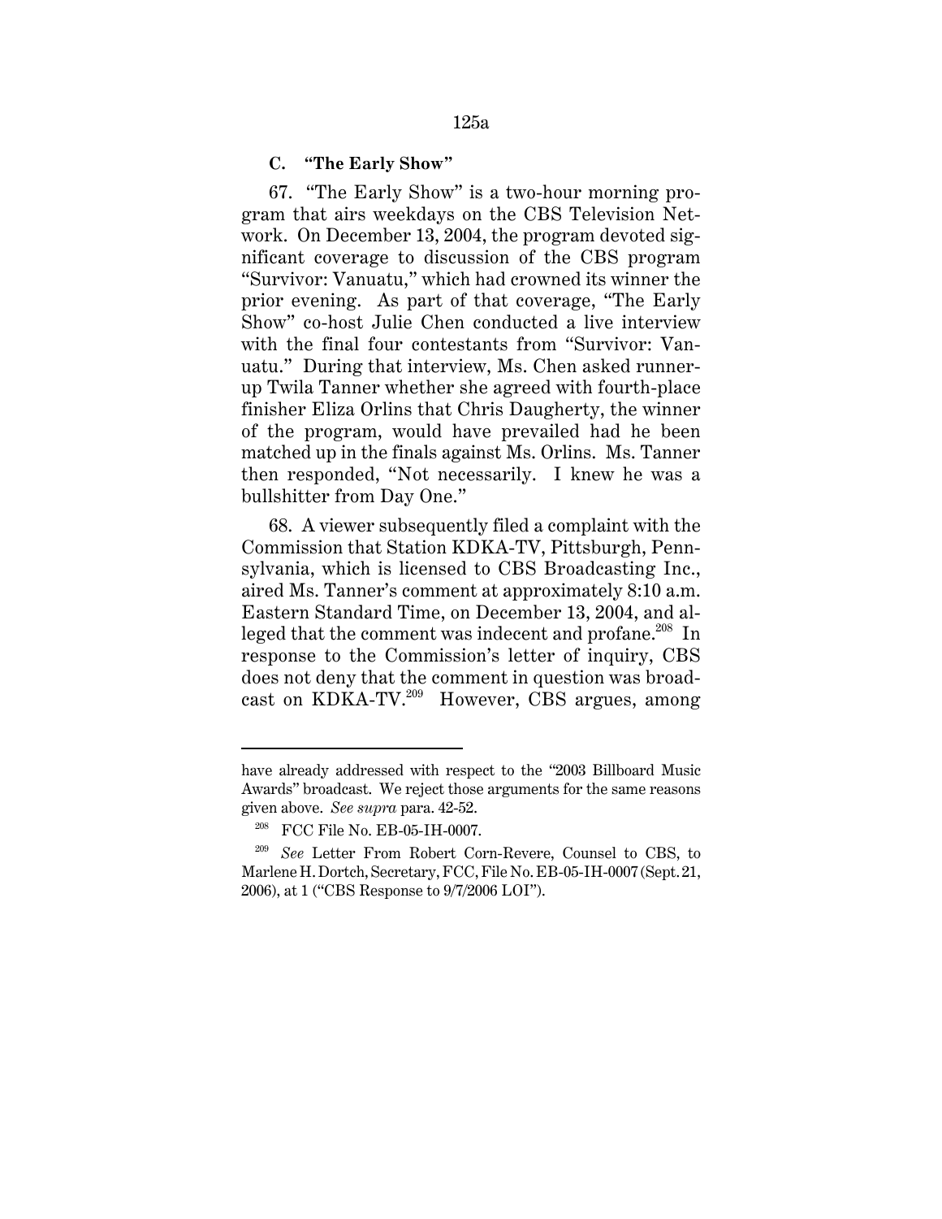### C. "The Early Show"

67. "The Early Show" is a two-hour morning program that airs weekdays on the CBS Television Network. On December 13, 2004, the program devoted significant coverage to discussion of the CBS program "Survivor: Vanuatu," which had crowned its winner the prior evening. As part of that coverage, "The Early Show" co-host Julie Chen conducted a live interview with the final four contestants from "Survivor: Vanuatu." During that interview, Ms. Chen asked runner-up Twila Tanner whether she agreed with fourth-place finisher Eliza Orlins that Chris Daugherty, the winner of the program, would have prevailed had he been matched up in the finals against Ms. Orlins. Ms. Tanner then responded, "Not necessarily. I knew he was a bullshitter from Day One."

68. A viewer subsequently filed a complaint with the Commission that Station KDKA-TV, Pittsburgh, Pennsylvania, which is licensed to CBS Broadcasting Inc., aired Ms. Tanner's comment at approximately 8:10 a.m. Eastern Standard Time, on December 13, 2004, and alleged that the comment was indecent and profane.[208] In response to the Commission's letter of inquiry, CBS does not deny that the comment in question was broadcast on KDKA-TV.[209] However, CBS argues, among

---

have already addressed with respect to the "2003 Billboard Music Awards" broadcast. We reject those arguments for the same reasons given above. *See supra* para. 42-52.

[208] FCC File No. EB-05-IH-0007.

[209] *See* Letter From Robert Corn-Revere, Counsel to CBS, to Marlene H. Dortch, Secretary, FCC, File No. EB-05-IH-0007 (Sept. 21, 2006), at 1 ("CBS Response to 9/7/2006 LOI").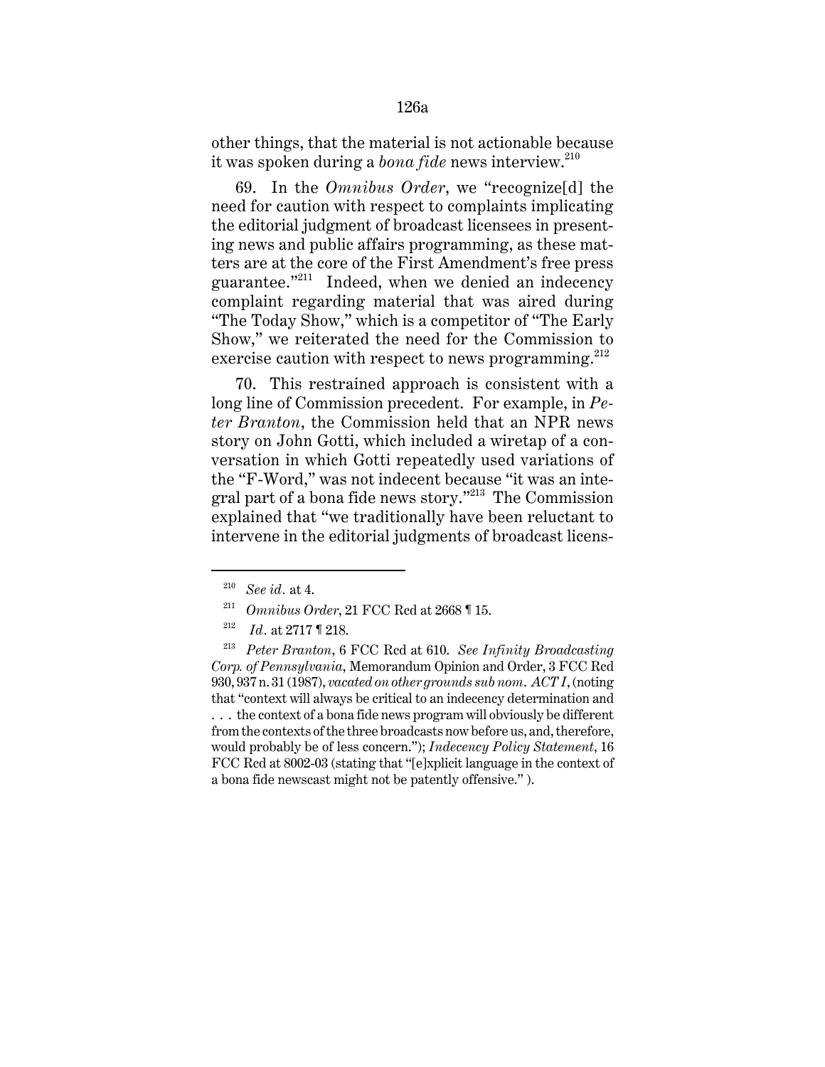other things, that the material is not actionable because it was spoken during a *bona fide* news interview.[210]

69. In the *Omnibus Order*, we "recognize[d] the need for caution with respect to complaints implicating the editorial judgment of broadcast licensees in presenting news and public affairs programming, as these matters are at the core of the First Amendment's free press guarantee."[211] Indeed, when we denied an indecency complaint regarding material that was aired during "The Today Show," which is a competitor of "The Early Show," we reiterated the need for the Commission to exercise caution with respect to news programming.[212]

70. This restrained approach is consistent with a long line of Commission precedent. For example, in *Peter Branton*, the Commission held that an NPR news story on John Gotti, which included a wiretap of a conversation in which Gotti repeatedly used variations of the "F-Word," was not indecent because "it was an integral part of a bona fide news story."[213] The Commission explained that "we traditionally have been reluctant to intervene in the editorial judgments of broadcast licens-

---

[210] *See id.* at 4.

[211] *Omnibus Order*, 21 FCC Rcd at 2668 ¶ 15.

[212] *Id.* at 2717 ¶ 218.

[213] *Peter Branton*, 6 FCC Rcd at 610. *See Infinity Broadcasting Corp. of Pennsylvania*, Memorandum Opinion and Order, 3 FCC Rcd 930, 937 n. 31 (1987), *vacated on other grounds sub nom. ACT I*, (noting that "context will always be critical to an indecency determination and . . . the context of a bona fide news program will obviously be different from the contexts of the three broadcasts now before us, and, therefore, would probably be of less concern."); *Indecency Policy Statement*, 16 FCC Rcd at 8002-03 (stating that "[e]xplicit language in the context of a bona fide newscast might not be patently offensive." ).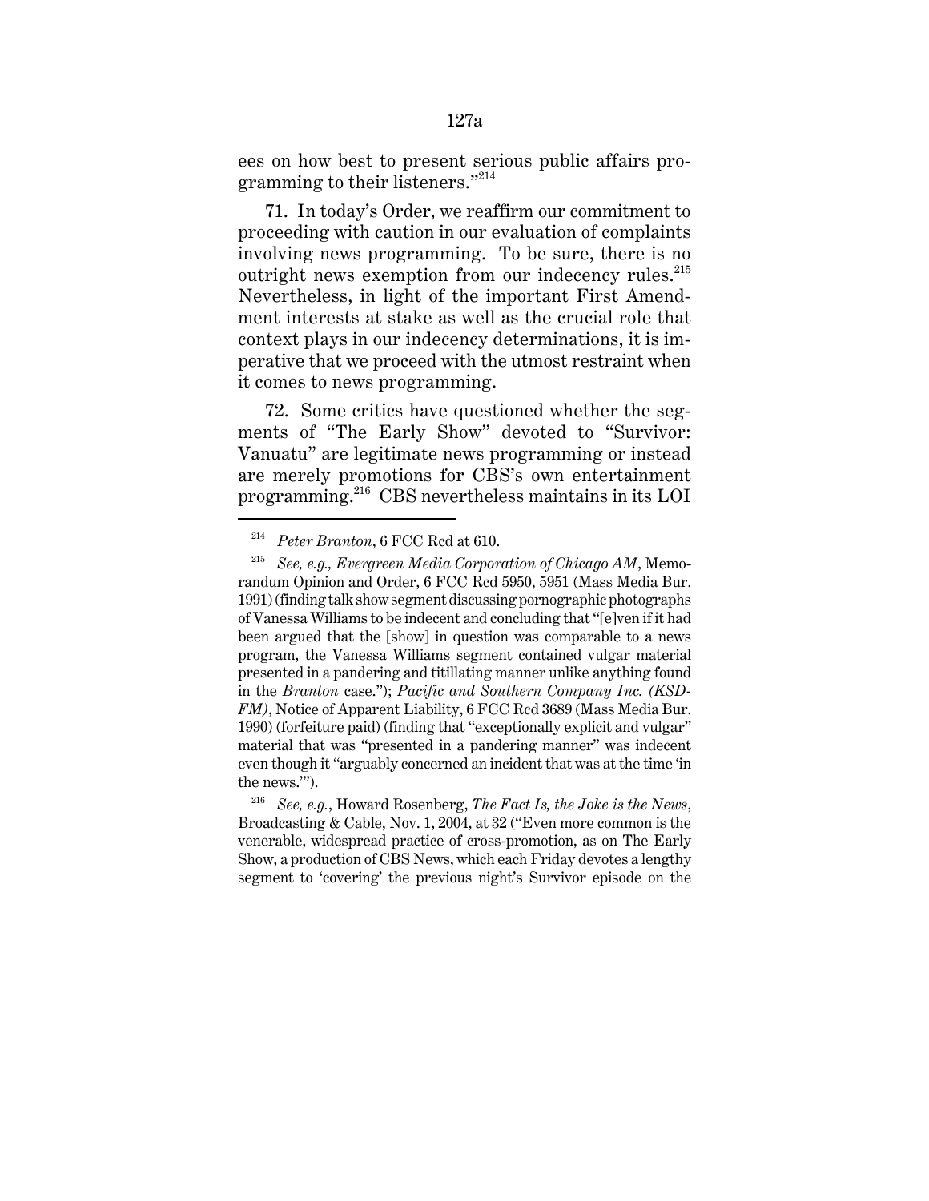ees on how best to present serious public affairs programming to their listeners."[214]

71. In today's Order, we reaffirm our commitment to proceeding with caution in our evaluation of complaints involving news programming. To be sure, there is no outright news exemption from our indecency rules.[215] Nevertheless, in light of the important First Amendment interests at stake as well as the crucial role that context plays in our indecency determinations, it is imperative that we proceed with the utmost restraint when it comes to news programming.

72. Some critics have questioned whether the segments of "The Early Show" devoted to "Survivor: Vanuatu" are legitimate news programming or instead are merely promotions for CBS's own entertainment programming.[216] CBS nevertheless maintains in its LOI

---

[214] *Peter Branton*, 6 FCC Rcd at 610.

[215] *See, e.g., Evergreen Media Corporation of Chicago AM*, Memorandum Opinion and Order, 6 FCC Rcd 5950, 5951 (Mass Media Bur. 1991) (finding talk show segment discussing pornographic photographs of Vanessa Williams to be indecent and concluding that "[e]ven if it had been argued that the [show] in question was comparable to a news program, the Vanessa Williams segment contained vulgar material presented in a pandering and titillating manner unlike anything found in the *Branton* case."); *Pacific and Southern Company Inc. (KSD-FM)*, Notice of Apparent Liability, 6 FCC Rcd 3689 (Mass Media Bur. 1990) (forfeiture paid) (finding that "exceptionally explicit and vulgar" material that was "presented in a pandering manner" was indecent even though it "arguably concerned an incident that was at the time 'in the news.'").

[216] *See, e.g.*, Howard Rosenberg, *The Fact Is, the Joke is the News*, Broadcasting & Cable, Nov. 1, 2004, at 32 ("Even more common is the venerable, widespread practice of cross-promotion, as on The Early Show, a production of CBS News, which each Friday devotes a lengthy segment to 'covering' the previous night's Survivor episode on the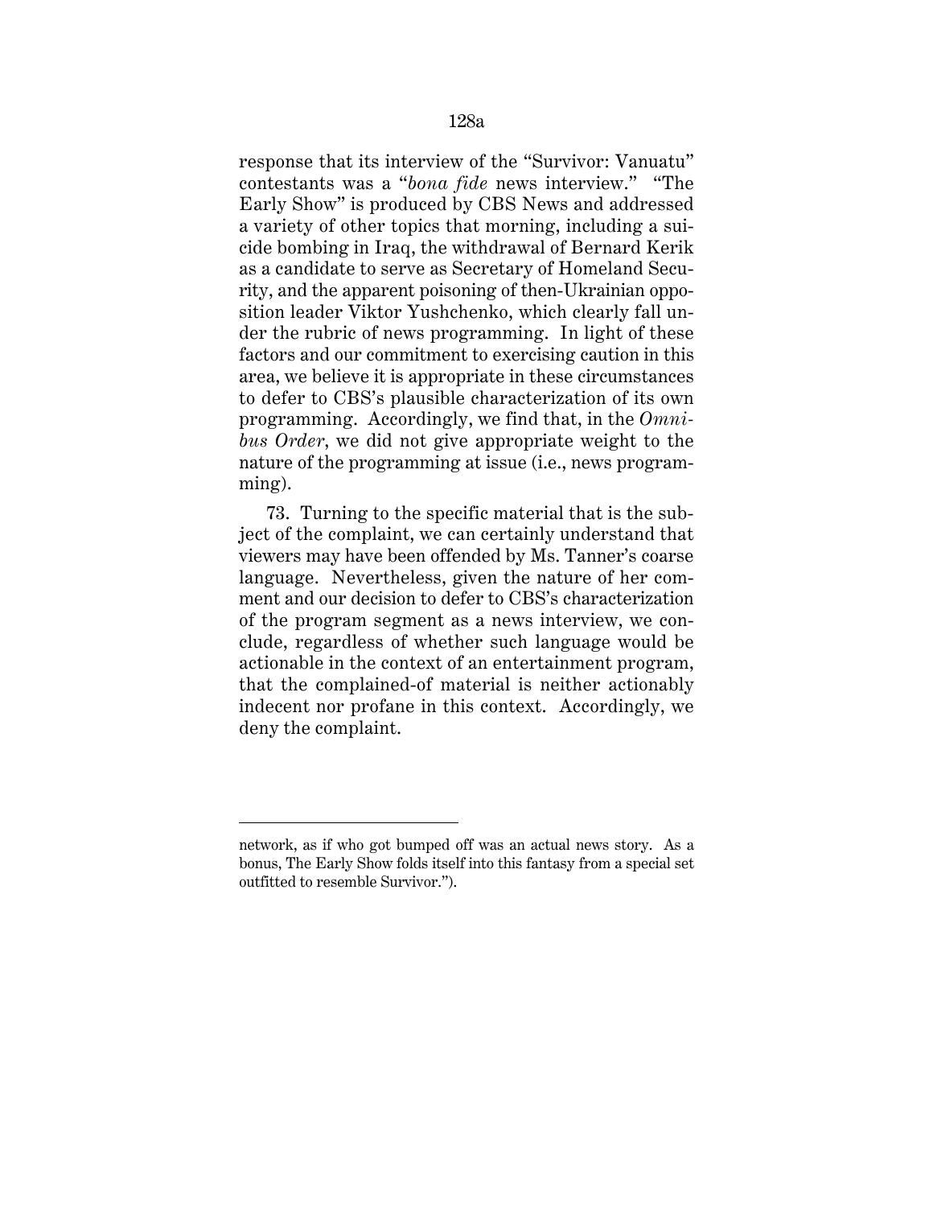response that its interview of the "Survivor: Vanuatu" contestants was a "*bona fide* news interview." "The Early Show" is produced by CBS News and addressed a variety of other topics that morning, including a suicide bombing in Iraq, the withdrawal of Bernard Kerik as a candidate to serve as Secretary of Homeland Security, and the apparent poisoning of then-Ukrainian opposition leader Viktor Yushchenko, which clearly fall under the rubric of news programming. In light of these factors and our commitment to exercising caution in this area, we believe it is appropriate in these circumstances to defer to CBS's plausible characterization of its own programming. Accordingly, we find that, in the *Omnibus Order*, we did not give appropriate weight to the nature of the programming at issue (i.e., news programming).

73. Turning to the specific material that is the subject of the complaint, we can certainly understand that viewers may have been offended by Ms. Tanner's coarse language. Nevertheless, given the nature of her comment and our decision to defer to CBS's characterization of the program segment as a news interview, we conclude, regardless of whether such language would be actionable in the context of an entertainment program, that the complained-of material is neither actionably indecent nor profane in this context. Accordingly, we deny the complaint.

---

network, as if who got bumped off was an actual news story. As a bonus, The Early Show folds itself into this fantasy from a special set outfitted to resemble Survivor.").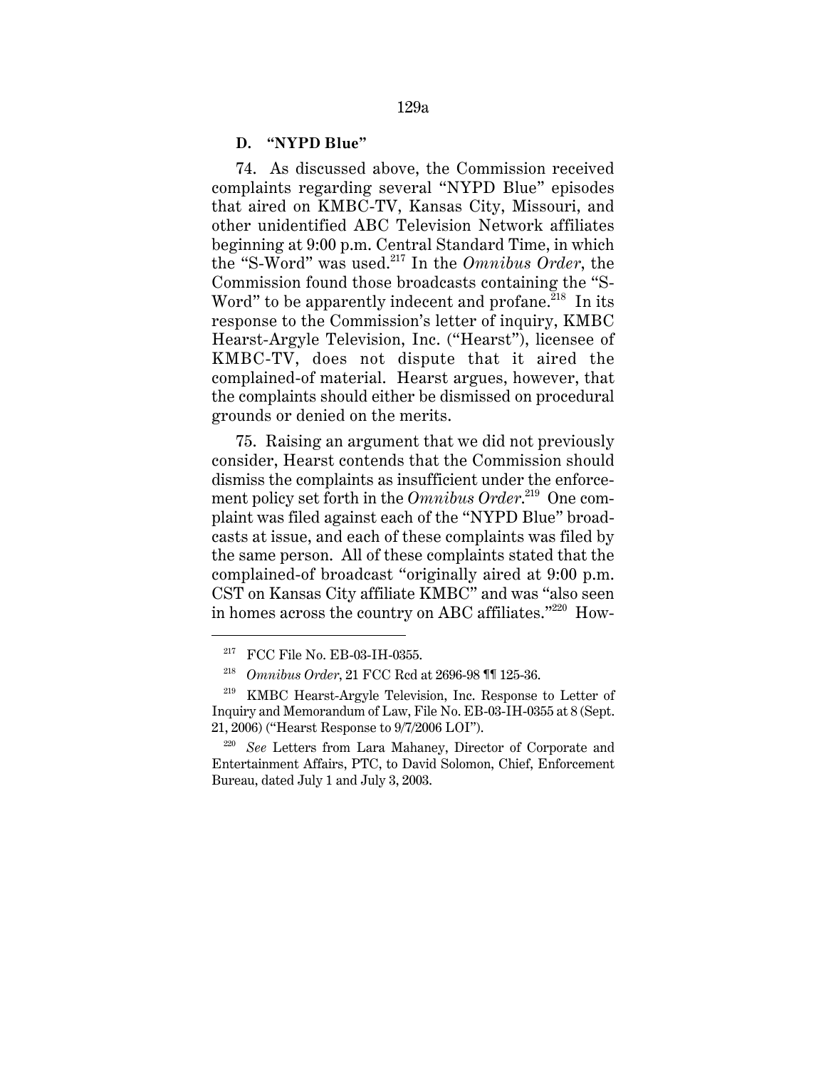### D. "NYPD Blue"

74. As discussed above, the Commission received complaints regarding several "NYPD Blue" episodes that aired on KMBC-TV, Kansas City, Missouri, and other unidentified ABC Television Network affiliates beginning at 9:00 p.m. Central Standard Time, in which the "S-Word" was used.[217] In the *Omnibus Order*, the Commission found those broadcasts containing the "S-Word" to be apparently indecent and profane.[218] In its response to the Commission's letter of inquiry, KMBC Hearst-Argyle Television, Inc. ("Hearst"), licensee of KMBC-TV, does not dispute that it aired the complained-of material. Hearst argues, however, that the complaints should either be dismissed on procedural grounds or denied on the merits.

75. Raising an argument that we did not previously consider, Hearst contends that the Commission should dismiss the complaints as insufficient under the enforcement policy set forth in the *Omnibus Order*.[219] One complaint was filed against each of the "NYPD Blue" broadcasts at issue, and each of these complaints was filed by the same person. All of these complaints stated that the complained-of broadcast "originally aired at 9:00 p.m. CST on Kansas City affiliate KMBC" and was "also seen in homes across the country on ABC affiliates."[220] How-

---

[217] FCC File No. EB-03-IH-0355.

[218] *Omnibus Order*, 21 FCC Rcd at 2696-98 ¶¶ 125-36.

[219] KMBC Hearst-Argyle Television, Inc. Response to Letter of Inquiry and Memorandum of Law, File No. EB-03-IH-0355 at 8 (Sept. 21, 2006) ("Hearst Response to 9/7/2006 LOI").

[220] *See* Letters from Lara Mahaney, Director of Corporate and Entertainment Affairs, PTC, to David Solomon, Chief, Enforcement Bureau, dated July 1 and July 3, 2003.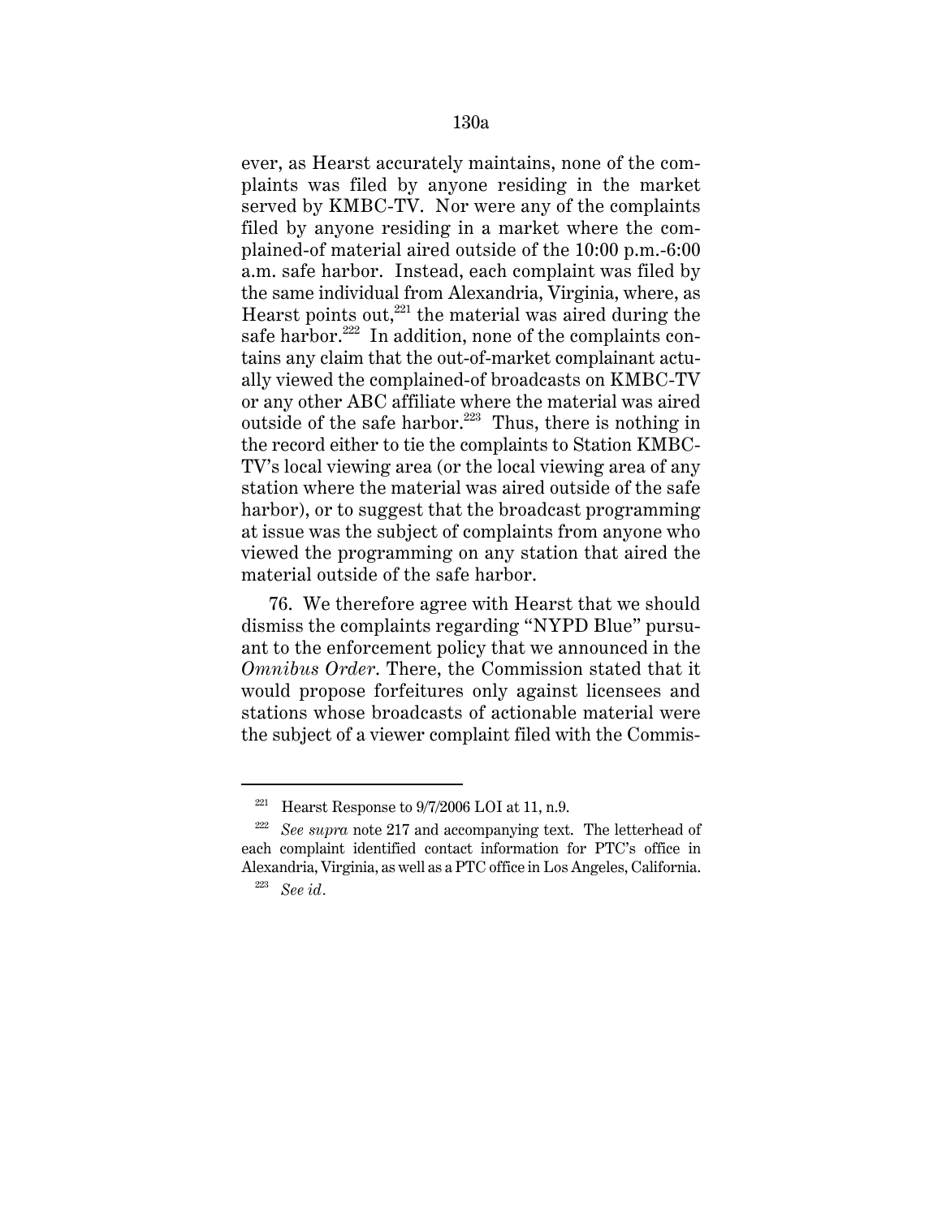ever, as Hearst accurately maintains, none of the complaints was filed by anyone residing in the market served by KMBC-TV. Nor were any of the complaints filed by anyone residing in a market where the complained-of material aired outside of the 10:00 p.m.-6:00 a.m. safe harbor. Instead, each complaint was filed by the same individual from Alexandria, Virginia, where, as Hearst points out,[221] the material was aired during the safe harbor.[222] In addition, none of the complaints contains any claim that the out-of-market complainant actually viewed the complained-of broadcasts on KMBC-TV or any other ABC affiliate where the material was aired outside of the safe harbor.[223] Thus, there is nothing in the record either to tie the complaints to Station KMBC-TV's local viewing area (or the local viewing area of any station where the material was aired outside of the safe harbor), or to suggest that the broadcast programming at issue was the subject of complaints from anyone who viewed the programming on any station that aired the material outside of the safe harbor.

76. We therefore agree with Hearst that we should dismiss the complaints regarding "NYPD Blue" pursuant to the enforcement policy that we announced in the *Omnibus Order*. There, the Commission stated that it would propose forfeitures only against licensees and stations whose broadcasts of actionable material were the subject of a viewer complaint filed with the Commis-

---

[221] Hearst Response to 9/7/2006 LOI at 11, n.9.

[222] *See supra* note 217 and accompanying text. The letterhead of each complaint identified contact information for PTC's office in Alexandria, Virginia, as well as a PTC office in Los Angeles, California.

[223] *See id*.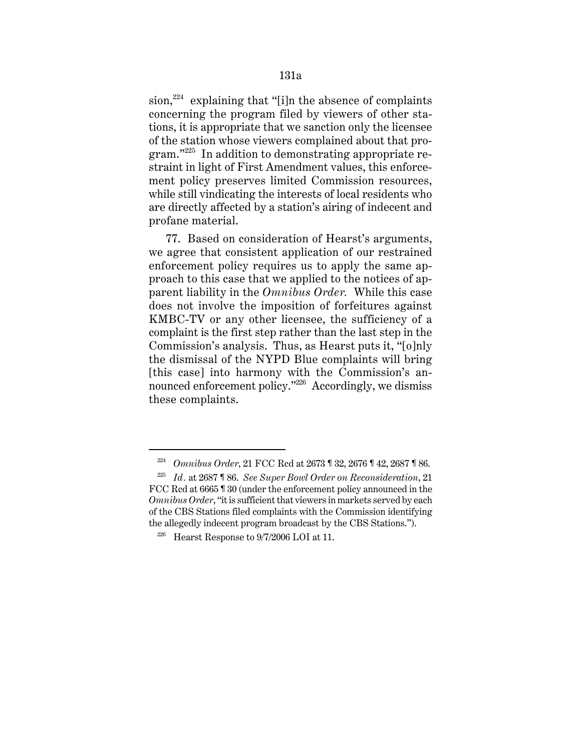sion,[224] explaining that "[i]n the absence of complaints concerning the program filed by viewers of other stations, it is appropriate that we sanction only the licensee of the station whose viewers complained about that program."[225] In addition to demonstrating appropriate restraint in light of First Amendment values, this enforcement policy preserves limited Commission resources, while still vindicating the interests of local residents who are directly affected by a station's airing of indecent and profane material.

77. Based on consideration of Hearst's arguments, we agree that consistent application of our restrained enforcement policy requires us to apply the same approach to this case that we applied to the notices of apparent liability in the *Omnibus Order.* While this case does not involve the imposition of forfeitures against KMBC-TV or any other licensee, the sufficiency of a complaint is the first step rather than the last step in the Commission's analysis. Thus, as Hearst puts it, "[o]nly the dismissal of the NYPD Blue complaints will bring [this case] into harmony with the Commission's announced enforcement policy."[226] Accordingly, we dismiss these complaints.

---

[224] *Omnibus Order*, 21 FCC Rcd at 2673 ¶ 32, 2676 ¶ 42, 2687 ¶ 86.

[225] *Id*. at 2687 ¶ 86. *See Super Bowl Order on Reconsideration*, 21 FCC Rcd at 6665 ¶ 30 (under the enforcement policy announced in the *Omnibus Order*, "it is sufficient that viewers in markets served by each of the CBS Stations filed complaints with the Commission identifying the allegedly indecent program broadcast by the CBS Stations.").

[226] Hearst Response to 9/7/2006 LOI at 11.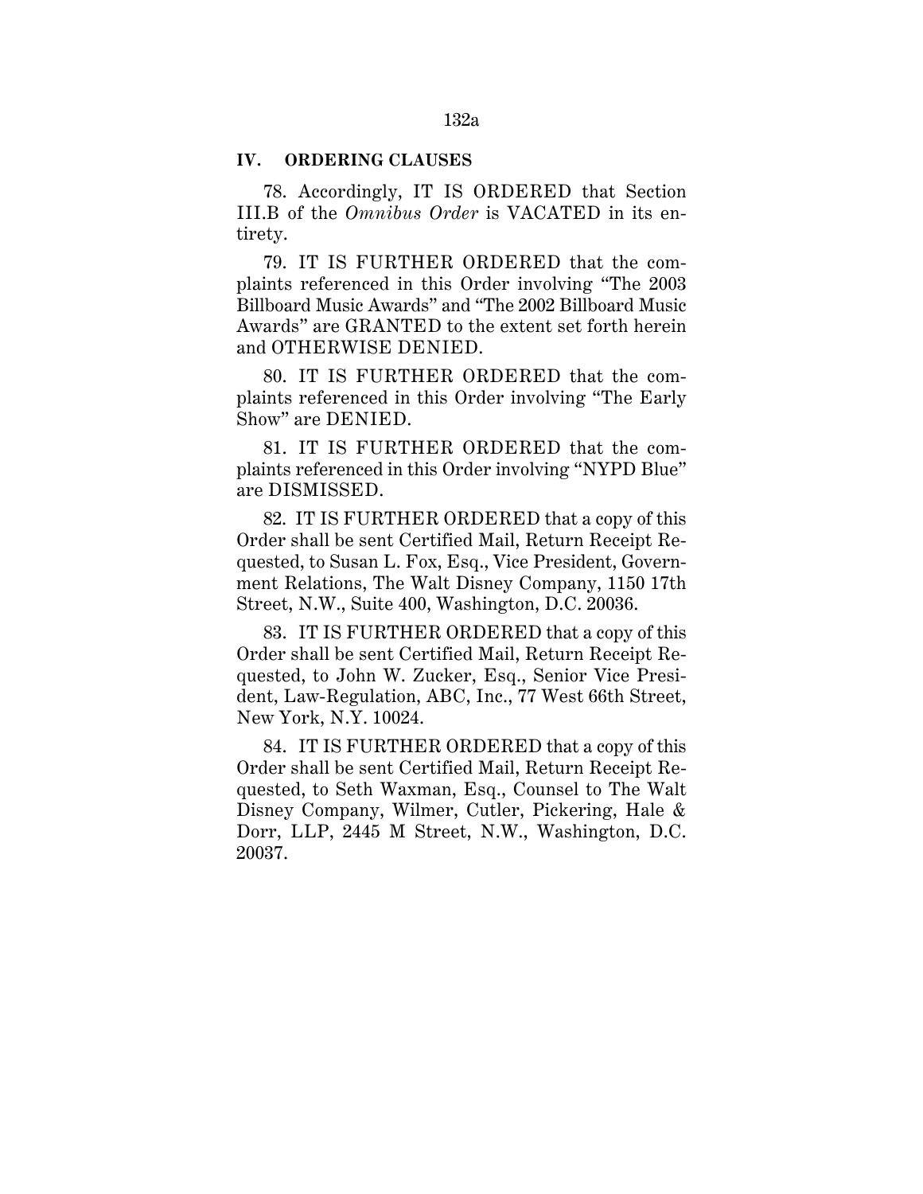## IV. ORDERING CLAUSES

78. Accordingly, IT IS ORDERED that Section III.B of the *Omnibus Order* is VACATED in its entirety.

79. IT IS FURTHER ORDERED that the complaints referenced in this Order involving "The 2003 Billboard Music Awards" and "The 2002 Billboard Music Awards" are GRANTED to the extent set forth herein and OTHERWISE DENIED.

80. IT IS FURTHER ORDERED that the complaints referenced in this Order involving "The Early Show" are DENIED.

81. IT IS FURTHER ORDERED that the complaints referenced in this Order involving "NYPD Blue" are DISMISSED.

82. IT IS FURTHER ORDERED that a copy of this Order shall be sent Certified Mail, Return Receipt Requested, to Susan L. Fox, Esq., Vice President, Government Relations, The Walt Disney Company, 1150 17th Street, N.W., Suite 400, Washington, D.C. 20036.

83. IT IS FURTHER ORDERED that a copy of this Order shall be sent Certified Mail, Return Receipt Requested, to John W. Zucker, Esq., Senior Vice President, Law-Regulation, ABC, Inc., 77 West 66th Street, New York, N.Y. 10024.

84. IT IS FURTHER ORDERED that a copy of this Order shall be sent Certified Mail, Return Receipt Requested, to Seth Waxman, Esq., Counsel to The Walt Disney Company, Wilmer, Cutler, Pickering, Hale & Dorr, LLP, 2445 M Street, N.W., Washington, D.C. 20037.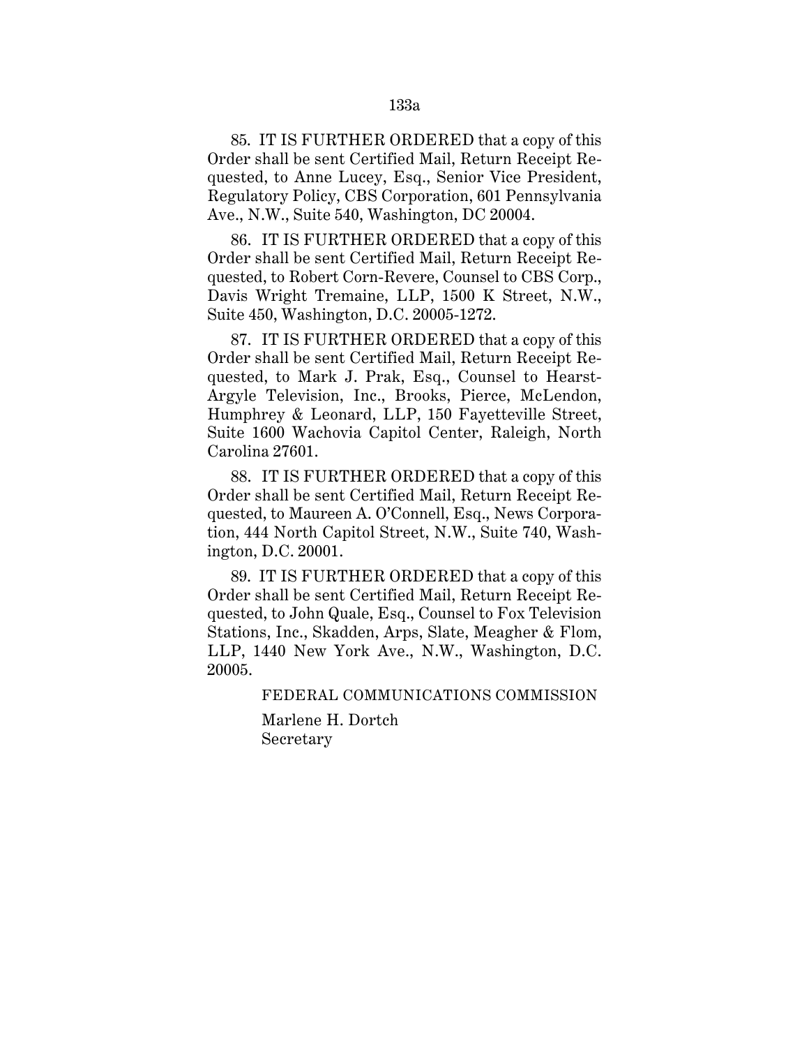85. IT IS FURTHER ORDERED that a copy of this Order shall be sent Certified Mail, Return Receipt Requested, to Anne Lucey, Esq., Senior Vice President, Regulatory Policy, CBS Corporation, 601 Pennsylvania Ave., N.W., Suite 540, Washington, DC 20004.

86. IT IS FURTHER ORDERED that a copy of this Order shall be sent Certified Mail, Return Receipt Requested, to Robert Corn-Revere, Counsel to CBS Corp., Davis Wright Tremaine, LLP, 1500 K Street, N.W., Suite 450, Washington, D.C. 20005-1272.

87. IT IS FURTHER ORDERED that a copy of this Order shall be sent Certified Mail, Return Receipt Requested, to Mark J. Prak, Esq., Counsel to Hearst-Argyle Television, Inc., Brooks, Pierce, McLendon, Humphrey & Leonard, LLP, 150 Fayetteville Street, Suite 1600 Wachovia Capitol Center, Raleigh, North Carolina 27601.

88. IT IS FURTHER ORDERED that a copy of this Order shall be sent Certified Mail, Return Receipt Requested, to Maureen A. O'Connell, Esq., News Corporation, 444 North Capitol Street, N.W., Suite 740, Washington, D.C. 20001.

89. IT IS FURTHER ORDERED that a copy of this Order shall be sent Certified Mail, Return Receipt Requested, to John Quale, Esq., Counsel to Fox Television Stations, Inc., Skadden, Arps, Slate, Meagher & Flom, LLP, 1440 New York Ave., N.W., Washington, D.C. 20005.

FEDERAL COMMUNICATIONS COMMISSION

Marlene H. Dortch
Secretary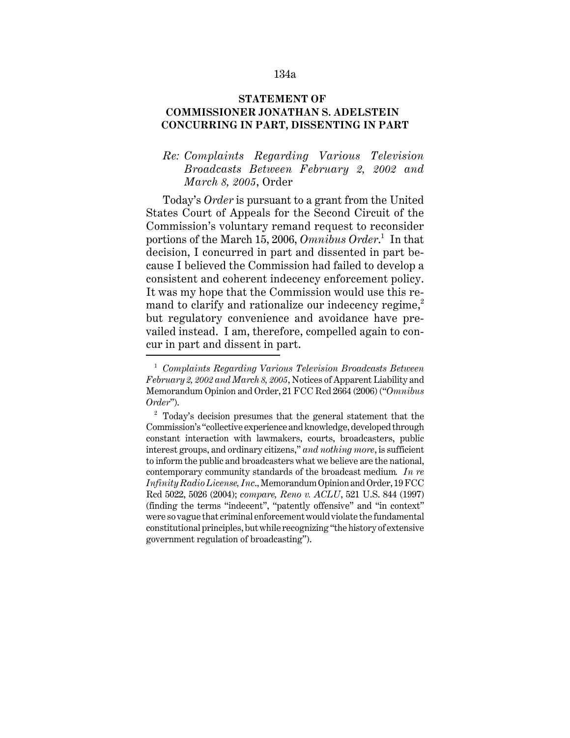## STATEMENT OF COMMISSIONER JONATHAN S. ADELSTEIN CONCURRING IN PART, DISSENTING IN PART

*Re: Complaints Regarding Various Television Broadcasts Between February 2, 2002 and March 8, 2005*, Order

Today's *Order* is pursuant to a grant from the United States Court of Appeals for the Second Circuit of the Commission's voluntary remand request to reconsider portions of the March 15, 2006, *Omnibus Order*.[1] In that decision, I concurred in part and dissented in part because I believed the Commission had failed to develop a consistent and coherent indecency enforcement policy. It was my hope that the Commission would use this remand to clarify and rationalize our indecency regime,[2] but regulatory convenience and avoidance have prevailed instead. I am, therefore, compelled again to concur in part and dissent in part.

---

[1] *Complaints Regarding Various Television Broadcasts Between February 2, 2002 and March 8, 2005*, Notices of Apparent Liability and Memorandum Opinion and Order, 21 FCC Rcd 2664 (2006) ("*Omnibus Order*").

[2] Today's decision presumes that the general statement that the Commission's "collective experience and knowledge, developed through constant interaction with lawmakers, courts, broadcasters, public interest groups, and ordinary citizens," *and nothing more*, is sufficient to inform the public and broadcasters what we believe are the national, contemporary community standards of the broadcast medium. *In re Infinity Radio License, Inc*., Memorandum Opinion and Order, 19 FCC Rcd 5022, 5026 (2004); *compare, Reno v. ACLU*, 521 U.S. 844 (1997) (finding the terms "indecent", "patently offensive" and "in context" were so vague that criminal enforcement would violate the fundamental constitutional principles, but while recognizing "the history of extensive government regulation of broadcasting").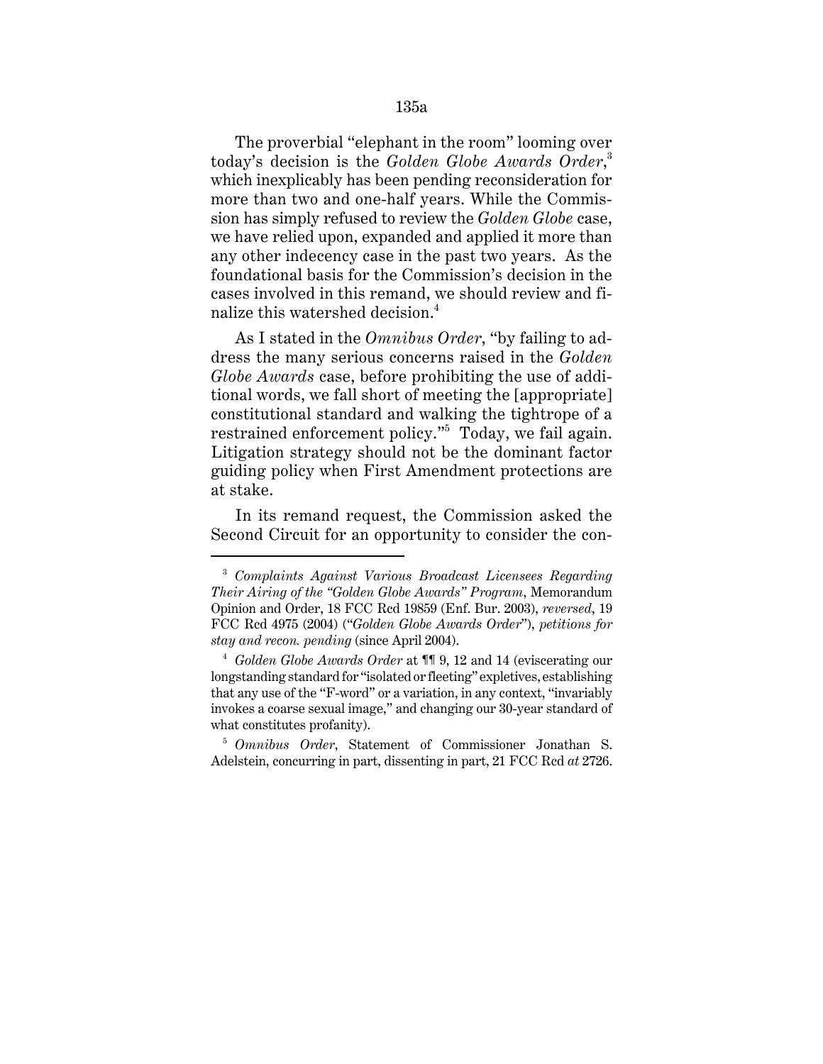The proverbial "elephant in the room" looming over today's decision is the *Golden Globe Awards Order*,[3] which inexplicably has been pending reconsideration for more than two and one-half years. While the Commission has simply refused to review the *Golden Globe* case, we have relied upon, expanded and applied it more than any other indecency case in the past two years. As the foundational basis for the Commission's decision in the cases involved in this remand, we should review and finalize this watershed decision.[4]

As I stated in the *Omnibus Order*, "by failing to address the many serious concerns raised in the *Golden Globe Awards* case, before prohibiting the use of additional words, we fall short of meeting the [appropriate] constitutional standard and walking the tightrope of a restrained enforcement policy."[5] Today, we fail again. Litigation strategy should not be the dominant factor guiding policy when First Amendment protections are at stake.

In its remand request, the Commission asked the Second Circuit for an opportunity to consider the con-

---

[3] *Complaints Against Various Broadcast Licensees Regarding Their Airing of the "Golden Globe Awards" Program*, Memorandum Opinion and Order, 18 FCC Rcd 19859 (Enf. Bur. 2003), *reversed*, 19 FCC Rcd 4975 (2004) ("*Golden Globe Awards Order*"), *petitions for stay and recon. pending* (since April 2004).

[4] *Golden Globe Awards Order* at ¶¶ 9, 12 and 14 (eviscerating our longstanding standard for "isolated or fleeting" expletives, establishing that any use of the "F-word" or a variation, in any context, "invariably invokes a coarse sexual image," and changing our 30-year standard of what constitutes profanity).

[5] *Omnibus Order*, Statement of Commissioner Jonathan S. Adelstein, concurring in part, dissenting in part, 21 FCC Rcd *at* 2726.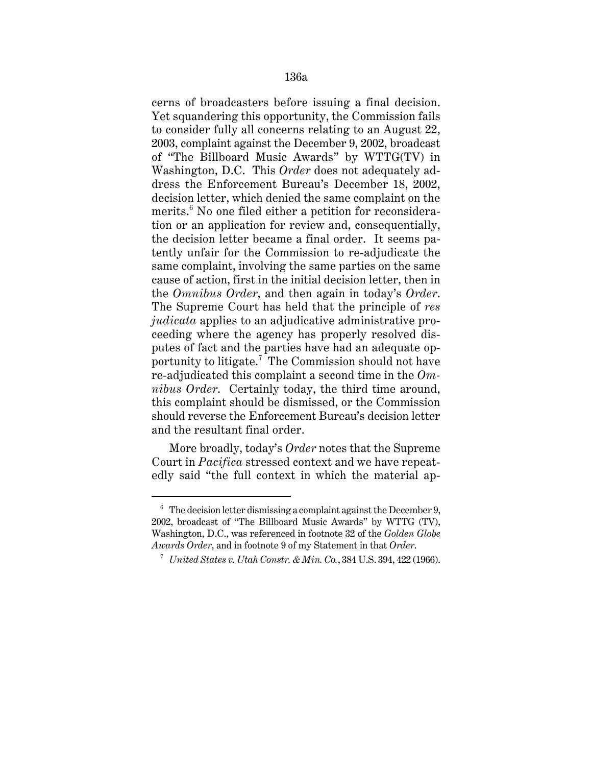cerns of broadcasters before issuing a final decision. Yet squandering this opportunity, the Commission fails to consider fully all concerns relating to an August 22, 2003, complaint against the December 9, 2002, broadcast of "The Billboard Music Awards" by WTTG(TV) in Washington, D.C. This *Order* does not adequately address the Enforcement Bureau's December 18, 2002, decision letter, which denied the same complaint on the merits.[6] No one filed either a petition for reconsideration or an application for review and, consequentially, the decision letter became a final order. It seems patently unfair for the Commission to re-adjudicate the same complaint, involving the same parties on the same cause of action, first in the initial decision letter, then in the *Omnibus Order*, and then again in today's *Order*. The Supreme Court has held that the principle of *res judicata* applies to an adjudicative administrative proceeding where the agency has properly resolved disputes of fact and the parties have had an adequate opportunity to litigate.[7] The Commission should not have re-adjudicated this complaint a second time in the *Omnibus Order*. Certainly today, the third time around, this complaint should be dismissed, or the Commission should reverse the Enforcement Bureau's decision letter and the resultant final order.

More broadly, today's *Order* notes that the Supreme Court in *Pacifica* stressed context and we have repeatedly said "the full context in which the material ap-

---

[6] The decision letter dismissing a complaint against the December 9, 2002, broadcast of "The Billboard Music Awards" by WTTG (TV), Washington, D.C., was referenced in footnote 32 of the *Golden Globe Awards Order*, and in footnote 9 of my Statement in that *Order*.

[7] *United States v. Utah Constr. & Min. Co.*, 384 U.S. 394, 422 (1966).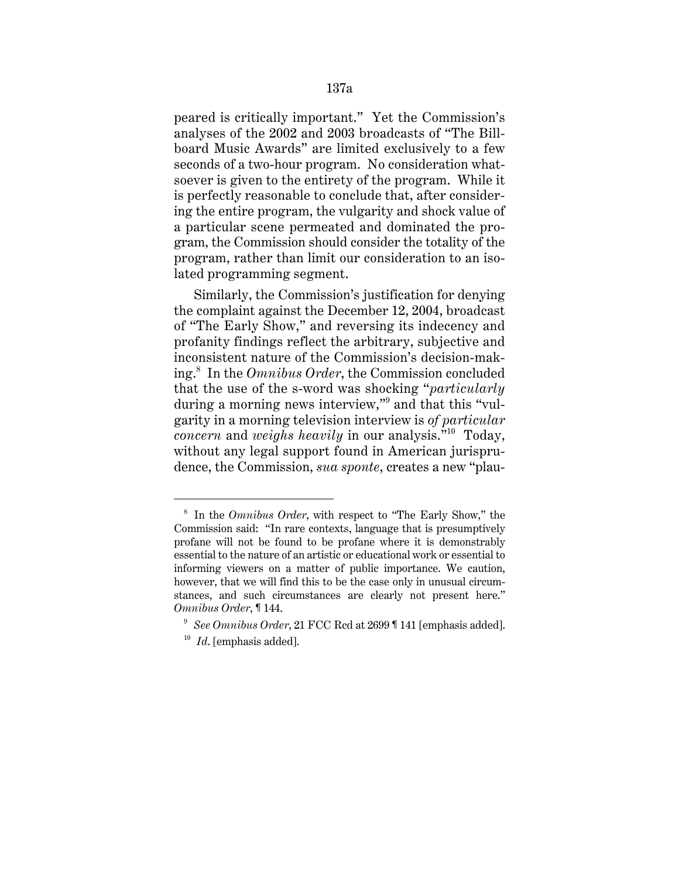peared is critically important." Yet the Commission's analyses of the 2002 and 2003 broadcasts of "The Billboard Music Awards" are limited exclusively to a few seconds of a two-hour program. No consideration whatsoever is given to the entirety of the program. While it is perfectly reasonable to conclude that, after considering the entire program, the vulgarity and shock value of a particular scene permeated and dominated the program, the Commission should consider the totality of the program, rather than limit our consideration to an isolated programming segment.

Similarly, the Commission's justification for denying the complaint against the December 12, 2004, broadcast of "The Early Show," and reversing its indecency and profanity findings reflect the arbitrary, subjective and inconsistent nature of the Commission's decision-making.[8] In the *Omnibus Order*, the Commission concluded that the use of the s-word was shocking "*particularly* during a morning news interview,"[9] and that this "vulgarity in a morning television interview is *of particular concern* and *weighs heavily* in our analysis."[10] Today, without any legal support found in American jurisprudence, the Commission, *sua sponte*, creates a new "plau-

---

[8] In the *Omnibus Order*, with respect to "The Early Show," the Commission said: "In rare contexts, language that is presumptively profane will not be found to be profane where it is demonstrably essential to the nature of an artistic or educational work or essential to informing viewers on a matter of public importance. We caution, however, that we will find this to be the case only in unusual circumstances, and such circumstances are clearly not present here." *Omnibus Order*, ¶ 144.

[9] *See Omnibus Order*, 21 FCC Rcd at 2699 ¶ 141 [emphasis added].

[10] *Id*. [emphasis added].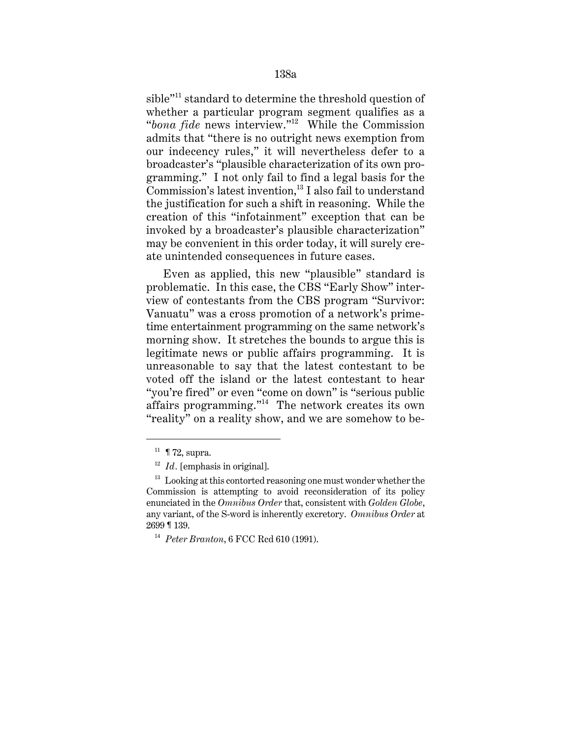sible"[11] standard to determine the threshold question of whether a particular program segment qualifies as a "*bona fide* news interview."[12] While the Commission admits that "there is no outright news exemption from our indecency rules," it will nevertheless defer to a broadcaster's "plausible characterization of its own programming." I not only fail to find a legal basis for the Commission's latest invention,[13] I also fail to understand the justification for such a shift in reasoning. While the creation of this "infotainment" exception that can be invoked by a broadcaster's plausible characterization" may be convenient in this order today, it will surely create unintended consequences in future cases.

Even as applied, this new "plausible" standard is problematic. In this case, the CBS "Early Show" interview of contestants from the CBS program "Survivor: Vanuatu" was a cross promotion of a network's prime-time entertainment programming on the same network's morning show. It stretches the bounds to argue this is legitimate news or public affairs programming. It is unreasonable to say that the latest contestant to be voted off the island or the latest contestant to hear "you're fired" or even "come on down" is "serious public affairs programming."[14] The network creates its own "reality" on a reality show, and we are somehow to be-

---

[11] ¶ 72, supra.

[12] *Id*. [emphasis in original].

[13] Looking at this contorted reasoning one must wonder whether the Commission is attempting to avoid reconsideration of its policy enunciated in the *Omnibus Order* that, consistent with *Golden Globe*, any variant, of the S-word is inherently excretory. *Omnibus Order* at 2699 ¶ 139.

[14] *Peter Branton*, 6 FCC Rcd 610 (1991).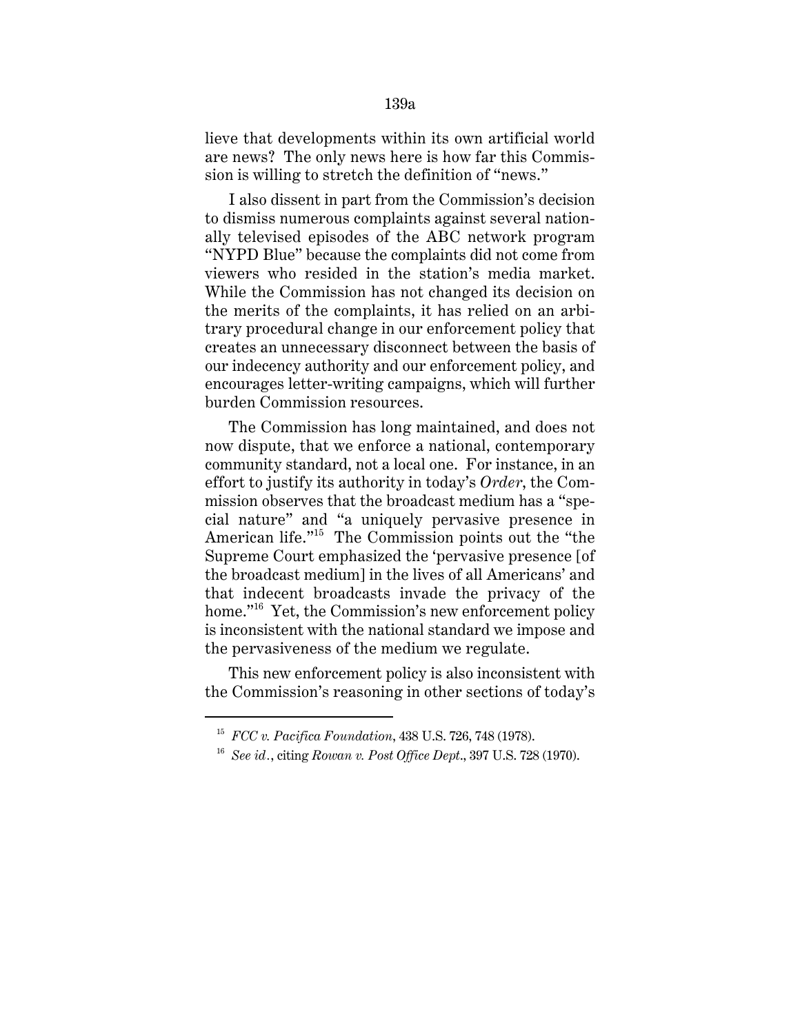lieve that developments within its own artificial world are news? The only news here is how far this Commission is willing to stretch the definition of "news."

I also dissent in part from the Commission's decision to dismiss numerous complaints against several nationally televised episodes of the ABC network program "NYPD Blue" because the complaints did not come from viewers who resided in the station's media market. While the Commission has not changed its decision on the merits of the complaints, it has relied on an arbitrary procedural change in our enforcement policy that creates an unnecessary disconnect between the basis of our indecency authority and our enforcement policy, and encourages letter-writing campaigns, which will further burden Commission resources.

The Commission has long maintained, and does not now dispute, that we enforce a national, contemporary community standard, not a local one. For instance, in an effort to justify its authority in today's *Order*, the Commission observes that the broadcast medium has a "special nature" and "a uniquely pervasive presence in American life."[15] The Commission points out the "the Supreme Court emphasized the 'pervasive presence [of the broadcast medium] in the lives of all Americans' and that indecent broadcasts invade the privacy of the home."[16] Yet, the Commission's new enforcement policy is inconsistent with the national standard we impose and the pervasiveness of the medium we regulate.

This new enforcement policy is also inconsistent with the Commission's reasoning in other sections of today's

---

[15] *FCC v. Pacifica Foundation*, 438 U.S. 726, 748 (1978).

[16] *See id.*, citing *Rowan v. Post Office Dept.*, 397 U.S. 728 (1970).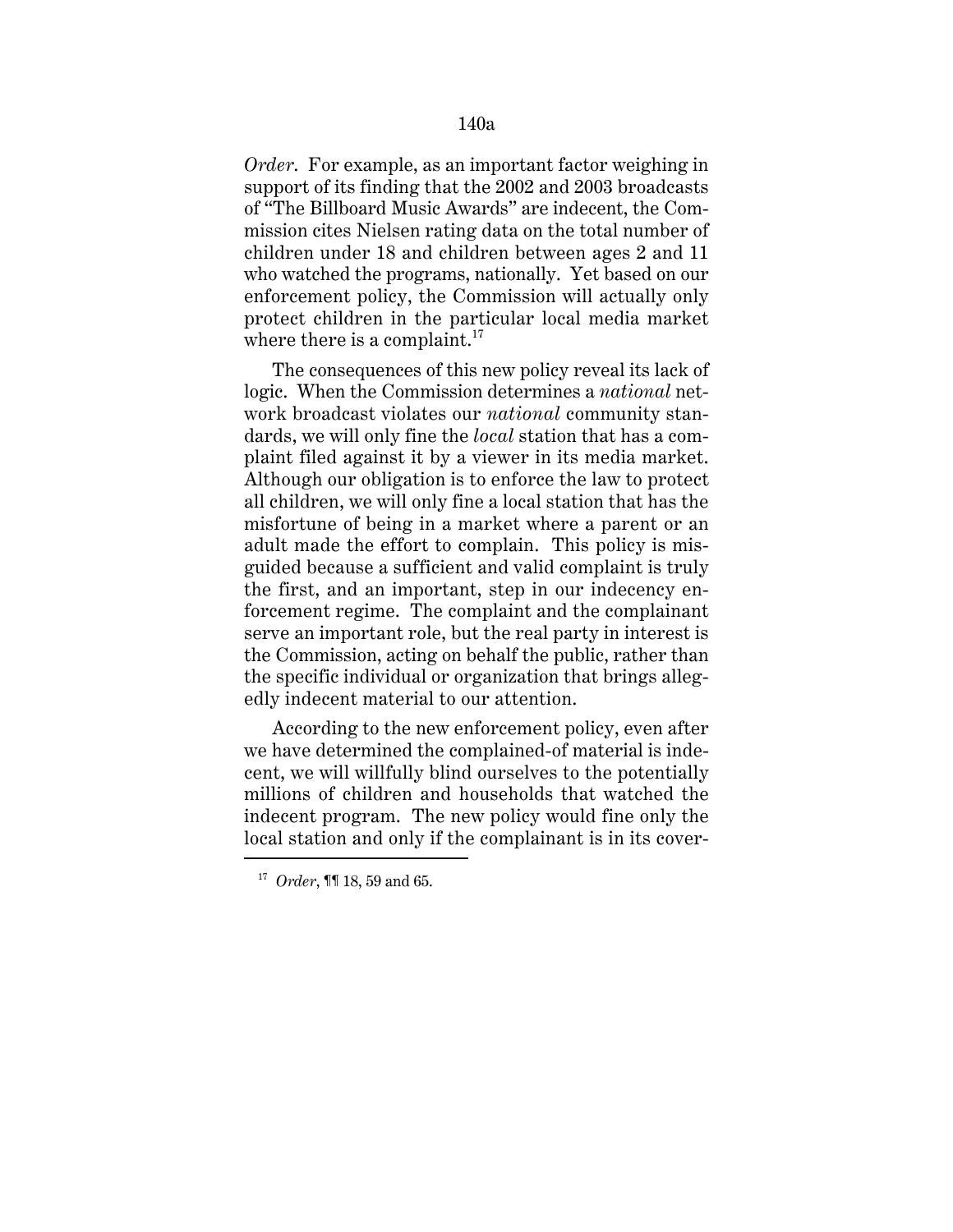*Order*. For example, as an important factor weighing in support of its finding that the 2002 and 2003 broadcasts of "The Billboard Music Awards" are indecent, the Commission cites Nielsen rating data on the total number of children under 18 and children between ages 2 and 11 who watched the programs, nationally. Yet based on our enforcement policy, the Commission will actually only protect children in the particular local media market where there is a complaint.[17]

The consequences of this new policy reveal its lack of logic. When the Commission determines a *national* network broadcast violates our *national* community standards, we will only fine the *local* station that has a complaint filed against it by a viewer in its media market. Although our obligation is to enforce the law to protect all children, we will only fine a local station that has the misfortune of being in a market where a parent or an adult made the effort to complain. This policy is misguided because a sufficient and valid complaint is truly the first, and an important, step in our indecency enforcement regime. The complaint and the complainant serve an important role, but the real party in interest is the Commission, acting on behalf the public, rather than the specific individual or organization that brings allegedly indecent material to our attention.

According to the new enforcement policy, even after we have determined the complained-of material is indecent, we will willfully blind ourselves to the potentially millions of children and households that watched the indecent program. The new policy would fine only the local station and only if the complainant is in its cover-

[17] *Order*, ¶¶ 18, 59 and 65.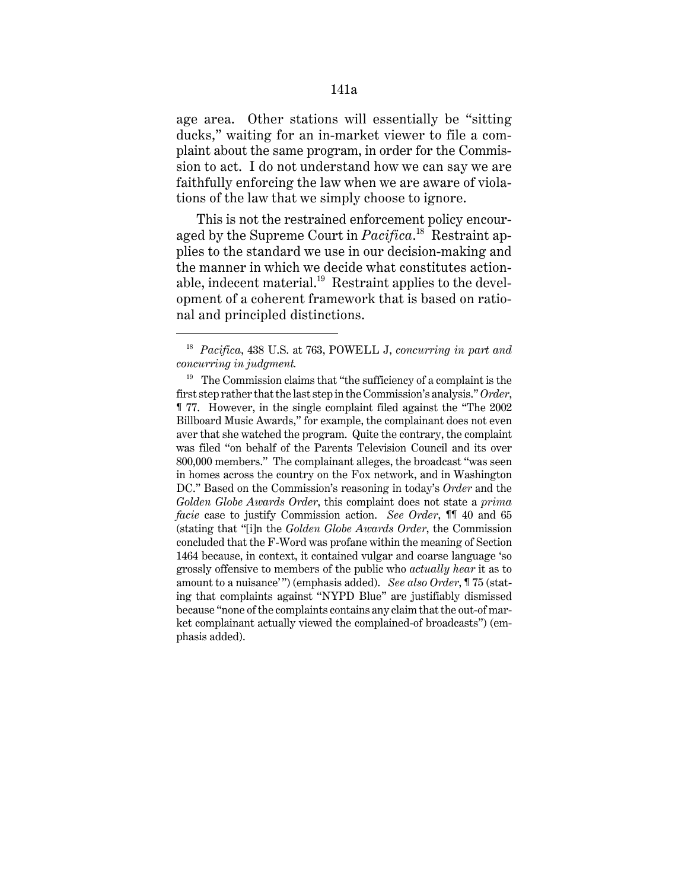age area. Other stations will essentially be "sitting ducks," waiting for an in-market viewer to file a complaint about the same program, in order for the Commission to act. I do not understand how we can say we are faithfully enforcing the law when we are aware of violations of the law that we simply choose to ignore.

This is not the restrained enforcement policy encouraged by the Supreme Court in *Pacifica*.[18] Restraint applies to the standard we use in our decision-making and the manner in which we decide what constitutes actionable, indecent material.[19] Restraint applies to the development of a coherent framework that is based on rational and principled distinctions.

---

[18] *Pacifica*, 438 U.S. at 763, POWELL J, *concurring in part and concurring in judgment.*

[19] The Commission claims that "the sufficiency of a complaint is the first step rather that the last step in the Commission's analysis." *Order*, ¶ 77. However, in the single complaint filed against the "The 2002 Billboard Music Awards," for example, the complainant does not even aver that she watched the program. Quite the contrary, the complaint was filed "on behalf of the Parents Television Council and its over 800,000 members." The complainant alleges, the broadcast "was seen in homes across the country on the Fox network, and in Washington DC." Based on the Commission's reasoning in today's *Order* and the *Golden Globe Awards Order*, this complaint does not state a *prima facie* case to justify Commission action. *See Order*, ¶¶ 40 and 65 (stating that "[i]n the *Golden Globe Awards Order*, the Commission concluded that the F-Word was profane within the meaning of Section 1464 because, in context, it contained vulgar and coarse language 'so grossly offensive to members of the public who *actually hear* it as to amount to a nuisance'") (emphasis added). *See also Order*, ¶ 75 (stating that complaints against "NYPD Blue" are justifiably dismissed because "none of the complaints contains any claim that the out-of market complainant actually viewed the complained-of broadcasts") (emphasis added).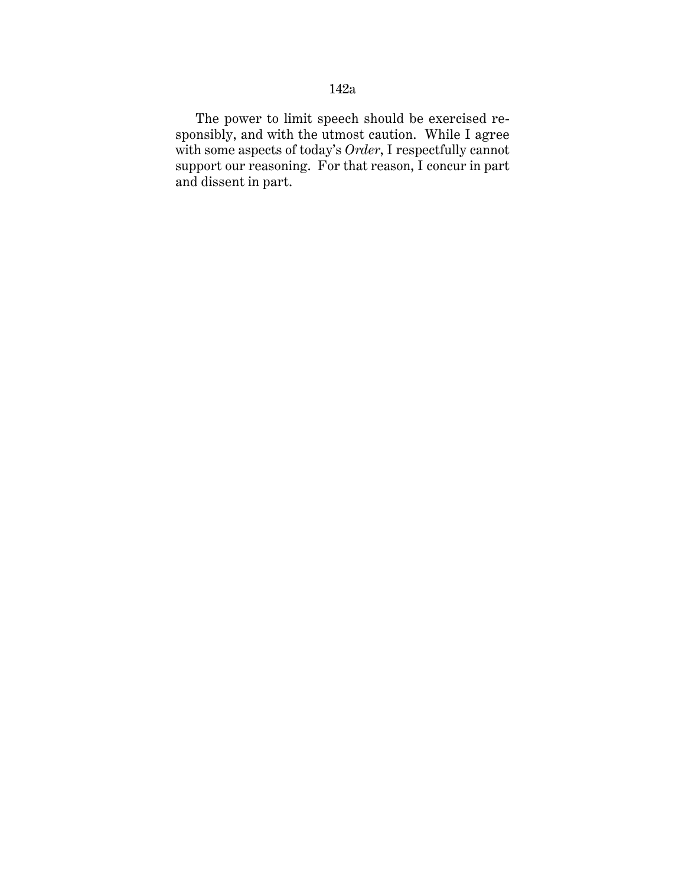The power to limit speech should be exercised responsibly, and with the utmost caution. While I agree with some aspects of today's *Order*, I respectfully cannot support our reasoning. For that reason, I concur in part and dissent in part.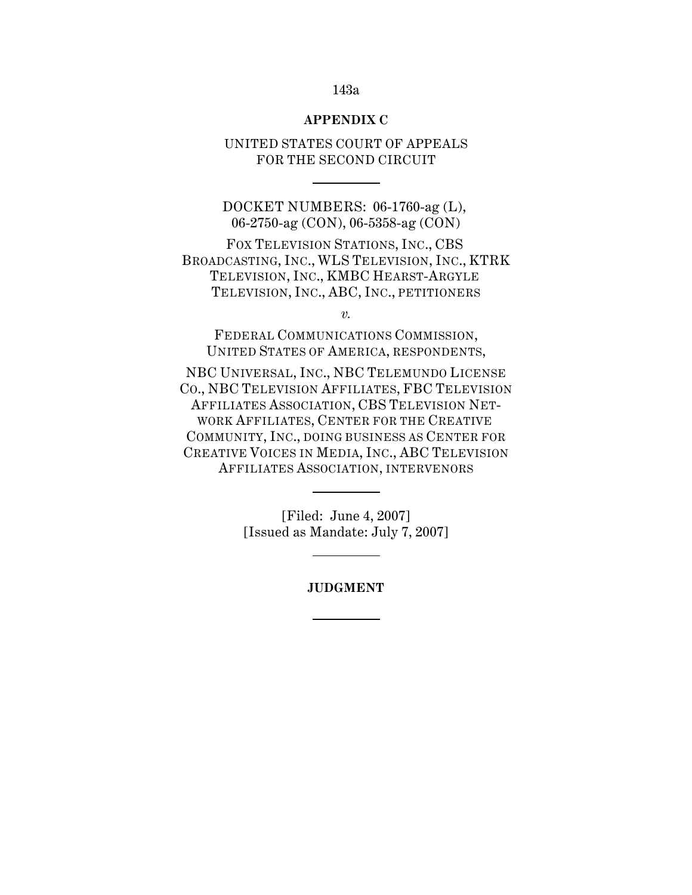**APPENDIX C**

UNITED STATES COURT OF APPEALS
FOR THE SECOND CIRCUIT

---

DOCKET NUMBERS: 06-1760-ag (L),
06-2750-ag (CON), 06-5358-ag (CON)

FOX TELEVISION STATIONS, INC., CBS BROADCASTING, INC., WLS TELEVISION, INC., KTRK TELEVISION, INC., KMBC HEARST-ARGYLE TELEVISION, INC., ABC, INC., PETITIONERS

*v.*

FEDERAL COMMUNICATIONS COMMISSION, UNITED STATES OF AMERICA, RESPONDENTS,

NBC UNIVERSAL, INC., NBC TELEMUNDO LICENSE CO., NBC TELEVISION AFFILIATES, FBC TELEVISION AFFILIATES ASSOCIATION, CBS TELEVISION NETWORK AFFILIATES, CENTER FOR THE CREATIVE COMMUNITY, INC., DOING BUSINESS AS CENTER FOR CREATIVE VOICES IN MEDIA, INC., ABC TELEVISION AFFILIATES ASSOCIATION, INTERVENORS

---

[Filed: June 4, 2007]
[Issued as Mandate: July 7, 2007]

---

**JUDGMENT**

---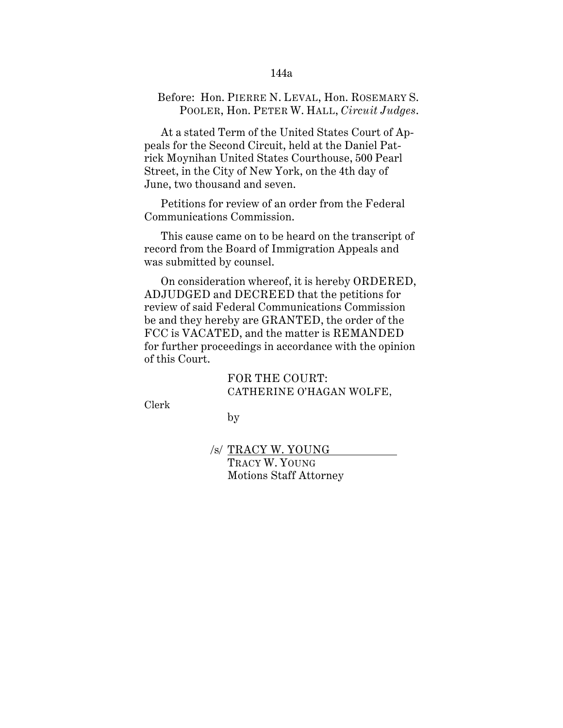Before: Hon. PIERRE N. LEVAL, Hon. ROSEMARY S. POOLER, Hon. PETER W. HALL, *Circuit Judges*.

At a stated Term of the United States Court of Appeals for the Second Circuit, held at the Daniel Patrick Moynihan United States Courthouse, 500 Pearl Street, in the City of New York, on the 4th day of June, two thousand and seven.

Petitions for review of an order from the Federal Communications Commission.

This cause came on to be heard on the transcript of record from the Board of Immigration Appeals and was submitted by counsel.

On consideration whereof, it is hereby ORDERED, ADJUDGED and DECREED that the petitions for review of said Federal Communications Commission be and they hereby are GRANTED, the order of the FCC is VACATED, and the matter is REMANDED for further proceedings in accordance with the opinion of this Court.

FOR THE COURT:
CATHERINE O'HAGAN WOLFE,

Clerk

by

/s/ TRACY W. YOUNG
TRACY W. YOUNG
Motions Staff Attorney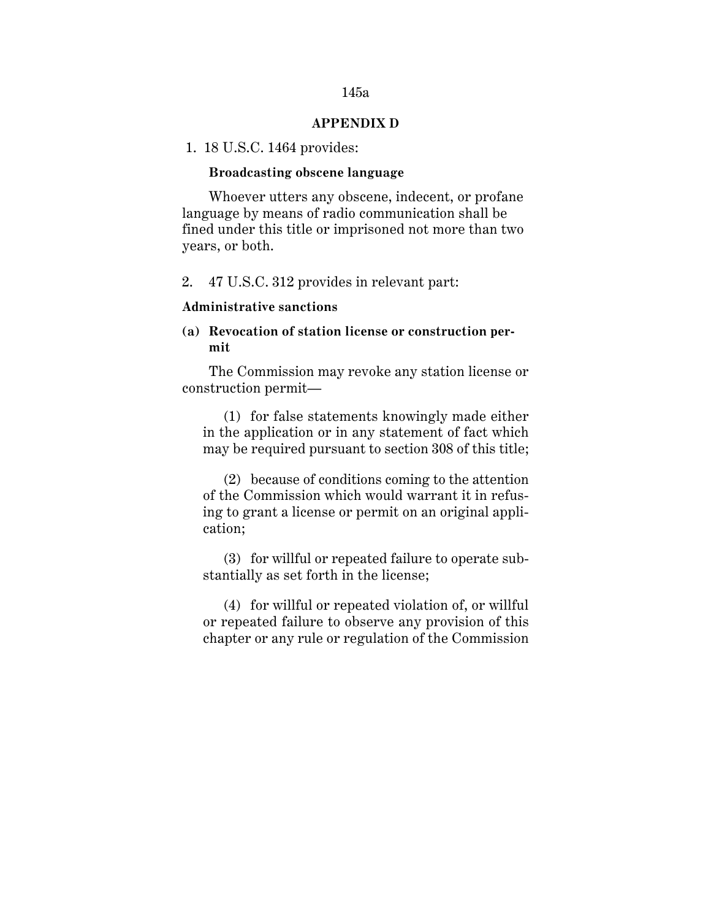## APPENDIX D

1. 18 U.S.C. 1464 provides:

**Broadcasting obscene language**

Whoever utters any obscene, indecent, or profane language by means of radio communication shall be fined under this title or imprisoned not more than two years, or both.

2. 47 U.S.C. 312 provides in relevant part:

**Administrative sanctions**

**(a) Revocation of station license or construction permit**

The Commission may revoke any station license or construction permit—

(1) for false statements knowingly made either in the application or in any statement of fact which may be required pursuant to section 308 of this title;

(2) because of conditions coming to the attention of the Commission which would warrant it in refusing to grant a license or permit on an original application;

(3) for willful or repeated failure to operate substantially as set forth in the license;

(4) for willful or repeated violation of, or willful or repeated failure to observe any provision of this chapter or any rule or regulation of the Commission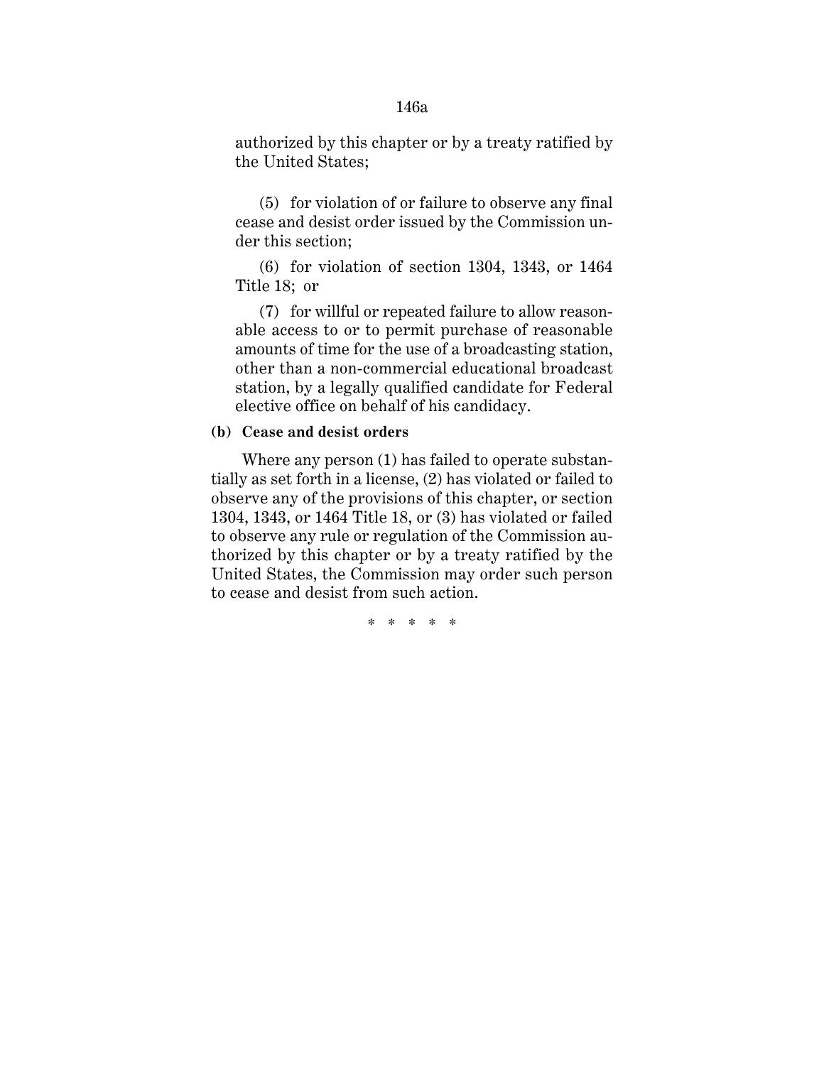authorized by this chapter or by a treaty ratified by the United States;

(5) for violation of or failure to observe any final cease and desist order issued by the Commission under this section;

(6) for violation of section 1304, 1343, or 1464 Title 18; or

(7) for willful or repeated failure to allow reasonable access to or to permit purchase of reasonable amounts of time for the use of a broadcasting station, other than a non-commercial educational broadcast station, by a legally qualified candidate for Federal elective office on behalf of his candidacy.

**(b) Cease and desist orders**

Where any person (1) has failed to operate substantially as set forth in a license, (2) has violated or failed to observe any of the provisions of this chapter, or section 1304, 1343, or 1464 Title 18, or (3) has violated or failed to observe any rule or regulation of the Commission authorized by this chapter or by a treaty ratified by the United States, the Commission may order such person to cease and desist from such action.

\* \* \* \* \*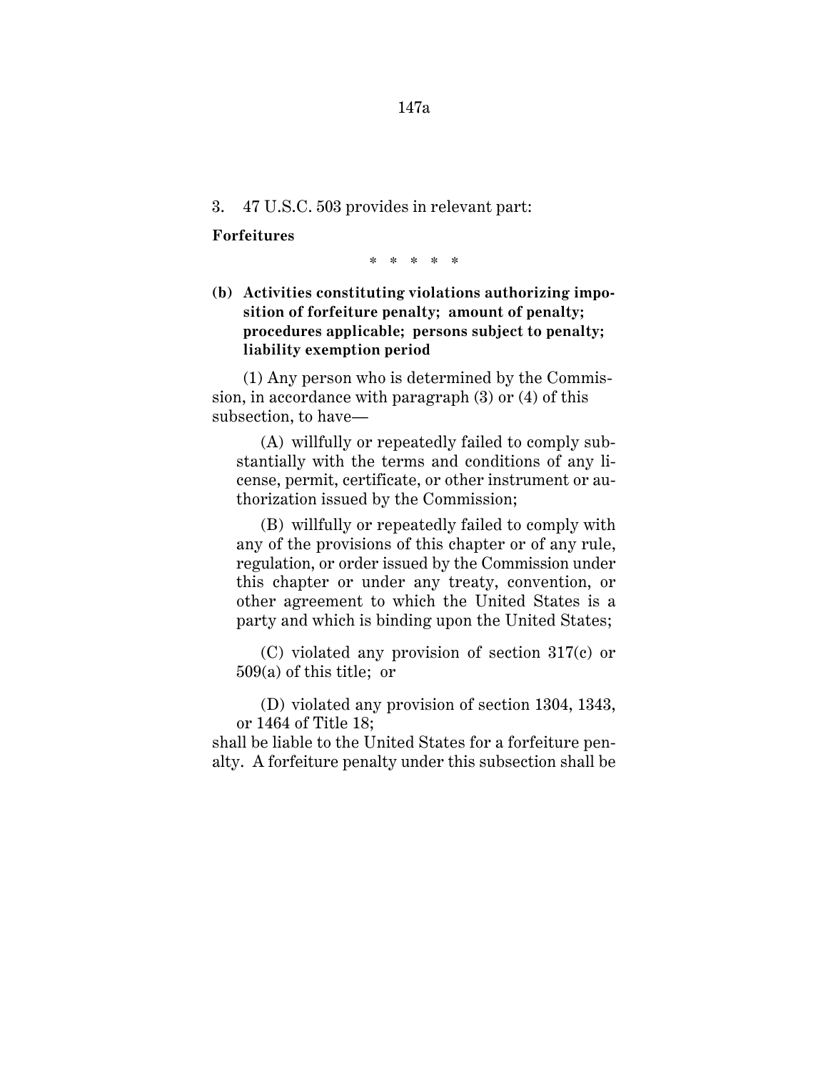3. 47 U.S.C. 503 provides in relevant part:

**Forfeitures**

\* \* \* \* \*

**(b) Activities constituting violations authorizing imposition of forfeiture penalty; amount of penalty; procedures applicable; persons subject to penalty; liability exemption period**

(1) Any person who is determined by the Commission, in accordance with paragraph (3) or (4) of this subsection, to have—

(A) willfully or repeatedly failed to comply substantially with the terms and conditions of any license, permit, certificate, or other instrument or authorization issued by the Commission;

(B) willfully or repeatedly failed to comply with any of the provisions of this chapter or of any rule, regulation, or order issued by the Commission under this chapter or under any treaty, convention, or other agreement to which the United States is a party and which is binding upon the United States;

(C) violated any provision of section 317(c) or 509(a) of this title; or

(D) violated any provision of section 1304, 1343, or 1464 of Title 18;

shall be liable to the United States for a forfeiture penalty. A forfeiture penalty under this subsection shall be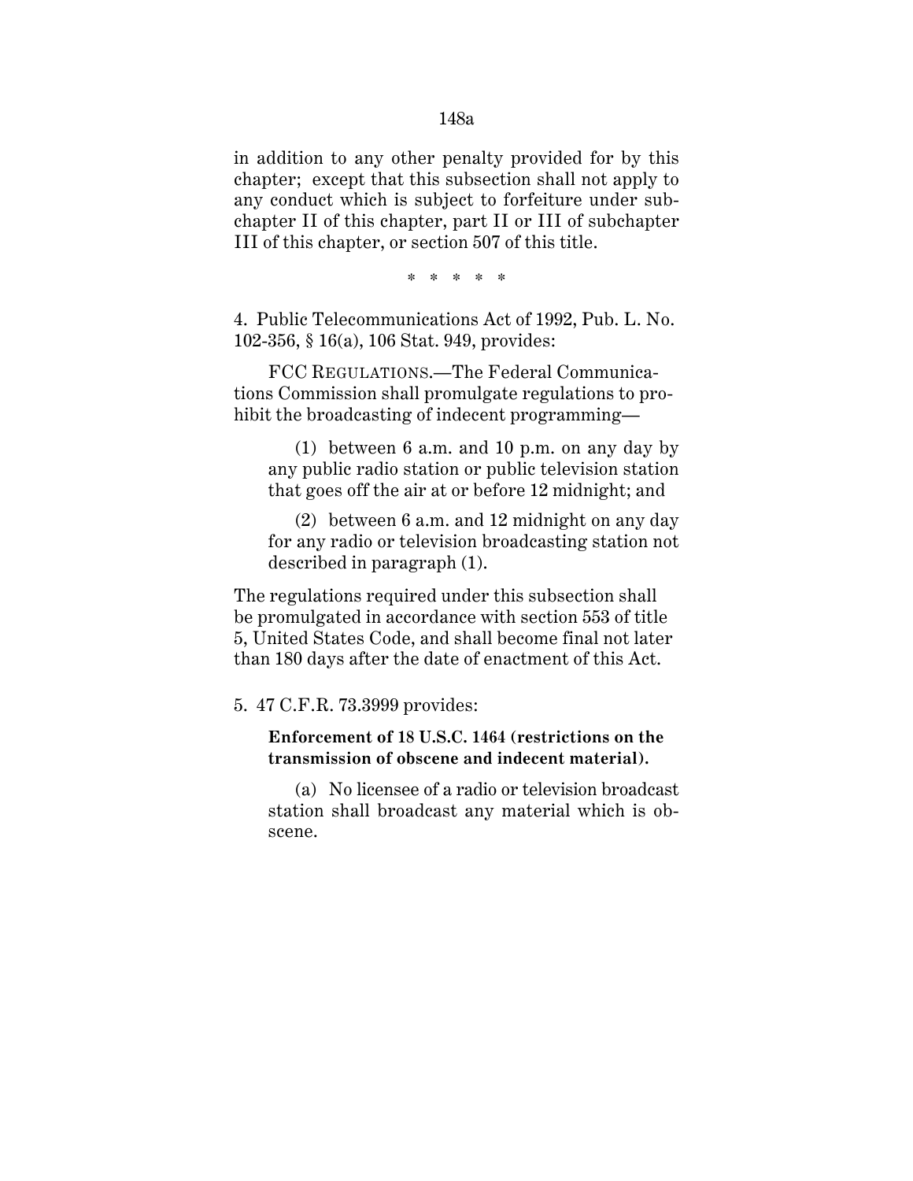in addition to any other penalty provided for by this chapter; except that this subsection shall not apply to any conduct which is subject to forfeiture under subchapter II of this chapter, part II or III of subchapter III of this chapter, or section 507 of this title.

\* \* \* \* \*

4. Public Telecommunications Act of 1992, Pub. L. No. 102-356, § 16(a), 106 Stat. 949, provides:

FCC REGULATIONS.—The Federal Communications Commission shall promulgate regulations to prohibit the broadcasting of indecent programming—

(1) between 6 a.m. and 10 p.m. on any day by any public radio station or public television station that goes off the air at or before 12 midnight; and

(2) between 6 a.m. and 12 midnight on any day for any radio or television broadcasting station not described in paragraph (1).

The regulations required under this subsection shall be promulgated in accordance with section 553 of title 5, United States Code, and shall become final not later than 180 days after the date of enactment of this Act.

5. 47 C.F.R. 73.3999 provides:

**Enforcement of 18 U.S.C. 1464 (restrictions on the transmission of obscene and indecent material).**

(a) No licensee of a radio or television broadcast station shall broadcast any material which is obscene.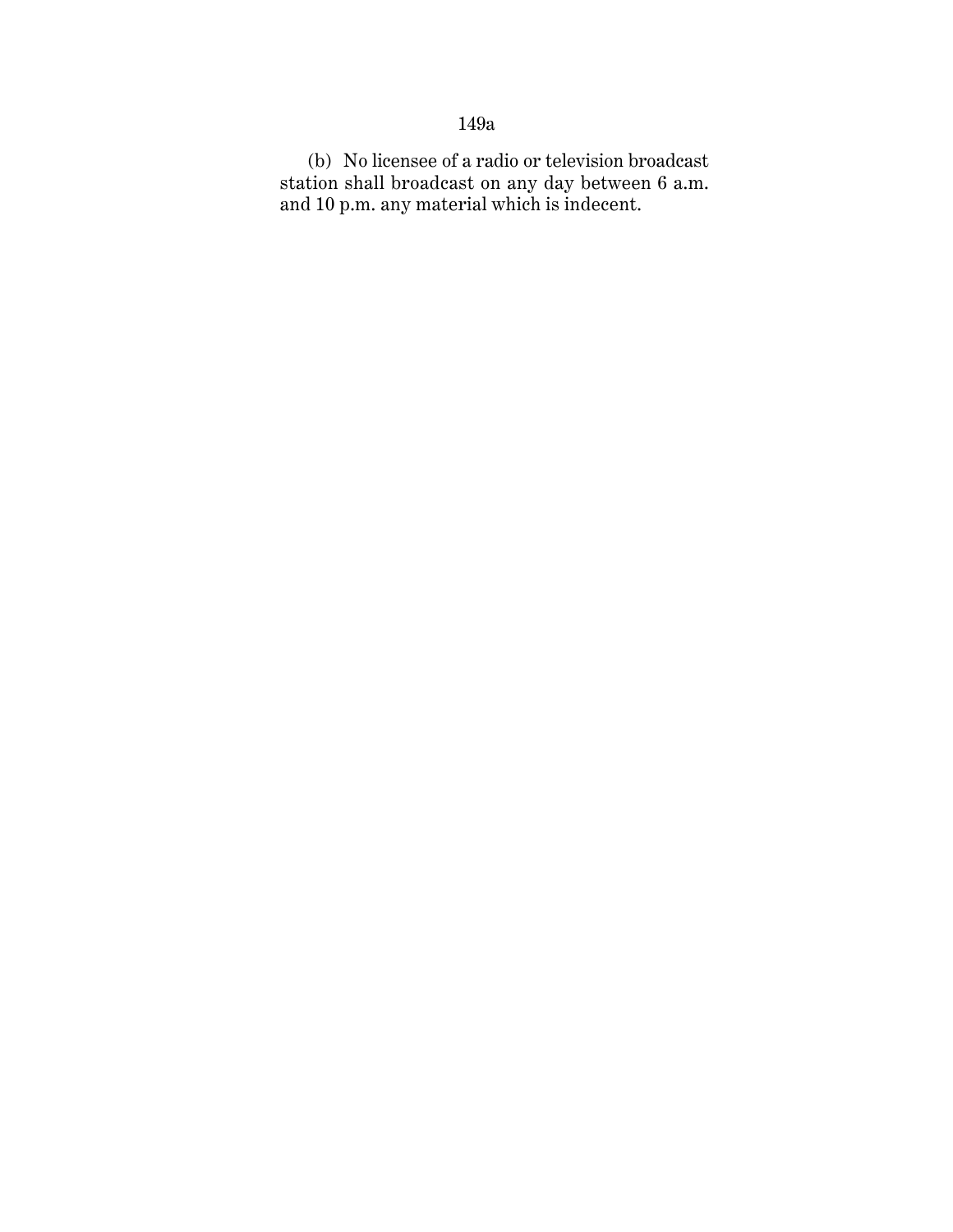(b) No licensee of a radio or television broadcast station shall broadcast on any day between 6 a.m. and 10 p.m. any material which is indecent.